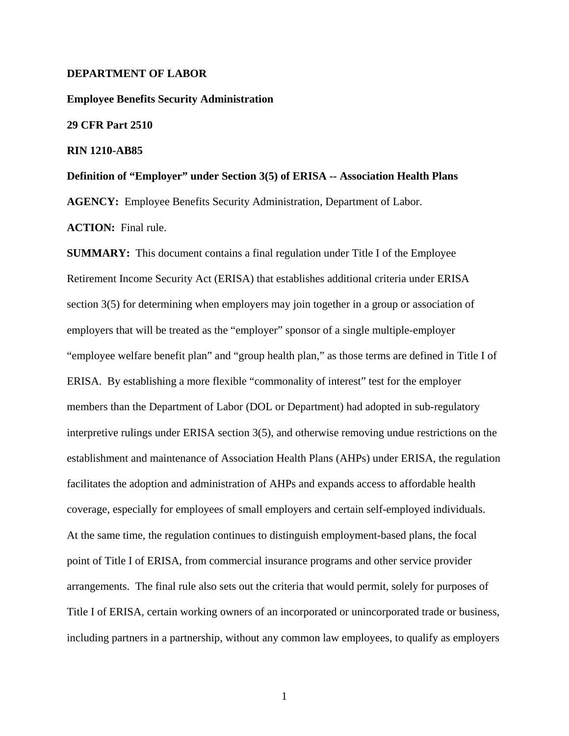**DEPARTMENT OF LABOR**

**Employee Benefits Security Administration**

**29 CFR Part 2510**

**RIN 1210-AB85**

**Definition of "Employer" under Section 3(5) of ERISA -- Association Health Plans**

**AGENCY:** Employee Benefits Security Administration, Department of Labor.

**ACTION:** Final rule.

**SUMMARY:** This document contains a final regulation under Title I of the Employee Retirement Income Security Act (ERISA) that establishes additional criteria under ERISA section 3(5) for determining when employers may join together in a group or association of employers that will be treated as the "employer" sponsor of a single multiple-employer "employee welfare benefit plan" and "group health plan," as those terms are defined in Title I of ERISA. By establishing a more flexible "commonality of interest" test for the employer members than the Department of Labor (DOL or Department) had adopted in sub-regulatory interpretive rulings under ERISA section 3(5), and otherwise removing undue restrictions on the establishment and maintenance of Association Health Plans (AHPs) under ERISA, the regulation facilitates the adoption and administration of AHPs and expands access to affordable health coverage, especially for employees of small employers and certain self-employed individuals. At the same time, the regulation continues to distinguish employment-based plans, the focal point of Title I of ERISA, from commercial insurance programs and other service provider arrangements. The final rule also sets out the criteria that would permit, solely for purposes of Title I of ERISA, certain working owners of an incorporated or unincorporated trade or business, including partners in a partnership, without any common law employees, to qualify as employers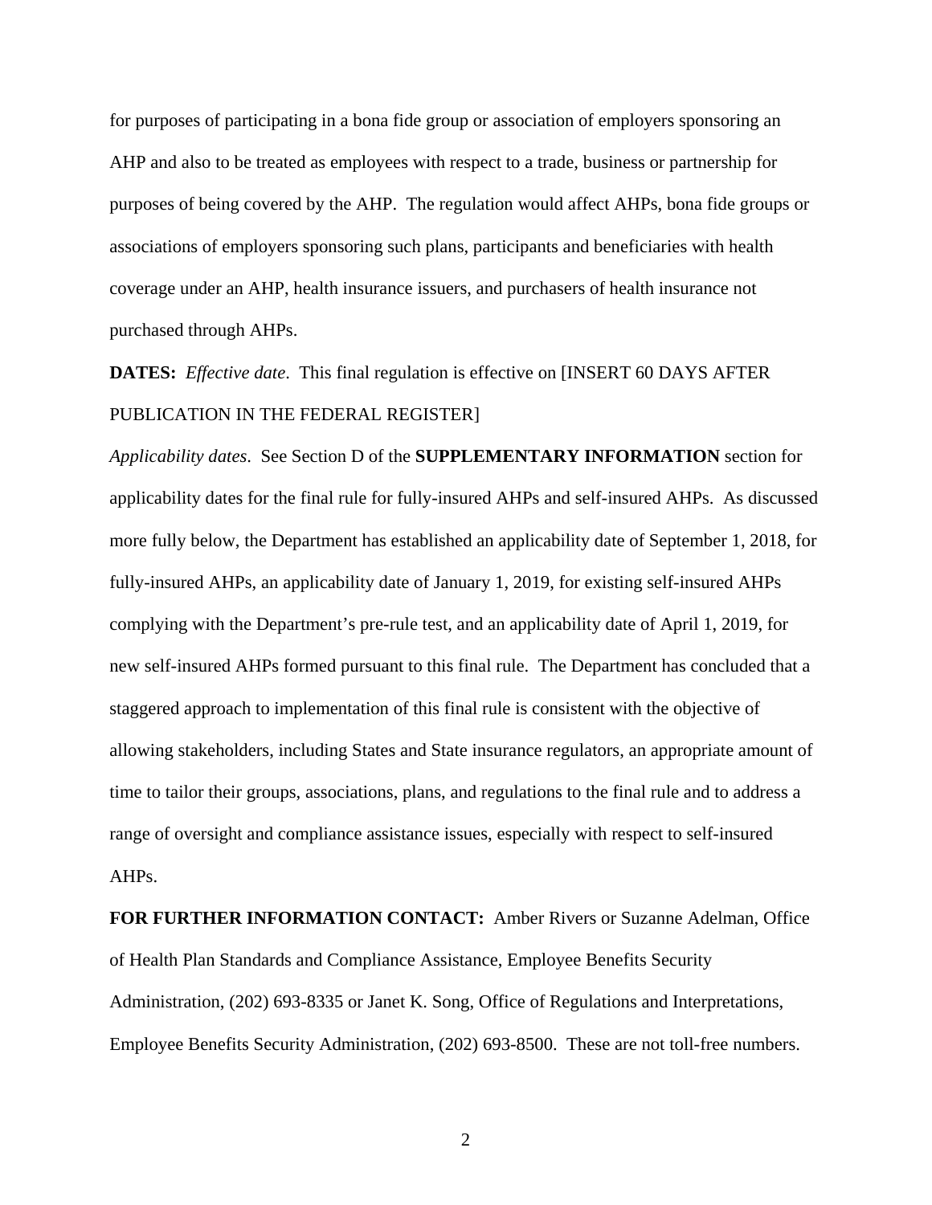for purposes of participating in a bona fide group or association of employers sponsoring an AHP and also to be treated as employees with respect to a trade, business or partnership for purposes of being covered by the AHP. The regulation would affect AHPs, bona fide groups or associations of employers sponsoring such plans, participants and beneficiaries with health coverage under an AHP, health insurance issuers, and purchasers of health insurance not purchased through AHPs.

**DATES:** *Effective date*. This final regulation is effective on [INSERT 60 DAYS AFTER PUBLICATION IN THE FEDERAL REGISTER]

*Applicability dates*. See Section D of the **SUPPLEMENTARY INFORMATION** section for applicability dates for the final rule for fully-insured AHPs and self-insured AHPs. As discussed more fully below, the Department has established an applicability date of September 1, 2018, for fully-insured AHPs, an applicability date of January 1, 2019, for existing self-insured AHPs complying with the Department's pre-rule test, and an applicability date of April 1, 2019, for new self-insured AHPs formed pursuant to this final rule. The Department has concluded that a staggered approach to implementation of this final rule is consistent with the objective of allowing stakeholders, including States and State insurance regulators, an appropriate amount of time to tailor their groups, associations, plans, and regulations to the final rule and to address a range of oversight and compliance assistance issues, especially with respect to self-insured AHPs.

**FOR FURTHER INFORMATION CONTACT:** Amber Rivers or Suzanne Adelman, Office of Health Plan Standards and Compliance Assistance, Employee Benefits Security Administration, (202) 693-8335 or Janet K. Song, Office of Regulations and Interpretations, Employee Benefits Security Administration, (202) 693-8500. These are not toll-free numbers.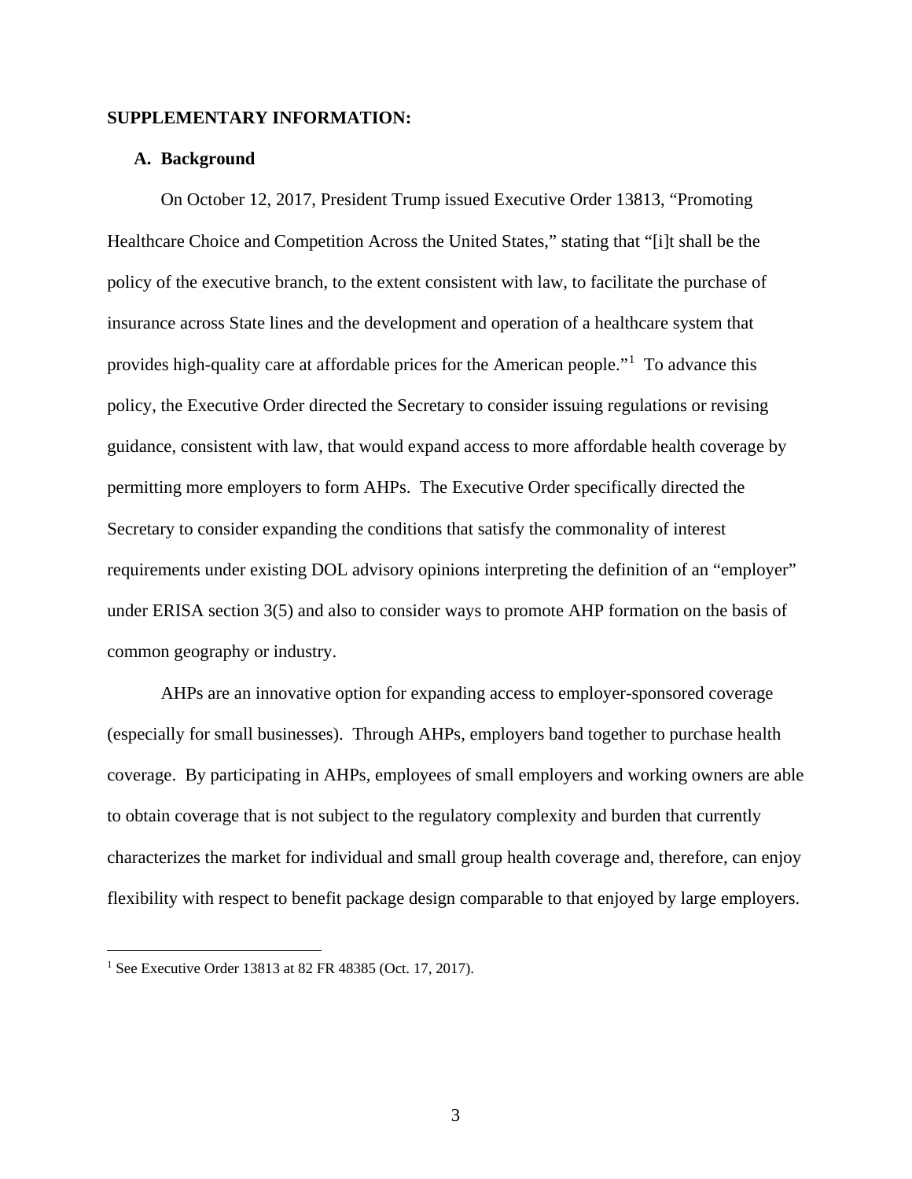**SUPPLEMENTARY INFORMATION:**

**A. Background**

On October 12, 2017, President Trump issued Executive Order 13813, "Promoting Healthcare Choice and Competition Across the United States," stating that "[i]t shall be the policy of the executive branch, to the extent consistent with law, to facilitate the purchase of insurance across State lines and the development and operation of a healthcare system that provides high-quality care at affordable prices for the American people."[1] To advance this policy, the Executive Order directed the Secretary to consider issuing regulations or revising guidance, consistent with law, that would expand access to more affordable health coverage by permitting more employers to form AHPs. The Executive Order specifically directed the Secretary to consider expanding the conditions that satisfy the commonality of interest requirements under existing DOL advisory opinions interpreting the definition of an "employer" under ERISA section 3(5) and also to consider ways to promote AHP formation on the basis of common geography or industry.

AHPs are an innovative option for expanding access to employer-sponsored coverage (especially for small businesses). Through AHPs, employers band together to purchase health coverage. By participating in AHPs, employees of small employers and working owners are able to obtain coverage that is not subject to the regulatory complexity and burden that currently characterizes the market for individual and small group health coverage and, therefore, can enjoy flexibility with respect to benefit package design comparable to that enjoyed by large employers.

[1] See Executive Order 13813 at 82 FR 48385 (Oct. 17, 2017).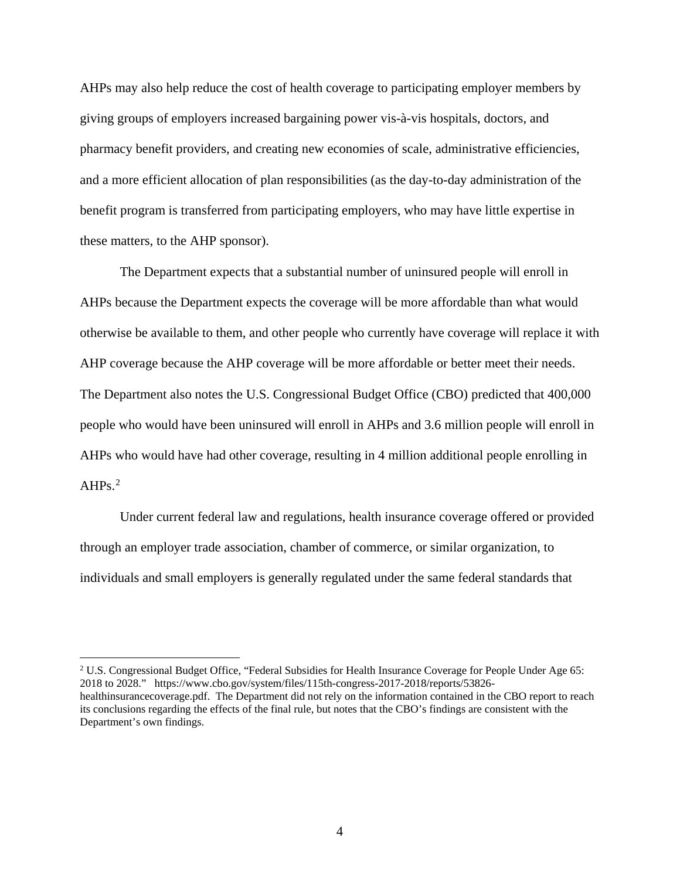AHPs may also help reduce the cost of health coverage to participating employer members by giving groups of employers increased bargaining power vis-à-vis hospitals, doctors, and pharmacy benefit providers, and creating new economies of scale, administrative efficiencies, and a more efficient allocation of plan responsibilities (as the day-to-day administration of the benefit program is transferred from participating employers, who may have little expertise in these matters, to the AHP sponsor).

The Department expects that a substantial number of uninsured people will enroll in AHPs because the Department expects the coverage will be more affordable than what would otherwise be available to them, and other people who currently have coverage will replace it with AHP coverage because the AHP coverage will be more affordable or better meet their needs. The Department also notes the U.S. Congressional Budget Office (CBO) predicted that 400,000 people who would have been uninsured will enroll in AHPs and 3.6 million people will enroll in AHPs who would have had other coverage, resulting in 4 million additional people enrolling in AHPs.[2]

Under current federal law and regulations, health insurance coverage offered or provided through an employer trade association, chamber of commerce, or similar organization, to individuals and small employers is generally regulated under the same federal standards that

---

[2] U.S. Congressional Budget Office, "Federal Subsidies for Health Insurance Coverage for People Under Age 65: 2018 to 2028." https://www.cbo.gov/system/files/115th-congress-2017-2018/reports/53826-healthinsurancecoverage.pdf. The Department did not rely on the information contained in the CBO report to reach its conclusions regarding the effects of the final rule, but notes that the CBO's findings are consistent with the Department's own findings.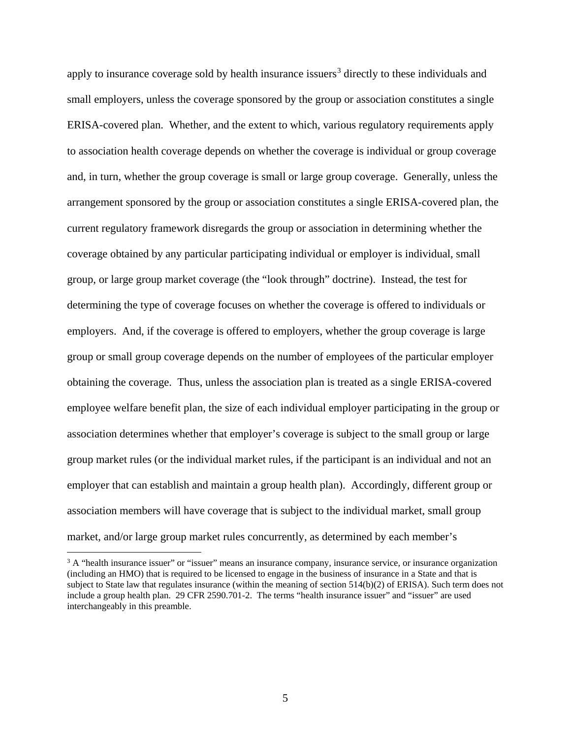apply to insurance coverage sold by health insurance issuers[3] directly to these individuals and small employers, unless the coverage sponsored by the group or association constitutes a single ERISA-covered plan. Whether, and the extent to which, various regulatory requirements apply to association health coverage depends on whether the coverage is individual or group coverage and, in turn, whether the group coverage is small or large group coverage. Generally, unless the arrangement sponsored by the group or association constitutes a single ERISA-covered plan, the current regulatory framework disregards the group or association in determining whether the coverage obtained by any particular participating individual or employer is individual, small group, or large group market coverage (the "look through" doctrine). Instead, the test for determining the type of coverage focuses on whether the coverage is offered to individuals or employers. And, if the coverage is offered to employers, whether the group coverage is large group or small group coverage depends on the number of employees of the particular employer obtaining the coverage. Thus, unless the association plan is treated as a single ERISA-covered employee welfare benefit plan, the size of each individual employer participating in the group or association determines whether that employer's coverage is subject to the small group or large group market rules (or the individual market rules, if the participant is an individual and not an employer that can establish and maintain a group health plan). Accordingly, different group or association members will have coverage that is subject to the individual market, small group market, and/or large group market rules concurrently, as determined by each member's

[3] A "health insurance issuer" or "issuer" means an insurance company, insurance service, or insurance organization (including an HMO) that is required to be licensed to engage in the business of insurance in a State and that is subject to State law that regulates insurance (within the meaning of section 514(b)(2) of ERISA). Such term does not include a group health plan. 29 CFR 2590.701-2. The terms "health insurance issuer" and "issuer" are used interchangeably in this preamble.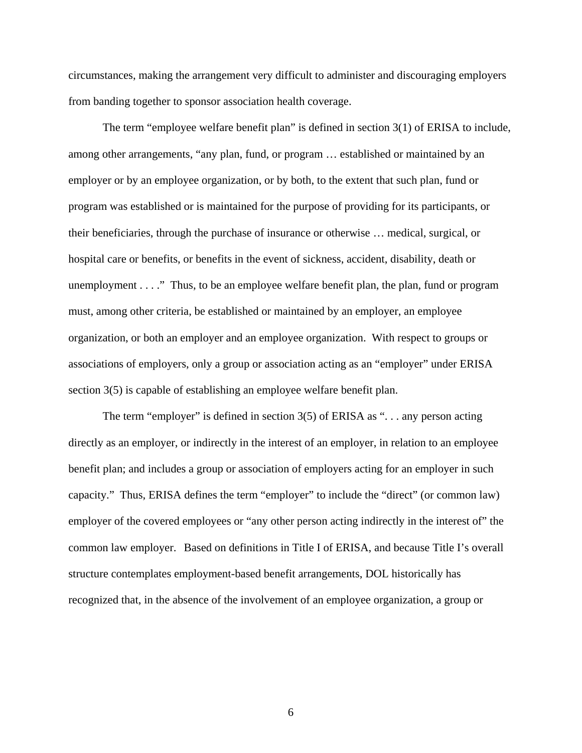circumstances, making the arrangement very difficult to administer and discouraging employers from banding together to sponsor association health coverage.

The term "employee welfare benefit plan" is defined in section 3(1) of ERISA to include, among other arrangements, "any plan, fund, or program … established or maintained by an employer or by an employee organization, or by both, to the extent that such plan, fund or program was established or is maintained for the purpose of providing for its participants, or their beneficiaries, through the purchase of insurance or otherwise … medical, surgical, or hospital care or benefits, or benefits in the event of sickness, accident, disability, death or unemployment . . . ." Thus, to be an employee welfare benefit plan, the plan, fund or program must, among other criteria, be established or maintained by an employer, an employee organization, or both an employer and an employee organization. With respect to groups or associations of employers, only a group or association acting as an "employer" under ERISA section 3(5) is capable of establishing an employee welfare benefit plan.

The term "employer" is defined in section 3(5) of ERISA as ". . . any person acting directly as an employer, or indirectly in the interest of an employer, in relation to an employee benefit plan; and includes a group or association of employers acting for an employer in such capacity." Thus, ERISA defines the term "employer" to include the "direct" (or common law) employer of the covered employees or "any other person acting indirectly in the interest of" the common law employer. Based on definitions in Title I of ERISA, and because Title I's overall structure contemplates employment-based benefit arrangements, DOL historically has recognized that, in the absence of the involvement of an employee organization, a group or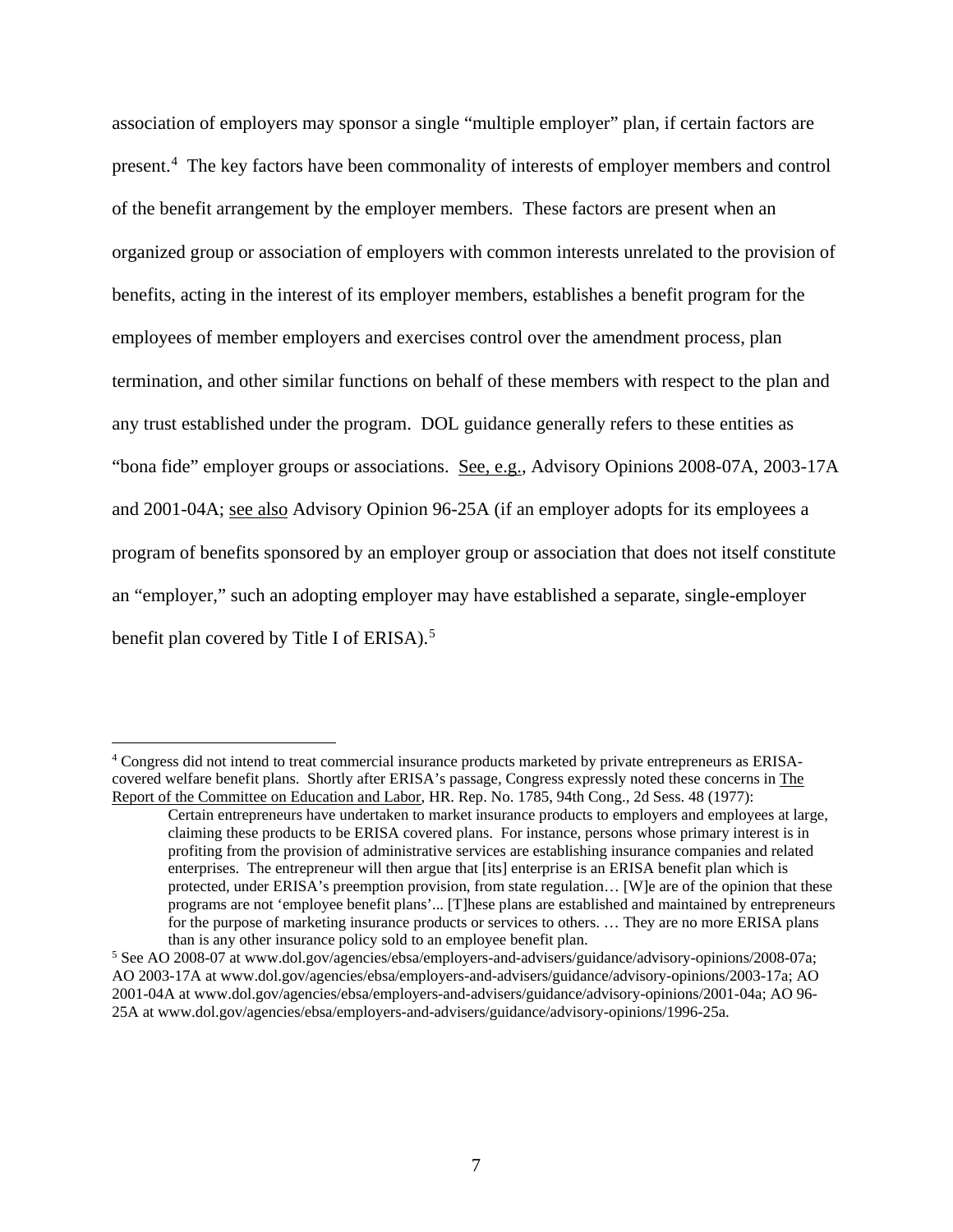association of employers may sponsor a single "multiple employer" plan, if certain factors are present.[4] The key factors have been commonality of interests of employer members and control of the benefit arrangement by the employer members. These factors are present when an organized group or association of employers with common interests unrelated to the provision of benefits, acting in the interest of its employer members, establishes a benefit program for the employees of member employers and exercises control over the amendment process, plan termination, and other similar functions on behalf of these members with respect to the plan and any trust established under the program. DOL guidance generally refers to these entities as "bona fide" employer groups or associations. See, e.g., Advisory Opinions 2008-07A, 2003-17A and 2001-04A; see also Advisory Opinion 96-25A (if an employer adopts for its employees a program of benefits sponsored by an employer group or association that does not itself constitute an "employer," such an adopting employer may have established a separate, single-employer benefit plan covered by Title I of ERISA).[5]

---

[4] Congress did not intend to treat commercial insurance products marketed by private entrepreneurs as ERISA-covered welfare benefit plans. Shortly after ERISA's passage, Congress expressly noted these concerns in The Report of the Committee on Education and Labor, HR. Rep. No. 1785, 94th Cong., 2d Sess. 48 (1977):

> Certain entrepreneurs have undertaken to market insurance products to employers and employees at large, claiming these products to be ERISA covered plans. For instance, persons whose primary interest is in profiting from the provision of administrative services are establishing insurance companies and related enterprises. The entrepreneur will then argue that [its] enterprise is an ERISA benefit plan which is protected, under ERISA's preemption provision, from state regulation… [W]e are of the opinion that these programs are not 'employee benefit plans'... [T]hese plans are established and maintained by entrepreneurs for the purpose of marketing insurance products or services to others. … They are no more ERISA plans than is any other insurance policy sold to an employee benefit plan.

[5] See AO 2008-07 at www.dol.gov/agencies/ebsa/employers-and-advisers/guidance/advisory-opinions/2008-07a; AO 2003-17A at www.dol.gov/agencies/ebsa/employers-and-advisers/guidance/advisory-opinions/2003-17a; AO 2001-04A at www.dol.gov/agencies/ebsa/employers-and-advisers/guidance/advisory-opinions/2001-04a; AO 96-25A at www.dol.gov/agencies/ebsa/employers-and-advisers/guidance/advisory-opinions/1996-25a.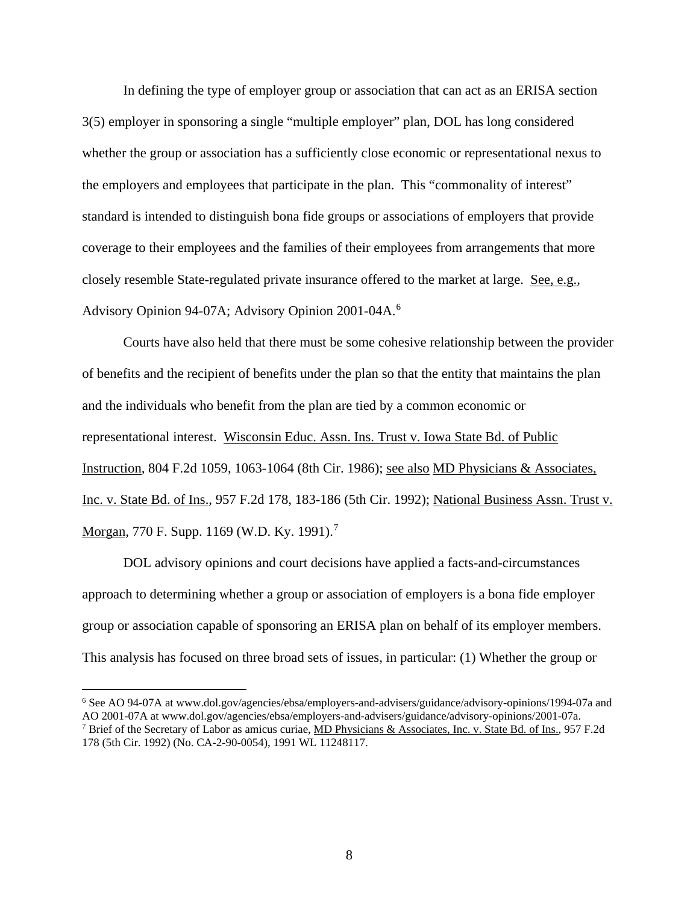In defining the type of employer group or association that can act as an ERISA section 3(5) employer in sponsoring a single "multiple employer" plan, DOL has long considered whether the group or association has a sufficiently close economic or representational nexus to the employers and employees that participate in the plan. This "commonality of interest" standard is intended to distinguish bona fide groups or associations of employers that provide coverage to their employees and the families of their employees from arrangements that more closely resemble State-regulated private insurance offered to the market at large. See, e.g., Advisory Opinion 94-07A; Advisory Opinion 2001-04A.[6]

Courts have also held that there must be some cohesive relationship between the provider of benefits and the recipient of benefits under the plan so that the entity that maintains the plan and the individuals who benefit from the plan are tied by a common economic or representational interest. Wisconsin Educ. Assn. Ins. Trust v. Iowa State Bd. of Public Instruction, 804 F.2d 1059, 1063-1064 (8th Cir. 1986); see also MD Physicians & Associates, Inc. v. State Bd. of Ins., 957 F.2d 178, 183-186 (5th Cir. 1992); National Business Assn. Trust v. Morgan, 770 F. Supp. 1169 (W.D. Ky. 1991).[7]

DOL advisory opinions and court decisions have applied a facts-and-circumstances approach to determining whether a group or association of employers is a bona fide employer group or association capable of sponsoring an ERISA plan on behalf of its employer members. This analysis has focused on three broad sets of issues, in particular: (1) Whether the group or

[6] See AO 94-07A at www.dol.gov/agencies/ebsa/employers-and-advisers/guidance/advisory-opinions/1994-07a and AO 2001-07A at www.dol.gov/agencies/ebsa/employers-and-advisers/guidance/advisory-opinions/2001-07a.

[7] Brief of the Secretary of Labor as amicus curiae, MD Physicians & Associates, Inc. v. State Bd. of Ins., 957 F.2d 178 (5th Cir. 1992) (No. CA-2-90-0054), 1991 WL 11248117.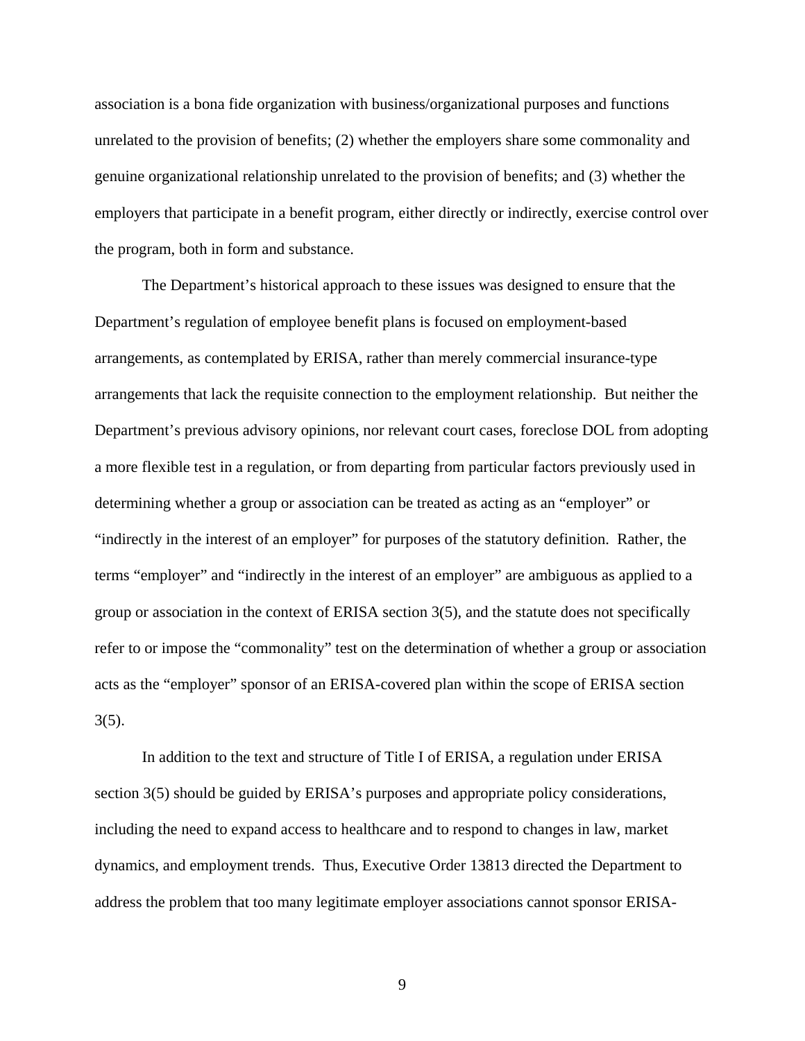association is a bona fide organization with business/organizational purposes and functions unrelated to the provision of benefits; (2) whether the employers share some commonality and genuine organizational relationship unrelated to the provision of benefits; and (3) whether the employers that participate in a benefit program, either directly or indirectly, exercise control over the program, both in form and substance.

The Department's historical approach to these issues was designed to ensure that the Department's regulation of employee benefit plans is focused on employment-based arrangements, as contemplated by ERISA, rather than merely commercial insurance-type arrangements that lack the requisite connection to the employment relationship. But neither the Department's previous advisory opinions, nor relevant court cases, foreclose DOL from adopting a more flexible test in a regulation, or from departing from particular factors previously used in determining whether a group or association can be treated as acting as an "employer" or "indirectly in the interest of an employer" for purposes of the statutory definition. Rather, the terms "employer" and "indirectly in the interest of an employer" are ambiguous as applied to a group or association in the context of ERISA section 3(5), and the statute does not specifically refer to or impose the "commonality" test on the determination of whether a group or association acts as the "employer" sponsor of an ERISA-covered plan within the scope of ERISA section 3(5).

In addition to the text and structure of Title I of ERISA, a regulation under ERISA section 3(5) should be guided by ERISA's purposes and appropriate policy considerations, including the need to expand access to healthcare and to respond to changes in law, market dynamics, and employment trends. Thus, Executive Order 13813 directed the Department to address the problem that too many legitimate employer associations cannot sponsor ERISA-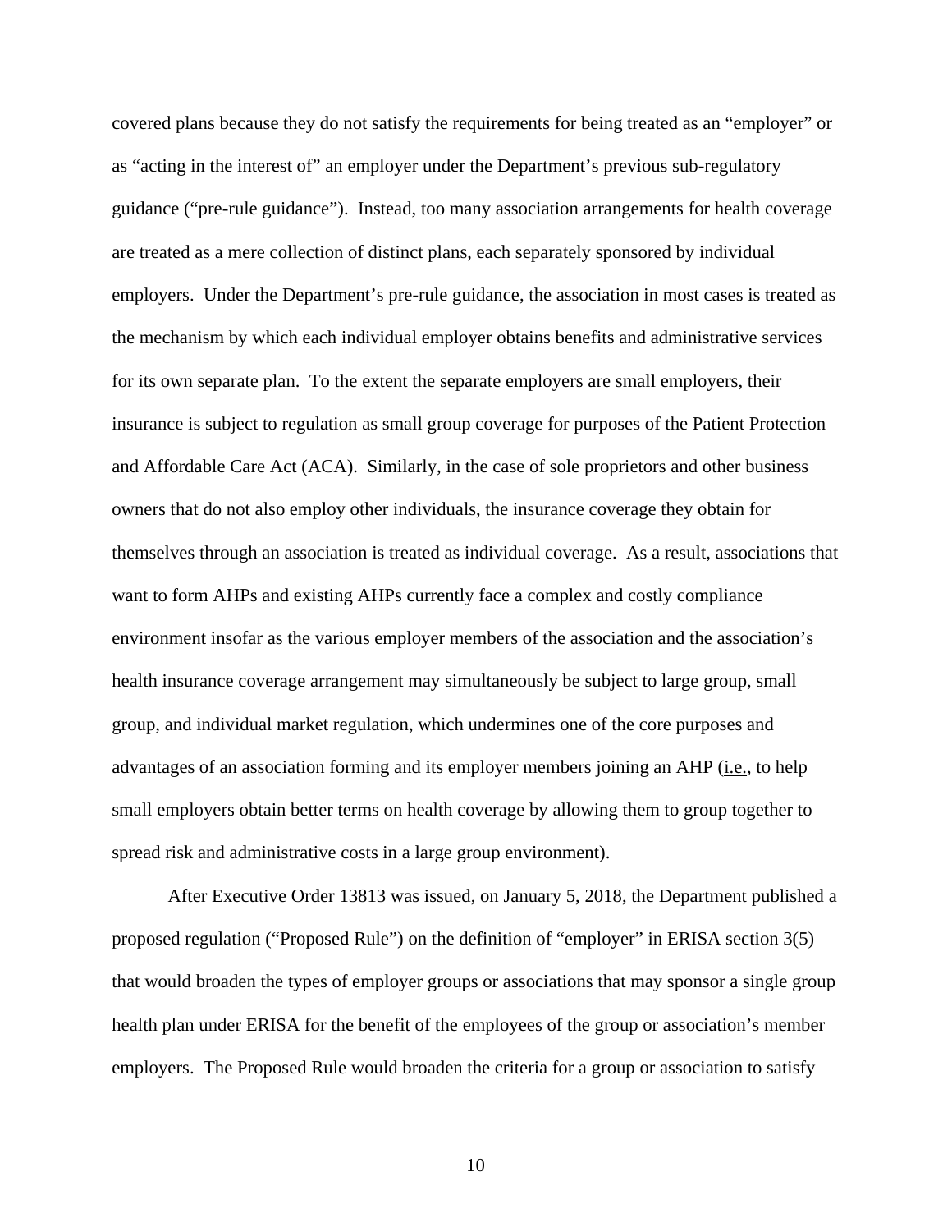covered plans because they do not satisfy the requirements for being treated as an "employer" or as "acting in the interest of" an employer under the Department's previous sub-regulatory guidance ("pre-rule guidance"). Instead, too many association arrangements for health coverage are treated as a mere collection of distinct plans, each separately sponsored by individual employers. Under the Department's pre-rule guidance, the association in most cases is treated as the mechanism by which each individual employer obtains benefits and administrative services for its own separate plan. To the extent the separate employers are small employers, their insurance is subject to regulation as small group coverage for purposes of the Patient Protection and Affordable Care Act (ACA). Similarly, in the case of sole proprietors and other business owners that do not also employ other individuals, the insurance coverage they obtain for themselves through an association is treated as individual coverage. As a result, associations that want to form AHPs and existing AHPs currently face a complex and costly compliance environment insofar as the various employer members of the association and the association's health insurance coverage arrangement may simultaneously be subject to large group, small group, and individual market regulation, which undermines one of the core purposes and advantages of an association forming and its employer members joining an AHP (i.e., to help small employers obtain better terms on health coverage by allowing them to group together to spread risk and administrative costs in a large group environment).

After Executive Order 13813 was issued, on January 5, 2018, the Department published a proposed regulation ("Proposed Rule") on the definition of "employer" in ERISA section 3(5) that would broaden the types of employer groups or associations that may sponsor a single group health plan under ERISA for the benefit of the employees of the group or association's member employers. The Proposed Rule would broaden the criteria for a group or association to satisfy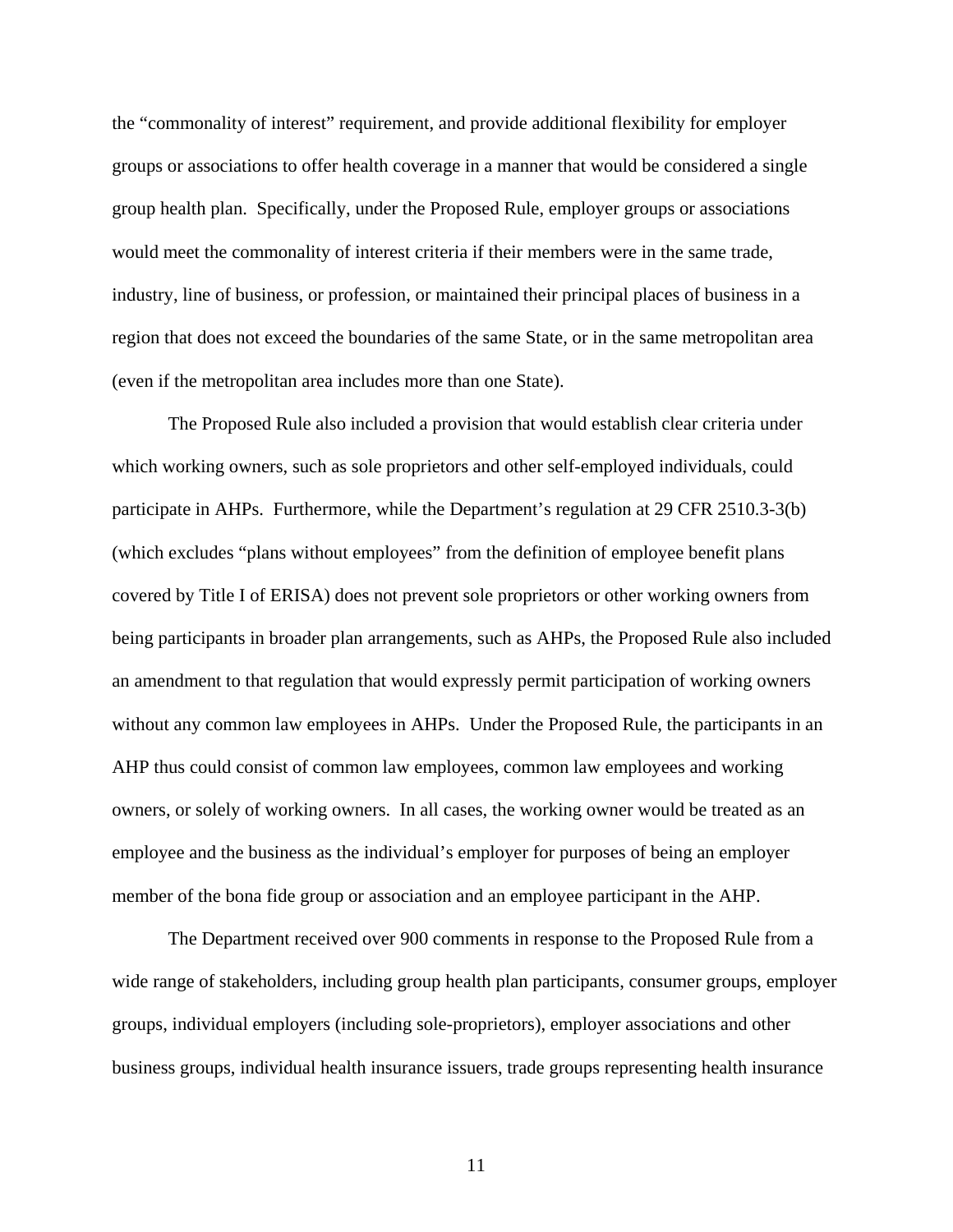the "commonality of interest" requirement, and provide additional flexibility for employer groups or associations to offer health coverage in a manner that would be considered a single group health plan. Specifically, under the Proposed Rule, employer groups or associations would meet the commonality of interest criteria if their members were in the same trade, industry, line of business, or profession, or maintained their principal places of business in a region that does not exceed the boundaries of the same State, or in the same metropolitan area (even if the metropolitan area includes more than one State).

The Proposed Rule also included a provision that would establish clear criteria under which working owners, such as sole proprietors and other self-employed individuals, could participate in AHPs. Furthermore, while the Department's regulation at 29 CFR 2510.3-3(b) (which excludes "plans without employees" from the definition of employee benefit plans covered by Title I of ERISA) does not prevent sole proprietors or other working owners from being participants in broader plan arrangements, such as AHPs, the Proposed Rule also included an amendment to that regulation that would expressly permit participation of working owners without any common law employees in AHPs. Under the Proposed Rule, the participants in an AHP thus could consist of common law employees, common law employees and working owners, or solely of working owners. In all cases, the working owner would be treated as an employee and the business as the individual's employer for purposes of being an employer member of the bona fide group or association and an employee participant in the AHP.

The Department received over 900 comments in response to the Proposed Rule from a wide range of stakeholders, including group health plan participants, consumer groups, employer groups, individual employers (including sole-proprietors), employer associations and other business groups, individual health insurance issuers, trade groups representing health insurance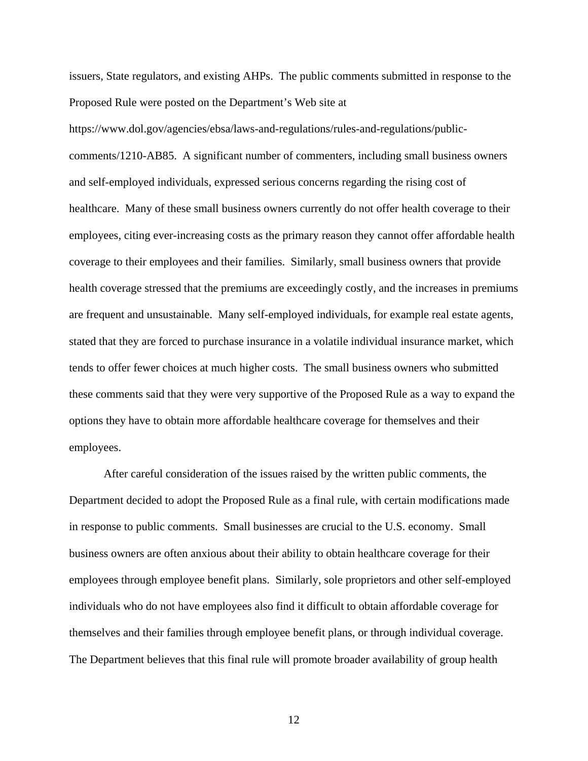issuers, State regulators, and existing AHPs. The public comments submitted in response to the Proposed Rule were posted on the Department's Web site at https://www.dol.gov/agencies/ebsa/laws-and-regulations/rules-and-regulations/public-comments/1210-AB85. A significant number of commenters, including small business owners and self-employed individuals, expressed serious concerns regarding the rising cost of healthcare. Many of these small business owners currently do not offer health coverage to their employees, citing ever-increasing costs as the primary reason they cannot offer affordable health coverage to their employees and their families. Similarly, small business owners that provide health coverage stressed that the premiums are exceedingly costly, and the increases in premiums are frequent and unsustainable. Many self-employed individuals, for example real estate agents, stated that they are forced to purchase insurance in a volatile individual insurance market, which tends to offer fewer choices at much higher costs. The small business owners who submitted these comments said that they were very supportive of the Proposed Rule as a way to expand the options they have to obtain more affordable healthcare coverage for themselves and their employees.

After careful consideration of the issues raised by the written public comments, the Department decided to adopt the Proposed Rule as a final rule, with certain modifications made in response to public comments. Small businesses are crucial to the U.S. economy. Small business owners are often anxious about their ability to obtain healthcare coverage for their employees through employee benefit plans. Similarly, sole proprietors and other self-employed individuals who do not have employees also find it difficult to obtain affordable coverage for themselves and their families through employee benefit plans, or through individual coverage. The Department believes that this final rule will promote broader availability of group health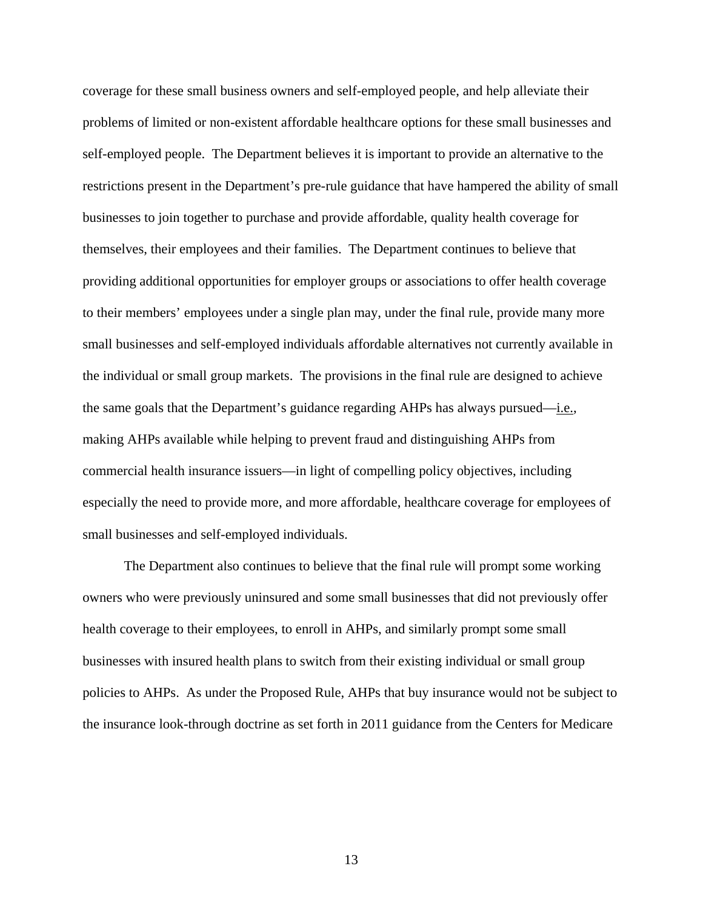coverage for these small business owners and self-employed people, and help alleviate their problems of limited or non-existent affordable healthcare options for these small businesses and self-employed people. The Department believes it is important to provide an alternative to the restrictions present in the Department's pre-rule guidance that have hampered the ability of small businesses to join together to purchase and provide affordable, quality health coverage for themselves, their employees and their families. The Department continues to believe that providing additional opportunities for employer groups or associations to offer health coverage to their members' employees under a single plan may, under the final rule, provide many more small businesses and self-employed individuals affordable alternatives not currently available in the individual or small group markets. The provisions in the final rule are designed to achieve the same goals that the Department's guidance regarding AHPs has always pursued—i.e., making AHPs available while helping to prevent fraud and distinguishing AHPs from commercial health insurance issuers—in light of compelling policy objectives, including especially the need to provide more, and more affordable, healthcare coverage for employees of small businesses and self-employed individuals.

The Department also continues to believe that the final rule will prompt some working owners who were previously uninsured and some small businesses that did not previously offer health coverage to their employees, to enroll in AHPs, and similarly prompt some small businesses with insured health plans to switch from their existing individual or small group policies to AHPs. As under the Proposed Rule, AHPs that buy insurance would not be subject to the insurance look-through doctrine as set forth in 2011 guidance from the Centers for Medicare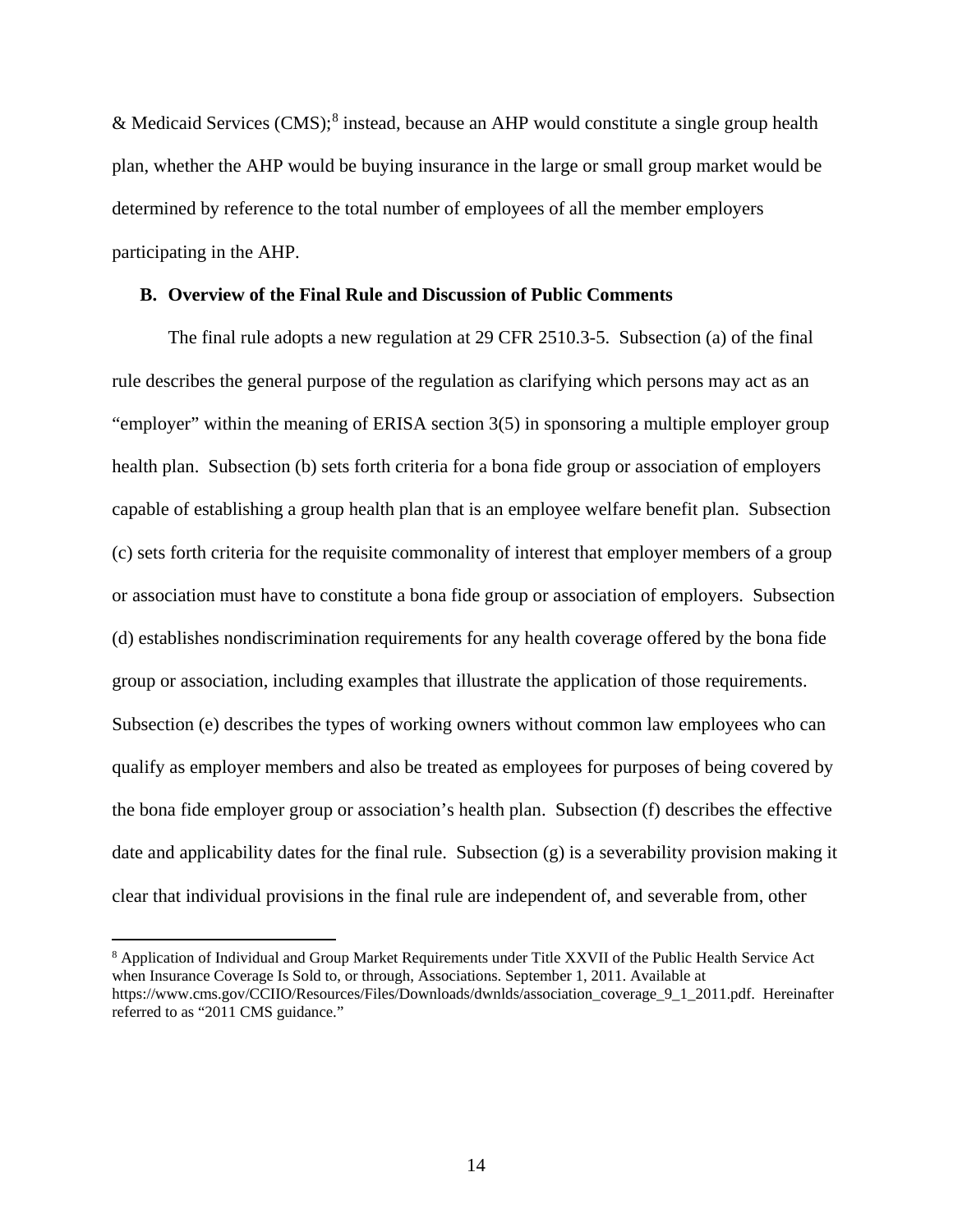& Medicaid Services (CMS);[8] instead, because an AHP would constitute a single group health plan, whether the AHP would be buying insurance in the large or small group market would be determined by reference to the total number of employees of all the member employers participating in the AHP.

### B. Overview of the Final Rule and Discussion of Public Comments

The final rule adopts a new regulation at 29 CFR 2510.3-5. Subsection (a) of the final rule describes the general purpose of the regulation as clarifying which persons may act as an "employer" within the meaning of ERISA section 3(5) in sponsoring a multiple employer group health plan. Subsection (b) sets forth criteria for a bona fide group or association of employers capable of establishing a group health plan that is an employee welfare benefit plan. Subsection (c) sets forth criteria for the requisite commonality of interest that employer members of a group or association must have to constitute a bona fide group or association of employers. Subsection (d) establishes nondiscrimination requirements for any health coverage offered by the bona fide group or association, including examples that illustrate the application of those requirements. Subsection (e) describes the types of working owners without common law employees who can qualify as employer members and also be treated as employees for purposes of being covered by the bona fide employer group or association's health plan. Subsection (f) describes the effective date and applicability dates for the final rule. Subsection (g) is a severability provision making it clear that individual provisions in the final rule are independent of, and severable from, other

[8] Application of Individual and Group Market Requirements under Title XXVII of the Public Health Service Act when Insurance Coverage Is Sold to, or through, Associations. September 1, 2011. Available at https://www.cms.gov/CCIIO/Resources/Files/Downloads/dwnlds/association_coverage_9_1_2011.pdf. Hereinafter referred to as "2011 CMS guidance."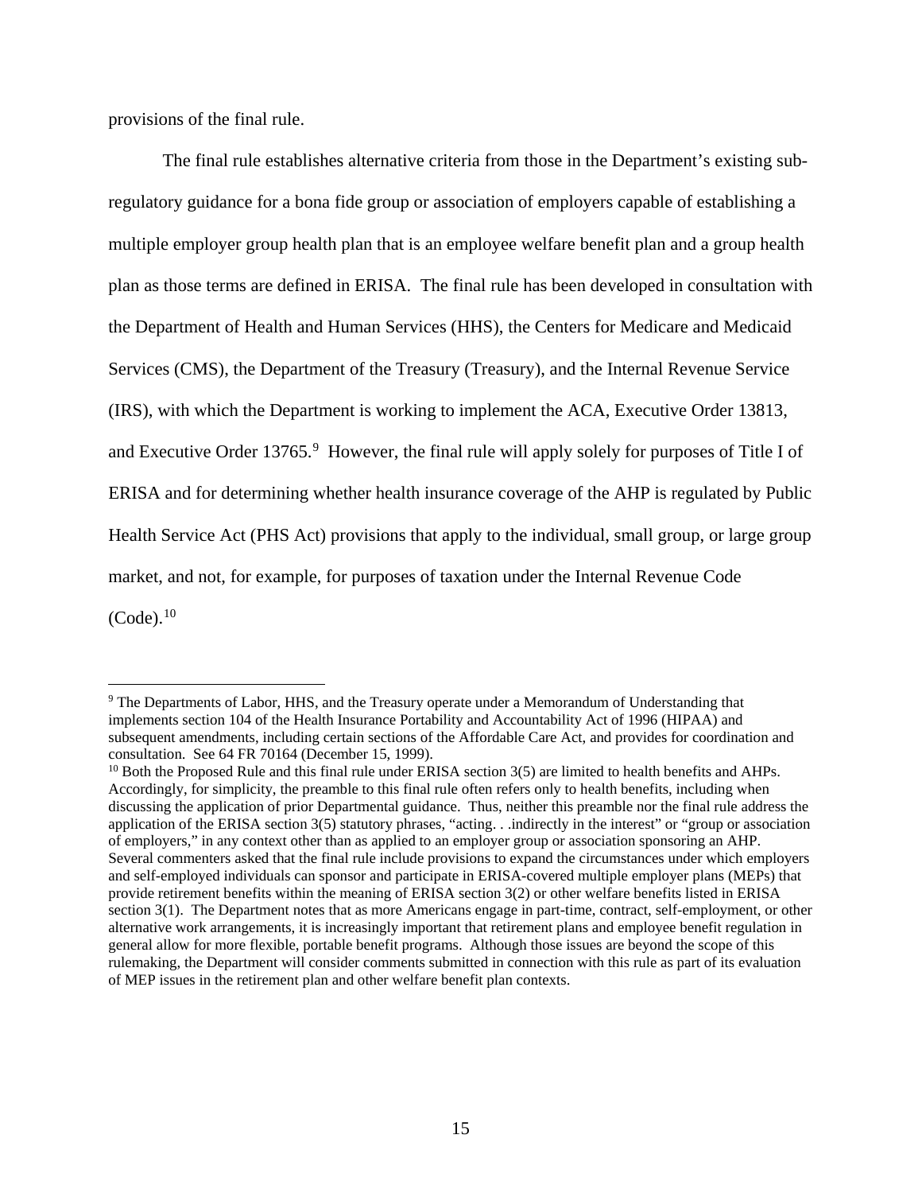provisions of the final rule.

The final rule establishes alternative criteria from those in the Department's existing sub-regulatory guidance for a bona fide group or association of employers capable of establishing a multiple employer group health plan that is an employee welfare benefit plan and a group health plan as those terms are defined in ERISA. The final rule has been developed in consultation with the Department of Health and Human Services (HHS), the Centers for Medicare and Medicaid Services (CMS), the Department of the Treasury (Treasury), and the Internal Revenue Service (IRS), with which the Department is working to implement the ACA, Executive Order 13813, and Executive Order 13765.[9] However, the final rule will apply solely for purposes of Title I of ERISA and for determining whether health insurance coverage of the AHP is regulated by Public Health Service Act (PHS Act) provisions that apply to the individual, small group, or large group market, and not, for example, for purposes of taxation under the Internal Revenue Code (Code).[10]

[9] The Departments of Labor, HHS, and the Treasury operate under a Memorandum of Understanding that implements section 104 of the Health Insurance Portability and Accountability Act of 1996 (HIPAA) and subsequent amendments, including certain sections of the Affordable Care Act, and provides for coordination and consultation. See 64 FR 70164 (December 15, 1999).

[10] Both the Proposed Rule and this final rule under ERISA section 3(5) are limited to health benefits and AHPs. Accordingly, for simplicity, the preamble to this final rule often refers only to health benefits, including when discussing the application of prior Departmental guidance. Thus, neither this preamble nor the final rule address the application of the ERISA section 3(5) statutory phrases, "acting. . .indirectly in the interest" or "group or association of employers," in any context other than as applied to an employer group or association sponsoring an AHP. Several commenters asked that the final rule include provisions to expand the circumstances under which employers and self-employed individuals can sponsor and participate in ERISA-covered multiple employer plans (MEPs) that provide retirement benefits within the meaning of ERISA section 3(2) or other welfare benefits listed in ERISA section 3(1). The Department notes that as more Americans engage in part-time, contract, self-employment, or other alternative work arrangements, it is increasingly important that retirement plans and employee benefit regulation in general allow for more flexible, portable benefit programs. Although those issues are beyond the scope of this rulemaking, the Department will consider comments submitted in connection with this rule as part of its evaluation of MEP issues in the retirement plan and other welfare benefit plan contexts.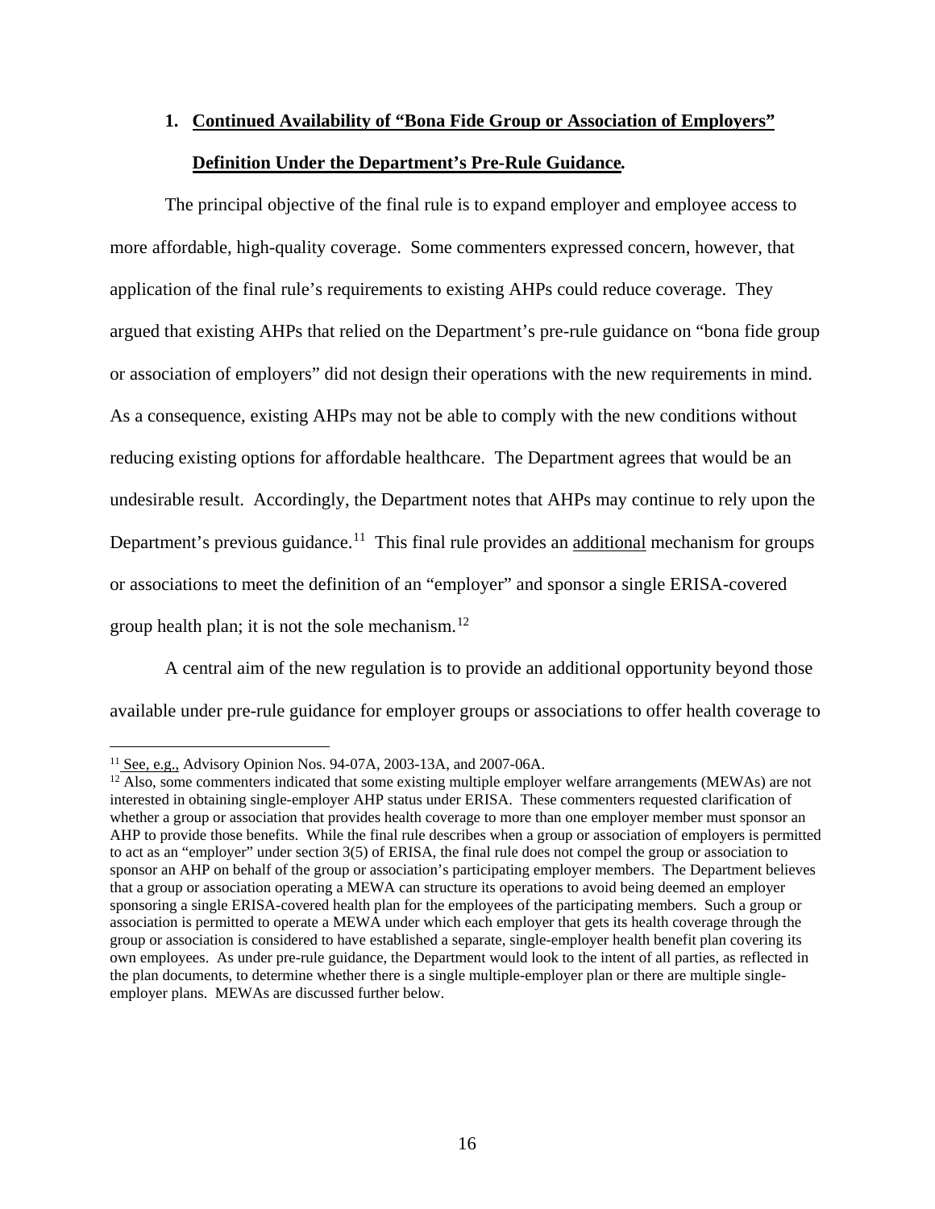### 1. <u>Continued Availability of "Bona Fide Group or Association of Employers" Definition Under the Department's Pre-Rule Guidance</u>*.*

The principal objective of the final rule is to expand employer and employee access to more affordable, high-quality coverage. Some commenters expressed concern, however, that application of the final rule's requirements to existing AHPs could reduce coverage. They argued that existing AHPs that relied on the Department's pre-rule guidance on "bona fide group or association of employers" did not design their operations with the new requirements in mind. As a consequence, existing AHPs may not be able to comply with the new conditions without reducing existing options for affordable healthcare. The Department agrees that would be an undesirable result. Accordingly, the Department notes that AHPs may continue to rely upon the Department's previous guidance.[11] This final rule provides an <u>additional</u> mechanism for groups or associations to meet the definition of an "employer" and sponsor a single ERISA-covered group health plan; it is not the sole mechanism.[12]

A central aim of the new regulation is to provide an additional opportunity beyond those available under pre-rule guidance for employer groups or associations to offer health coverage to

---

[11] <u>See, e.g.,</u> Advisory Opinion Nos. 94-07A, 2003-13A, and 2007-06A.

[12] Also, some commenters indicated that some existing multiple employer welfare arrangements (MEWAs) are not interested in obtaining single-employer AHP status under ERISA. These commenters requested clarification of whether a group or association that provides health coverage to more than one employer member must sponsor an AHP to provide those benefits. While the final rule describes when a group or association of employers is permitted to act as an "employer" under section 3(5) of ERISA, the final rule does not compel the group or association to sponsor an AHP on behalf of the group or association's participating employer members. The Department believes that a group or association operating a MEWA can structure its operations to avoid being deemed an employer sponsoring a single ERISA-covered health plan for the employees of the participating members. Such a group or association is permitted to operate a MEWA under which each employer that gets its health coverage through the group or association is considered to have established a separate, single-employer health benefit plan covering its own employees. As under pre-rule guidance, the Department would look to the intent of all parties, as reflected in the plan documents, to determine whether there is a single multiple-employer plan or there are multiple single-employer plans. MEWAs are discussed further below.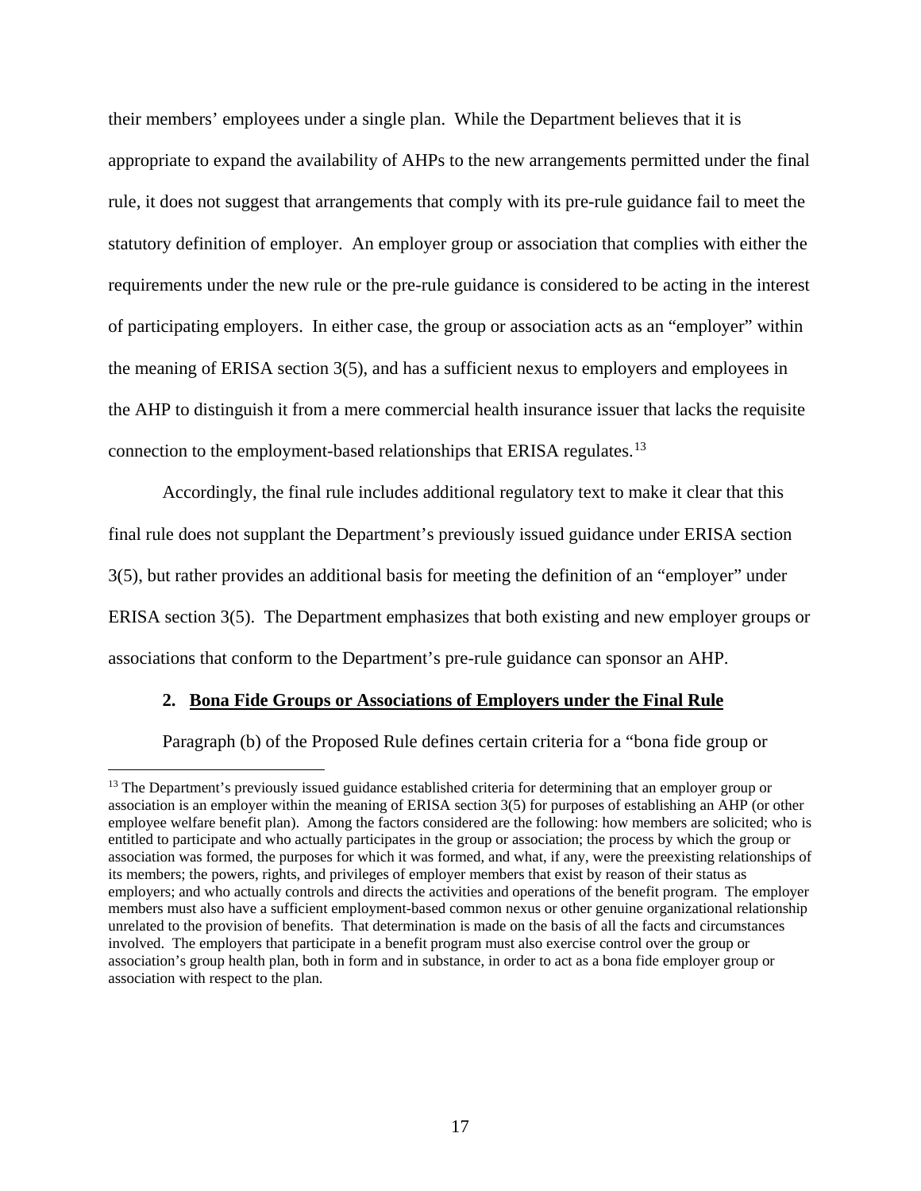their members' employees under a single plan. While the Department believes that it is appropriate to expand the availability of AHPs to the new arrangements permitted under the final rule, it does not suggest that arrangements that comply with its pre-rule guidance fail to meet the statutory definition of employer. An employer group or association that complies with either the requirements under the new rule or the pre-rule guidance is considered to be acting in the interest of participating employers. In either case, the group or association acts as an "employer" within the meaning of ERISA section 3(5), and has a sufficient nexus to employers and employees in the AHP to distinguish it from a mere commercial health insurance issuer that lacks the requisite connection to the employment-based relationships that ERISA regulates.[13]

Accordingly, the final rule includes additional regulatory text to make it clear that this final rule does not supplant the Department's previously issued guidance under ERISA section 3(5), but rather provides an additional basis for meeting the definition of an "employer" under ERISA section 3(5). The Department emphasizes that both existing and new employer groups or associations that conform to the Department's pre-rule guidance can sponsor an AHP.

### 2. Bona Fide Groups or Associations of Employers under the Final Rule

Paragraph (b) of the Proposed Rule defines certain criteria for a "bona fide group or

---

[13] The Department's previously issued guidance established criteria for determining that an employer group or association is an employer within the meaning of ERISA section 3(5) for purposes of establishing an AHP (or other employee welfare benefit plan). Among the factors considered are the following: how members are solicited; who is entitled to participate and who actually participates in the group or association; the process by which the group or association was formed, the purposes for which it was formed, and what, if any, were the preexisting relationships of its members; the powers, rights, and privileges of employer members that exist by reason of their status as employers; and who actually controls and directs the activities and operations of the benefit program. The employer members must also have a sufficient employment-based common nexus or other genuine organizational relationship unrelated to the provision of benefits. That determination is made on the basis of all the facts and circumstances involved. The employers that participate in a benefit program must also exercise control over the group or association's group health plan, both in form and in substance, in order to act as a bona fide employer group or association with respect to the plan.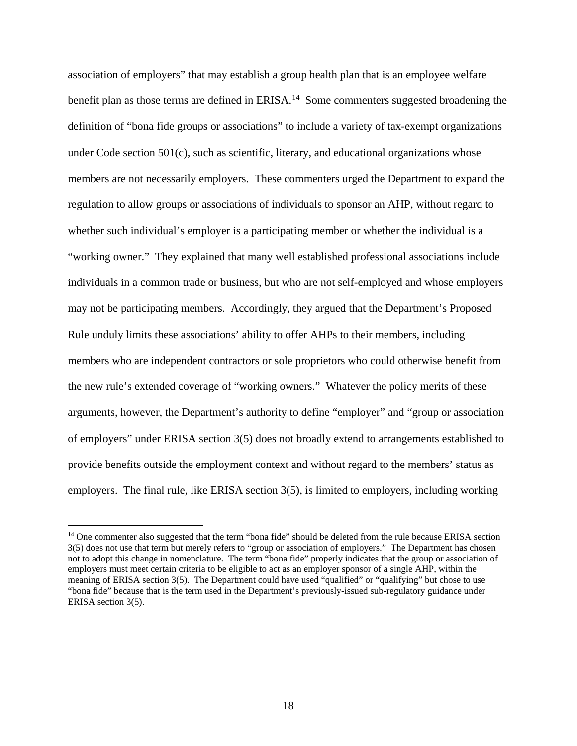association of employers" that may establish a group health plan that is an employee welfare benefit plan as those terms are defined in ERISA.[14] Some commenters suggested broadening the definition of "bona fide groups or associations" to include a variety of tax-exempt organizations under Code section 501(c), such as scientific, literary, and educational organizations whose members are not necessarily employers. These commenters urged the Department to expand the regulation to allow groups or associations of individuals to sponsor an AHP, without regard to whether such individual's employer is a participating member or whether the individual is a "working owner." They explained that many well established professional associations include individuals in a common trade or business, but who are not self-employed and whose employers may not be participating members. Accordingly, they argued that the Department's Proposed Rule unduly limits these associations' ability to offer AHPs to their members, including members who are independent contractors or sole proprietors who could otherwise benefit from the new rule's extended coverage of "working owners." Whatever the policy merits of these arguments, however, the Department's authority to define "employer" and "group or association of employers" under ERISA section 3(5) does not broadly extend to arrangements established to provide benefits outside the employment context and without regard to the members' status as employers. The final rule, like ERISA section 3(5), is limited to employers, including working

[14] One commenter also suggested that the term "bona fide" should be deleted from the rule because ERISA section 3(5) does not use that term but merely refers to "group or association of employers." The Department has chosen not to adopt this change in nomenclature. The term "bona fide" properly indicates that the group or association of employers must meet certain criteria to be eligible to act as an employer sponsor of a single AHP, within the meaning of ERISA section 3(5). The Department could have used "qualified" or "qualifying" but chose to use "bona fide" because that is the term used in the Department's previously-issued sub-regulatory guidance under ERISA section 3(5).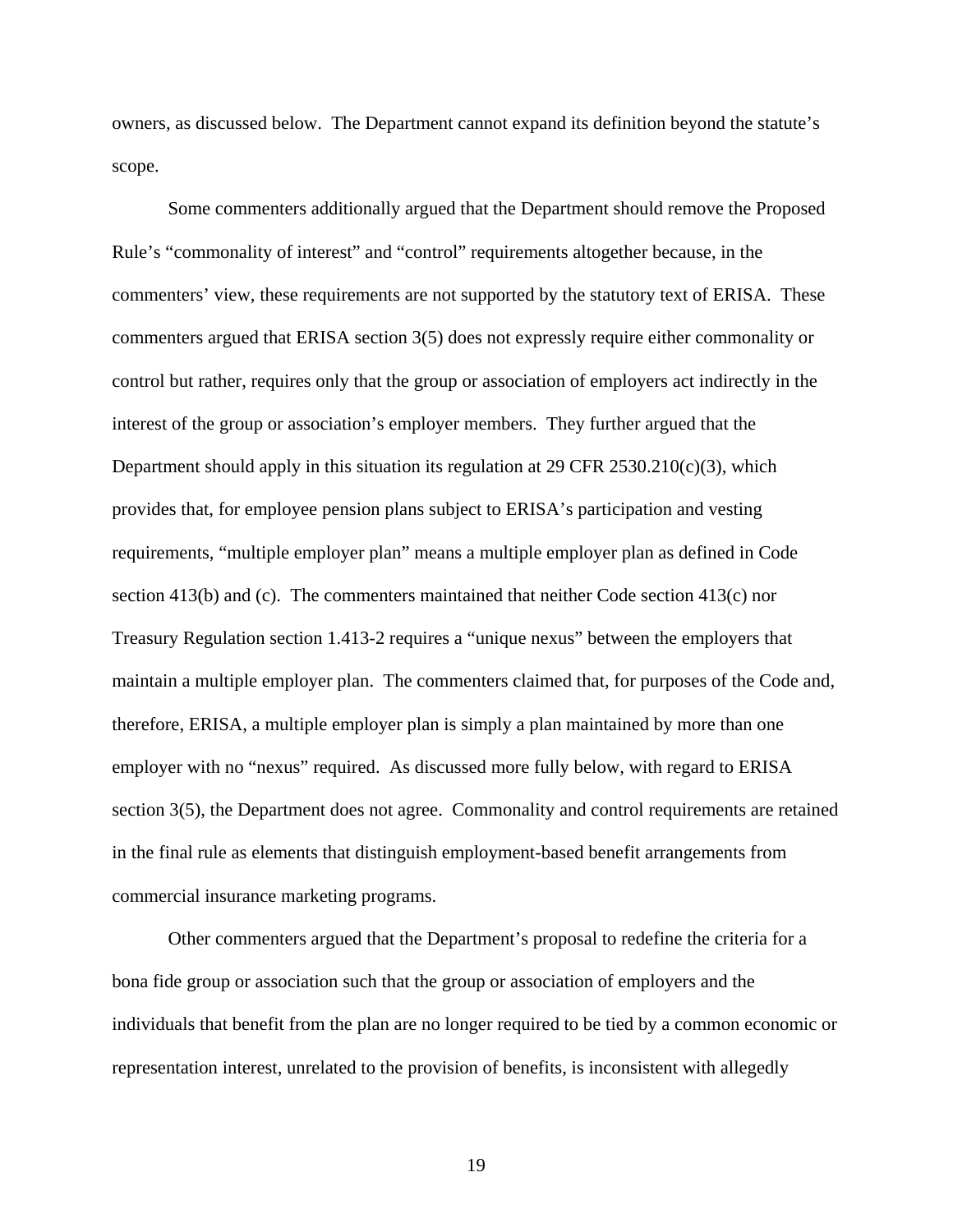owners, as discussed below. The Department cannot expand its definition beyond the statute's scope.

Some commenters additionally argued that the Department should remove the Proposed Rule's "commonality of interest" and "control" requirements altogether because, in the commenters' view, these requirements are not supported by the statutory text of ERISA. These commenters argued that ERISA section 3(5) does not expressly require either commonality or control but rather, requires only that the group or association of employers act indirectly in the interest of the group or association's employer members. They further argued that the Department should apply in this situation its regulation at 29 CFR 2530.210(c)(3), which provides that, for employee pension plans subject to ERISA's participation and vesting requirements, "multiple employer plan" means a multiple employer plan as defined in Code section 413(b) and (c). The commenters maintained that neither Code section 413(c) nor Treasury Regulation section 1.413-2 requires a "unique nexus" between the employers that maintain a multiple employer plan. The commenters claimed that, for purposes of the Code and, therefore, ERISA, a multiple employer plan is simply a plan maintained by more than one employer with no "nexus" required. As discussed more fully below, with regard to ERISA section 3(5), the Department does not agree. Commonality and control requirements are retained in the final rule as elements that distinguish employment-based benefit arrangements from commercial insurance marketing programs.

Other commenters argued that the Department's proposal to redefine the criteria for a bona fide group or association such that the group or association of employers and the individuals that benefit from the plan are no longer required to be tied by a common economic or representation interest, unrelated to the provision of benefits, is inconsistent with allegedly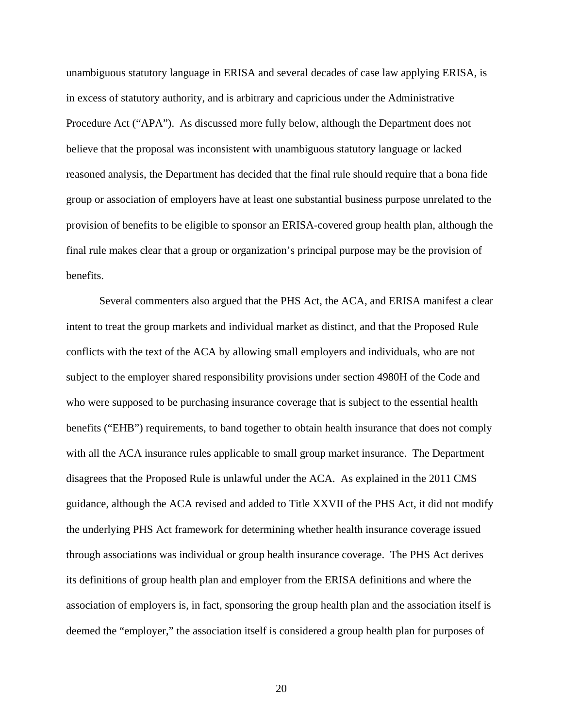unambiguous statutory language in ERISA and several decades of case law applying ERISA, is in excess of statutory authority, and is arbitrary and capricious under the Administrative Procedure Act ("APA"). As discussed more fully below, although the Department does not believe that the proposal was inconsistent with unambiguous statutory language or lacked reasoned analysis, the Department has decided that the final rule should require that a bona fide group or association of employers have at least one substantial business purpose unrelated to the provision of benefits to be eligible to sponsor an ERISA-covered group health plan, although the final rule makes clear that a group or organization's principal purpose may be the provision of benefits.

Several commenters also argued that the PHS Act, the ACA, and ERISA manifest a clear intent to treat the group markets and individual market as distinct, and that the Proposed Rule conflicts with the text of the ACA by allowing small employers and individuals, who are not subject to the employer shared responsibility provisions under section 4980H of the Code and who were supposed to be purchasing insurance coverage that is subject to the essential health benefits ("EHB") requirements, to band together to obtain health insurance that does not comply with all the ACA insurance rules applicable to small group market insurance. The Department disagrees that the Proposed Rule is unlawful under the ACA. As explained in the 2011 CMS guidance, although the ACA revised and added to Title XXVII of the PHS Act, it did not modify the underlying PHS Act framework for determining whether health insurance coverage issued through associations was individual or group health insurance coverage. The PHS Act derives its definitions of group health plan and employer from the ERISA definitions and where the association of employers is, in fact, sponsoring the group health plan and the association itself is deemed the "employer," the association itself is considered a group health plan for purposes of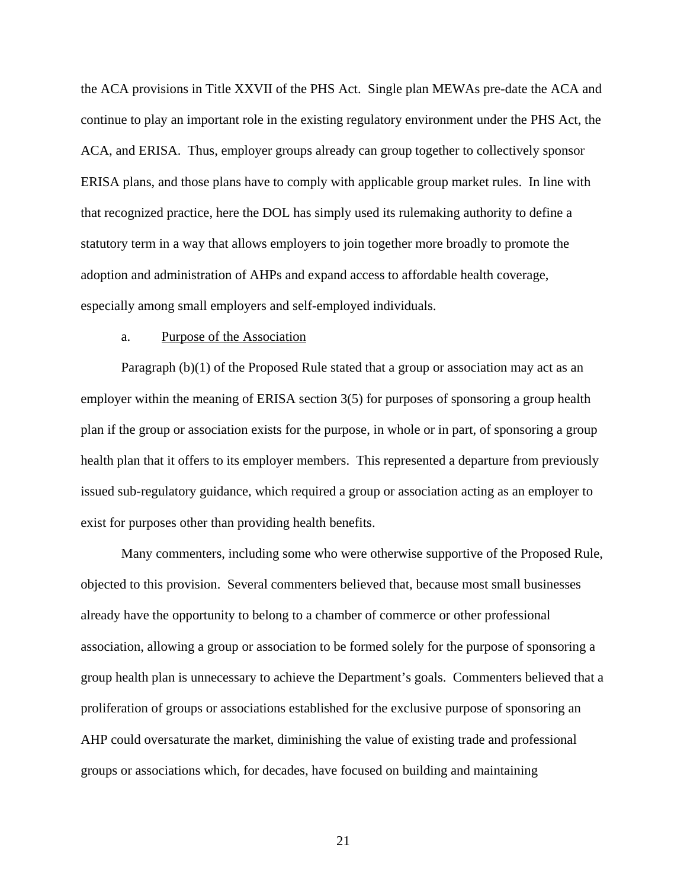the ACA provisions in Title XXVII of the PHS Act. Single plan MEWAs pre-date the ACA and continue to play an important role in the existing regulatory environment under the PHS Act, the ACA, and ERISA. Thus, employer groups already can group together to collectively sponsor ERISA plans, and those plans have to comply with applicable group market rules. In line with that recognized practice, here the DOL has simply used its rulemaking authority to define a statutory term in a way that allows employers to join together more broadly to promote the adoption and administration of AHPs and expand access to affordable health coverage, especially among small employers and self-employed individuals.

a. <u>Purpose of the Association</u>

Paragraph (b)(1) of the Proposed Rule stated that a group or association may act as an employer within the meaning of ERISA section 3(5) for purposes of sponsoring a group health plan if the group or association exists for the purpose, in whole or in part, of sponsoring a group health plan that it offers to its employer members. This represented a departure from previously issued sub-regulatory guidance, which required a group or association acting as an employer to exist for purposes other than providing health benefits.

Many commenters, including some who were otherwise supportive of the Proposed Rule, objected to this provision. Several commenters believed that, because most small businesses already have the opportunity to belong to a chamber of commerce or other professional association, allowing a group or association to be formed solely for the purpose of sponsoring a group health plan is unnecessary to achieve the Department's goals. Commenters believed that a proliferation of groups or associations established for the exclusive purpose of sponsoring an AHP could oversaturate the market, diminishing the value of existing trade and professional groups or associations which, for decades, have focused on building and maintaining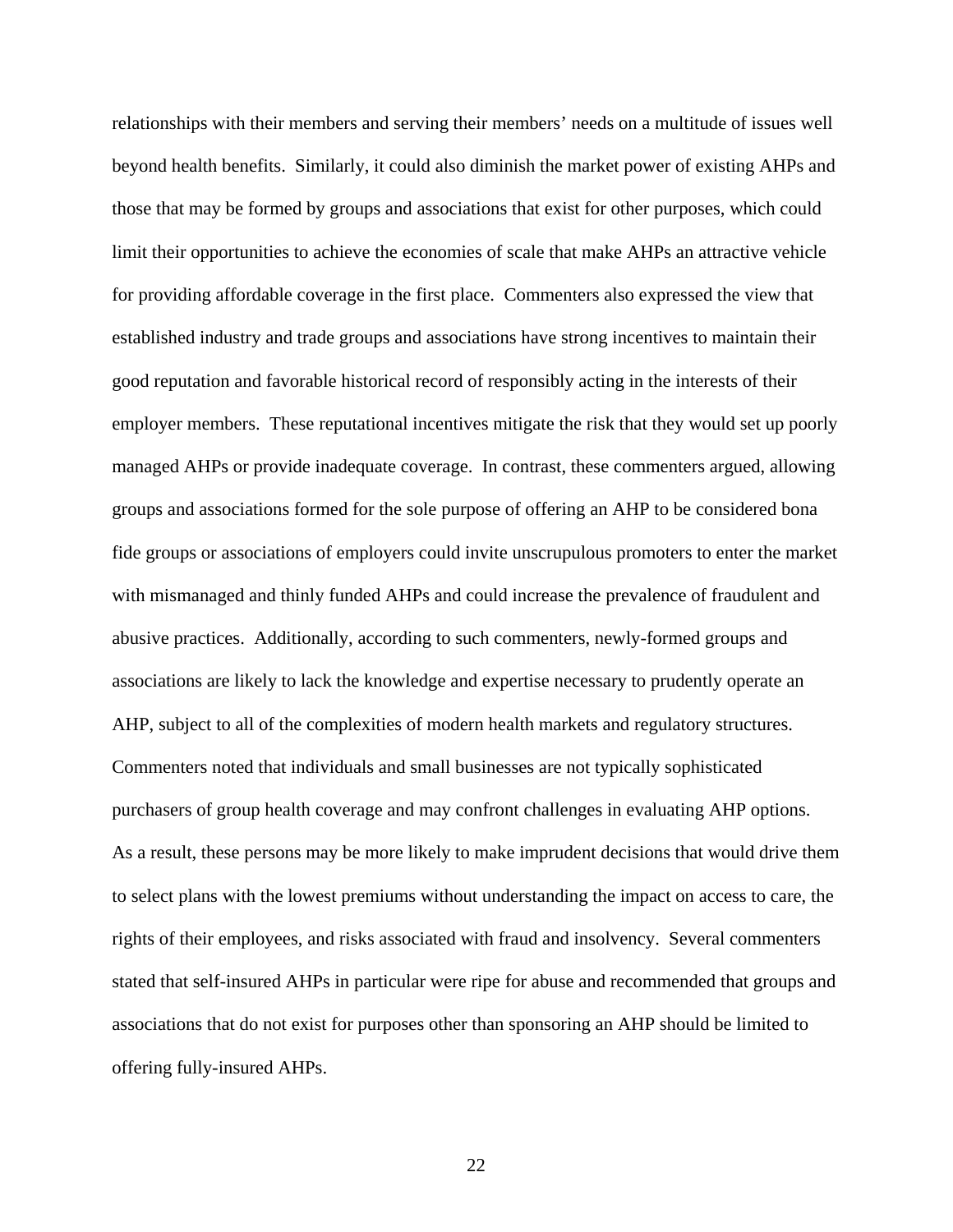relationships with their members and serving their members' needs on a multitude of issues well beyond health benefits. Similarly, it could also diminish the market power of existing AHPs and those that may be formed by groups and associations that exist for other purposes, which could limit their opportunities to achieve the economies of scale that make AHPs an attractive vehicle for providing affordable coverage in the first place. Commenters also expressed the view that established industry and trade groups and associations have strong incentives to maintain their good reputation and favorable historical record of responsibly acting in the interests of their employer members. These reputational incentives mitigate the risk that they would set up poorly managed AHPs or provide inadequate coverage. In contrast, these commenters argued, allowing groups and associations formed for the sole purpose of offering an AHP to be considered bona fide groups or associations of employers could invite unscrupulous promoters to enter the market with mismanaged and thinly funded AHPs and could increase the prevalence of fraudulent and abusive practices. Additionally, according to such commenters, newly-formed groups and associations are likely to lack the knowledge and expertise necessary to prudently operate an AHP, subject to all of the complexities of modern health markets and regulatory structures. Commenters noted that individuals and small businesses are not typically sophisticated purchasers of group health coverage and may confront challenges in evaluating AHP options. As a result, these persons may be more likely to make imprudent decisions that would drive them to select plans with the lowest premiums without understanding the impact on access to care, the rights of their employees, and risks associated with fraud and insolvency. Several commenters stated that self-insured AHPs in particular were ripe for abuse and recommended that groups and associations that do not exist for purposes other than sponsoring an AHP should be limited to offering fully-insured AHPs.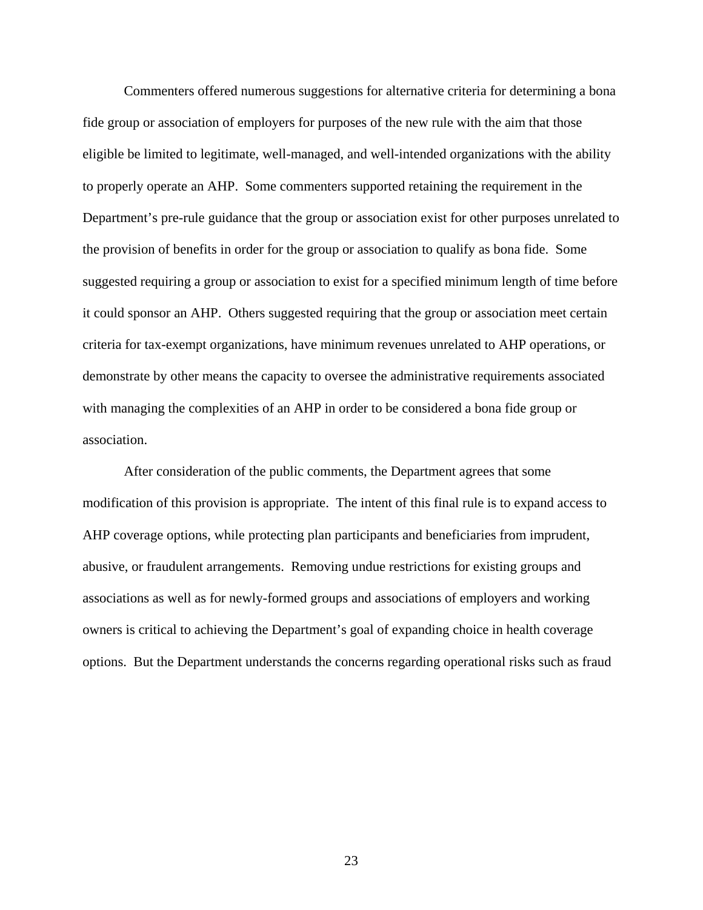Commenters offered numerous suggestions for alternative criteria for determining a bona fide group or association of employers for purposes of the new rule with the aim that those eligible be limited to legitimate, well-managed, and well-intended organizations with the ability to properly operate an AHP. Some commenters supported retaining the requirement in the Department's pre-rule guidance that the group or association exist for other purposes unrelated to the provision of benefits in order for the group or association to qualify as bona fide. Some suggested requiring a group or association to exist for a specified minimum length of time before it could sponsor an AHP. Others suggested requiring that the group or association meet certain criteria for tax-exempt organizations, have minimum revenues unrelated to AHP operations, or demonstrate by other means the capacity to oversee the administrative requirements associated with managing the complexities of an AHP in order to be considered a bona fide group or association.

After consideration of the public comments, the Department agrees that some modification of this provision is appropriate. The intent of this final rule is to expand access to AHP coverage options, while protecting plan participants and beneficiaries from imprudent, abusive, or fraudulent arrangements. Removing undue restrictions for existing groups and associations as well as for newly-formed groups and associations of employers and working owners is critical to achieving the Department's goal of expanding choice in health coverage options. But the Department understands the concerns regarding operational risks such as fraud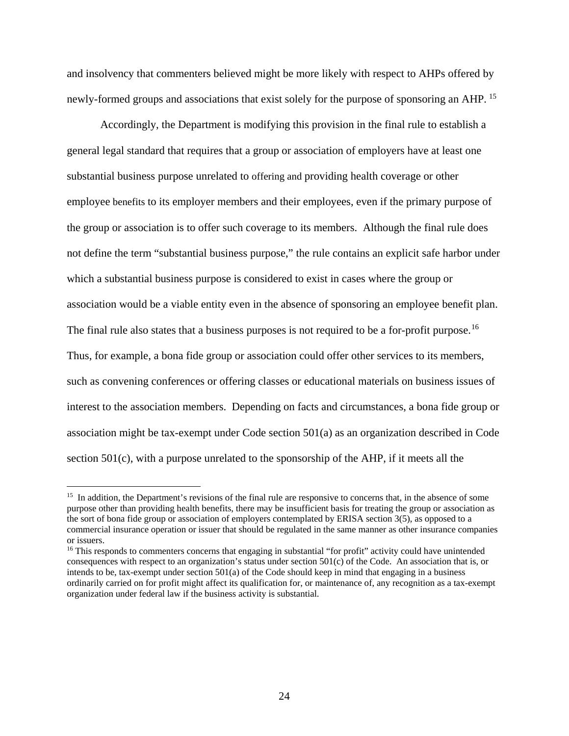and insolvency that commenters believed might be more likely with respect to AHPs offered by newly-formed groups and associations that exist solely for the purpose of sponsoring an AHP. [15]

Accordingly, the Department is modifying this provision in the final rule to establish a general legal standard that requires that a group or association of employers have at least one substantial business purpose unrelated to offering and providing health coverage or other employee benefits to its employer members and their employees, even if the primary purpose of the group or association is to offer such coverage to its members. Although the final rule does not define the term "substantial business purpose," the rule contains an explicit safe harbor under which a substantial business purpose is considered to exist in cases where the group or association would be a viable entity even in the absence of sponsoring an employee benefit plan. The final rule also states that a business purposes is not required to be a for-profit purpose.[16] Thus, for example, a bona fide group or association could offer other services to its members, such as convening conferences or offering classes or educational materials on business issues of interest to the association members. Depending on facts and circumstances, a bona fide group or association might be tax-exempt under Code section 501(a) as an organization described in Code section 501(c), with a purpose unrelated to the sponsorship of the AHP, if it meets all the

---

[15] In addition, the Department's revisions of the final rule are responsive to concerns that, in the absence of some purpose other than providing health benefits, there may be insufficient basis for treating the group or association as the sort of bona fide group or association of employers contemplated by ERISA section 3(5), as opposed to a commercial insurance operation or issuer that should be regulated in the same manner as other insurance companies or issuers.

[16] This responds to commenters concerns that engaging in substantial "for profit" activity could have unintended consequences with respect to an organization's status under section 501(c) of the Code. An association that is, or intends to be, tax-exempt under section 501(a) of the Code should keep in mind that engaging in a business ordinarily carried on for profit might affect its qualification for, or maintenance of, any recognition as a tax-exempt organization under federal law if the business activity is substantial.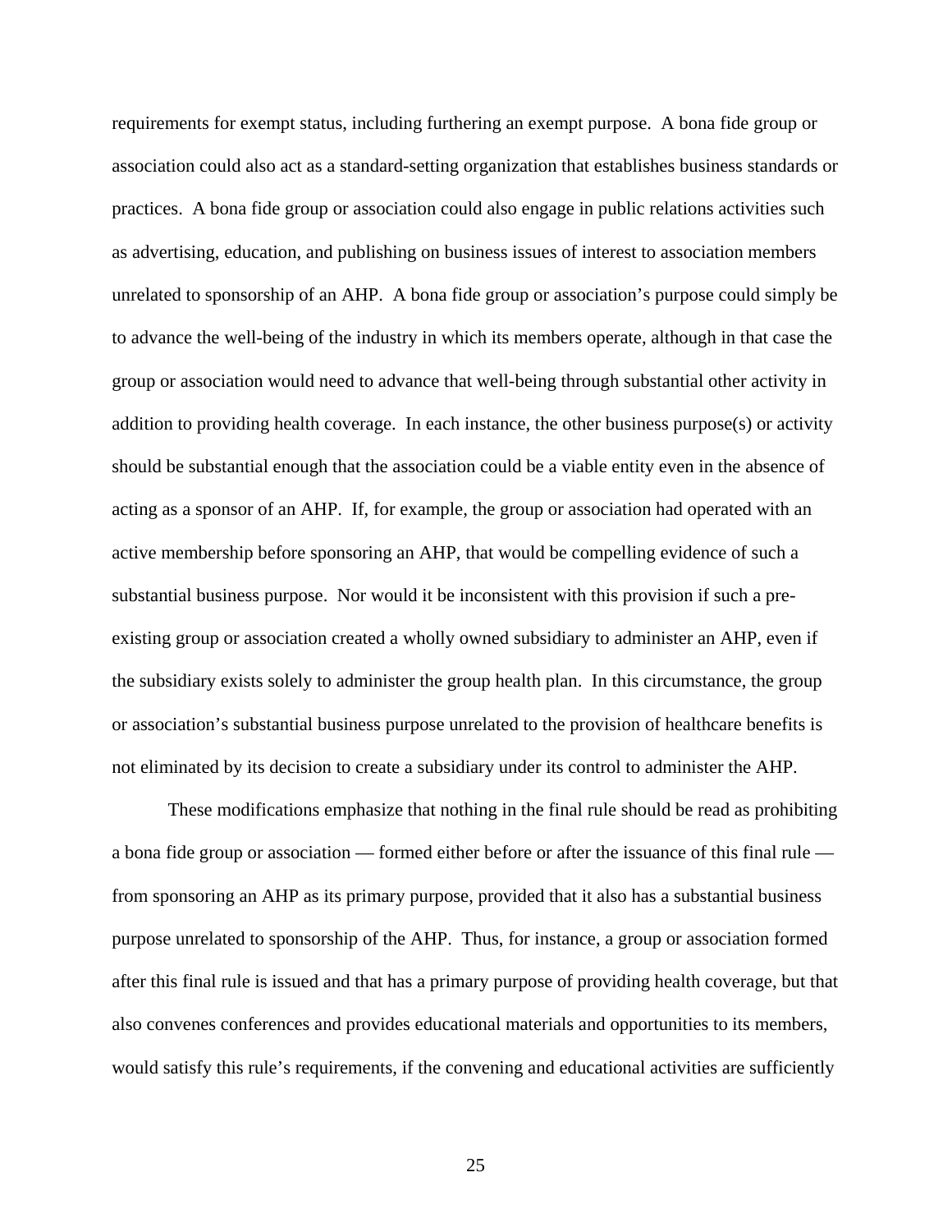requirements for exempt status, including furthering an exempt purpose. A bona fide group or association could also act as a standard-setting organization that establishes business standards or practices. A bona fide group or association could also engage in public relations activities such as advertising, education, and publishing on business issues of interest to association members unrelated to sponsorship of an AHP. A bona fide group or association's purpose could simply be to advance the well-being of the industry in which its members operate, although in that case the group or association would need to advance that well-being through substantial other activity in addition to providing health coverage. In each instance, the other business purpose(s) or activity should be substantial enough that the association could be a viable entity even in the absence of acting as a sponsor of an AHP. If, for example, the group or association had operated with an active membership before sponsoring an AHP, that would be compelling evidence of such a substantial business purpose. Nor would it be inconsistent with this provision if such a pre-existing group or association created a wholly owned subsidiary to administer an AHP, even if the subsidiary exists solely to administer the group health plan. In this circumstance, the group or association's substantial business purpose unrelated to the provision of healthcare benefits is not eliminated by its decision to create a subsidiary under its control to administer the AHP.

These modifications emphasize that nothing in the final rule should be read as prohibiting a bona fide group or association — formed either before or after the issuance of this final rule — from sponsoring an AHP as its primary purpose, provided that it also has a substantial business purpose unrelated to sponsorship of the AHP. Thus, for instance, a group or association formed after this final rule is issued and that has a primary purpose of providing health coverage, but that also convenes conferences and provides educational materials and opportunities to its members, would satisfy this rule's requirements, if the convening and educational activities are sufficiently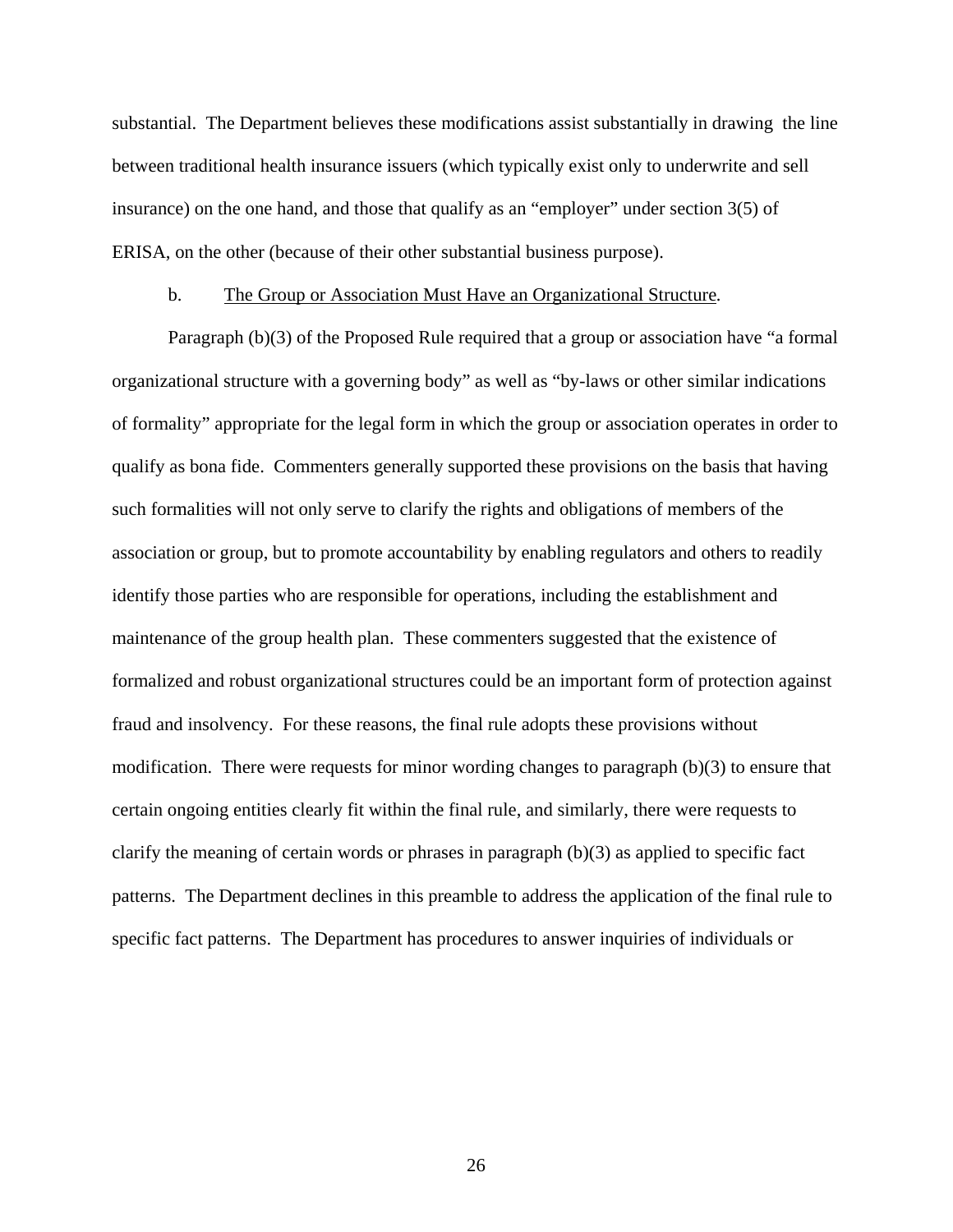substantial. The Department believes these modifications assist substantially in drawing the line between traditional health insurance issuers (which typically exist only to underwrite and sell insurance) on the one hand, and those that qualify as an "employer" under section 3(5) of ERISA, on the other (because of their other substantial business purpose).

b. The Group or Association Must Have an Organizational Structure.

Paragraph (b)(3) of the Proposed Rule required that a group or association have "a formal organizational structure with a governing body" as well as "by-laws or other similar indications of formality" appropriate for the legal form in which the group or association operates in order to qualify as bona fide. Commenters generally supported these provisions on the basis that having such formalities will not only serve to clarify the rights and obligations of members of the association or group, but to promote accountability by enabling regulators and others to readily identify those parties who are responsible for operations, including the establishment and maintenance of the group health plan. These commenters suggested that the existence of formalized and robust organizational structures could be an important form of protection against fraud and insolvency. For these reasons, the final rule adopts these provisions without modification. There were requests for minor wording changes to paragraph (b)(3) to ensure that certain ongoing entities clearly fit within the final rule, and similarly, there were requests to clarify the meaning of certain words or phrases in paragraph (b)(3) as applied to specific fact patterns. The Department declines in this preamble to address the application of the final rule to specific fact patterns. The Department has procedures to answer inquiries of individuals or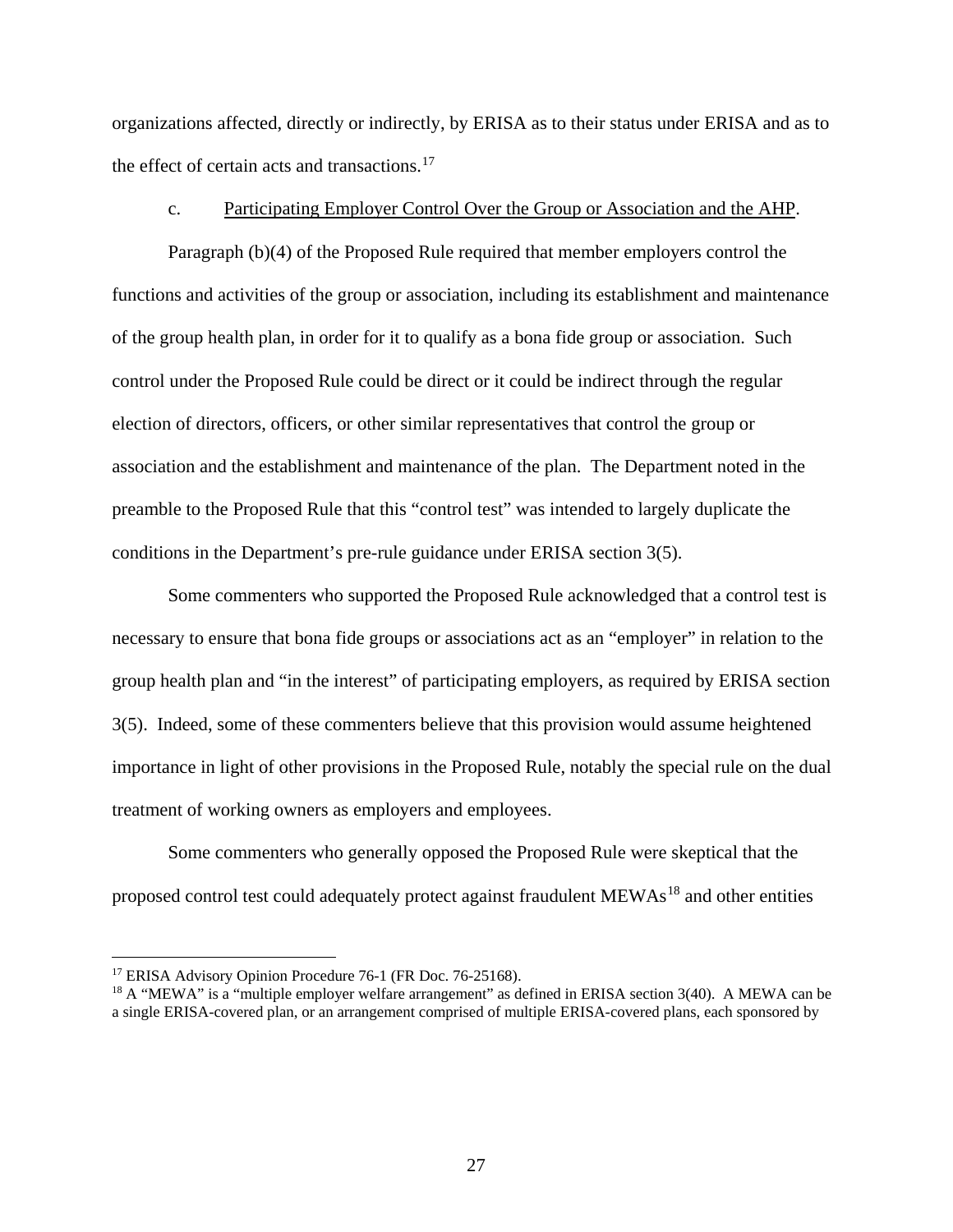organizations affected, directly or indirectly, by ERISA as to their status under ERISA and as to the effect of certain acts and transactions.[17]

c. Participating Employer Control Over the Group or Association and the AHP.

Paragraph (b)(4) of the Proposed Rule required that member employers control the functions and activities of the group or association, including its establishment and maintenance of the group health plan, in order for it to qualify as a bona fide group or association. Such control under the Proposed Rule could be direct or it could be indirect through the regular election of directors, officers, or other similar representatives that control the group or association and the establishment and maintenance of the plan. The Department noted in the preamble to the Proposed Rule that this "control test" was intended to largely duplicate the conditions in the Department's pre-rule guidance under ERISA section 3(5).

Some commenters who supported the Proposed Rule acknowledged that a control test is necessary to ensure that bona fide groups or associations act as an "employer" in relation to the group health plan and "in the interest" of participating employers, as required by ERISA section 3(5). Indeed, some of these commenters believe that this provision would assume heightened importance in light of other provisions in the Proposed Rule, notably the special rule on the dual treatment of working owners as employers and employees.

Some commenters who generally opposed the Proposed Rule were skeptical that the proposed control test could adequately protect against fraudulent MEWAs[18] and other entities

[17] ERISA Advisory Opinion Procedure 76-1 (FR Doc. 76-25168).

[18] A "MEWA" is a "multiple employer welfare arrangement" as defined in ERISA section 3(40). A MEWA can be a single ERISA-covered plan, or an arrangement comprised of multiple ERISA-covered plans, each sponsored by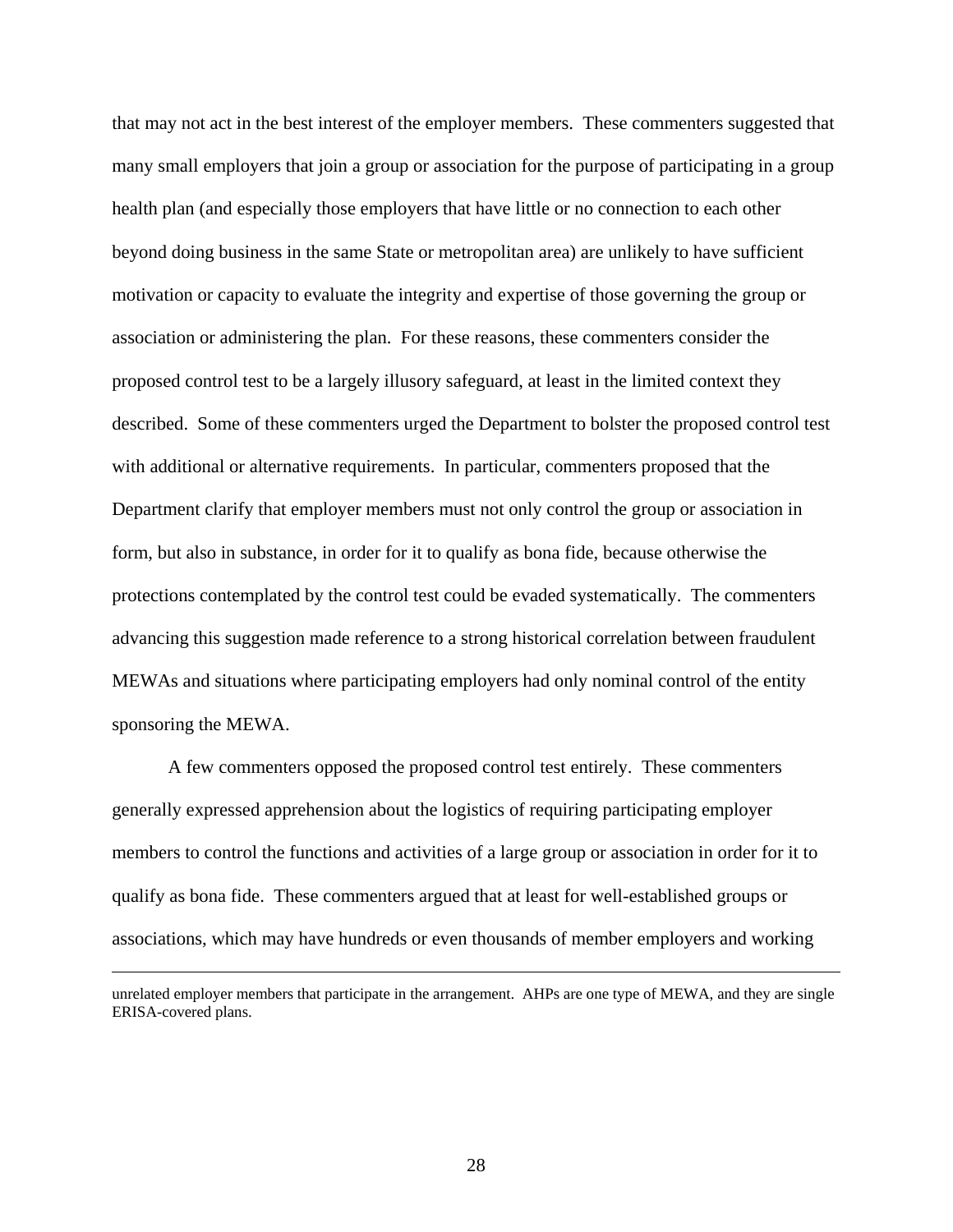that may not act in the best interest of the employer members. These commenters suggested that many small employers that join a group or association for the purpose of participating in a group health plan (and especially those employers that have little or no connection to each other beyond doing business in the same State or metropolitan area) are unlikely to have sufficient motivation or capacity to evaluate the integrity and expertise of those governing the group or association or administering the plan. For these reasons, these commenters consider the proposed control test to be a largely illusory safeguard, at least in the limited context they described. Some of these commenters urged the Department to bolster the proposed control test with additional or alternative requirements. In particular, commenters proposed that the Department clarify that employer members must not only control the group or association in form, but also in substance, in order for it to qualify as bona fide, because otherwise the protections contemplated by the control test could be evaded systematically. The commenters advancing this suggestion made reference to a strong historical correlation between fraudulent MEWAs and situations where participating employers had only nominal control of the entity sponsoring the MEWA.

A few commenters opposed the proposed control test entirely. These commenters generally expressed apprehension about the logistics of requiring participating employer members to control the functions and activities of a large group or association in order for it to qualify as bona fide. These commenters argued that at least for well-established groups or associations, which may have hundreds or even thousands of member employers and working

---

unrelated employer members that participate in the arrangement. AHPs are one type of MEWA, and they are single ERISA-covered plans.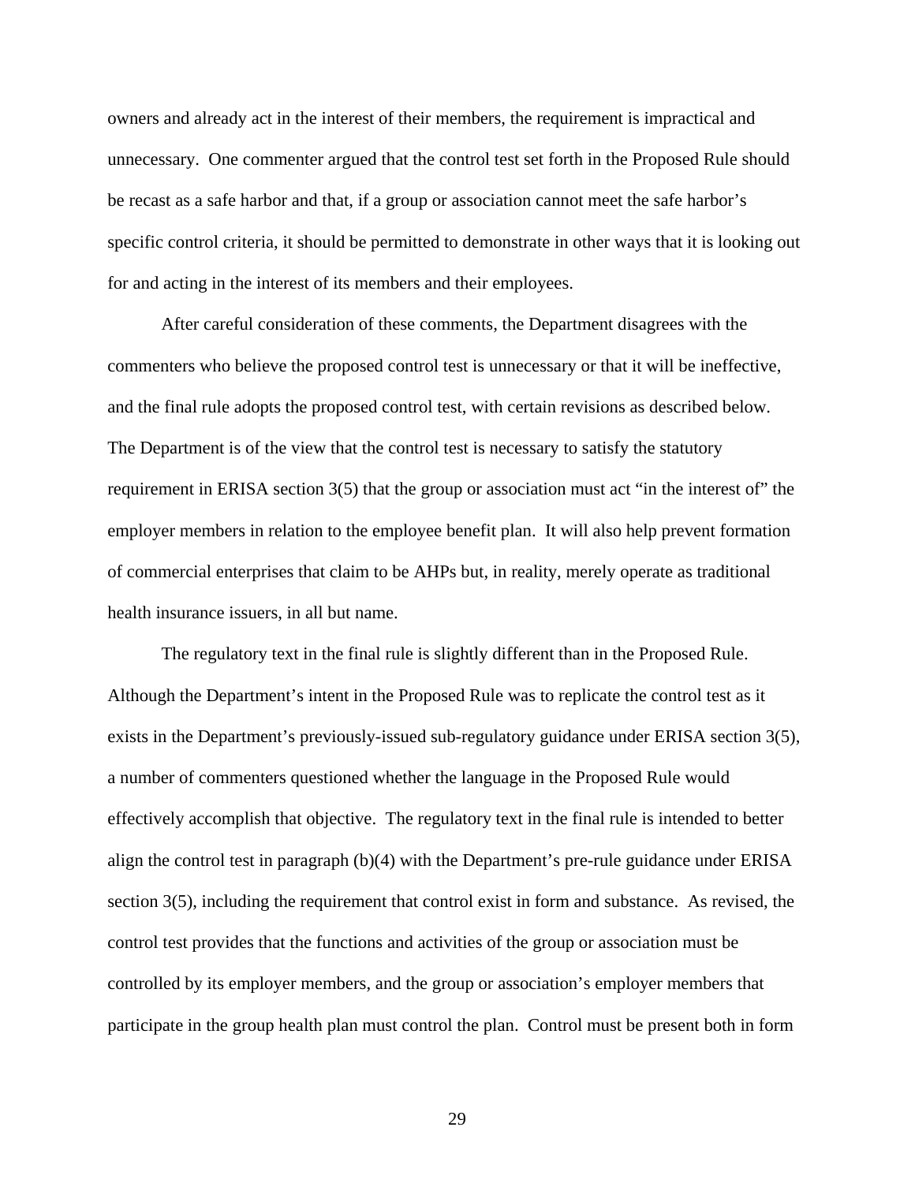owners and already act in the interest of their members, the requirement is impractical and unnecessary. One commenter argued that the control test set forth in the Proposed Rule should be recast as a safe harbor and that, if a group or association cannot meet the safe harbor's specific control criteria, it should be permitted to demonstrate in other ways that it is looking out for and acting in the interest of its members and their employees.

After careful consideration of these comments, the Department disagrees with the commenters who believe the proposed control test is unnecessary or that it will be ineffective, and the final rule adopts the proposed control test, with certain revisions as described below. The Department is of the view that the control test is necessary to satisfy the statutory requirement in ERISA section 3(5) that the group or association must act "in the interest of" the employer members in relation to the employee benefit plan. It will also help prevent formation of commercial enterprises that claim to be AHPs but, in reality, merely operate as traditional health insurance issuers, in all but name.

The regulatory text in the final rule is slightly different than in the Proposed Rule. Although the Department's intent in the Proposed Rule was to replicate the control test as it exists in the Department's previously-issued sub-regulatory guidance under ERISA section 3(5), a number of commenters questioned whether the language in the Proposed Rule would effectively accomplish that objective. The regulatory text in the final rule is intended to better align the control test in paragraph (b)(4) with the Department's pre-rule guidance under ERISA section 3(5), including the requirement that control exist in form and substance. As revised, the control test provides that the functions and activities of the group or association must be controlled by its employer members, and the group or association's employer members that participate in the group health plan must control the plan. Control must be present both in form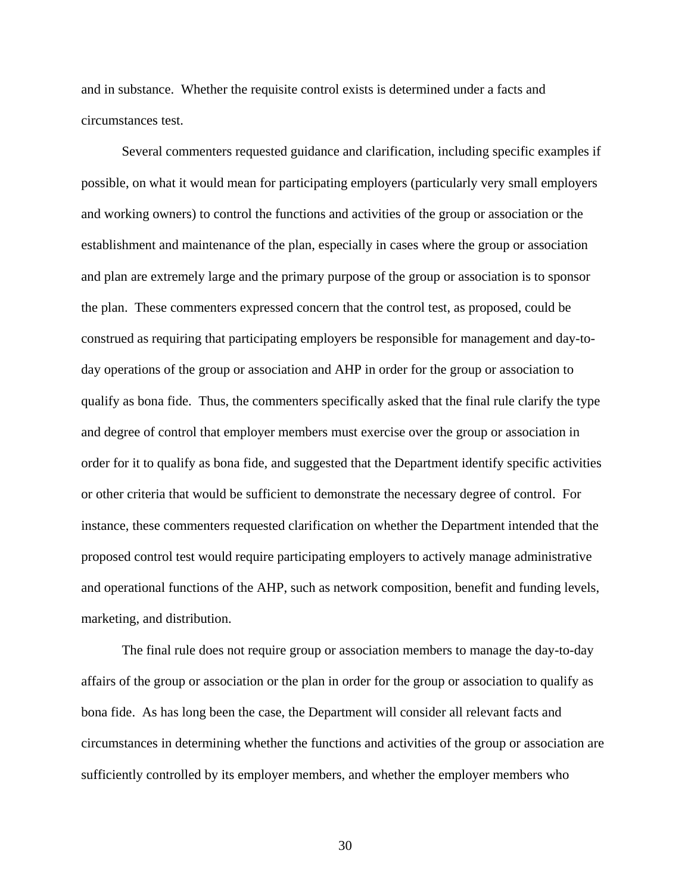and in substance. Whether the requisite control exists is determined under a facts and circumstances test.

Several commenters requested guidance and clarification, including specific examples if possible, on what it would mean for participating employers (particularly very small employers and working owners) to control the functions and activities of the group or association or the establishment and maintenance of the plan, especially in cases where the group or association and plan are extremely large and the primary purpose of the group or association is to sponsor the plan. These commenters expressed concern that the control test, as proposed, could be construed as requiring that participating employers be responsible for management and day-to-day operations of the group or association and AHP in order for the group or association to qualify as bona fide. Thus, the commenters specifically asked that the final rule clarify the type and degree of control that employer members must exercise over the group or association in order for it to qualify as bona fide, and suggested that the Department identify specific activities or other criteria that would be sufficient to demonstrate the necessary degree of control. For instance, these commenters requested clarification on whether the Department intended that the proposed control test would require participating employers to actively manage administrative and operational functions of the AHP, such as network composition, benefit and funding levels, marketing, and distribution.

The final rule does not require group or association members to manage the day-to-day affairs of the group or association or the plan in order for the group or association to qualify as bona fide. As has long been the case, the Department will consider all relevant facts and circumstances in determining whether the functions and activities of the group or association are sufficiently controlled by its employer members, and whether the employer members who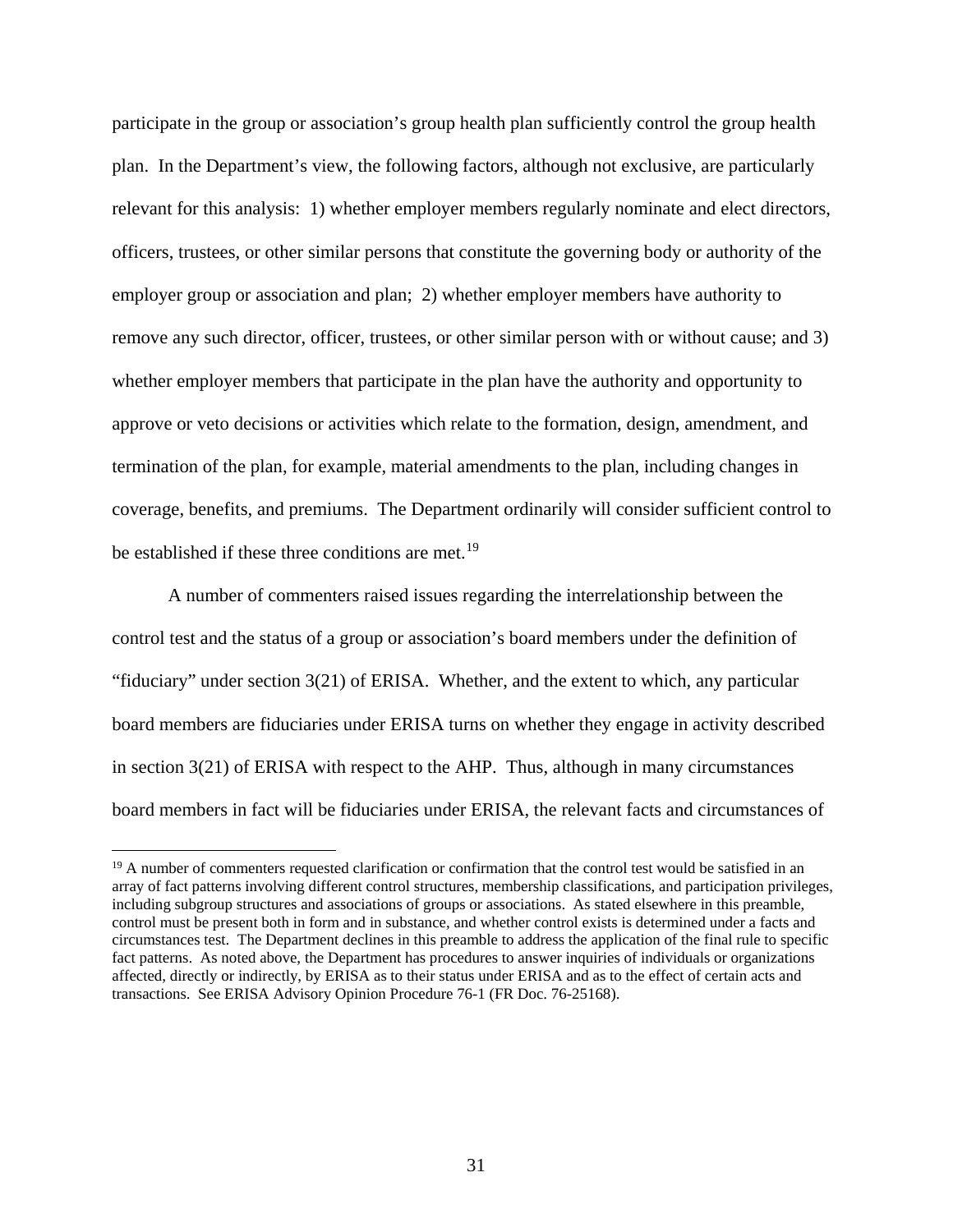participate in the group or association's group health plan sufficiently control the group health plan. In the Department's view, the following factors, although not exclusive, are particularly relevant for this analysis: 1) whether employer members regularly nominate and elect directors, officers, trustees, or other similar persons that constitute the governing body or authority of the employer group or association and plan; 2) whether employer members have authority to remove any such director, officer, trustees, or other similar person with or without cause; and 3) whether employer members that participate in the plan have the authority and opportunity to approve or veto decisions or activities which relate to the formation, design, amendment, and termination of the plan, for example, material amendments to the plan, including changes in coverage, benefits, and premiums. The Department ordinarily will consider sufficient control to be established if these three conditions are met.[19]

A number of commenters raised issues regarding the interrelationship between the control test and the status of a group or association's board members under the definition of "fiduciary" under section 3(21) of ERISA. Whether, and the extent to which, any particular board members are fiduciaries under ERISA turns on whether they engage in activity described in section 3(21) of ERISA with respect to the AHP. Thus, although in many circumstances board members in fact will be fiduciaries under ERISA, the relevant facts and circumstances of

---

[19] A number of commenters requested clarification or confirmation that the control test would be satisfied in an array of fact patterns involving different control structures, membership classifications, and participation privileges, including subgroup structures and associations of groups or associations. As stated elsewhere in this preamble, control must be present both in form and in substance, and whether control exists is determined under a facts and circumstances test. The Department declines in this preamble to address the application of the final rule to specific fact patterns. As noted above, the Department has procedures to answer inquiries of individuals or organizations affected, directly or indirectly, by ERISA as to their status under ERISA and as to the effect of certain acts and transactions. See ERISA Advisory Opinion Procedure 76-1 (FR Doc. 76-25168).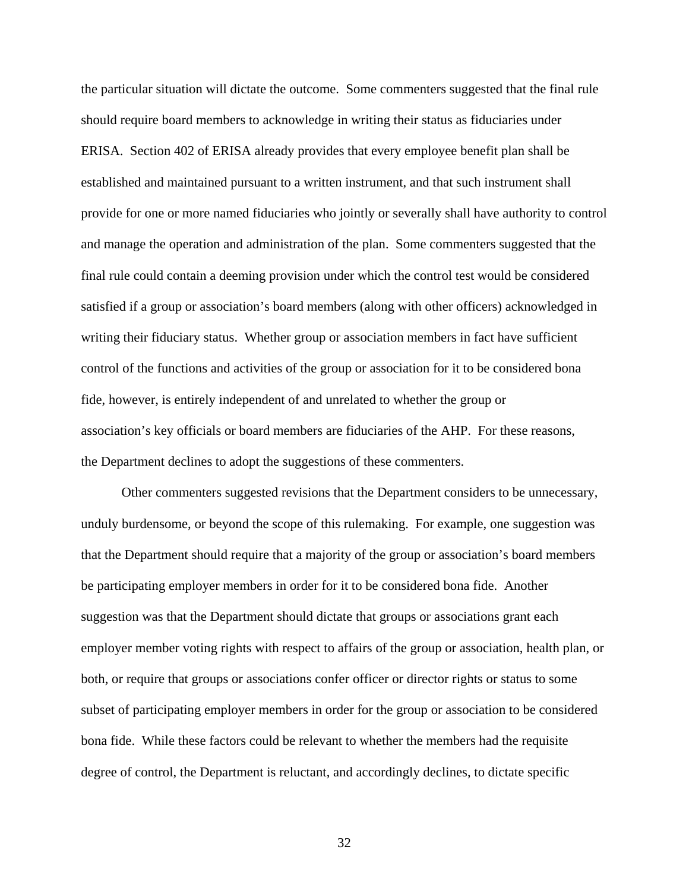the particular situation will dictate the outcome. Some commenters suggested that the final rule should require board members to acknowledge in writing their status as fiduciaries under ERISA. Section 402 of ERISA already provides that every employee benefit plan shall be established and maintained pursuant to a written instrument, and that such instrument shall provide for one or more named fiduciaries who jointly or severally shall have authority to control and manage the operation and administration of the plan. Some commenters suggested that the final rule could contain a deeming provision under which the control test would be considered satisfied if a group or association's board members (along with other officers) acknowledged in writing their fiduciary status. Whether group or association members in fact have sufficient control of the functions and activities of the group or association for it to be considered bona fide, however, is entirely independent of and unrelated to whether the group or association's key officials or board members are fiduciaries of the AHP. For these reasons, the Department declines to adopt the suggestions of these commenters.

Other commenters suggested revisions that the Department considers to be unnecessary, unduly burdensome, or beyond the scope of this rulemaking. For example, one suggestion was that the Department should require that a majority of the group or association's board members be participating employer members in order for it to be considered bona fide. Another suggestion was that the Department should dictate that groups or associations grant each employer member voting rights with respect to affairs of the group or association, health plan, or both, or require that groups or associations confer officer or director rights or status to some subset of participating employer members in order for the group or association to be considered bona fide. While these factors could be relevant to whether the members had the requisite degree of control, the Department is reluctant, and accordingly declines, to dictate specific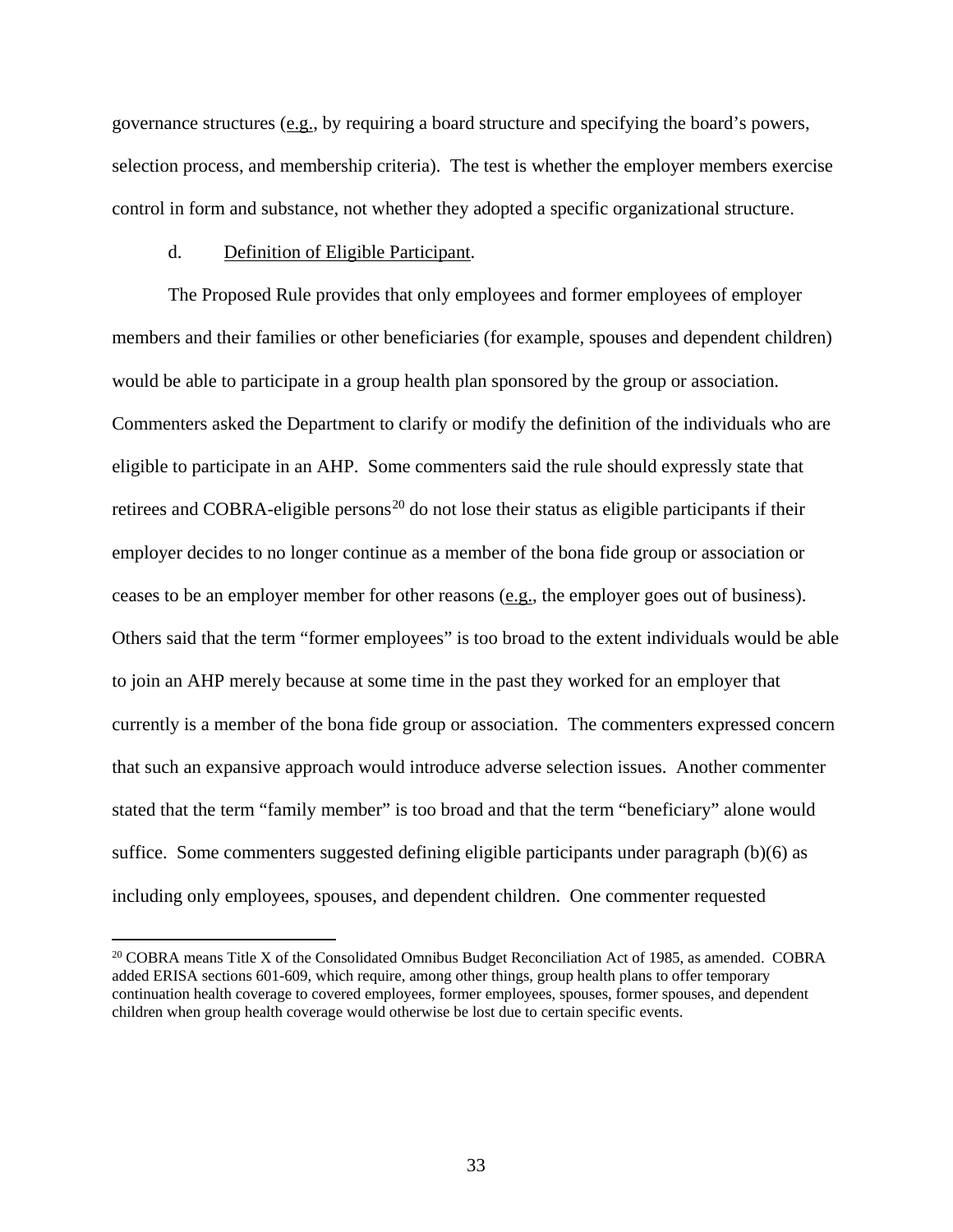governance structures (e.g., by requiring a board structure and specifying the board's powers, selection process, and membership criteria). The test is whether the employer members exercise control in form and substance, not whether they adopted a specific organizational structure.

d. Definition of Eligible Participant.

The Proposed Rule provides that only employees and former employees of employer members and their families or other beneficiaries (for example, spouses and dependent children) would be able to participate in a group health plan sponsored by the group or association. Commenters asked the Department to clarify or modify the definition of the individuals who are eligible to participate in an AHP. Some commenters said the rule should expressly state that retirees and COBRA-eligible persons[20] do not lose their status as eligible participants if their employer decides to no longer continue as a member of the bona fide group or association or ceases to be an employer member for other reasons (e.g., the employer goes out of business). Others said that the term "former employees" is too broad to the extent individuals would be able to join an AHP merely because at some time in the past they worked for an employer that currently is a member of the bona fide group or association. The commenters expressed concern that such an expansive approach would introduce adverse selection issues. Another commenter stated that the term "family member" is too broad and that the term "beneficiary" alone would suffice. Some commenters suggested defining eligible participants under paragraph (b)(6) as including only employees, spouses, and dependent children. One commenter requested

[20] COBRA means Title X of the Consolidated Omnibus Budget Reconciliation Act of 1985, as amended. COBRA added ERISA sections 601-609, which require, among other things, group health plans to offer temporary continuation health coverage to covered employees, former employees, spouses, former spouses, and dependent children when group health coverage would otherwise be lost due to certain specific events.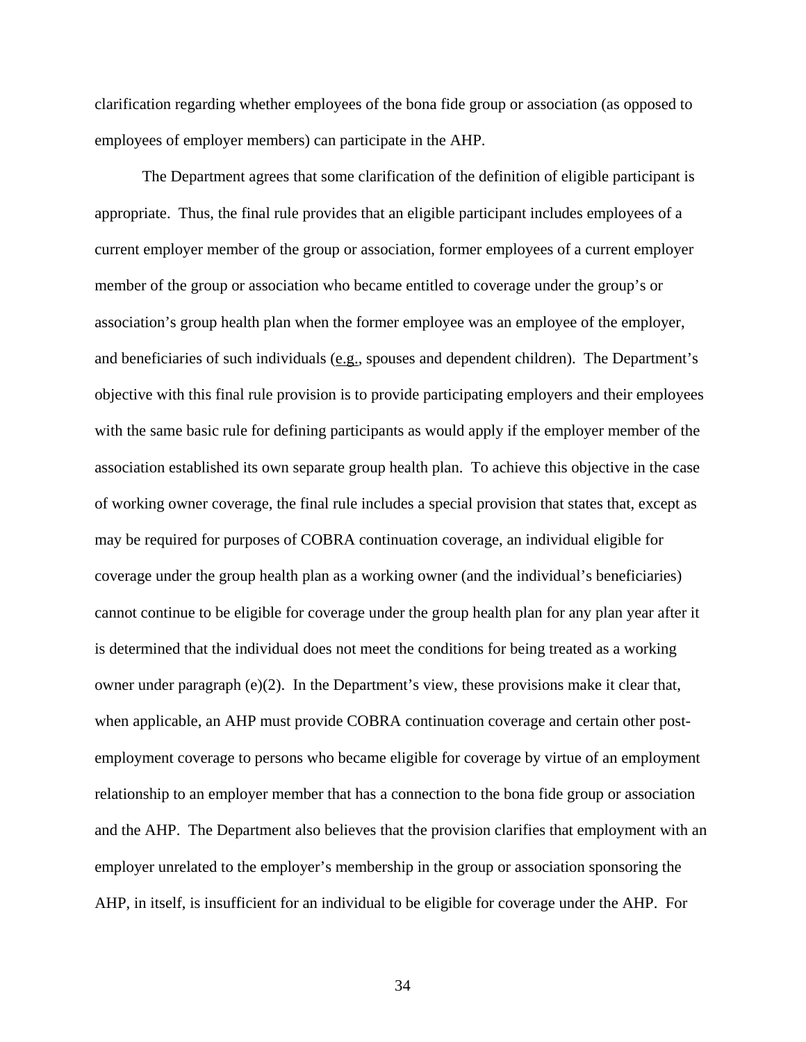clarification regarding whether employees of the bona fide group or association (as opposed to employees of employer members) can participate in the AHP.

The Department agrees that some clarification of the definition of eligible participant is appropriate. Thus, the final rule provides that an eligible participant includes employees of a current employer member of the group or association, former employees of a current employer member of the group or association who became entitled to coverage under the group's or association's group health plan when the former employee was an employee of the employer, and beneficiaries of such individuals (e.g., spouses and dependent children). The Department's objective with this final rule provision is to provide participating employers and their employees with the same basic rule for defining participants as would apply if the employer member of the association established its own separate group health plan. To achieve this objective in the case of working owner coverage, the final rule includes a special provision that states that, except as may be required for purposes of COBRA continuation coverage, an individual eligible for coverage under the group health plan as a working owner (and the individual's beneficiaries) cannot continue to be eligible for coverage under the group health plan for any plan year after it is determined that the individual does not meet the conditions for being treated as a working owner under paragraph (e)(2). In the Department's view, these provisions make it clear that, when applicable, an AHP must provide COBRA continuation coverage and certain other post-employment coverage to persons who became eligible for coverage by virtue of an employment relationship to an employer member that has a connection to the bona fide group or association and the AHP. The Department also believes that the provision clarifies that employment with an employer unrelated to the employer's membership in the group or association sponsoring the AHP, in itself, is insufficient for an individual to be eligible for coverage under the AHP. For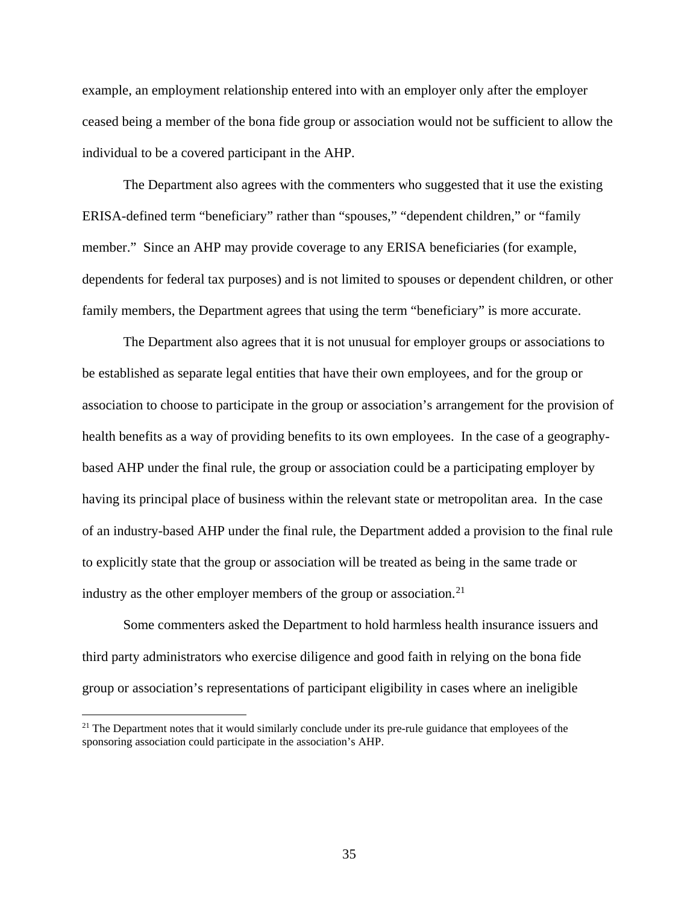example, an employment relationship entered into with an employer only after the employer ceased being a member of the bona fide group or association would not be sufficient to allow the individual to be a covered participant in the AHP.

The Department also agrees with the commenters who suggested that it use the existing ERISA-defined term "beneficiary" rather than "spouses," "dependent children," or "family member." Since an AHP may provide coverage to any ERISA beneficiaries (for example, dependents for federal tax purposes) and is not limited to spouses or dependent children, or other family members, the Department agrees that using the term "beneficiary" is more accurate.

The Department also agrees that it is not unusual for employer groups or associations to be established as separate legal entities that have their own employees, and for the group or association to choose to participate in the group or association's arrangement for the provision of health benefits as a way of providing benefits to its own employees. In the case of a geography-based AHP under the final rule, the group or association could be a participating employer by having its principal place of business within the relevant state or metropolitan area. In the case of an industry-based AHP under the final rule, the Department added a provision to the final rule to explicitly state that the group or association will be treated as being in the same trade or industry as the other employer members of the group or association.[21]

Some commenters asked the Department to hold harmless health insurance issuers and third party administrators who exercise diligence and good faith in relying on the bona fide group or association's representations of participant eligibility in cases where an ineligible

[21] The Department notes that it would similarly conclude under its pre-rule guidance that employees of the sponsoring association could participate in the association's AHP.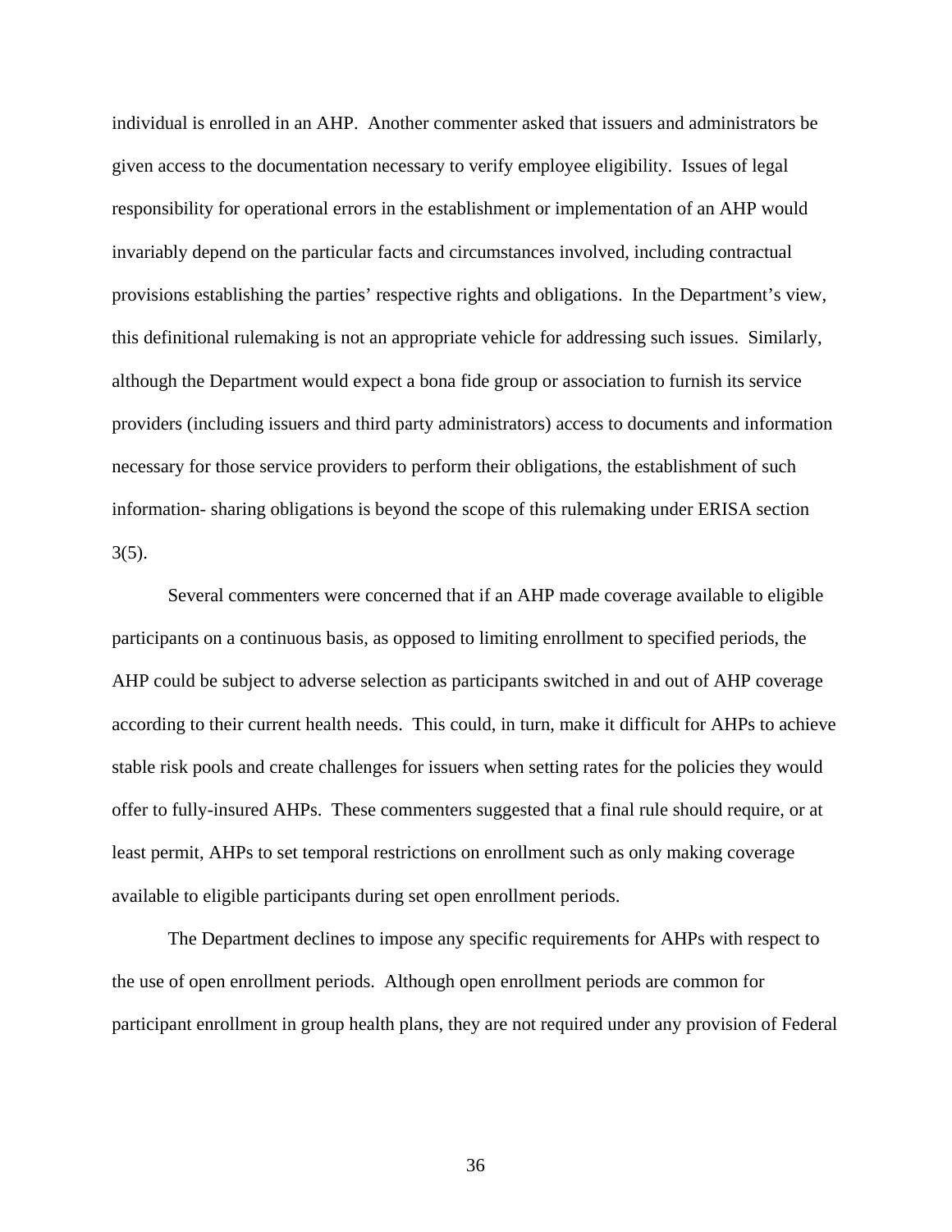individual is enrolled in an AHP. Another commenter asked that issuers and administrators be given access to the documentation necessary to verify employee eligibility. Issues of legal responsibility for operational errors in the establishment or implementation of an AHP would invariably depend on the particular facts and circumstances involved, including contractual provisions establishing the parties' respective rights and obligations. In the Department's view, this definitional rulemaking is not an appropriate vehicle for addressing such issues. Similarly, although the Department would expect a bona fide group or association to furnish its service providers (including issuers and third party administrators) access to documents and information necessary for those service providers to perform their obligations, the establishment of such information- sharing obligations is beyond the scope of this rulemaking under ERISA section 3(5).

Several commenters were concerned that if an AHP made coverage available to eligible participants on a continuous basis, as opposed to limiting enrollment to specified periods, the AHP could be subject to adverse selection as participants switched in and out of AHP coverage according to their current health needs. This could, in turn, make it difficult for AHPs to achieve stable risk pools and create challenges for issuers when setting rates for the policies they would offer to fully-insured AHPs. These commenters suggested that a final rule should require, or at least permit, AHPs to set temporal restrictions on enrollment such as only making coverage available to eligible participants during set open enrollment periods.

The Department declines to impose any specific requirements for AHPs with respect to the use of open enrollment periods. Although open enrollment periods are common for participant enrollment in group health plans, they are not required under any provision of Federal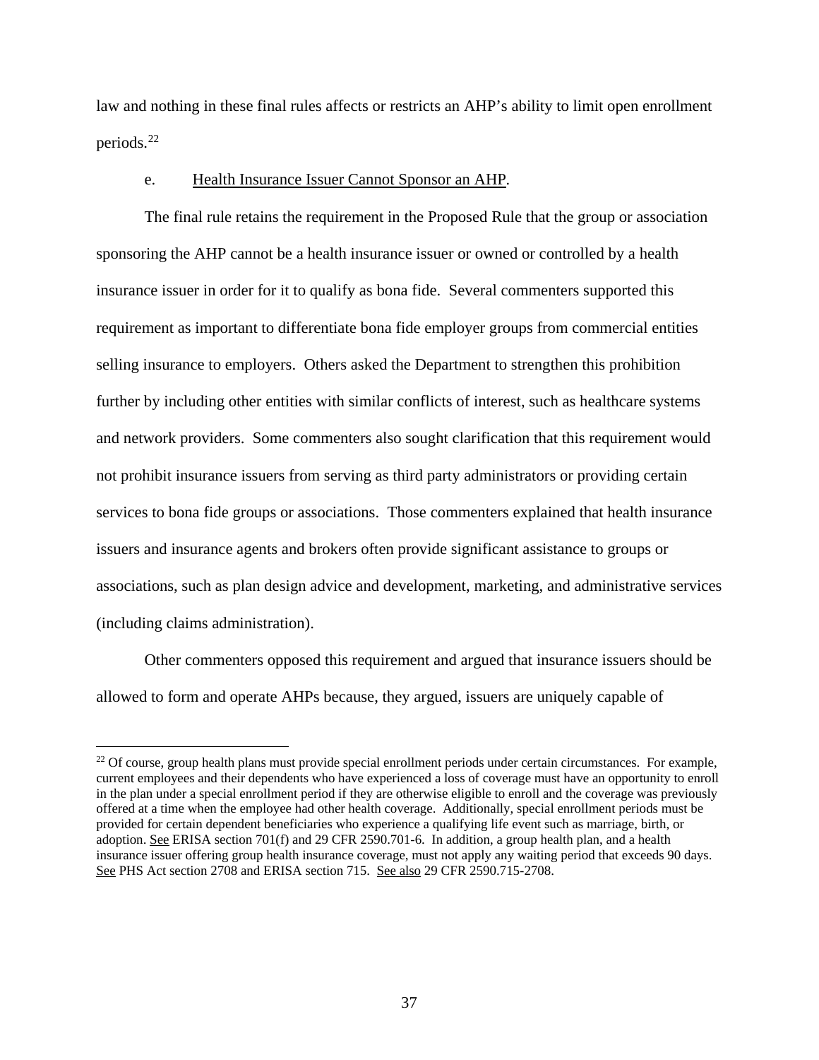law and nothing in these final rules affects or restricts an AHP's ability to limit open enrollment periods.[22]

e. Health Insurance Issuer Cannot Sponsor an AHP.

The final rule retains the requirement in the Proposed Rule that the group or association sponsoring the AHP cannot be a health insurance issuer or owned or controlled by a health insurance issuer in order for it to qualify as bona fide. Several commenters supported this requirement as important to differentiate bona fide employer groups from commercial entities selling insurance to employers. Others asked the Department to strengthen this prohibition further by including other entities with similar conflicts of interest, such as healthcare systems and network providers. Some commenters also sought clarification that this requirement would not prohibit insurance issuers from serving as third party administrators or providing certain services to bona fide groups or associations. Those commenters explained that health insurance issuers and insurance agents and brokers often provide significant assistance to groups or associations, such as plan design advice and development, marketing, and administrative services (including claims administration).

Other commenters opposed this requirement and argued that insurance issuers should be allowed to form and operate AHPs because, they argued, issuers are uniquely capable of

[22] Of course, group health plans must provide special enrollment periods under certain circumstances. For example, current employees and their dependents who have experienced a loss of coverage must have an opportunity to enroll in the plan under a special enrollment period if they are otherwise eligible to enroll and the coverage was previously offered at a time when the employee had other health coverage. Additionally, special enrollment periods must be provided for certain dependent beneficiaries who experience a qualifying life event such as marriage, birth, or adoption. See ERISA section 701(f) and 29 CFR 2590.701-6. In addition, a group health plan, and a health insurance issuer offering group health insurance coverage, must not apply any waiting period that exceeds 90 days. See PHS Act section 2708 and ERISA section 715. See also 29 CFR 2590.715-2708.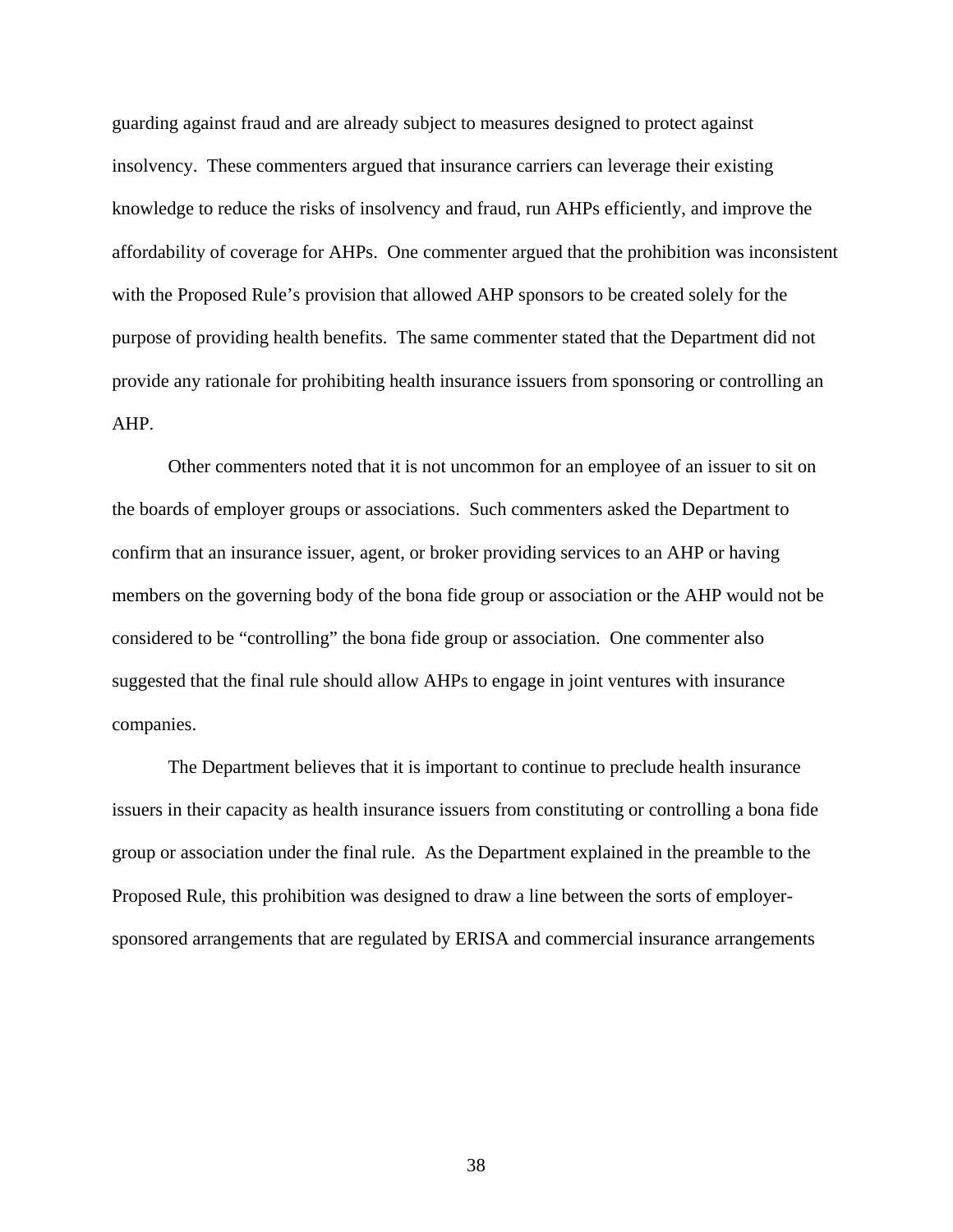guarding against fraud and are already subject to measures designed to protect against insolvency. These commenters argued that insurance carriers can leverage their existing knowledge to reduce the risks of insolvency and fraud, run AHPs efficiently, and improve the affordability of coverage for AHPs. One commenter argued that the prohibition was inconsistent with the Proposed Rule's provision that allowed AHP sponsors to be created solely for the purpose of providing health benefits. The same commenter stated that the Department did not provide any rationale for prohibiting health insurance issuers from sponsoring or controlling an AHP.

Other commenters noted that it is not uncommon for an employee of an issuer to sit on the boards of employer groups or associations. Such commenters asked the Department to confirm that an insurance issuer, agent, or broker providing services to an AHP or having members on the governing body of the bona fide group or association or the AHP would not be considered to be "controlling" the bona fide group or association. One commenter also suggested that the final rule should allow AHPs to engage in joint ventures with insurance companies.

The Department believes that it is important to continue to preclude health insurance issuers in their capacity as health insurance issuers from constituting or controlling a bona fide group or association under the final rule. As the Department explained in the preamble to the Proposed Rule, this prohibition was designed to draw a line between the sorts of employer-sponsored arrangements that are regulated by ERISA and commercial insurance arrangements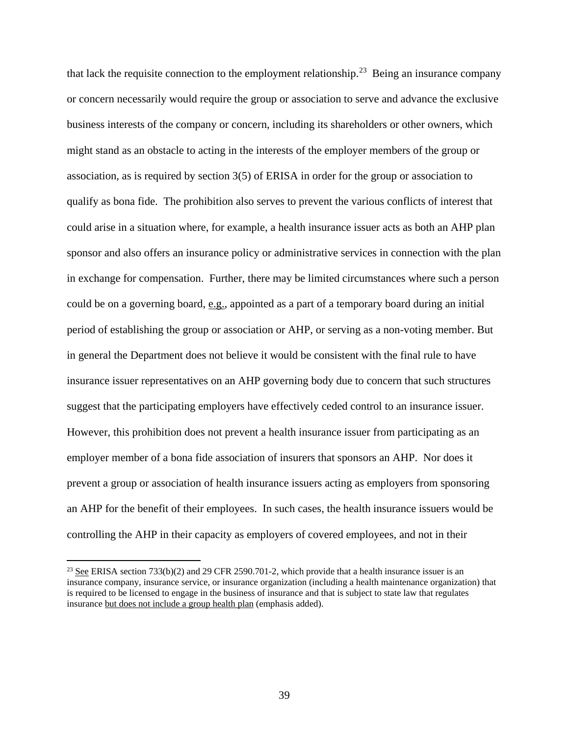that lack the requisite connection to the employment relationship.[23] Being an insurance company or concern necessarily would require the group or association to serve and advance the exclusive business interests of the company or concern, including its shareholders or other owners, which might stand as an obstacle to acting in the interests of the employer members of the group or association, as is required by section 3(5) of ERISA in order for the group or association to qualify as bona fide. The prohibition also serves to prevent the various conflicts of interest that could arise in a situation where, for example, a health insurance issuer acts as both an AHP plan sponsor and also offers an insurance policy or administrative services in connection with the plan in exchange for compensation. Further, there may be limited circumstances where such a person could be on a governing board, e.g., appointed as a part of a temporary board during an initial period of establishing the group or association or AHP, or serving as a non-voting member. But in general the Department does not believe it would be consistent with the final rule to have insurance issuer representatives on an AHP governing body due to concern that such structures suggest that the participating employers have effectively ceded control to an insurance issuer. However, this prohibition does not prevent a health insurance issuer from participating as an employer member of a bona fide association of insurers that sponsors an AHP. Nor does it prevent a group or association of health insurance issuers acting as employers from sponsoring an AHP for the benefit of their employees. In such cases, the health insurance issuers would be controlling the AHP in their capacity as employers of covered employees, and not in their

---

[23] See ERISA section 733(b)(2) and 29 CFR 2590.701-2, which provide that a health insurance issuer is an insurance company, insurance service, or insurance organization (including a health maintenance organization) that is required to be licensed to engage in the business of insurance and that is subject to state law that regulates insurance but does not include a group health plan (emphasis added).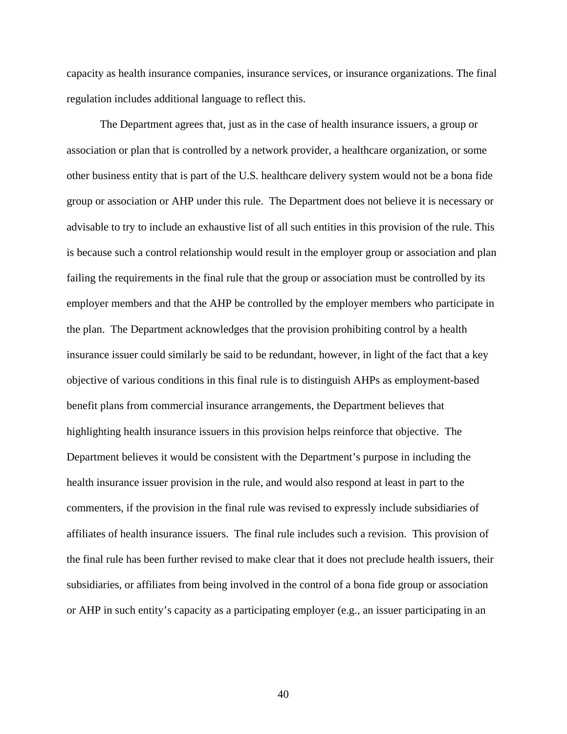capacity as health insurance companies, insurance services, or insurance organizations. The final regulation includes additional language to reflect this.

The Department agrees that, just as in the case of health insurance issuers, a group or association or plan that is controlled by a network provider, a healthcare organization, or some other business entity that is part of the U.S. healthcare delivery system would not be a bona fide group or association or AHP under this rule. The Department does not believe it is necessary or advisable to try to include an exhaustive list of all such entities in this provision of the rule. This is because such a control relationship would result in the employer group or association and plan failing the requirements in the final rule that the group or association must be controlled by its employer members and that the AHP be controlled by the employer members who participate in the plan. The Department acknowledges that the provision prohibiting control by a health insurance issuer could similarly be said to be redundant, however, in light of the fact that a key objective of various conditions in this final rule is to distinguish AHPs as employment-based benefit plans from commercial insurance arrangements, the Department believes that highlighting health insurance issuers in this provision helps reinforce that objective. The Department believes it would be consistent with the Department's purpose in including the health insurance issuer provision in the rule, and would also respond at least in part to the commenters, if the provision in the final rule was revised to expressly include subsidiaries of affiliates of health insurance issuers. The final rule includes such a revision. This provision of the final rule has been further revised to make clear that it does not preclude health issuers, their subsidiaries, or affiliates from being involved in the control of a bona fide group or association or AHP in such entity's capacity as a participating employer (e.g., an issuer participating in an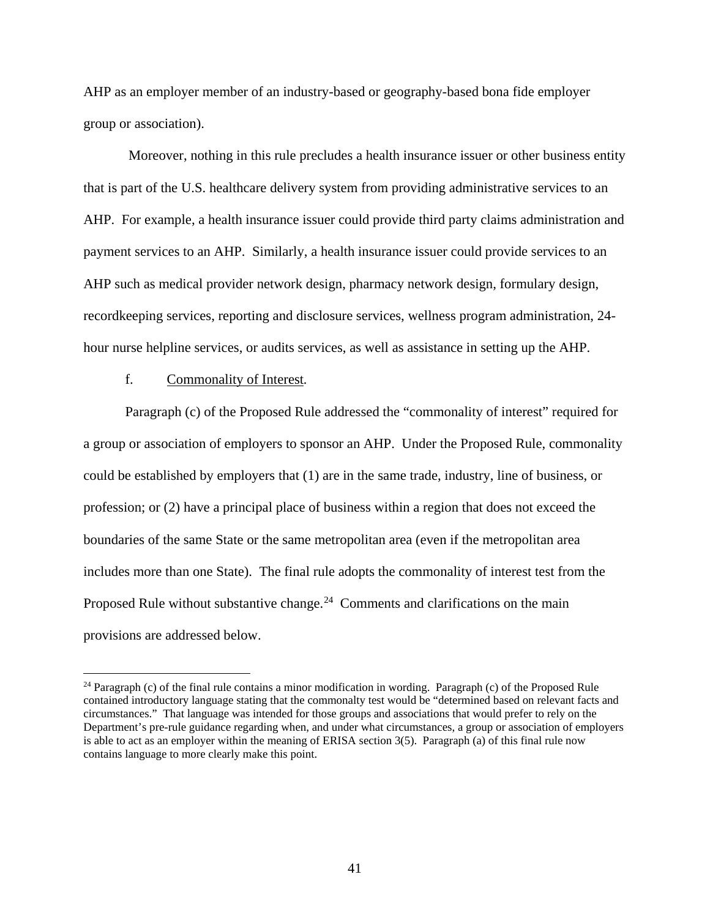AHP as an employer member of an industry-based or geography-based bona fide employer group or association).

Moreover, nothing in this rule precludes a health insurance issuer or other business entity that is part of the U.S. healthcare delivery system from providing administrative services to an AHP. For example, a health insurance issuer could provide third party claims administration and payment services to an AHP. Similarly, a health insurance issuer could provide services to an AHP such as medical provider network design, pharmacy network design, formulary design, recordkeeping services, reporting and disclosure services, wellness program administration, 24-hour nurse helpline services, or audits services, as well as assistance in setting up the AHP.

f. Commonality of Interest.

Paragraph (c) of the Proposed Rule addressed the "commonality of interest" required for a group or association of employers to sponsor an AHP. Under the Proposed Rule, commonality could be established by employers that (1) are in the same trade, industry, line of business, or profession; or (2) have a principal place of business within a region that does not exceed the boundaries of the same State or the same metropolitan area (even if the metropolitan area includes more than one State). The final rule adopts the commonality of interest test from the Proposed Rule without substantive change.[24] Comments and clarifications on the main provisions are addressed below.

[24] Paragraph (c) of the final rule contains a minor modification in wording. Paragraph (c) of the Proposed Rule contained introductory language stating that the commonalty test would be "determined based on relevant facts and circumstances." That language was intended for those groups and associations that would prefer to rely on the Department's pre-rule guidance regarding when, and under what circumstances, a group or association of employers is able to act as an employer within the meaning of ERISA section 3(5). Paragraph (a) of this final rule now contains language to more clearly make this point.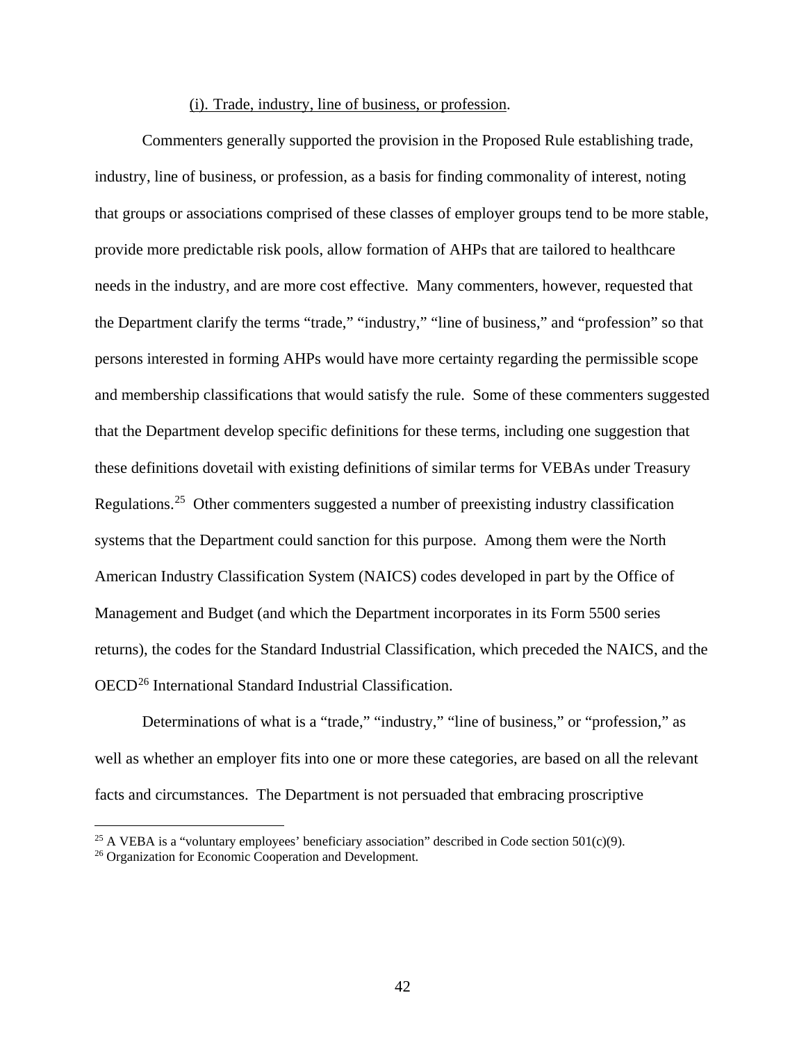(i). Trade, industry, line of business, or profession.

Commenters generally supported the provision in the Proposed Rule establishing trade, industry, line of business, or profession, as a basis for finding commonality of interest, noting that groups or associations comprised of these classes of employer groups tend to be more stable, provide more predictable risk pools, allow formation of AHPs that are tailored to healthcare needs in the industry, and are more cost effective. Many commenters, however, requested that the Department clarify the terms "trade," "industry," "line of business," and "profession" so that persons interested in forming AHPs would have more certainty regarding the permissible scope and membership classifications that would satisfy the rule. Some of these commenters suggested that the Department develop specific definitions for these terms, including one suggestion that these definitions dovetail with existing definitions of similar terms for VEBAs under Treasury Regulations.[25] Other commenters suggested a number of preexisting industry classification systems that the Department could sanction for this purpose. Among them were the North American Industry Classification System (NAICS) codes developed in part by the Office of Management and Budget (and which the Department incorporates in its Form 5500 series returns), the codes for the Standard Industrial Classification, which preceded the NAICS, and the OECD[26] International Standard Industrial Classification.

Determinations of what is a "trade," "industry," "line of business," or "profession," as well as whether an employer fits into one or more these categories, are based on all the relevant facts and circumstances. The Department is not persuaded that embracing proscriptive

[25] A VEBA is a "voluntary employees' beneficiary association" described in Code section 501(c)(9).

[26] Organization for Economic Cooperation and Development.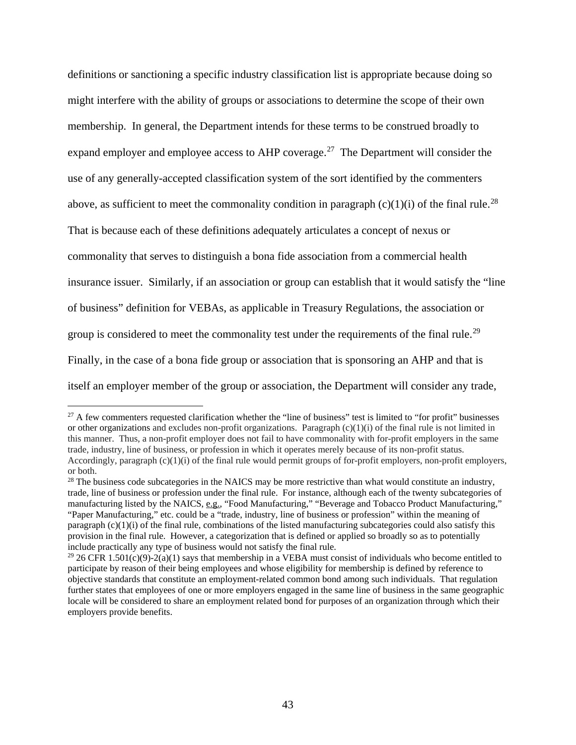definitions or sanctioning a specific industry classification list is appropriate because doing so might interfere with the ability of groups or associations to determine the scope of their own membership. In general, the Department intends for these terms to be construed broadly to expand employer and employee access to AHP coverage.[27] The Department will consider the use of any generally-accepted classification system of the sort identified by the commenters above, as sufficient to meet the commonality condition in paragraph (c)(1)(i) of the final rule.[28] That is because each of these definitions adequately articulates a concept of nexus or commonality that serves to distinguish a bona fide association from a commercial health insurance issuer. Similarly, if an association or group can establish that it would satisfy the "line of business" definition for VEBAs, as applicable in Treasury Regulations, the association or group is considered to meet the commonality test under the requirements of the final rule.[29] Finally, in the case of a bona fide group or association that is sponsoring an AHP and that is itself an employer member of the group or association, the Department will consider any trade,

---

[27] A few commenters requested clarification whether the "line of business" test is limited to "for profit" businesses or other organizations and excludes non-profit organizations. Paragraph (c)(1)(i) of the final rule is not limited in this manner. Thus, a non-profit employer does not fail to have commonality with for-profit employers in the same trade, industry, line of business, or profession in which it operates merely because of its non-profit status. Accordingly, paragraph (c)(1)(i) of the final rule would permit groups of for-profit employers, non-profit employers, or both.

[28] The business code subcategories in the NAICS may be more restrictive than what would constitute an industry, trade, line of business or profession under the final rule. For instance, although each of the twenty subcategories of manufacturing listed by the NAICS, e.g., "Food Manufacturing," "Beverage and Tobacco Product Manufacturing," "Paper Manufacturing," etc. could be a "trade, industry, line of business or profession" within the meaning of paragraph (c)(1)(i) of the final rule, combinations of the listed manufacturing subcategories could also satisfy this provision in the final rule. However, a categorization that is defined or applied so broadly so as to potentially include practically any type of business would not satisfy the final rule.

[29] 26 CFR 1.501(c)(9)-2(a)(1) says that membership in a VEBA must consist of individuals who become entitled to participate by reason of their being employees and whose eligibility for membership is defined by reference to objective standards that constitute an employment-related common bond among such individuals. That regulation further states that employees of one or more employers engaged in the same line of business in the same geographic locale will be considered to share an employment related bond for purposes of an organization through which their employers provide benefits.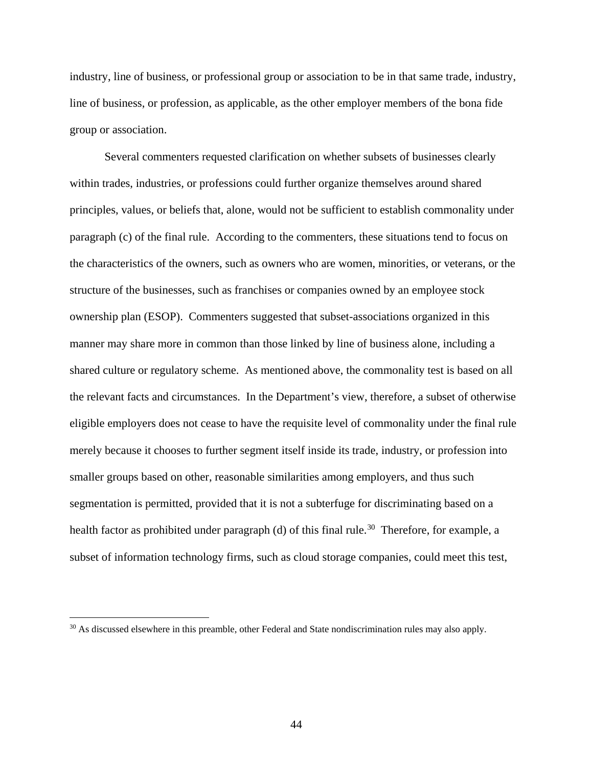industry, line of business, or professional group or association to be in that same trade, industry, line of business, or profession, as applicable, as the other employer members of the bona fide group or association.

Several commenters requested clarification on whether subsets of businesses clearly within trades, industries, or professions could further organize themselves around shared principles, values, or beliefs that, alone, would not be sufficient to establish commonality under paragraph (c) of the final rule. According to the commenters, these situations tend to focus on the characteristics of the owners, such as owners who are women, minorities, or veterans, or the structure of the businesses, such as franchises or companies owned by an employee stock ownership plan (ESOP). Commenters suggested that subset-associations organized in this manner may share more in common than those linked by line of business alone, including a shared culture or regulatory scheme. As mentioned above, the commonality test is based on all the relevant facts and circumstances. In the Department's view, therefore, a subset of otherwise eligible employers does not cease to have the requisite level of commonality under the final rule merely because it chooses to further segment itself inside its trade, industry, or profession into smaller groups based on other, reasonable similarities among employers, and thus such segmentation is permitted, provided that it is not a subterfuge for discriminating based on a health factor as prohibited under paragraph (d) of this final rule.[30] Therefore, for example, a subset of information technology firms, such as cloud storage companies, could meet this test,

[30] As discussed elsewhere in this preamble, other Federal and State nondiscrimination rules may also apply.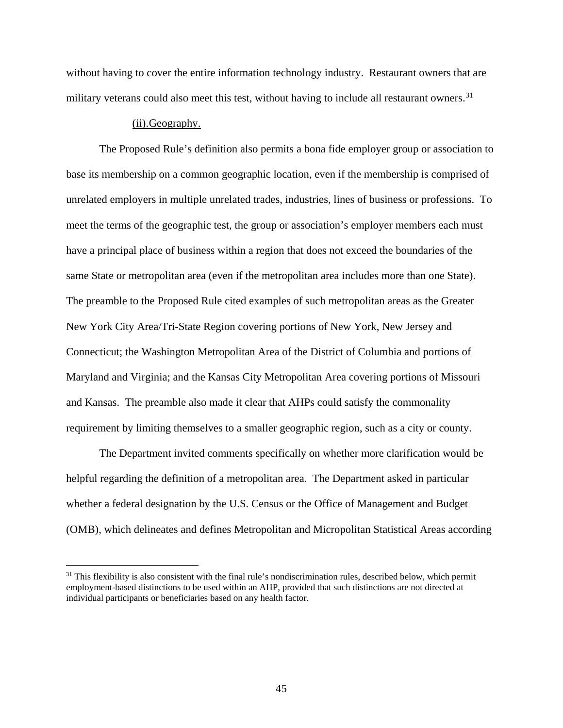without having to cover the entire information technology industry. Restaurant owners that are military veterans could also meet this test, without having to include all restaurant owners.[31]

(ii).Geography.

The Proposed Rule's definition also permits a bona fide employer group or association to base its membership on a common geographic location, even if the membership is comprised of unrelated employers in multiple unrelated trades, industries, lines of business or professions. To meet the terms of the geographic test, the group or association's employer members each must have a principal place of business within a region that does not exceed the boundaries of the same State or metropolitan area (even if the metropolitan area includes more than one State). The preamble to the Proposed Rule cited examples of such metropolitan areas as the Greater New York City Area/Tri-State Region covering portions of New York, New Jersey and Connecticut; the Washington Metropolitan Area of the District of Columbia and portions of Maryland and Virginia; and the Kansas City Metropolitan Area covering portions of Missouri and Kansas. The preamble also made it clear that AHPs could satisfy the commonality requirement by limiting themselves to a smaller geographic region, such as a city or county.

The Department invited comments specifically on whether more clarification would be helpful regarding the definition of a metropolitan area. The Department asked in particular whether a federal designation by the U.S. Census or the Office of Management and Budget (OMB), which delineates and defines Metropolitan and Micropolitan Statistical Areas according

[31] This flexibility is also consistent with the final rule's nondiscrimination rules, described below, which permit employment-based distinctions to be used within an AHP, provided that such distinctions are not directed at individual participants or beneficiaries based on any health factor.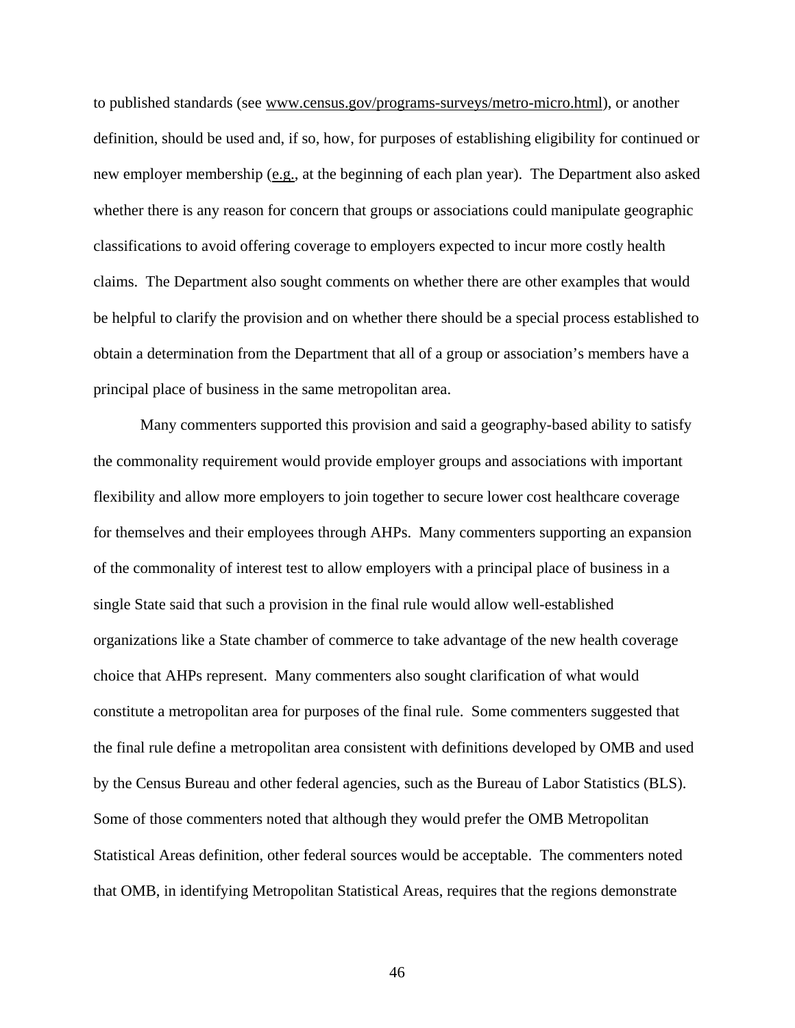to published standards (see www.census.gov/programs-surveys/metro-micro.html), or another definition, should be used and, if so, how, for purposes of establishing eligibility for continued or new employer membership (e.g., at the beginning of each plan year). The Department also asked whether there is any reason for concern that groups or associations could manipulate geographic classifications to avoid offering coverage to employers expected to incur more costly health claims. The Department also sought comments on whether there are other examples that would be helpful to clarify the provision and on whether there should be a special process established to obtain a determination from the Department that all of a group or association's members have a principal place of business in the same metropolitan area.

Many commenters supported this provision and said a geography-based ability to satisfy the commonality requirement would provide employer groups and associations with important flexibility and allow more employers to join together to secure lower cost healthcare coverage for themselves and their employees through AHPs. Many commenters supporting an expansion of the commonality of interest test to allow employers with a principal place of business in a single State said that such a provision in the final rule would allow well-established organizations like a State chamber of commerce to take advantage of the new health coverage choice that AHPs represent. Many commenters also sought clarification of what would constitute a metropolitan area for purposes of the final rule. Some commenters suggested that the final rule define a metropolitan area consistent with definitions developed by OMB and used by the Census Bureau and other federal agencies, such as the Bureau of Labor Statistics (BLS). Some of those commenters noted that although they would prefer the OMB Metropolitan Statistical Areas definition, other federal sources would be acceptable. The commenters noted that OMB, in identifying Metropolitan Statistical Areas, requires that the regions demonstrate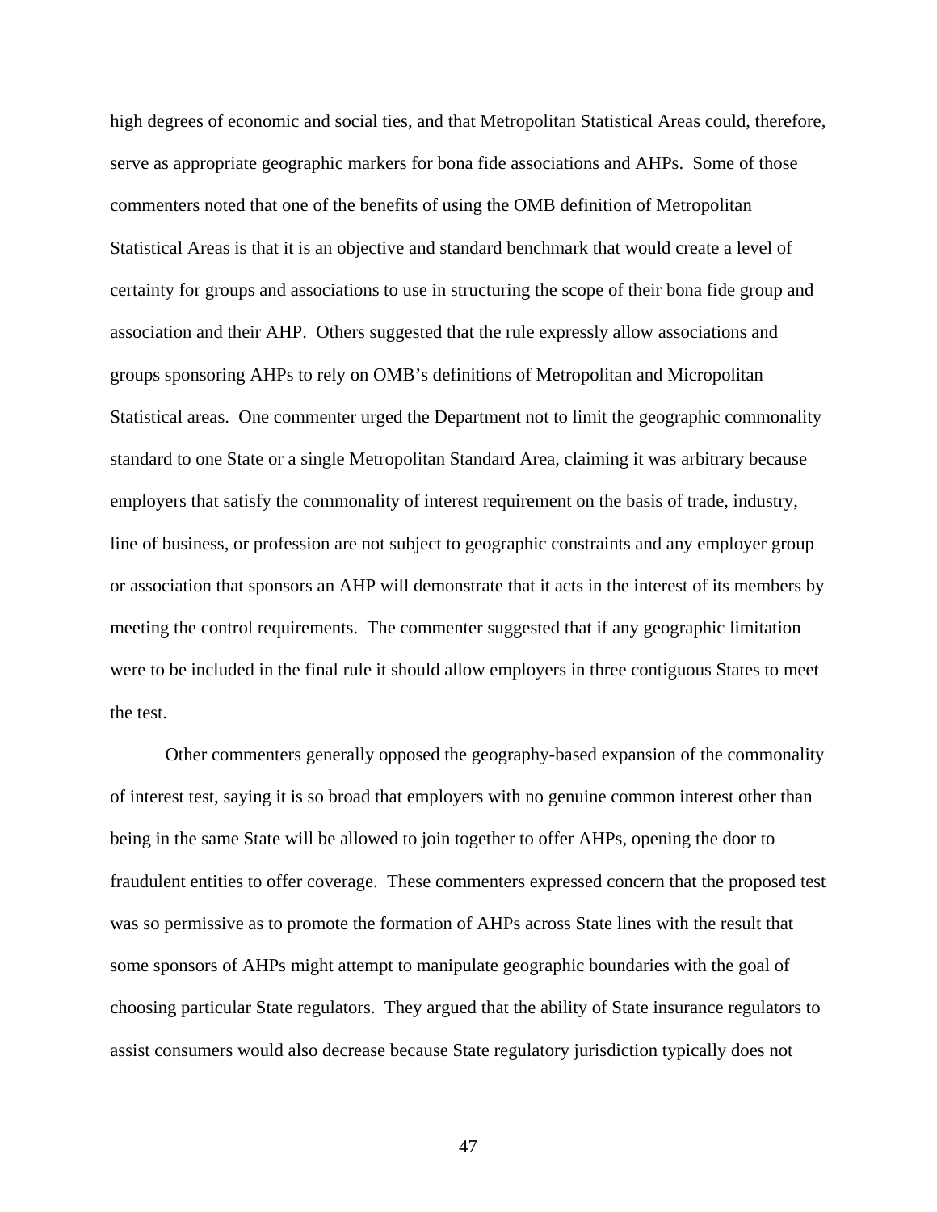high degrees of economic and social ties, and that Metropolitan Statistical Areas could, therefore, serve as appropriate geographic markers for bona fide associations and AHPs. Some of those commenters noted that one of the benefits of using the OMB definition of Metropolitan Statistical Areas is that it is an objective and standard benchmark that would create a level of certainty for groups and associations to use in structuring the scope of their bona fide group and association and their AHP. Others suggested that the rule expressly allow associations and groups sponsoring AHPs to rely on OMB's definitions of Metropolitan and Micropolitan Statistical areas. One commenter urged the Department not to limit the geographic commonality standard to one State or a single Metropolitan Standard Area, claiming it was arbitrary because employers that satisfy the commonality of interest requirement on the basis of trade, industry, line of business, or profession are not subject to geographic constraints and any employer group or association that sponsors an AHP will demonstrate that it acts in the interest of its members by meeting the control requirements. The commenter suggested that if any geographic limitation were to be included in the final rule it should allow employers in three contiguous States to meet the test.

Other commenters generally opposed the geography-based expansion of the commonality of interest test, saying it is so broad that employers with no genuine common interest other than being in the same State will be allowed to join together to offer AHPs, opening the door to fraudulent entities to offer coverage. These commenters expressed concern that the proposed test was so permissive as to promote the formation of AHPs across State lines with the result that some sponsors of AHPs might attempt to manipulate geographic boundaries with the goal of choosing particular State regulators. They argued that the ability of State insurance regulators to assist consumers would also decrease because State regulatory jurisdiction typically does not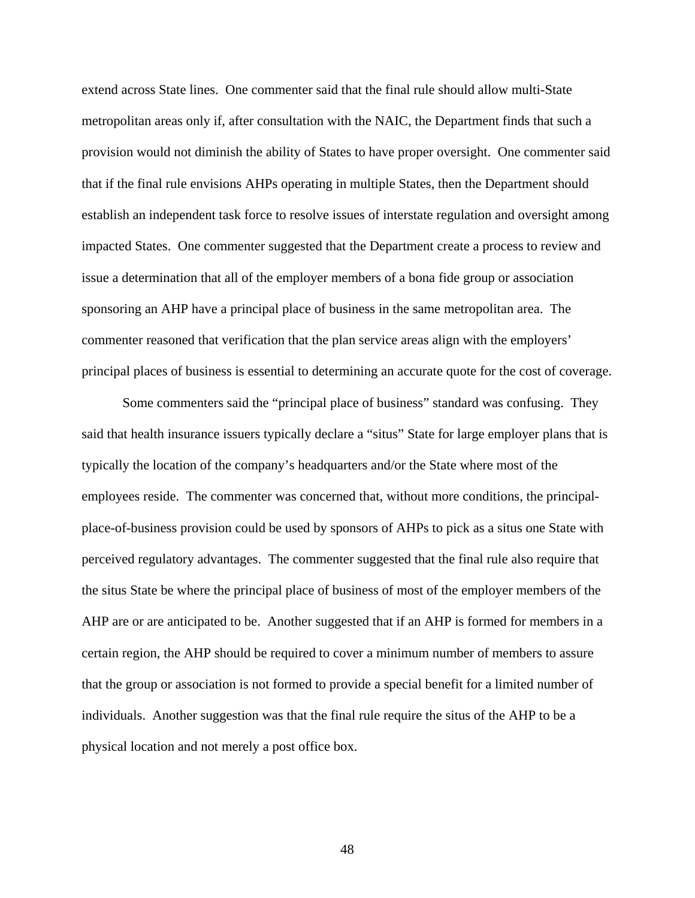extend across State lines. One commenter said that the final rule should allow multi-State metropolitan areas only if, after consultation with the NAIC, the Department finds that such a provision would not diminish the ability of States to have proper oversight. One commenter said that if the final rule envisions AHPs operating in multiple States, then the Department should establish an independent task force to resolve issues of interstate regulation and oversight among impacted States. One commenter suggested that the Department create a process to review and issue a determination that all of the employer members of a bona fide group or association sponsoring an AHP have a principal place of business in the same metropolitan area. The commenter reasoned that verification that the plan service areas align with the employers' principal places of business is essential to determining an accurate quote for the cost of coverage.

Some commenters said the "principal place of business" standard was confusing. They said that health insurance issuers typically declare a "situs" State for large employer plans that is typically the location of the company's headquarters and/or the State where most of the employees reside. The commenter was concerned that, without more conditions, the principal-place-of-business provision could be used by sponsors of AHPs to pick as a situs one State with perceived regulatory advantages. The commenter suggested that the final rule also require that the situs State be where the principal place of business of most of the employer members of the AHP are or are anticipated to be. Another suggested that if an AHP is formed for members in a certain region, the AHP should be required to cover a minimum number of members to assure that the group or association is not formed to provide a special benefit for a limited number of individuals. Another suggestion was that the final rule require the situs of the AHP to be a physical location and not merely a post office box.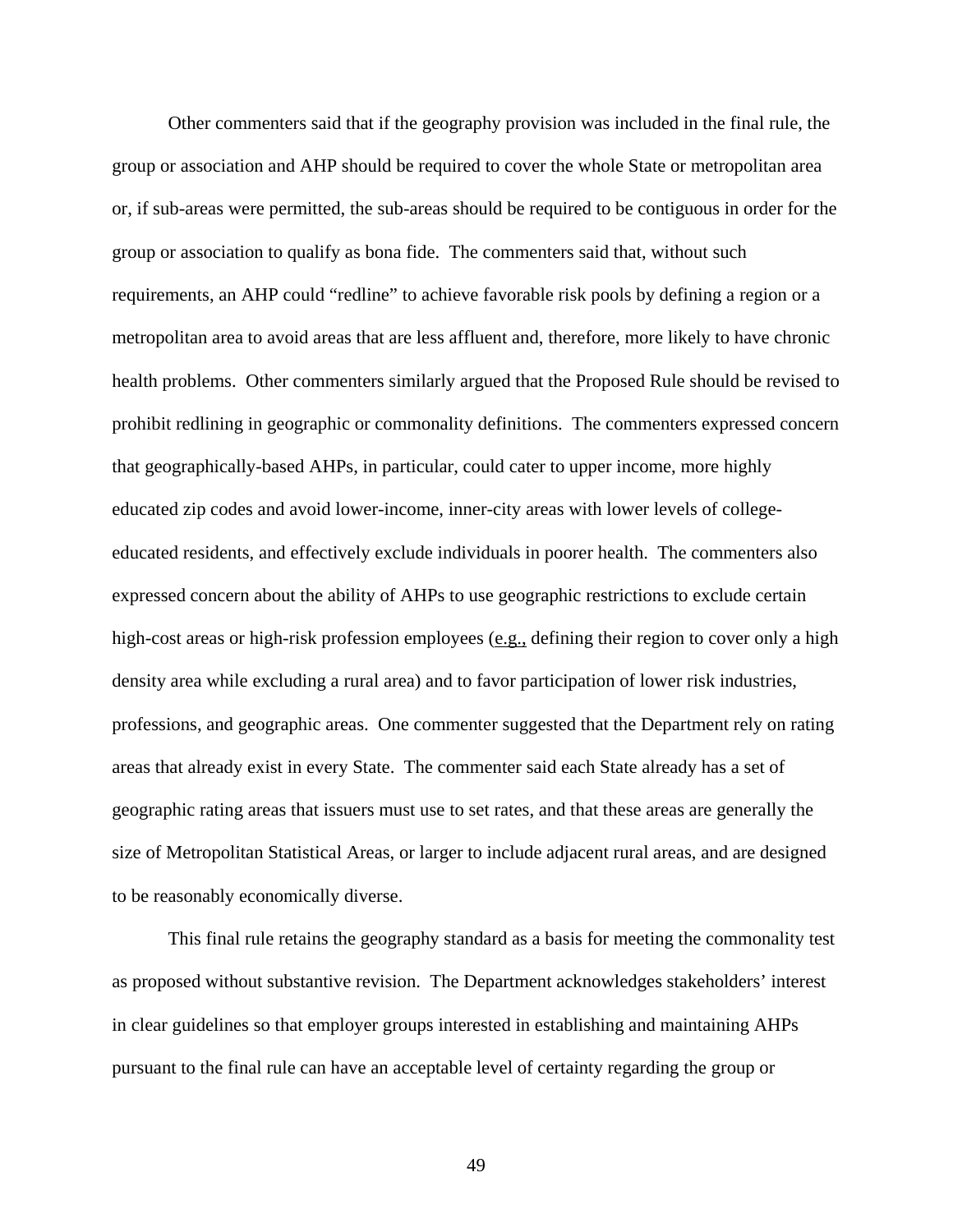Other commenters said that if the geography provision was included in the final rule, the group or association and AHP should be required to cover the whole State or metropolitan area or, if sub-areas were permitted, the sub-areas should be required to be contiguous in order for the group or association to qualify as bona fide. The commenters said that, without such requirements, an AHP could "redline" to achieve favorable risk pools by defining a region or a metropolitan area to avoid areas that are less affluent and, therefore, more likely to have chronic health problems. Other commenters similarly argued that the Proposed Rule should be revised to prohibit redlining in geographic or commonality definitions. The commenters expressed concern that geographically-based AHPs, in particular, could cater to upper income, more highly educated zip codes and avoid lower-income, inner-city areas with lower levels of college-educated residents, and effectively exclude individuals in poorer health. The commenters also expressed concern about the ability of AHPs to use geographic restrictions to exclude certain high-cost areas or high-risk profession employees (e.g., defining their region to cover only a high density area while excluding a rural area) and to favor participation of lower risk industries, professions, and geographic areas. One commenter suggested that the Department rely on rating areas that already exist in every State. The commenter said each State already has a set of geographic rating areas that issuers must use to set rates, and that these areas are generally the size of Metropolitan Statistical Areas, or larger to include adjacent rural areas, and are designed to be reasonably economically diverse.

This final rule retains the geography standard as a basis for meeting the commonality test as proposed without substantive revision. The Department acknowledges stakeholders' interest in clear guidelines so that employer groups interested in establishing and maintaining AHPs pursuant to the final rule can have an acceptable level of certainty regarding the group or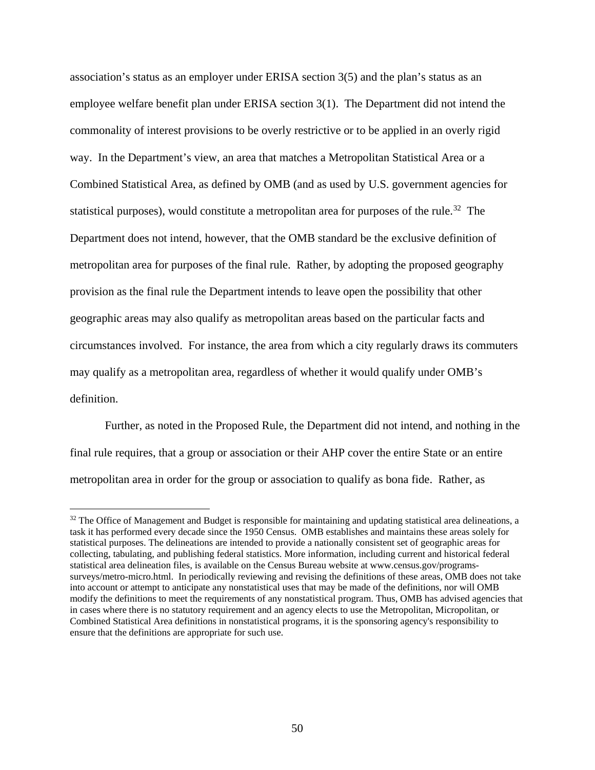association's status as an employer under ERISA section 3(5) and the plan's status as an employee welfare benefit plan under ERISA section 3(1). The Department did not intend the commonality of interest provisions to be overly restrictive or to be applied in an overly rigid way. In the Department's view, an area that matches a Metropolitan Statistical Area or a Combined Statistical Area, as defined by OMB (and as used by U.S. government agencies for statistical purposes), would constitute a metropolitan area for purposes of the rule.[32] The Department does not intend, however, that the OMB standard be the exclusive definition of metropolitan area for purposes of the final rule. Rather, by adopting the proposed geography provision as the final rule the Department intends to leave open the possibility that other geographic areas may also qualify as metropolitan areas based on the particular facts and circumstances involved. For instance, the area from which a city regularly draws its commuters may qualify as a metropolitan area, regardless of whether it would qualify under OMB's definition.

Further, as noted in the Proposed Rule, the Department did not intend, and nothing in the final rule requires, that a group or association or their AHP cover the entire State or an entire metropolitan area in order for the group or association to qualify as bona fide. Rather, as

---

[32] The Office of Management and Budget is responsible for maintaining and updating statistical area delineations, a task it has performed every decade since the 1950 Census. OMB establishes and maintains these areas solely for statistical purposes. The delineations are intended to provide a nationally consistent set of geographic areas for collecting, tabulating, and publishing federal statistics. More information, including current and historical federal statistical area delineation files, is available on the Census Bureau website at www.census.gov/programs-surveys/metro-micro.html. In periodically reviewing and revising the definitions of these areas, OMB does not take into account or attempt to anticipate any nonstatistical uses that may be made of the definitions, nor will OMB modify the definitions to meet the requirements of any nonstatistical program. Thus, OMB has advised agencies that in cases where there is no statutory requirement and an agency elects to use the Metropolitan, Micropolitan, or Combined Statistical Area definitions in nonstatistical programs, it is the sponsoring agency's responsibility to ensure that the definitions are appropriate for such use.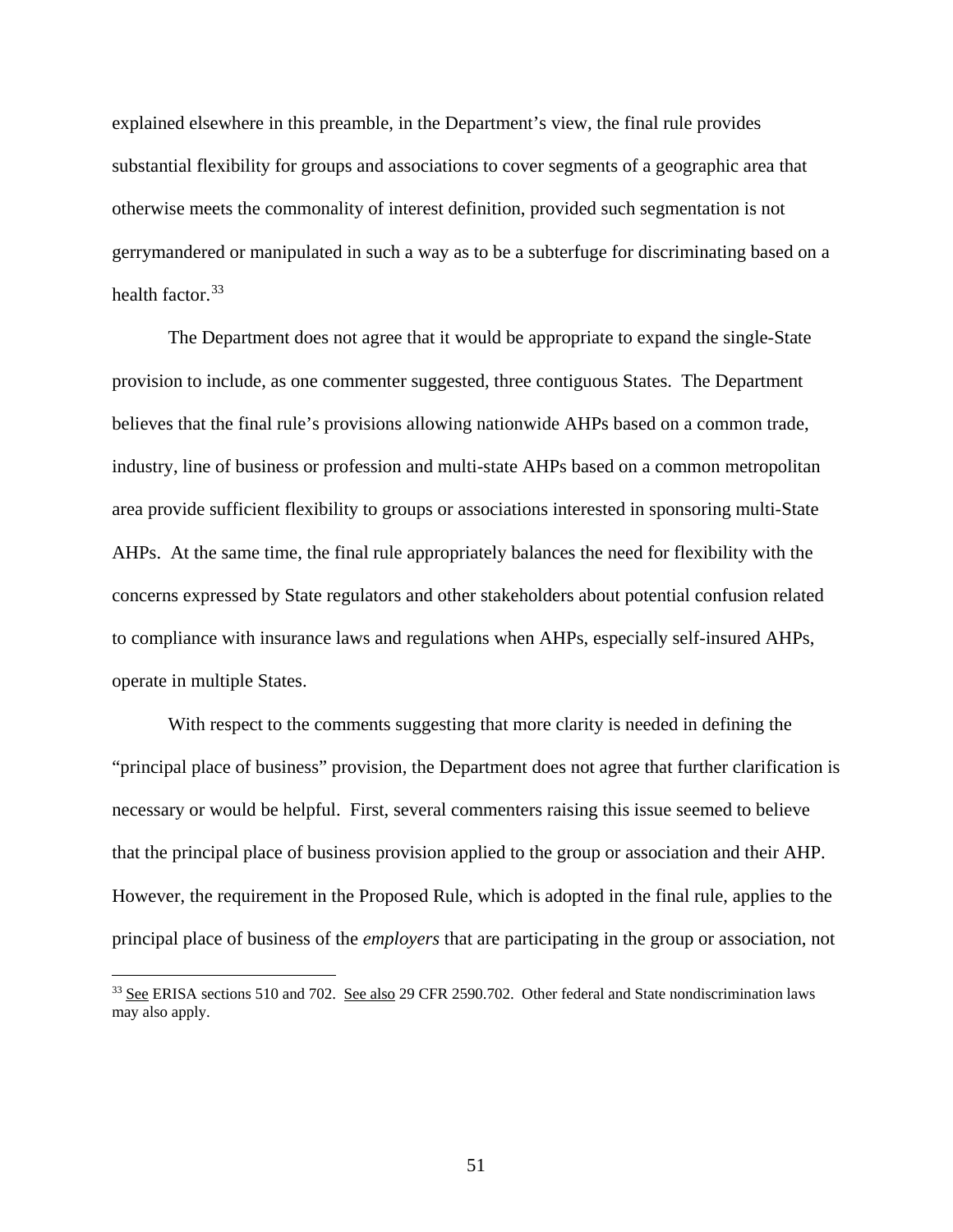explained elsewhere in this preamble, in the Department's view, the final rule provides substantial flexibility for groups and associations to cover segments of a geographic area that otherwise meets the commonality of interest definition, provided such segmentation is not gerrymandered or manipulated in such a way as to be a subterfuge for discriminating based on a health factor.[33]

The Department does not agree that it would be appropriate to expand the single-State provision to include, as one commenter suggested, three contiguous States. The Department believes that the final rule's provisions allowing nationwide AHPs based on a common trade, industry, line of business or profession and multi-state AHPs based on a common metropolitan area provide sufficient flexibility to groups or associations interested in sponsoring multi-State AHPs. At the same time, the final rule appropriately balances the need for flexibility with the concerns expressed by State regulators and other stakeholders about potential confusion related to compliance with insurance laws and regulations when AHPs, especially self-insured AHPs, operate in multiple States.

With respect to the comments suggesting that more clarity is needed in defining the "principal place of business" provision, the Department does not agree that further clarification is necessary or would be helpful. First, several commenters raising this issue seemed to believe that the principal place of business provision applied to the group or association and their AHP. However, the requirement in the Proposed Rule, which is adopted in the final rule, applies to the principal place of business of the *employers* that are participating in the group or association, not

[33] See ERISA sections 510 and 702. See also 29 CFR 2590.702. Other federal and State nondiscrimination laws may also apply.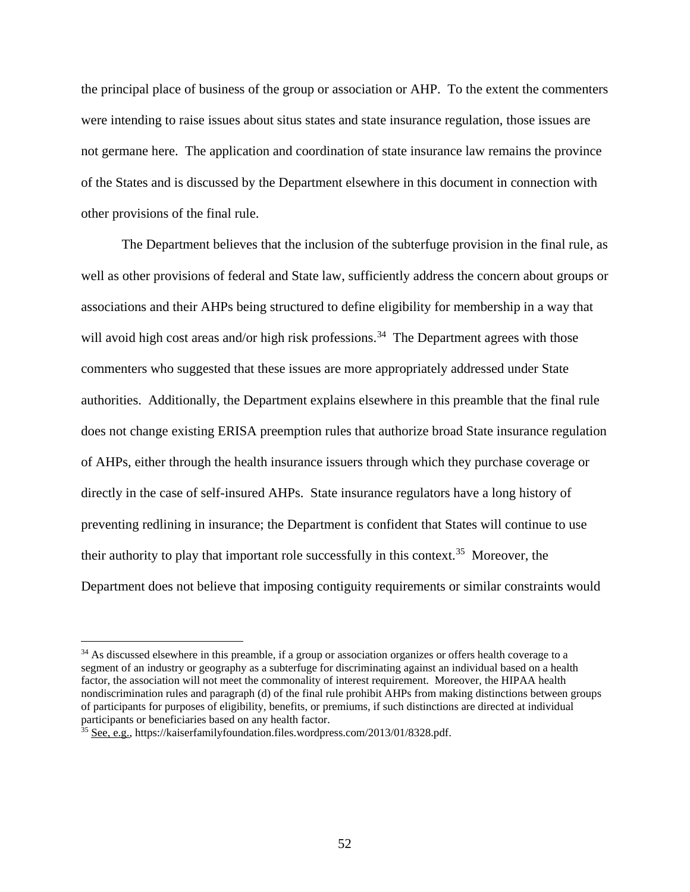the principal place of business of the group or association or AHP. To the extent the commenters were intending to raise issues about situs states and state insurance regulation, those issues are not germane here. The application and coordination of state insurance law remains the province of the States and is discussed by the Department elsewhere in this document in connection with other provisions of the final rule.

The Department believes that the inclusion of the subterfuge provision in the final rule, as well as other provisions of federal and State law, sufficiently address the concern about groups or associations and their AHPs being structured to define eligibility for membership in a way that will avoid high cost areas and/or high risk professions.[34] The Department agrees with those commenters who suggested that these issues are more appropriately addressed under State authorities. Additionally, the Department explains elsewhere in this preamble that the final rule does not change existing ERISA preemption rules that authorize broad State insurance regulation of AHPs, either through the health insurance issuers through which they purchase coverage or directly in the case of self-insured AHPs. State insurance regulators have a long history of preventing redlining in insurance; the Department is confident that States will continue to use their authority to play that important role successfully in this context.[35] Moreover, the Department does not believe that imposing contiguity requirements or similar constraints would

---

[34] As discussed elsewhere in this preamble, if a group or association organizes or offers health coverage to a segment of an industry or geography as a subterfuge for discriminating against an individual based on a health factor, the association will not meet the commonality of interest requirement. Moreover, the HIPAA health nondiscrimination rules and paragraph (d) of the final rule prohibit AHPs from making distinctions between groups of participants for purposes of eligibility, benefits, or premiums, if such distinctions are directed at individual participants or beneficiaries based on any health factor.

[35] See, e.g., https://kaiserfamilyfoundation.files.wordpress.com/2013/01/8328.pdf.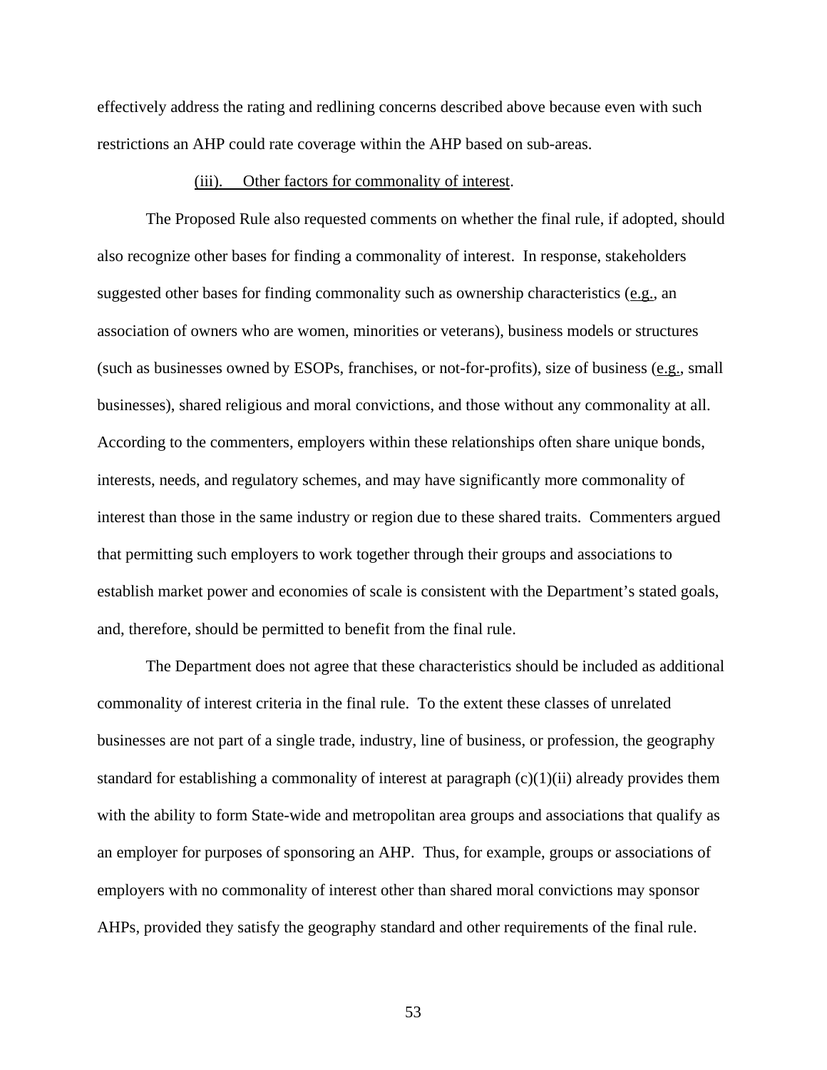effectively address the rating and redlining concerns described above because even with such restrictions an AHP could rate coverage within the AHP based on sub-areas.

(iii). Other factors for commonality of interest.

The Proposed Rule also requested comments on whether the final rule, if adopted, should also recognize other bases for finding a commonality of interest. In response, stakeholders suggested other bases for finding commonality such as ownership characteristics (e.g., an association of owners who are women, minorities or veterans), business models or structures (such as businesses owned by ESOPs, franchises, or not-for-profits), size of business (e.g., small businesses), shared religious and moral convictions, and those without any commonality at all. According to the commenters, employers within these relationships often share unique bonds, interests, needs, and regulatory schemes, and may have significantly more commonality of interest than those in the same industry or region due to these shared traits. Commenters argued that permitting such employers to work together through their groups and associations to establish market power and economies of scale is consistent with the Department's stated goals, and, therefore, should be permitted to benefit from the final rule.

The Department does not agree that these characteristics should be included as additional commonality of interest criteria in the final rule. To the extent these classes of unrelated businesses are not part of a single trade, industry, line of business, or profession, the geography standard for establishing a commonality of interest at paragraph (c)(1)(ii) already provides them with the ability to form State-wide and metropolitan area groups and associations that qualify as an employer for purposes of sponsoring an AHP. Thus, for example, groups or associations of employers with no commonality of interest other than shared moral convictions may sponsor AHPs, provided they satisfy the geography standard and other requirements of the final rule.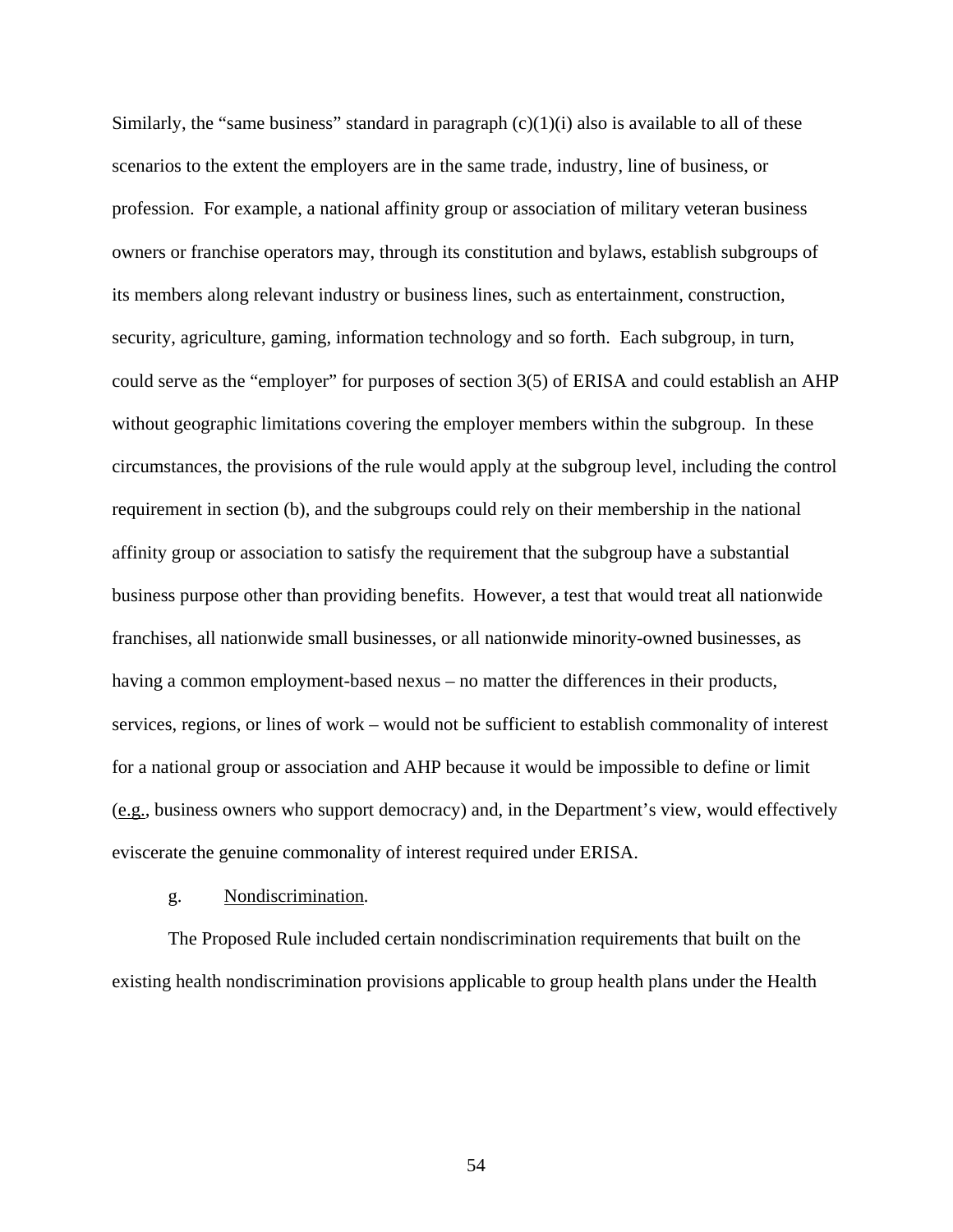Similarly, the "same business" standard in paragraph (c)(1)(i) also is available to all of these scenarios to the extent the employers are in the same trade, industry, line of business, or profession. For example, a national affinity group or association of military veteran business owners or franchise operators may, through its constitution and bylaws, establish subgroups of its members along relevant industry or business lines, such as entertainment, construction, security, agriculture, gaming, information technology and so forth. Each subgroup, in turn, could serve as the "employer" for purposes of section 3(5) of ERISA and could establish an AHP without geographic limitations covering the employer members within the subgroup. In these circumstances, the provisions of the rule would apply at the subgroup level, including the control requirement in section (b), and the subgroups could rely on their membership in the national affinity group or association to satisfy the requirement that the subgroup have a substantial business purpose other than providing benefits. However, a test that would treat all nationwide franchises, all nationwide small businesses, or all nationwide minority-owned businesses, as having a common employment-based nexus – no matter the differences in their products, services, regions, or lines of work – would not be sufficient to establish commonality of interest for a national group or association and AHP because it would be impossible to define or limit (e.g., business owners who support democracy) and, in the Department's view, would effectively eviscerate the genuine commonality of interest required under ERISA.

g. Nondiscrimination.

The Proposed Rule included certain nondiscrimination requirements that built on the existing health nondiscrimination provisions applicable to group health plans under the Health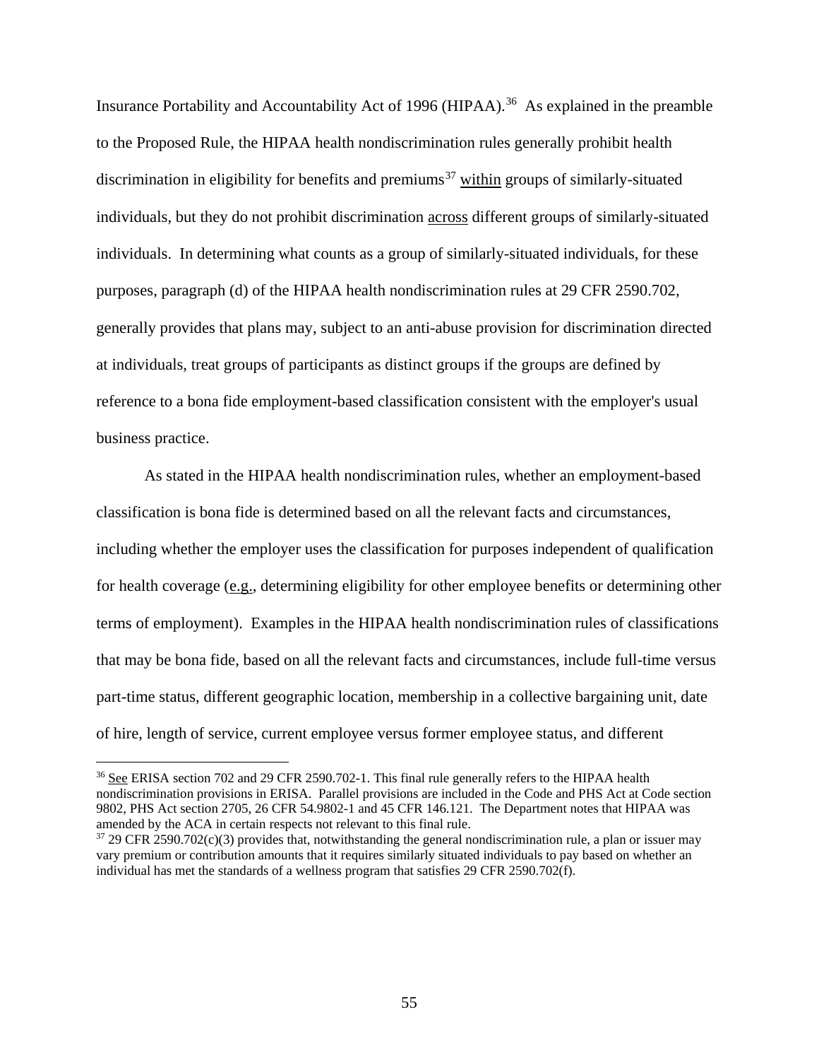Insurance Portability and Accountability Act of 1996 (HIPAA).[36] As explained in the preamble to the Proposed Rule, the HIPAA health nondiscrimination rules generally prohibit health discrimination in eligibility for benefits and premiums[37] within groups of similarly-situated individuals, but they do not prohibit discrimination across different groups of similarly-situated individuals. In determining what counts as a group of similarly-situated individuals, for these purposes, paragraph (d) of the HIPAA health nondiscrimination rules at 29 CFR 2590.702, generally provides that plans may, subject to an anti-abuse provision for discrimination directed at individuals, treat groups of participants as distinct groups if the groups are defined by reference to a bona fide employment-based classification consistent with the employer's usual business practice.

As stated in the HIPAA health nondiscrimination rules, whether an employment-based classification is bona fide is determined based on all the relevant facts and circumstances, including whether the employer uses the classification for purposes independent of qualification for health coverage (e.g., determining eligibility for other employee benefits or determining other terms of employment). Examples in the HIPAA health nondiscrimination rules of classifications that may be bona fide, based on all the relevant facts and circumstances, include full-time versus part-time status, different geographic location, membership in a collective bargaining unit, date of hire, length of service, current employee versus former employee status, and different

---

[36] See ERISA section 702 and 29 CFR 2590.702-1. This final rule generally refers to the HIPAA health nondiscrimination provisions in ERISA. Parallel provisions are included in the Code and PHS Act at Code section 9802, PHS Act section 2705, 26 CFR 54.9802-1 and 45 CFR 146.121. The Department notes that HIPAA was amended by the ACA in certain respects not relevant to this final rule.

[37] 29 CFR 2590.702(c)(3) provides that, notwithstanding the general nondiscrimination rule, a plan or issuer may vary premium or contribution amounts that it requires similarly situated individuals to pay based on whether an individual has met the standards of a wellness program that satisfies 29 CFR 2590.702(f).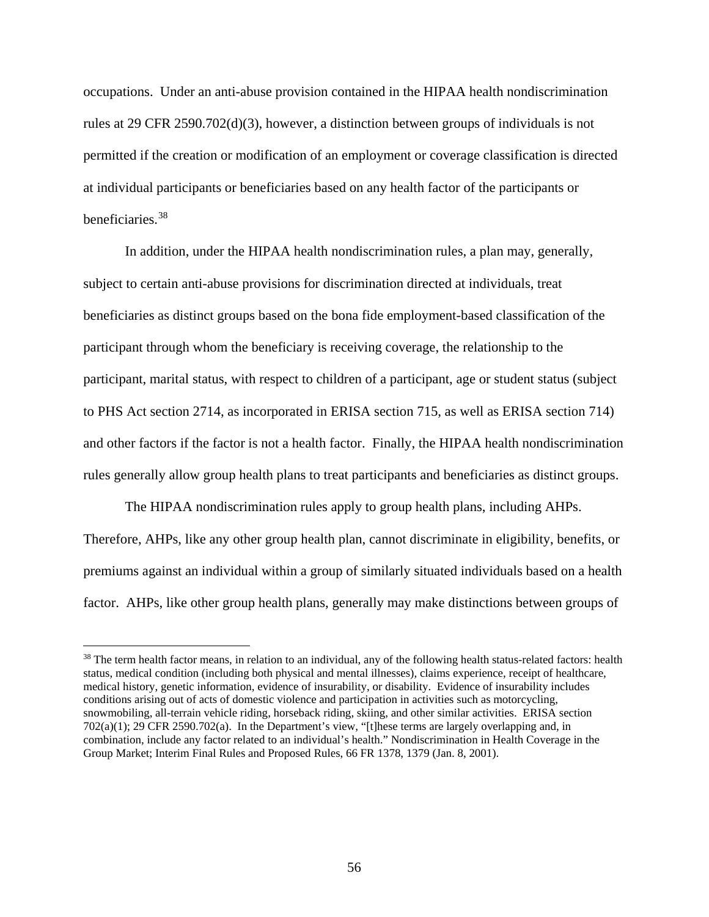occupations. Under an anti-abuse provision contained in the HIPAA health nondiscrimination rules at 29 CFR 2590.702(d)(3), however, a distinction between groups of individuals is not permitted if the creation or modification of an employment or coverage classification is directed at individual participants or beneficiaries based on any health factor of the participants or beneficiaries.[38]

In addition, under the HIPAA health nondiscrimination rules, a plan may, generally, subject to certain anti-abuse provisions for discrimination directed at individuals, treat beneficiaries as distinct groups based on the bona fide employment-based classification of the participant through whom the beneficiary is receiving coverage, the relationship to the participant, marital status, with respect to children of a participant, age or student status (subject to PHS Act section 2714, as incorporated in ERISA section 715, as well as ERISA section 714) and other factors if the factor is not a health factor. Finally, the HIPAA health nondiscrimination rules generally allow group health plans to treat participants and beneficiaries as distinct groups.

The HIPAA nondiscrimination rules apply to group health plans, including AHPs. Therefore, AHPs, like any other group health plan, cannot discriminate in eligibility, benefits, or premiums against an individual within a group of similarly situated individuals based on a health factor. AHPs, like other group health plans, generally may make distinctions between groups of

---

[38] The term health factor means, in relation to an individual, any of the following health status-related factors: health status, medical condition (including both physical and mental illnesses), claims experience, receipt of healthcare, medical history, genetic information, evidence of insurability, or disability. Evidence of insurability includes conditions arising out of acts of domestic violence and participation in activities such as motorcycling, snowmobiling, all-terrain vehicle riding, horseback riding, skiing, and other similar activities. ERISA section 702(a)(1); 29 CFR 2590.702(a). In the Department's view, "[t]hese terms are largely overlapping and, in combination, include any factor related to an individual's health." Nondiscrimination in Health Coverage in the Group Market; Interim Final Rules and Proposed Rules, 66 FR 1378, 1379 (Jan. 8, 2001).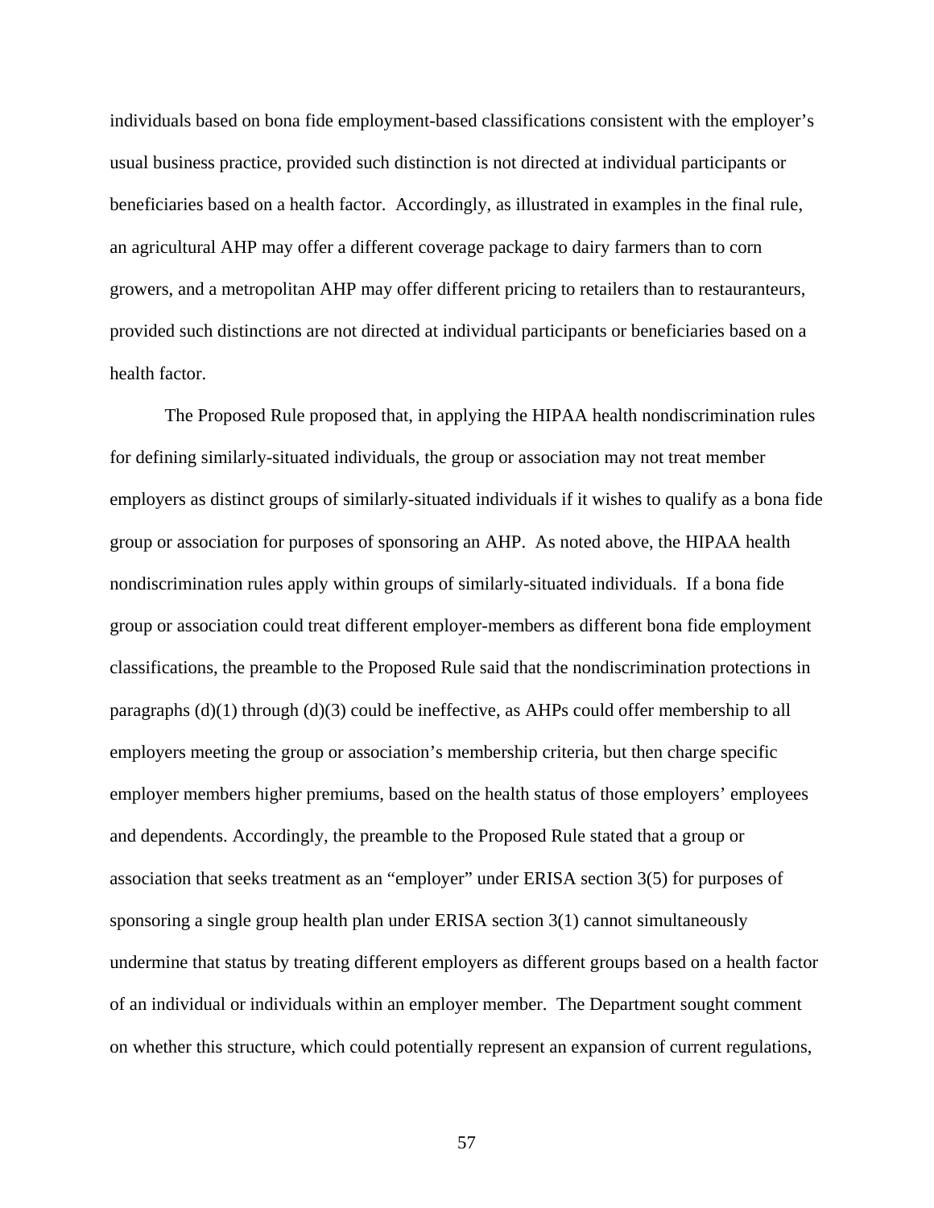individuals based on bona fide employment-based classifications consistent with the employer's usual business practice, provided such distinction is not directed at individual participants or beneficiaries based on a health factor. Accordingly, as illustrated in examples in the final rule, an agricultural AHP may offer a different coverage package to dairy farmers than to corn growers, and a metropolitan AHP may offer different pricing to retailers than to restauranteurs, provided such distinctions are not directed at individual participants or beneficiaries based on a health factor.

The Proposed Rule proposed that, in applying the HIPAA health nondiscrimination rules for defining similarly-situated individuals, the group or association may not treat member employers as distinct groups of similarly-situated individuals if it wishes to qualify as a bona fide group or association for purposes of sponsoring an AHP. As noted above, the HIPAA health nondiscrimination rules apply within groups of similarly-situated individuals. If a bona fide group or association could treat different employer-members as different bona fide employment classifications, the preamble to the Proposed Rule said that the nondiscrimination protections in paragraphs (d)(1) through (d)(3) could be ineffective, as AHPs could offer membership to all employers meeting the group or association's membership criteria, but then charge specific employer members higher premiums, based on the health status of those employers' employees and dependents. Accordingly, the preamble to the Proposed Rule stated that a group or association that seeks treatment as an "employer" under ERISA section 3(5) for purposes of sponsoring a single group health plan under ERISA section 3(1) cannot simultaneously undermine that status by treating different employers as different groups based on a health factor of an individual or individuals within an employer member. The Department sought comment on whether this structure, which could potentially represent an expansion of current regulations,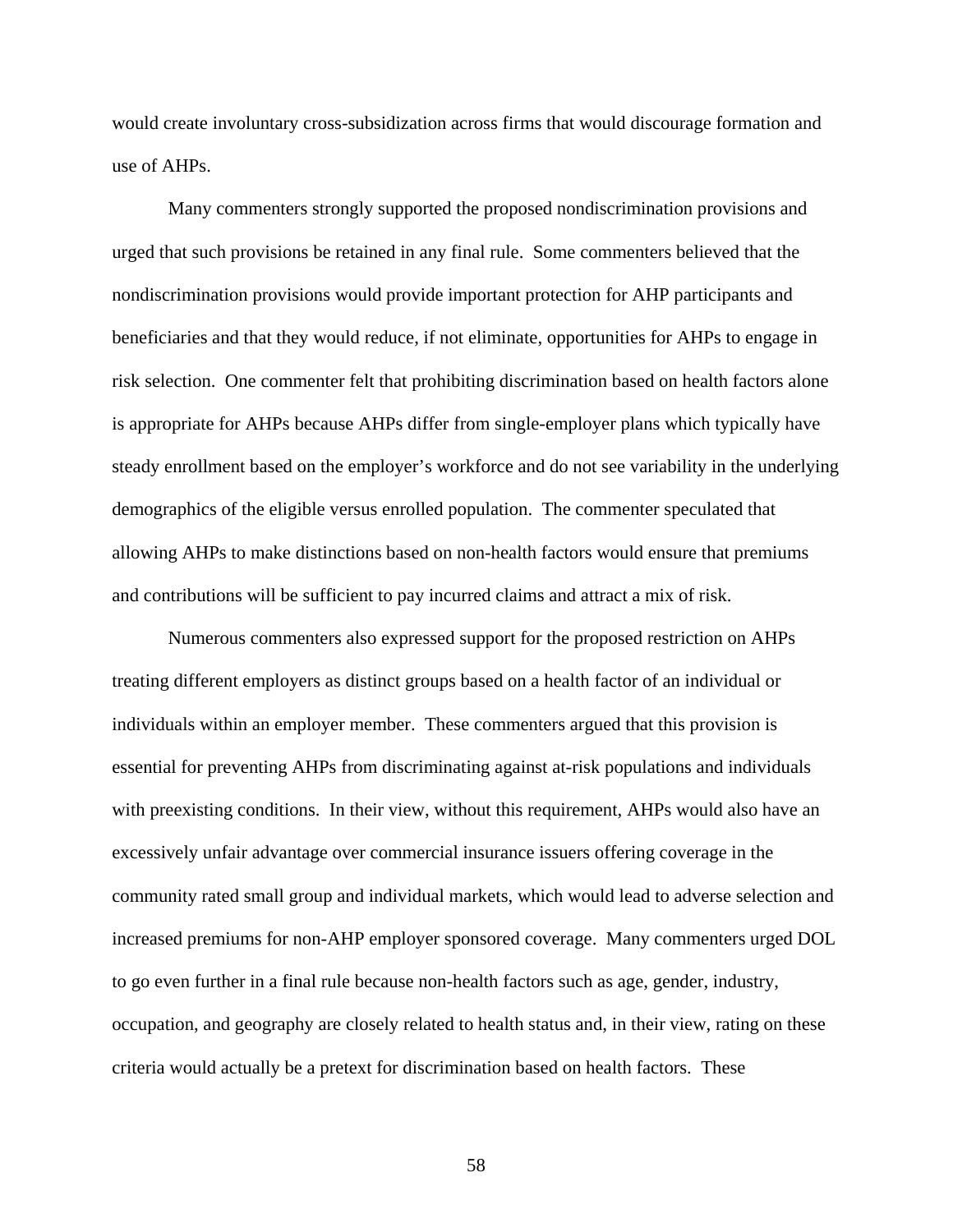would create involuntary cross-subsidization across firms that would discourage formation and use of AHPs.

Many commenters strongly supported the proposed nondiscrimination provisions and urged that such provisions be retained in any final rule. Some commenters believed that the nondiscrimination provisions would provide important protection for AHP participants and beneficiaries and that they would reduce, if not eliminate, opportunities for AHPs to engage in risk selection. One commenter felt that prohibiting discrimination based on health factors alone is appropriate for AHPs because AHPs differ from single-employer plans which typically have steady enrollment based on the employer's workforce and do not see variability in the underlying demographics of the eligible versus enrolled population. The commenter speculated that allowing AHPs to make distinctions based on non-health factors would ensure that premiums and contributions will be sufficient to pay incurred claims and attract a mix of risk.

Numerous commenters also expressed support for the proposed restriction on AHPs treating different employers as distinct groups based on a health factor of an individual or individuals within an employer member. These commenters argued that this provision is essential for preventing AHPs from discriminating against at-risk populations and individuals with preexisting conditions. In their view, without this requirement, AHPs would also have an excessively unfair advantage over commercial insurance issuers offering coverage in the community rated small group and individual markets, which would lead to adverse selection and increased premiums for non-AHP employer sponsored coverage. Many commenters urged DOL to go even further in a final rule because non-health factors such as age, gender, industry, occupation, and geography are closely related to health status and, in their view, rating on these criteria would actually be a pretext for discrimination based on health factors. These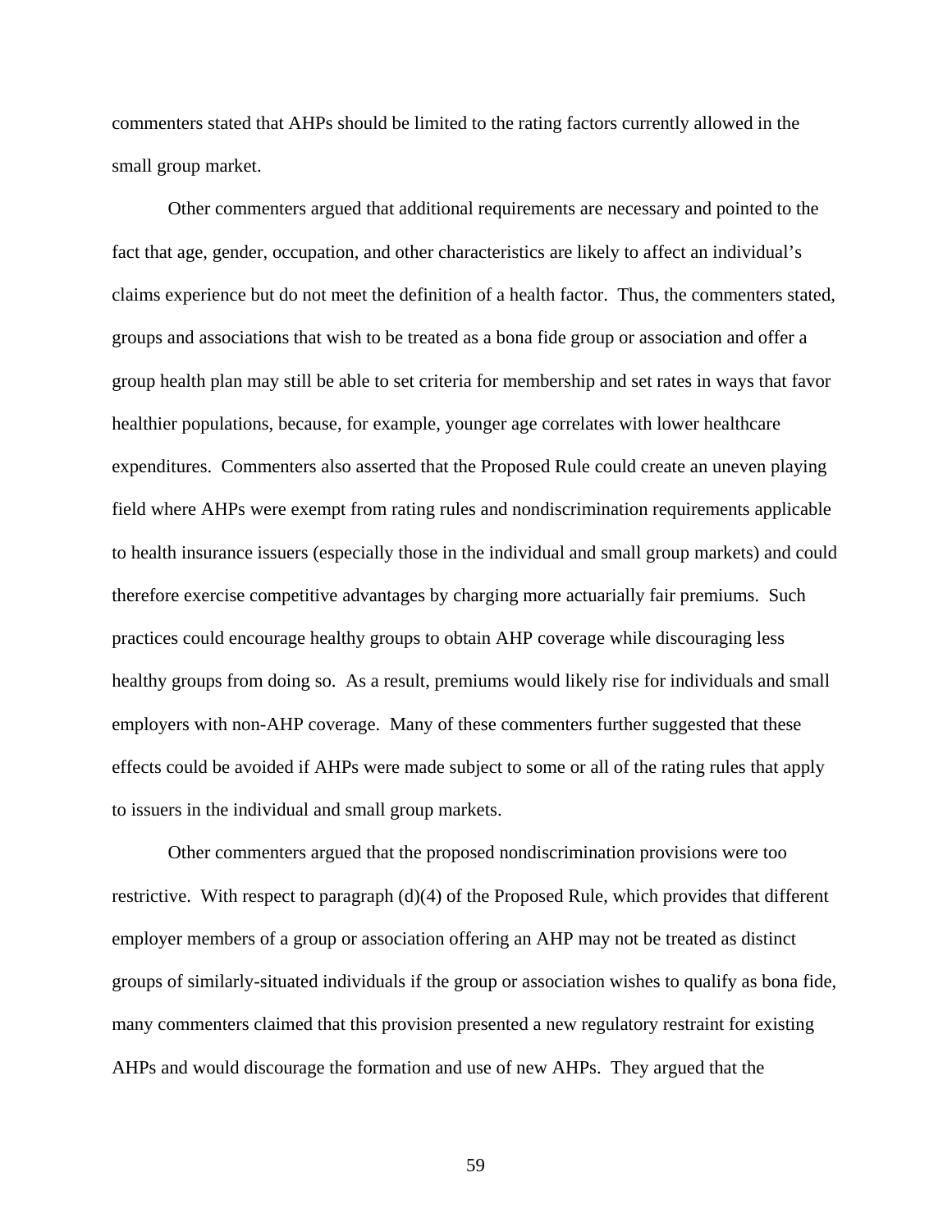commenters stated that AHPs should be limited to the rating factors currently allowed in the small group market.

Other commenters argued that additional requirements are necessary and pointed to the fact that age, gender, occupation, and other characteristics are likely to affect an individual's claims experience but do not meet the definition of a health factor. Thus, the commenters stated, groups and associations that wish to be treated as a bona fide group or association and offer a group health plan may still be able to set criteria for membership and set rates in ways that favor healthier populations, because, for example, younger age correlates with lower healthcare expenditures. Commenters also asserted that the Proposed Rule could create an uneven playing field where AHPs were exempt from rating rules and nondiscrimination requirements applicable to health insurance issuers (especially those in the individual and small group markets) and could therefore exercise competitive advantages by charging more actuarially fair premiums. Such practices could encourage healthy groups to obtain AHP coverage while discouraging less healthy groups from doing so. As a result, premiums would likely rise for individuals and small employers with non-AHP coverage. Many of these commenters further suggested that these effects could be avoided if AHPs were made subject to some or all of the rating rules that apply to issuers in the individual and small group markets.

Other commenters argued that the proposed nondiscrimination provisions were too restrictive. With respect to paragraph (d)(4) of the Proposed Rule, which provides that different employer members of a group or association offering an AHP may not be treated as distinct groups of similarly-situated individuals if the group or association wishes to qualify as bona fide, many commenters claimed that this provision presented a new regulatory restraint for existing AHPs and would discourage the formation and use of new AHPs. They argued that the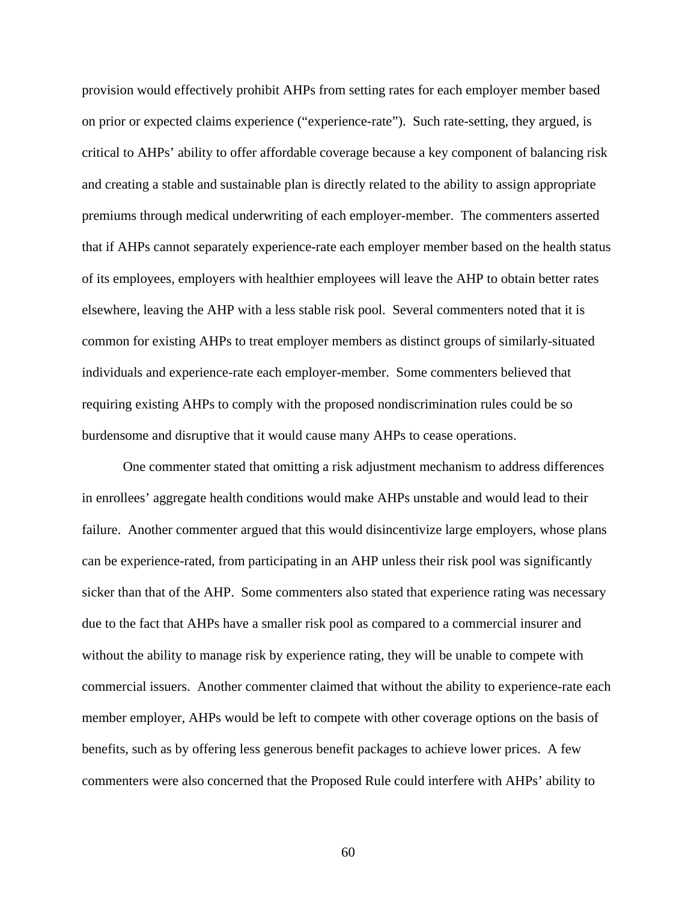provision would effectively prohibit AHPs from setting rates for each employer member based on prior or expected claims experience ("experience-rate"). Such rate-setting, they argued, is critical to AHPs' ability to offer affordable coverage because a key component of balancing risk and creating a stable and sustainable plan is directly related to the ability to assign appropriate premiums through medical underwriting of each employer-member. The commenters asserted that if AHPs cannot separately experience-rate each employer member based on the health status of its employees, employers with healthier employees will leave the AHP to obtain better rates elsewhere, leaving the AHP with a less stable risk pool. Several commenters noted that it is common for existing AHPs to treat employer members as distinct groups of similarly-situated individuals and experience-rate each employer-member. Some commenters believed that requiring existing AHPs to comply with the proposed nondiscrimination rules could be so burdensome and disruptive that it would cause many AHPs to cease operations.

One commenter stated that omitting a risk adjustment mechanism to address differences in enrollees' aggregate health conditions would make AHPs unstable and would lead to their failure. Another commenter argued that this would disincentivize large employers, whose plans can be experience-rated, from participating in an AHP unless their risk pool was significantly sicker than that of the AHP. Some commenters also stated that experience rating was necessary due to the fact that AHPs have a smaller risk pool as compared to a commercial insurer and without the ability to manage risk by experience rating, they will be unable to compete with commercial issuers. Another commenter claimed that without the ability to experience-rate each member employer, AHPs would be left to compete with other coverage options on the basis of benefits, such as by offering less generous benefit packages to achieve lower prices. A few commenters were also concerned that the Proposed Rule could interfere with AHPs' ability to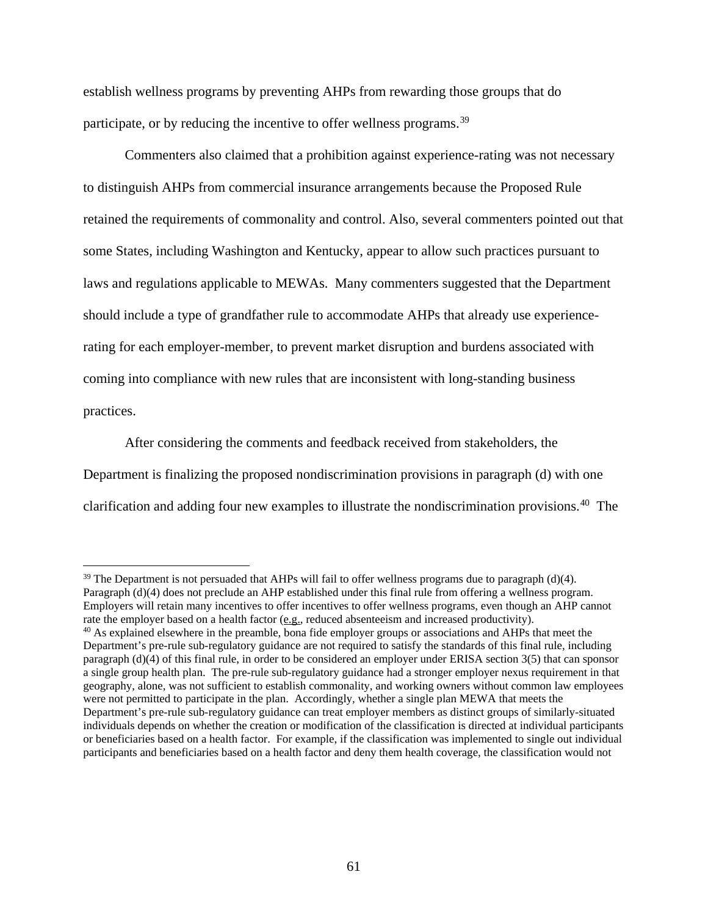establish wellness programs by preventing AHPs from rewarding those groups that do participate, or by reducing the incentive to offer wellness programs.[39]

Commenters also claimed that a prohibition against experience-rating was not necessary to distinguish AHPs from commercial insurance arrangements because the Proposed Rule retained the requirements of commonality and control. Also, several commenters pointed out that some States, including Washington and Kentucky, appear to allow such practices pursuant to laws and regulations applicable to MEWAs. Many commenters suggested that the Department should include a type of grandfather rule to accommodate AHPs that already use experience-rating for each employer-member, to prevent market disruption and burdens associated with coming into compliance with new rules that are inconsistent with long-standing business practices.

After considering the comments and feedback received from stakeholders, the Department is finalizing the proposed nondiscrimination provisions in paragraph (d) with one clarification and adding four new examples to illustrate the nondiscrimination provisions.[40] The

---

[39] The Department is not persuaded that AHPs will fail to offer wellness programs due to paragraph (d)(4). Paragraph (d)(4) does not preclude an AHP established under this final rule from offering a wellness program. Employers will retain many incentives to offer incentives to offer wellness programs, even though an AHP cannot rate the employer based on a health factor (e.g., reduced absenteeism and increased productivity).

[40] As explained elsewhere in the preamble, bona fide employer groups or associations and AHPs that meet the Department's pre-rule sub-regulatory guidance are not required to satisfy the standards of this final rule, including paragraph (d)(4) of this final rule, in order to be considered an employer under ERISA section 3(5) that can sponsor a single group health plan. The pre-rule sub-regulatory guidance had a stronger employer nexus requirement in that geography, alone, was not sufficient to establish commonality, and working owners without common law employees were not permitted to participate in the plan. Accordingly, whether a single plan MEWA that meets the Department's pre-rule sub-regulatory guidance can treat employer members as distinct groups of similarly-situated individuals depends on whether the creation or modification of the classification is directed at individual participants or beneficiaries based on a health factor. For example, if the classification was implemented to single out individual participants and beneficiaries based on a health factor and deny them health coverage, the classification would not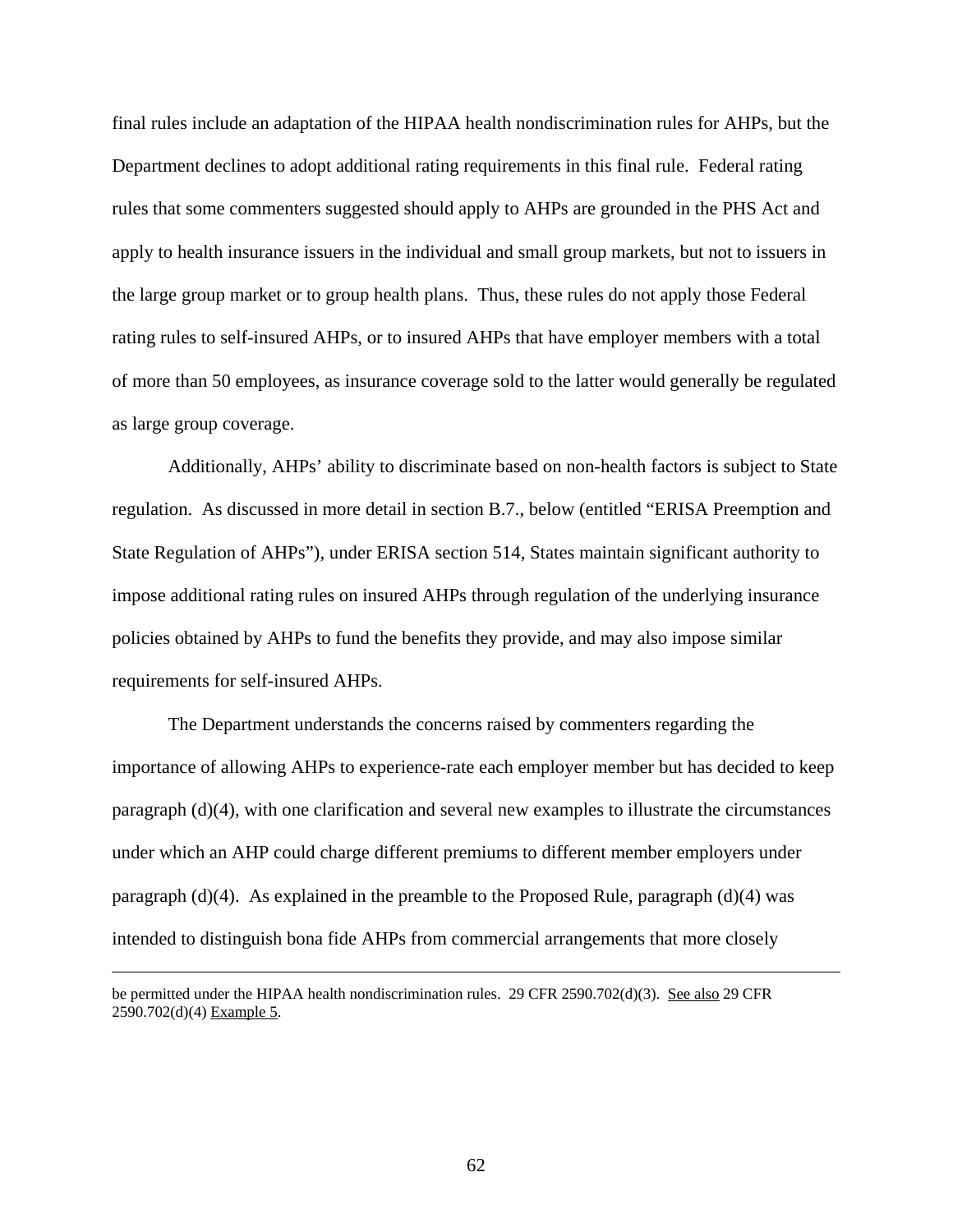final rules include an adaptation of the HIPAA health nondiscrimination rules for AHPs, but the Department declines to adopt additional rating requirements in this final rule. Federal rating rules that some commenters suggested should apply to AHPs are grounded in the PHS Act and apply to health insurance issuers in the individual and small group markets, but not to issuers in the large group market or to group health plans. Thus, these rules do not apply those Federal rating rules to self-insured AHPs, or to insured AHPs that have employer members with a total of more than 50 employees, as insurance coverage sold to the latter would generally be regulated as large group coverage.

Additionally, AHPs' ability to discriminate based on non-health factors is subject to State regulation. As discussed in more detail in section B.7., below (entitled "ERISA Preemption and State Regulation of AHPs"), under ERISA section 514, States maintain significant authority to impose additional rating rules on insured AHPs through regulation of the underlying insurance policies obtained by AHPs to fund the benefits they provide, and may also impose similar requirements for self-insured AHPs.

The Department understands the concerns raised by commenters regarding the importance of allowing AHPs to experience-rate each employer member but has decided to keep paragraph (d)(4), with one clarification and several new examples to illustrate the circumstances under which an AHP could charge different premiums to different member employers under paragraph (d)(4). As explained in the preamble to the Proposed Rule, paragraph (d)(4) was intended to distinguish bona fide AHPs from commercial arrangements that more closely

---

be permitted under the HIPAA health nondiscrimination rules. 29 CFR 2590.702(d)(3). See also 29 CFR 2590.702(d)(4) Example 5.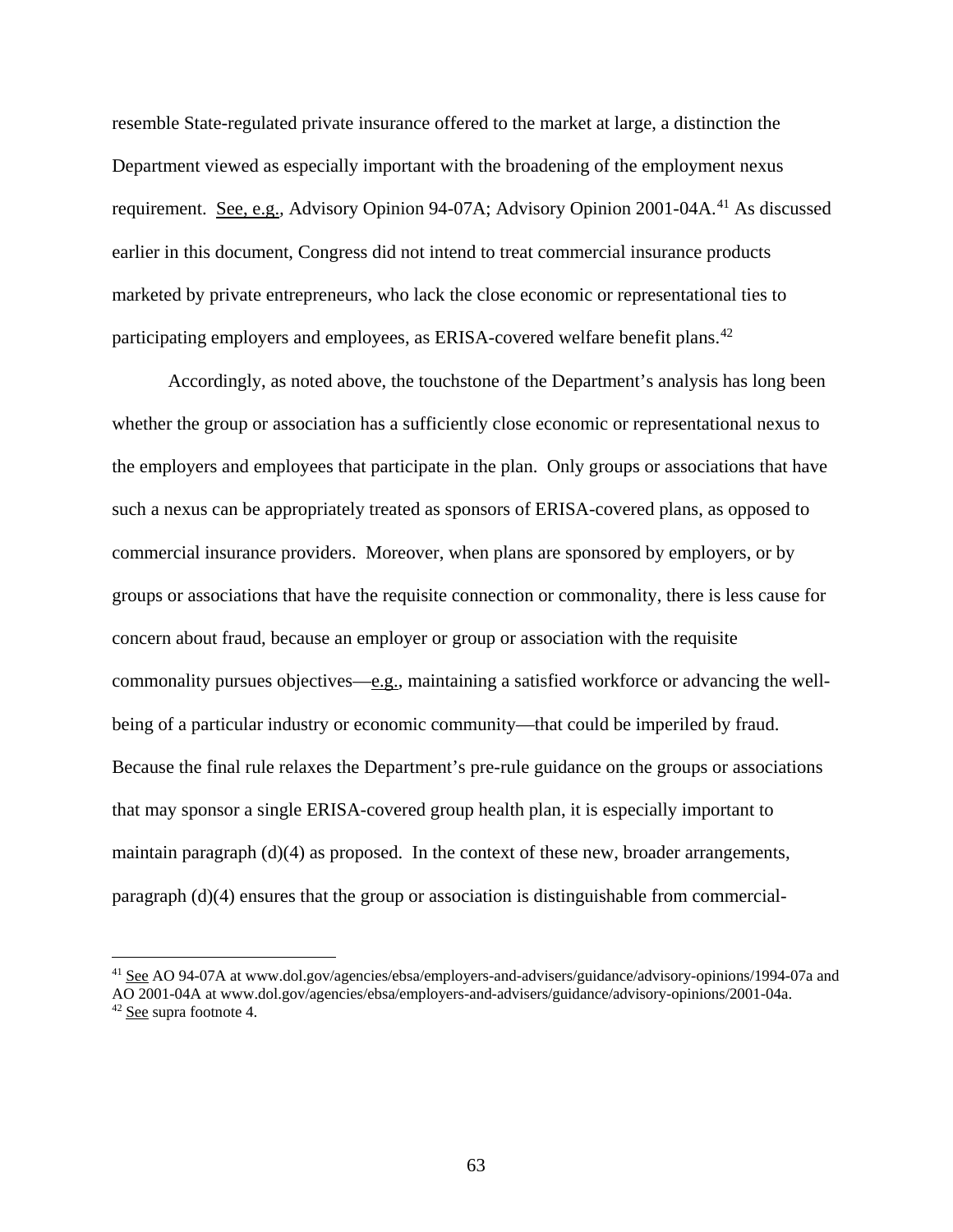resemble State-regulated private insurance offered to the market at large, a distinction the Department viewed as especially important with the broadening of the employment nexus requirement. See, e.g., Advisory Opinion 94-07A; Advisory Opinion 2001-04A.[41] As discussed earlier in this document, Congress did not intend to treat commercial insurance products marketed by private entrepreneurs, who lack the close economic or representational ties to participating employers and employees, as ERISA-covered welfare benefit plans.[42]

Accordingly, as noted above, the touchstone of the Department's analysis has long been whether the group or association has a sufficiently close economic or representational nexus to the employers and employees that participate in the plan. Only groups or associations that have such a nexus can be appropriately treated as sponsors of ERISA-covered plans, as opposed to commercial insurance providers. Moreover, when plans are sponsored by employers, or by groups or associations that have the requisite connection or commonality, there is less cause for concern about fraud, because an employer or group or association with the requisite commonality pursues objectives—e.g., maintaining a satisfied workforce or advancing the well-being of a particular industry or economic community—that could be imperiled by fraud. Because the final rule relaxes the Department's pre-rule guidance on the groups or associations that may sponsor a single ERISA-covered group health plan, it is especially important to maintain paragraph (d)(4) as proposed. In the context of these new, broader arrangements, paragraph (d)(4) ensures that the group or association is distinguishable from commercial-

---

[41] See AO 94-07A at www.dol.gov/agencies/ebsa/employers-and-advisers/guidance/advisory-opinions/1994-07a and AO 2001-04A at www.dol.gov/agencies/ebsa/employers-and-advisers/guidance/advisory-opinions/2001-04a.

[42] See supra footnote 4.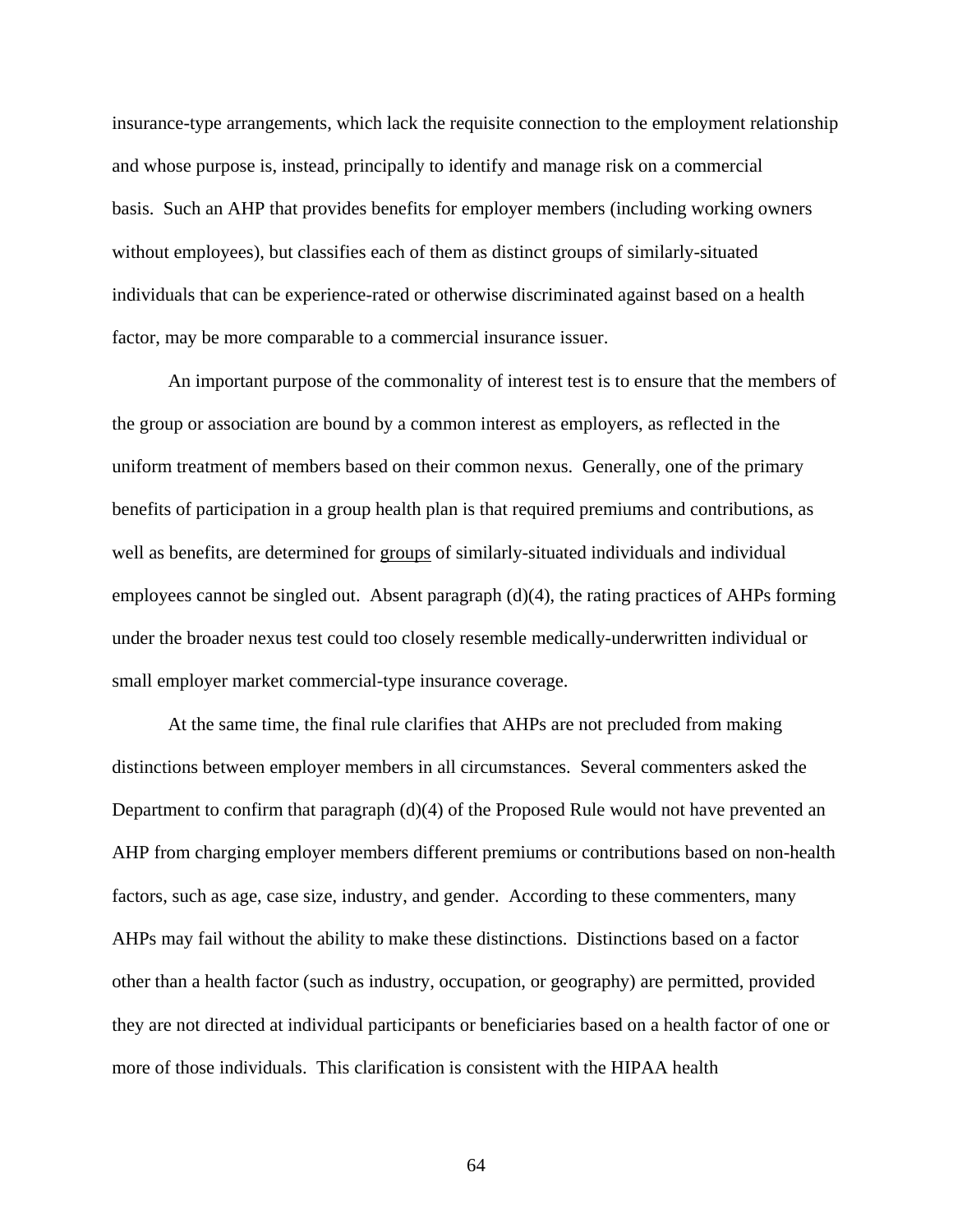insurance-type arrangements, which lack the requisite connection to the employment relationship and whose purpose is, instead, principally to identify and manage risk on a commercial basis. Such an AHP that provides benefits for employer members (including working owners without employees), but classifies each of them as distinct groups of similarly-situated individuals that can be experience-rated or otherwise discriminated against based on a health factor, may be more comparable to a commercial insurance issuer.

An important purpose of the commonality of interest test is to ensure that the members of the group or association are bound by a common interest as employers, as reflected in the uniform treatment of members based on their common nexus. Generally, one of the primary benefits of participation in a group health plan is that required premiums and contributions, as well as benefits, are determined for groups of similarly-situated individuals and individual employees cannot be singled out. Absent paragraph (d)(4), the rating practices of AHPs forming under the broader nexus test could too closely resemble medically-underwritten individual or small employer market commercial-type insurance coverage.

At the same time, the final rule clarifies that AHPs are not precluded from making distinctions between employer members in all circumstances. Several commenters asked the Department to confirm that paragraph (d)(4) of the Proposed Rule would not have prevented an AHP from charging employer members different premiums or contributions based on non-health factors, such as age, case size, industry, and gender. According to these commenters, many AHPs may fail without the ability to make these distinctions. Distinctions based on a factor other than a health factor (such as industry, occupation, or geography) are permitted, provided they are not directed at individual participants or beneficiaries based on a health factor of one or more of those individuals. This clarification is consistent with the HIPAA health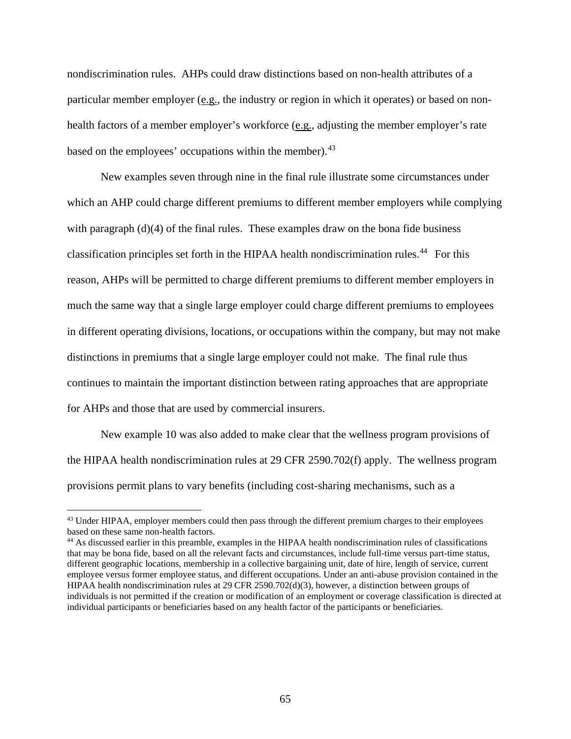nondiscrimination rules. AHPs could draw distinctions based on non-health attributes of a particular member employer (e.g., the industry or region in which it operates) or based on non-health factors of a member employer's workforce (e.g., adjusting the member employer's rate based on the employees' occupations within the member).[43]

New examples seven through nine in the final rule illustrate some circumstances under which an AHP could charge different premiums to different member employers while complying with paragraph (d)(4) of the final rules. These examples draw on the bona fide business classification principles set forth in the HIPAA health nondiscrimination rules.[44] For this reason, AHPs will be permitted to charge different premiums to different member employers in much the same way that a single large employer could charge different premiums to employees in different operating divisions, locations, or occupations within the company, but may not make distinctions in premiums that a single large employer could not make. The final rule thus continues to maintain the important distinction between rating approaches that are appropriate for AHPs and those that are used by commercial insurers.

New example 10 was also added to make clear that the wellness program provisions of the HIPAA health nondiscrimination rules at 29 CFR 2590.702(f) apply. The wellness program provisions permit plans to vary benefits (including cost-sharing mechanisms, such as a

---

[43] Under HIPAA, employer members could then pass through the different premium charges to their employees based on these same non-health factors.

[44] As discussed earlier in this preamble, examples in the HIPAA health nondiscrimination rules of classifications that may be bona fide, based on all the relevant facts and circumstances, include full-time versus part-time status, different geographic locations, membership in a collective bargaining unit, date of hire, length of service, current employee versus former employee status, and different occupations. Under an anti-abuse provision contained in the HIPAA health nondiscrimination rules at 29 CFR 2590.702(d)(3), however, a distinction between groups of individuals is not permitted if the creation or modification of an employment or coverage classification is directed at individual participants or beneficiaries based on any health factor of the participants or beneficiaries.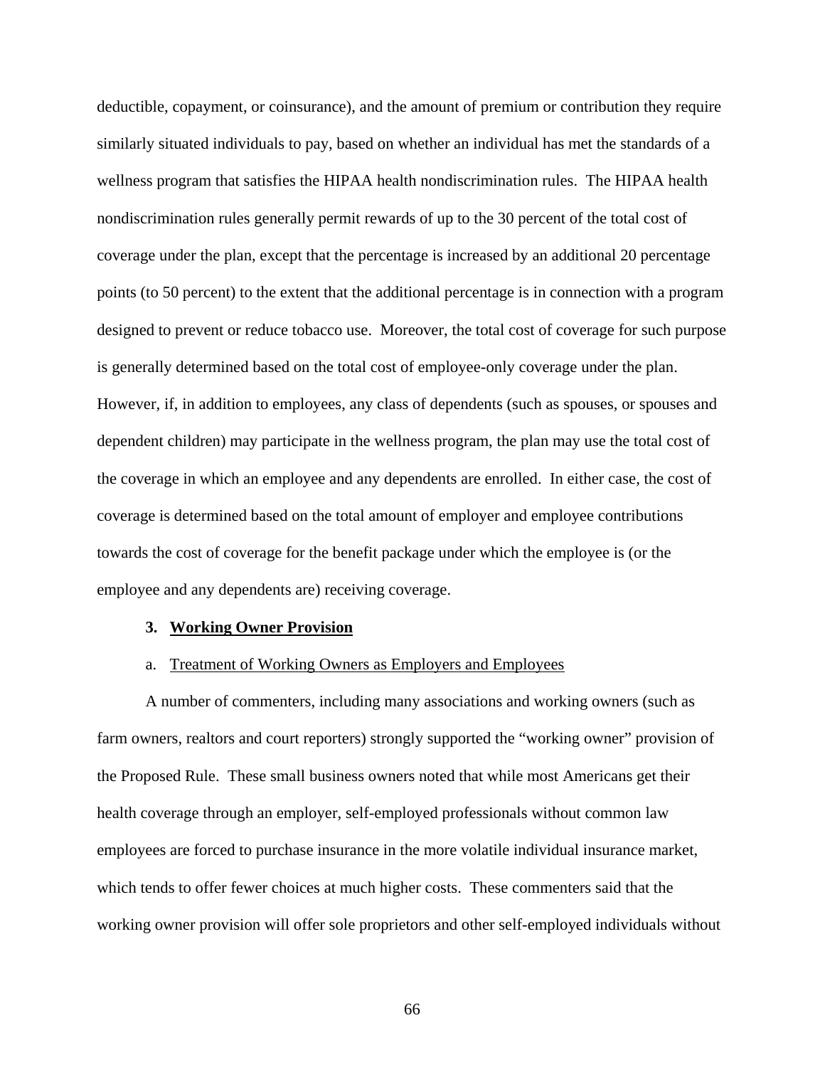deductible, copayment, or coinsurance), and the amount of premium or contribution they require similarly situated individuals to pay, based on whether an individual has met the standards of a wellness program that satisfies the HIPAA health nondiscrimination rules. The HIPAA health nondiscrimination rules generally permit rewards of up to the 30 percent of the total cost of coverage under the plan, except that the percentage is increased by an additional 20 percentage points (to 50 percent) to the extent that the additional percentage is in connection with a program designed to prevent or reduce tobacco use. Moreover, the total cost of coverage for such purpose is generally determined based on the total cost of employee-only coverage under the plan. However, if, in addition to employees, any class of dependents (such as spouses, or spouses and dependent children) may participate in the wellness program, the plan may use the total cost of the coverage in which an employee and any dependents are enrolled. In either case, the cost of coverage is determined based on the total amount of employer and employee contributions towards the cost of coverage for the benefit package under which the employee is (or the employee and any dependents are) receiving coverage.

### 3. Working Owner Provision

#### a. Treatment of Working Owners as Employers and Employees

A number of commenters, including many associations and working owners (such as farm owners, realtors and court reporters) strongly supported the "working owner" provision of the Proposed Rule. These small business owners noted that while most Americans get their health coverage through an employer, self-employed professionals without common law employees are forced to purchase insurance in the more volatile individual insurance market, which tends to offer fewer choices at much higher costs. These commenters said that the working owner provision will offer sole proprietors and other self-employed individuals without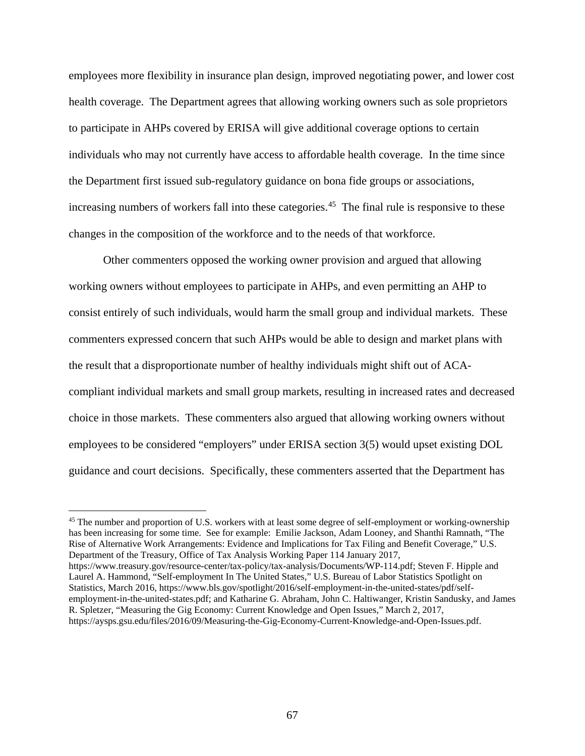employees more flexibility in insurance plan design, improved negotiating power, and lower cost health coverage. The Department agrees that allowing working owners such as sole proprietors to participate in AHPs covered by ERISA will give additional coverage options to certain individuals who may not currently have access to affordable health coverage. In the time since the Department first issued sub-regulatory guidance on bona fide groups or associations, increasing numbers of workers fall into these categories.[45] The final rule is responsive to these changes in the composition of the workforce and to the needs of that workforce.

Other commenters opposed the working owner provision and argued that allowing working owners without employees to participate in AHPs, and even permitting an AHP to consist entirely of such individuals, would harm the small group and individual markets. These commenters expressed concern that such AHPs would be able to design and market plans with the result that a disproportionate number of healthy individuals might shift out of ACA-compliant individual markets and small group markets, resulting in increased rates and decreased choice in those markets. These commenters also argued that allowing working owners without employees to be considered "employers" under ERISA section 3(5) would upset existing DOL guidance and court decisions. Specifically, these commenters asserted that the Department has

---

[45] The number and proportion of U.S. workers with at least some degree of self-employment or working-ownership has been increasing for some time. See for example: Emilie Jackson, Adam Looney, and Shanthi Ramnath, "The Rise of Alternative Work Arrangements: Evidence and Implications for Tax Filing and Benefit Coverage," U.S. Department of the Treasury, Office of Tax Analysis Working Paper 114 January 2017, https://www.treasury.gov/resource-center/tax-policy/tax-analysis/Documents/WP-114.pdf; Steven F. Hipple and Laurel A. Hammond, "Self-employment In The United States," U.S. Bureau of Labor Statistics Spotlight on Statistics, March 2016, https://www.bls.gov/spotlight/2016/self-employment-in-the-united-states/pdf/self-employment-in-the-united-states.pdf; and Katharine G. Abraham, John C. Haltiwanger, Kristin Sandusky, and James R. Spletzer, "Measuring the Gig Economy: Current Knowledge and Open Issues," March 2, 2017, https://aysps.gsu.edu/files/2016/09/Measuring-the-Gig-Economy-Current-Knowledge-and-Open-Issues.pdf.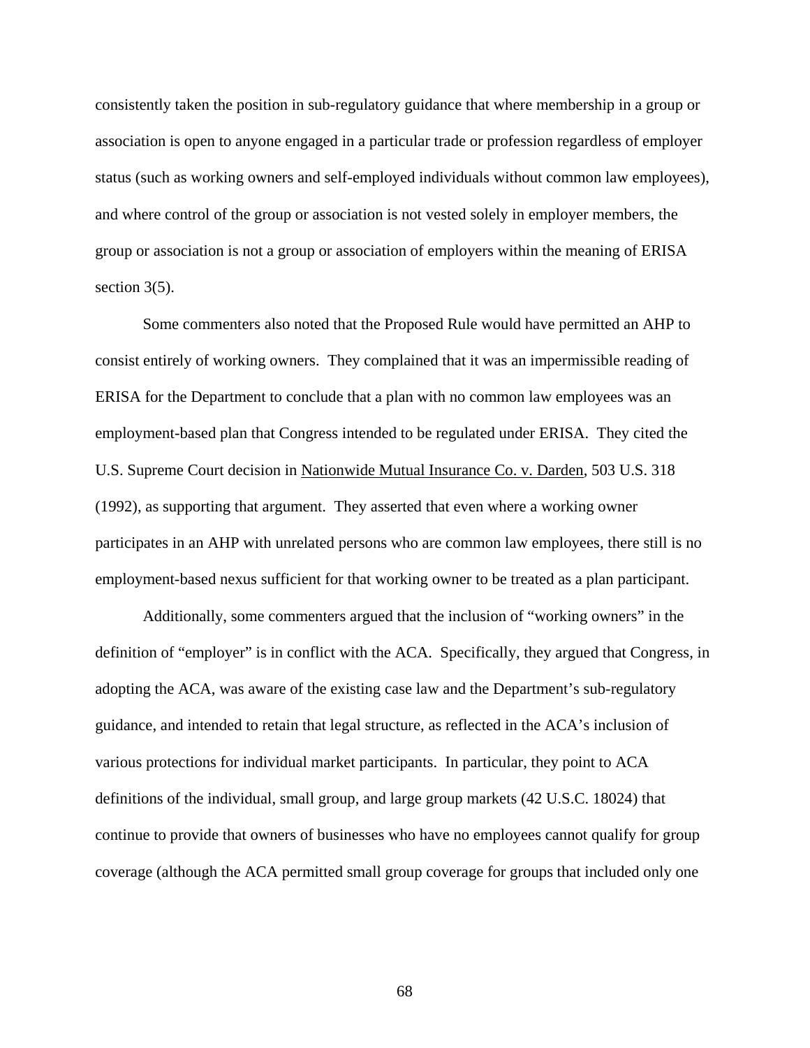consistently taken the position in sub-regulatory guidance that where membership in a group or association is open to anyone engaged in a particular trade or profession regardless of employer status (such as working owners and self-employed individuals without common law employees), and where control of the group or association is not vested solely in employer members, the group or association is not a group or association of employers within the meaning of ERISA section 3(5).

Some commenters also noted that the Proposed Rule would have permitted an AHP to consist entirely of working owners. They complained that it was an impermissible reading of ERISA for the Department to conclude that a plan with no common law employees was an employment-based plan that Congress intended to be regulated under ERISA. They cited the U.S. Supreme Court decision in Nationwide Mutual Insurance Co. v. Darden, 503 U.S. 318 (1992), as supporting that argument. They asserted that even where a working owner participates in an AHP with unrelated persons who are common law employees, there still is no employment-based nexus sufficient for that working owner to be treated as a plan participant.

Additionally, some commenters argued that the inclusion of "working owners" in the definition of "employer" is in conflict with the ACA. Specifically, they argued that Congress, in adopting the ACA, was aware of the existing case law and the Department's sub-regulatory guidance, and intended to retain that legal structure, as reflected in the ACA's inclusion of various protections for individual market participants. In particular, they point to ACA definitions of the individual, small group, and large group markets (42 U.S.C. 18024) that continue to provide that owners of businesses who have no employees cannot qualify for group coverage (although the ACA permitted small group coverage for groups that included only one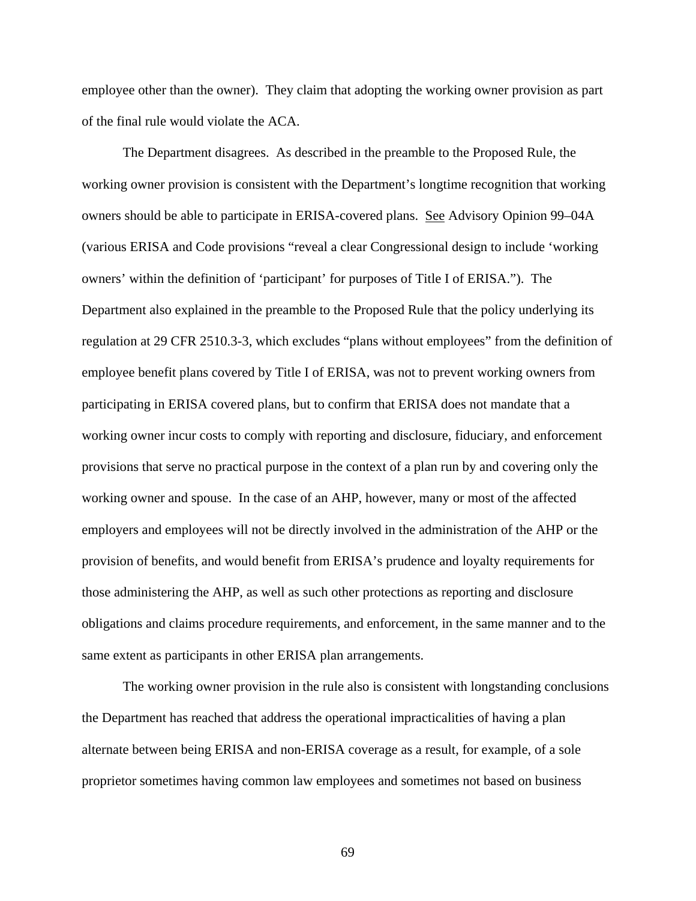employee other than the owner). They claim that adopting the working owner provision as part of the final rule would violate the ACA.

The Department disagrees. As described in the preamble to the Proposed Rule, the working owner provision is consistent with the Department's longtime recognition that working owners should be able to participate in ERISA-covered plans. See Advisory Opinion 99–04A (various ERISA and Code provisions "reveal a clear Congressional design to include 'working owners' within the definition of 'participant' for purposes of Title I of ERISA."). The Department also explained in the preamble to the Proposed Rule that the policy underlying its regulation at 29 CFR 2510.3-3, which excludes "plans without employees" from the definition of employee benefit plans covered by Title I of ERISA, was not to prevent working owners from participating in ERISA covered plans, but to confirm that ERISA does not mandate that a working owner incur costs to comply with reporting and disclosure, fiduciary, and enforcement provisions that serve no practical purpose in the context of a plan run by and covering only the working owner and spouse. In the case of an AHP, however, many or most of the affected employers and employees will not be directly involved in the administration of the AHP or the provision of benefits, and would benefit from ERISA's prudence and loyalty requirements for those administering the AHP, as well as such other protections as reporting and disclosure obligations and claims procedure requirements, and enforcement, in the same manner and to the same extent as participants in other ERISA plan arrangements.

The working owner provision in the rule also is consistent with longstanding conclusions the Department has reached that address the operational impracticalities of having a plan alternate between being ERISA and non-ERISA coverage as a result, for example, of a sole proprietor sometimes having common law employees and sometimes not based on business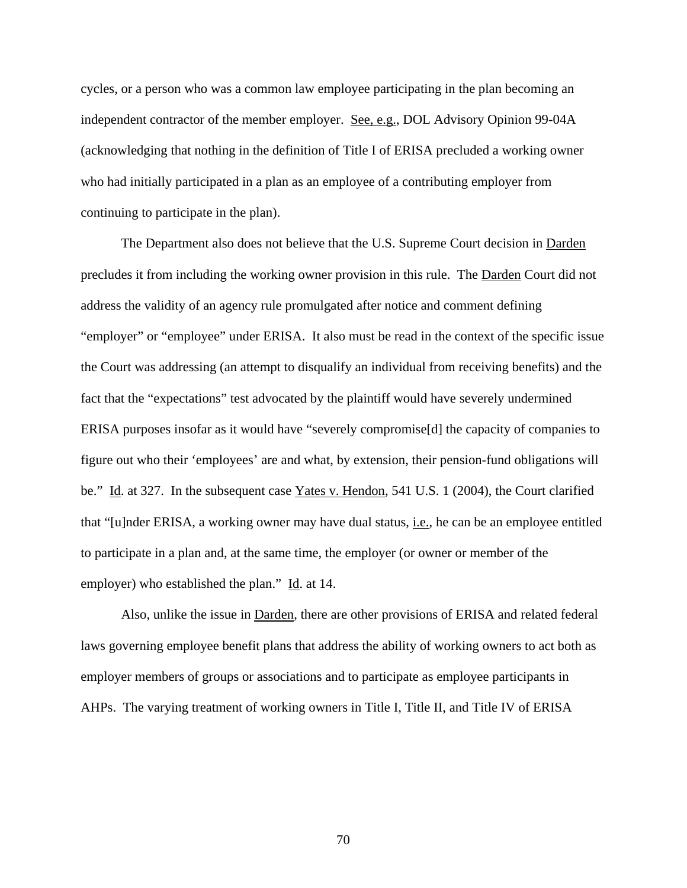cycles, or a person who was a common law employee participating in the plan becoming an independent contractor of the member employer. See, e.g., DOL Advisory Opinion 99-04A (acknowledging that nothing in the definition of Title I of ERISA precluded a working owner who had initially participated in a plan as an employee of a contributing employer from continuing to participate in the plan).

The Department also does not believe that the U.S. Supreme Court decision in Darden precludes it from including the working owner provision in this rule. The Darden Court did not address the validity of an agency rule promulgated after notice and comment defining "employer" or "employee" under ERISA. It also must be read in the context of the specific issue the Court was addressing (an attempt to disqualify an individual from receiving benefits) and the fact that the "expectations" test advocated by the plaintiff would have severely undermined ERISA purposes insofar as it would have "severely compromise[d] the capacity of companies to figure out who their 'employees' are and what, by extension, their pension-fund obligations will be." Id. at 327. In the subsequent case Yates v. Hendon, 541 U.S. 1 (2004), the Court clarified that "[u]nder ERISA, a working owner may have dual status, i.e., he can be an employee entitled to participate in a plan and, at the same time, the employer (or owner or member of the employer) who established the plan." Id. at 14.

Also, unlike the issue in Darden, there are other provisions of ERISA and related federal laws governing employee benefit plans that address the ability of working owners to act both as employer members of groups or associations and to participate as employee participants in AHPs. The varying treatment of working owners in Title I, Title II, and Title IV of ERISA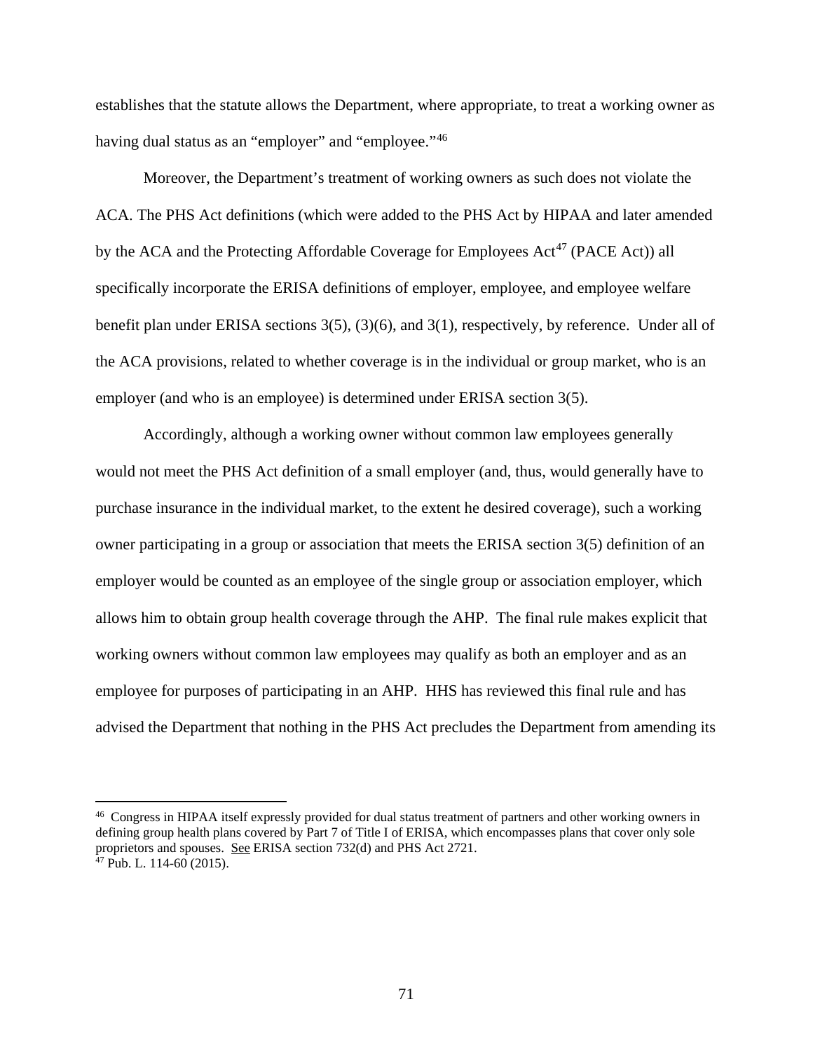establishes that the statute allows the Department, where appropriate, to treat a working owner as having dual status as an "employer" and "employee."[46]

Moreover, the Department's treatment of working owners as such does not violate the ACA. The PHS Act definitions (which were added to the PHS Act by HIPAA and later amended by the ACA and the Protecting Affordable Coverage for Employees Act[47] (PACE Act)) all specifically incorporate the ERISA definitions of employer, employee, and employee welfare benefit plan under ERISA sections 3(5), (3)(6), and 3(1), respectively, by reference. Under all of the ACA provisions, related to whether coverage is in the individual or group market, who is an employer (and who is an employee) is determined under ERISA section 3(5).

Accordingly, although a working owner without common law employees generally would not meet the PHS Act definition of a small employer (and, thus, would generally have to purchase insurance in the individual market, to the extent he desired coverage), such a working owner participating in a group or association that meets the ERISA section 3(5) definition of an employer would be counted as an employee of the single group or association employer, which allows him to obtain group health coverage through the AHP. The final rule makes explicit that working owners without common law employees may qualify as both an employer and as an employee for purposes of participating in an AHP. HHS has reviewed this final rule and has advised the Department that nothing in the PHS Act precludes the Department from amending its

---

[46] Congress in HIPAA itself expressly provided for dual status treatment of partners and other working owners in defining group health plans covered by Part 7 of Title I of ERISA, which encompasses plans that cover only sole proprietors and spouses. See ERISA section 732(d) and PHS Act 2721.

[47] Pub. L. 114-60 (2015).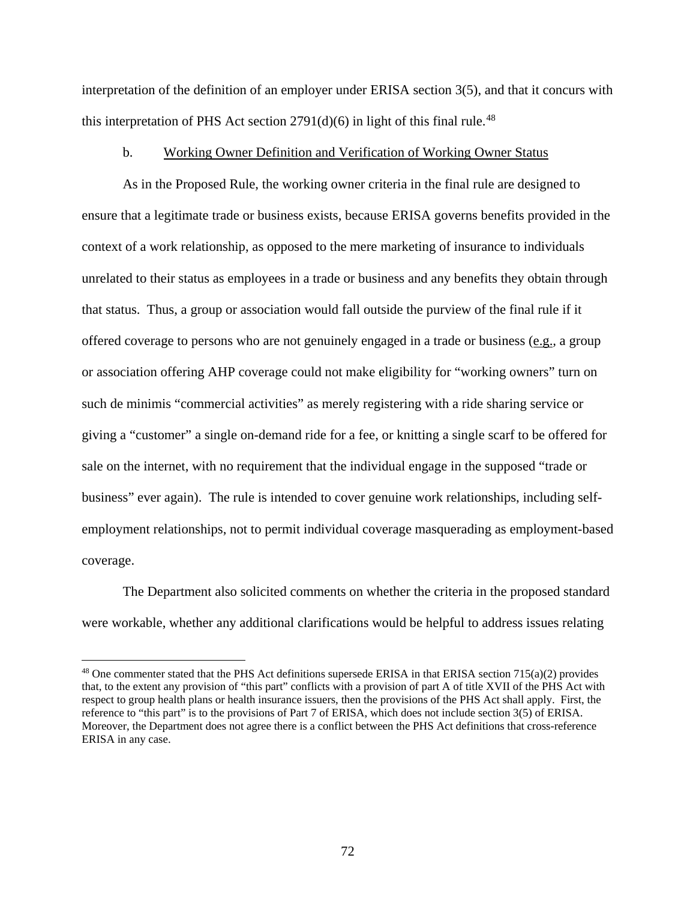interpretation of the definition of an employer under ERISA section 3(5), and that it concurs with this interpretation of PHS Act section 2791(d)(6) in light of this final rule.[48]

b. Working Owner Definition and Verification of Working Owner Status

As in the Proposed Rule, the working owner criteria in the final rule are designed to ensure that a legitimate trade or business exists, because ERISA governs benefits provided in the context of a work relationship, as opposed to the mere marketing of insurance to individuals unrelated to their status as employees in a trade or business and any benefits they obtain through that status. Thus, a group or association would fall outside the purview of the final rule if it offered coverage to persons who are not genuinely engaged in a trade or business (e.g., a group or association offering AHP coverage could not make eligibility for "working owners" turn on such de minimis "commercial activities" as merely registering with a ride sharing service or giving a "customer" a single on-demand ride for a fee, or knitting a single scarf to be offered for sale on the internet, with no requirement that the individual engage in the supposed "trade or business" ever again). The rule is intended to cover genuine work relationships, including self-employment relationships, not to permit individual coverage masquerading as employment-based coverage.

The Department also solicited comments on whether the criteria in the proposed standard were workable, whether any additional clarifications would be helpful to address issues relating

[48] One commenter stated that the PHS Act definitions supersede ERISA in that ERISA section 715(a)(2) provides that, to the extent any provision of "this part" conflicts with a provision of part A of title XVII of the PHS Act with respect to group health plans or health insurance issuers, then the provisions of the PHS Act shall apply. First, the reference to "this part" is to the provisions of Part 7 of ERISA, which does not include section 3(5) of ERISA. Moreover, the Department does not agree there is a conflict between the PHS Act definitions that cross-reference ERISA in any case.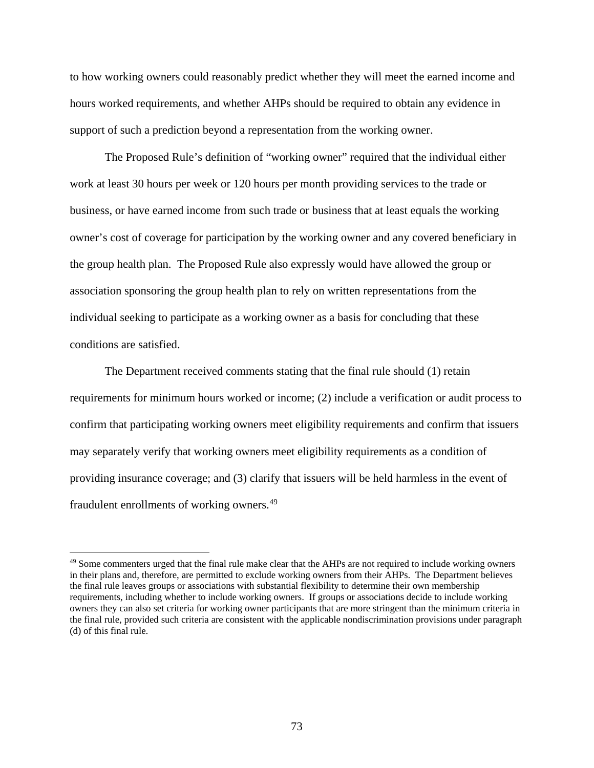to how working owners could reasonably predict whether they will meet the earned income and hours worked requirements, and whether AHPs should be required to obtain any evidence in support of such a prediction beyond a representation from the working owner.

The Proposed Rule's definition of "working owner" required that the individual either work at least 30 hours per week or 120 hours per month providing services to the trade or business, or have earned income from such trade or business that at least equals the working owner's cost of coverage for participation by the working owner and any covered beneficiary in the group health plan. The Proposed Rule also expressly would have allowed the group or association sponsoring the group health plan to rely on written representations from the individual seeking to participate as a working owner as a basis for concluding that these conditions are satisfied.

The Department received comments stating that the final rule should (1) retain requirements for minimum hours worked or income; (2) include a verification or audit process to confirm that participating working owners meet eligibility requirements and confirm that issuers may separately verify that working owners meet eligibility requirements as a condition of providing insurance coverage; and (3) clarify that issuers will be held harmless in the event of fraudulent enrollments of working owners.[49]

---

[49] Some commenters urged that the final rule make clear that the AHPs are not required to include working owners in their plans and, therefore, are permitted to exclude working owners from their AHPs. The Department believes the final rule leaves groups or associations with substantial flexibility to determine their own membership requirements, including whether to include working owners. If groups or associations decide to include working owners they can also set criteria for working owner participants that are more stringent than the minimum criteria in the final rule, provided such criteria are consistent with the applicable nondiscrimination provisions under paragraph (d) of this final rule.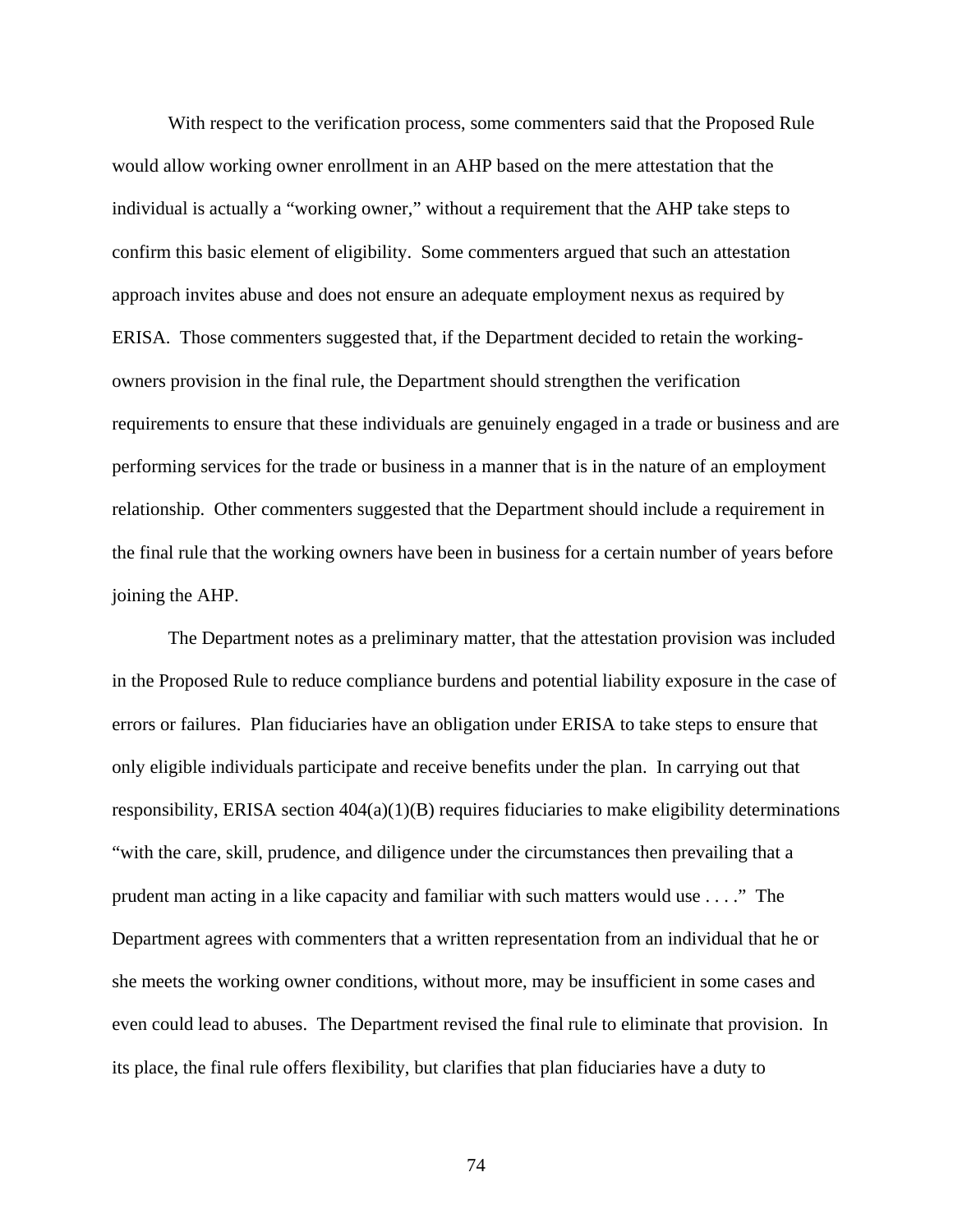With respect to the verification process, some commenters said that the Proposed Rule would allow working owner enrollment in an AHP based on the mere attestation that the individual is actually a "working owner," without a requirement that the AHP take steps to confirm this basic element of eligibility. Some commenters argued that such an attestation approach invites abuse and does not ensure an adequate employment nexus as required by ERISA. Those commenters suggested that, if the Department decided to retain the working-owners provision in the final rule, the Department should strengthen the verification requirements to ensure that these individuals are genuinely engaged in a trade or business and are performing services for the trade or business in a manner that is in the nature of an employment relationship. Other commenters suggested that the Department should include a requirement in the final rule that the working owners have been in business for a certain number of years before joining the AHP.

The Department notes as a preliminary matter, that the attestation provision was included in the Proposed Rule to reduce compliance burdens and potential liability exposure in the case of errors or failures. Plan fiduciaries have an obligation under ERISA to take steps to ensure that only eligible individuals participate and receive benefits under the plan. In carrying out that responsibility, ERISA section 404(a)(1)(B) requires fiduciaries to make eligibility determinations "with the care, skill, prudence, and diligence under the circumstances then prevailing that a prudent man acting in a like capacity and familiar with such matters would use . . . ." The Department agrees with commenters that a written representation from an individual that he or she meets the working owner conditions, without more, may be insufficient in some cases and even could lead to abuses. The Department revised the final rule to eliminate that provision. In its place, the final rule offers flexibility, but clarifies that plan fiduciaries have a duty to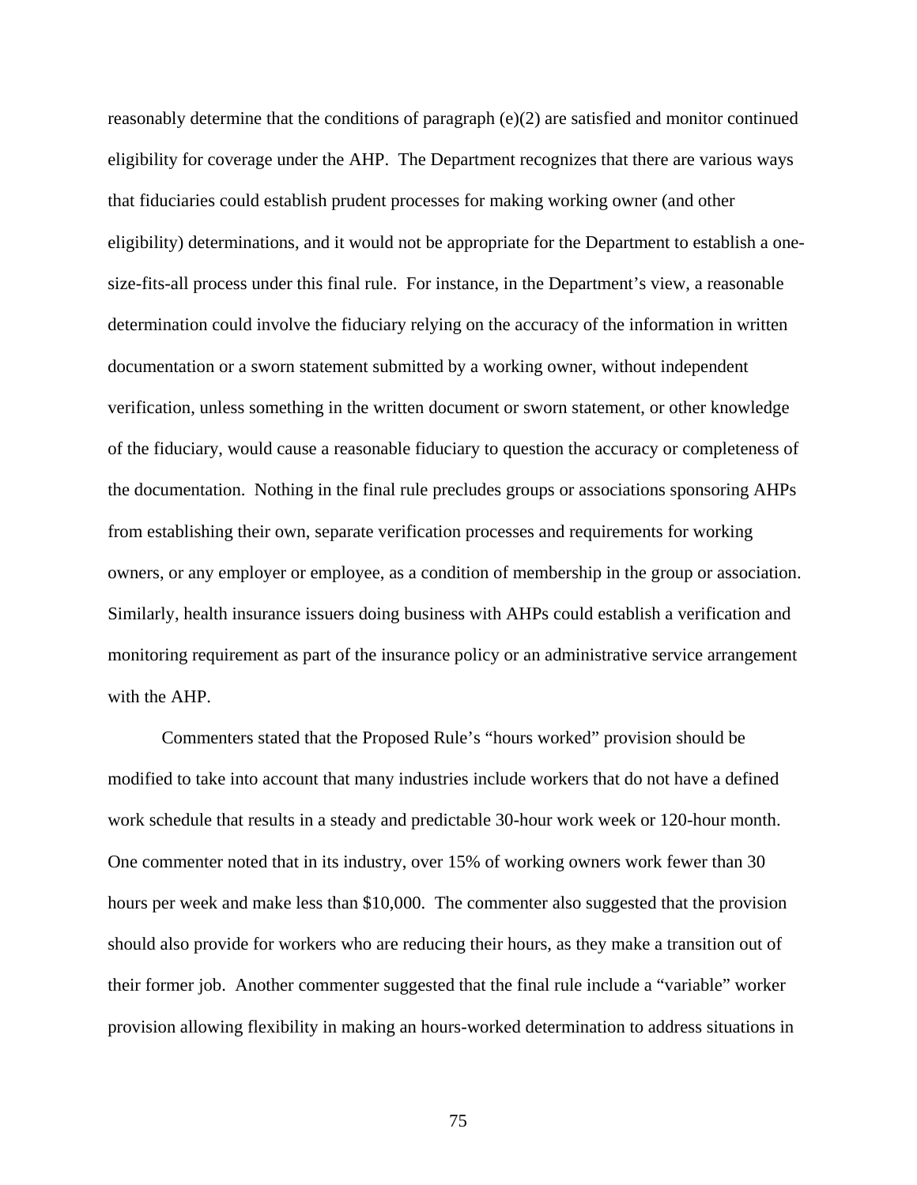reasonably determine that the conditions of paragraph (e)(2) are satisfied and monitor continued eligibility for coverage under the AHP. The Department recognizes that there are various ways that fiduciaries could establish prudent processes for making working owner (and other eligibility) determinations, and it would not be appropriate for the Department to establish a one-size-fits-all process under this final rule. For instance, in the Department's view, a reasonable determination could involve the fiduciary relying on the accuracy of the information in written documentation or a sworn statement submitted by a working owner, without independent verification, unless something in the written document or sworn statement, or other knowledge of the fiduciary, would cause a reasonable fiduciary to question the accuracy or completeness of the documentation. Nothing in the final rule precludes groups or associations sponsoring AHPs from establishing their own, separate verification processes and requirements for working owners, or any employer or employee, as a condition of membership in the group or association. Similarly, health insurance issuers doing business with AHPs could establish a verification and monitoring requirement as part of the insurance policy or an administrative service arrangement with the AHP.

Commenters stated that the Proposed Rule's "hours worked" provision should be modified to take into account that many industries include workers that do not have a defined work schedule that results in a steady and predictable 30-hour work week or 120-hour month. One commenter noted that in its industry, over 15% of working owners work fewer than 30 hours per week and make less than $10,000. The commenter also suggested that the provision should also provide for workers who are reducing their hours, as they make a transition out of their former job. Another commenter suggested that the final rule include a "variable" worker provision allowing flexibility in making an hours-worked determination to address situations in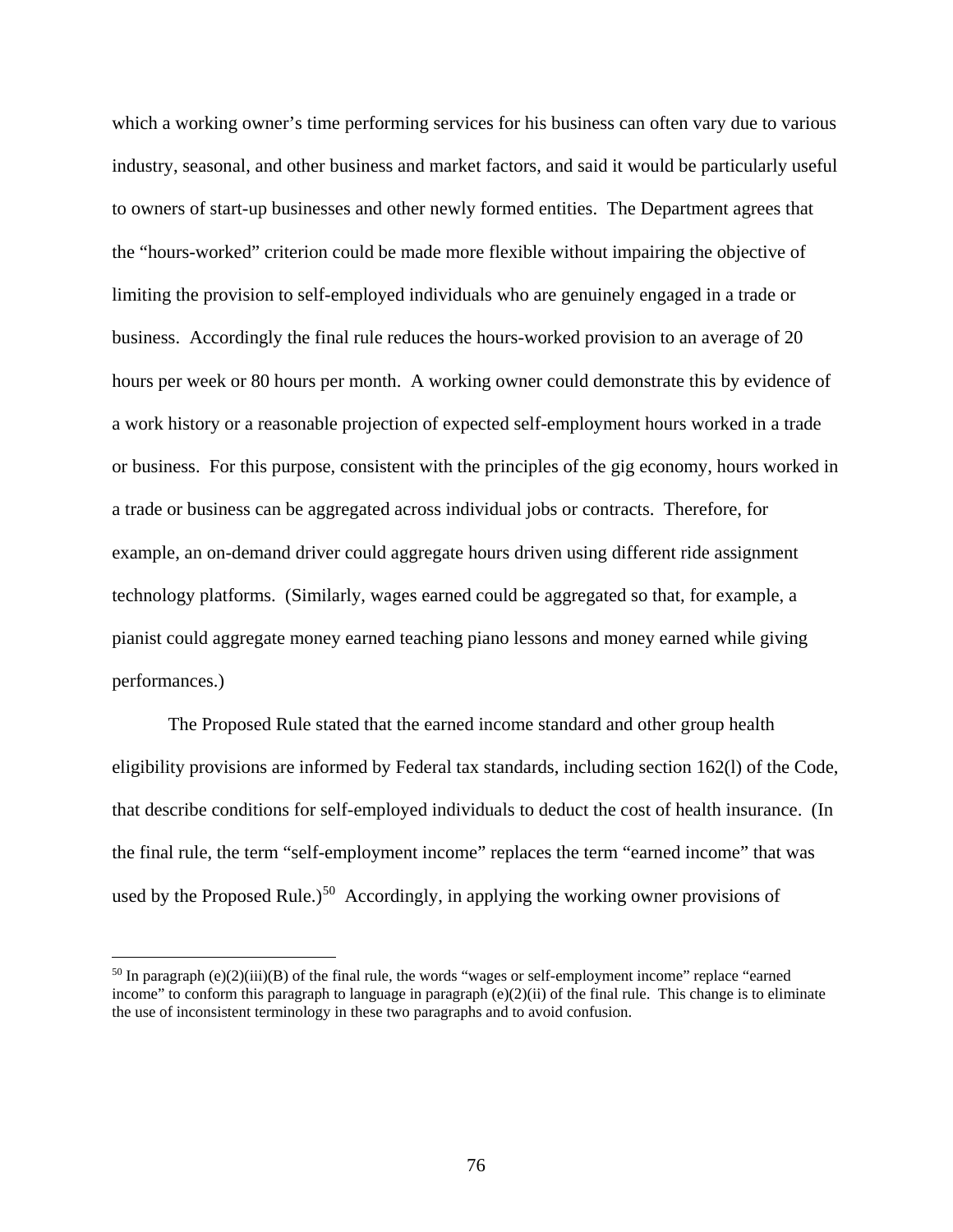which a working owner's time performing services for his business can often vary due to various industry, seasonal, and other business and market factors, and said it would be particularly useful to owners of start-up businesses and other newly formed entities. The Department agrees that the "hours-worked" criterion could be made more flexible without impairing the objective of limiting the provision to self-employed individuals who are genuinely engaged in a trade or business. Accordingly the final rule reduces the hours-worked provision to an average of 20 hours per week or 80 hours per month. A working owner could demonstrate this by evidence of a work history or a reasonable projection of expected self-employment hours worked in a trade or business. For this purpose, consistent with the principles of the gig economy, hours worked in a trade or business can be aggregated across individual jobs or contracts. Therefore, for example, an on-demand driver could aggregate hours driven using different ride assignment technology platforms. (Similarly, wages earned could be aggregated so that, for example, a pianist could aggregate money earned teaching piano lessons and money earned while giving performances.)

The Proposed Rule stated that the earned income standard and other group health eligibility provisions are informed by Federal tax standards, including section 162(l) of the Code, that describe conditions for self-employed individuals to deduct the cost of health insurance. (In the final rule, the term "self-employment income" replaces the term "earned income" that was used by the Proposed Rule.)[50] Accordingly, in applying the working owner provisions of

---

[50] In paragraph (e)(2)(iii)(B) of the final rule, the words "wages or self-employment income" replace "earned income" to conform this paragraph to language in paragraph (e)(2)(ii) of the final rule. This change is to eliminate the use of inconsistent terminology in these two paragraphs and to avoid confusion.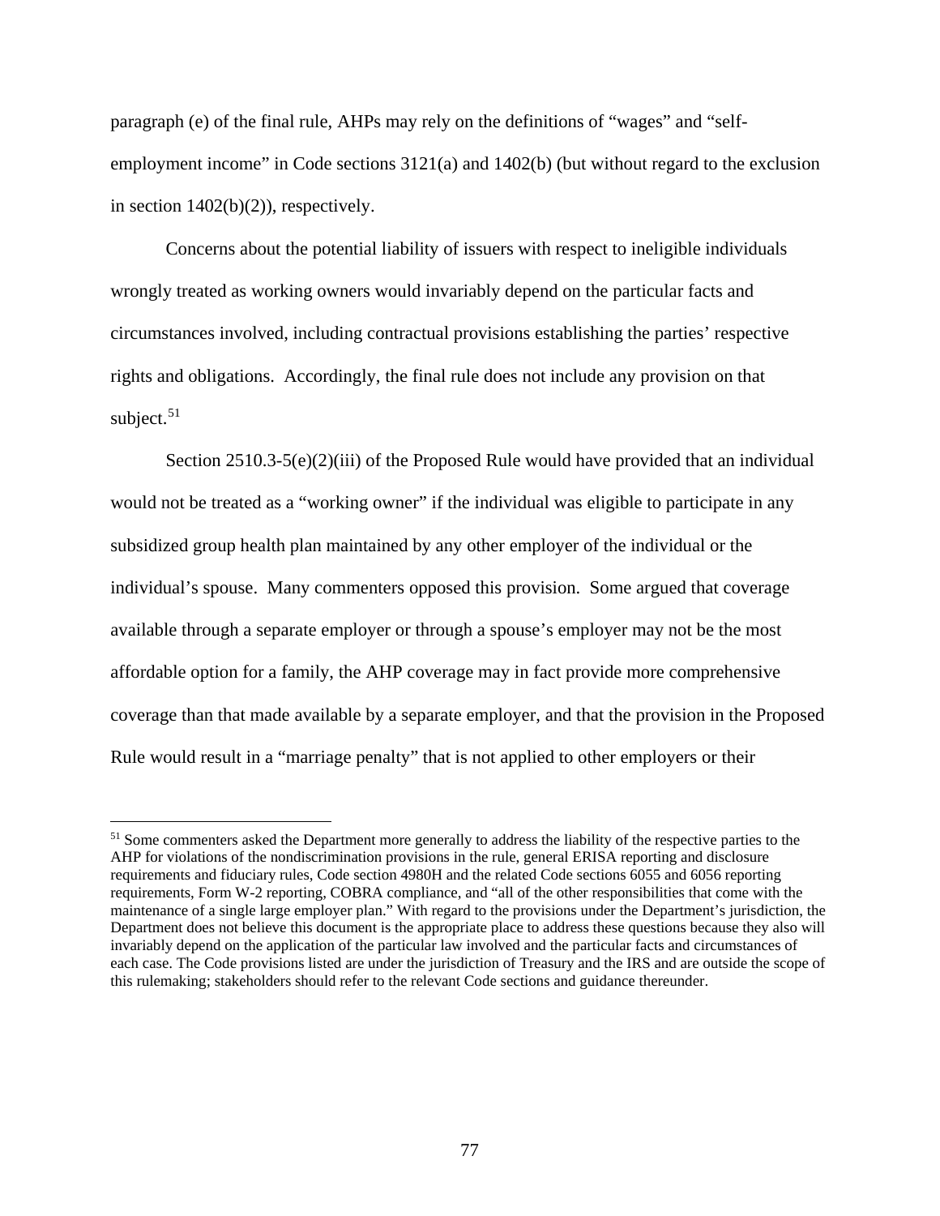paragraph (e) of the final rule, AHPs may rely on the definitions of "wages" and "self-employment income" in Code sections 3121(a) and 1402(b) (but without regard to the exclusion in section 1402(b)(2)), respectively.

Concerns about the potential liability of issuers with respect to ineligible individuals wrongly treated as working owners would invariably depend on the particular facts and circumstances involved, including contractual provisions establishing the parties' respective rights and obligations. Accordingly, the final rule does not include any provision on that subject.[51]

Section 2510.3-5(e)(2)(iii) of the Proposed Rule would have provided that an individual would not be treated as a "working owner" if the individual was eligible to participate in any subsidized group health plan maintained by any other employer of the individual or the individual's spouse. Many commenters opposed this provision. Some argued that coverage available through a separate employer or through a spouse's employer may not be the most affordable option for a family, the AHP coverage may in fact provide more comprehensive coverage than that made available by a separate employer, and that the provision in the Proposed Rule would result in a "marriage penalty" that is not applied to other employers or their

[51] Some commenters asked the Department more generally to address the liability of the respective parties to the AHP for violations of the nondiscrimination provisions in the rule, general ERISA reporting and disclosure requirements and fiduciary rules, Code section 4980H and the related Code sections 6055 and 6056 reporting requirements, Form W-2 reporting, COBRA compliance, and "all of the other responsibilities that come with the maintenance of a single large employer plan." With regard to the provisions under the Department's jurisdiction, the Department does not believe this document is the appropriate place to address these questions because they also will invariably depend on the application of the particular law involved and the particular facts and circumstances of each case. The Code provisions listed are under the jurisdiction of Treasury and the IRS and are outside the scope of this rulemaking; stakeholders should refer to the relevant Code sections and guidance thereunder.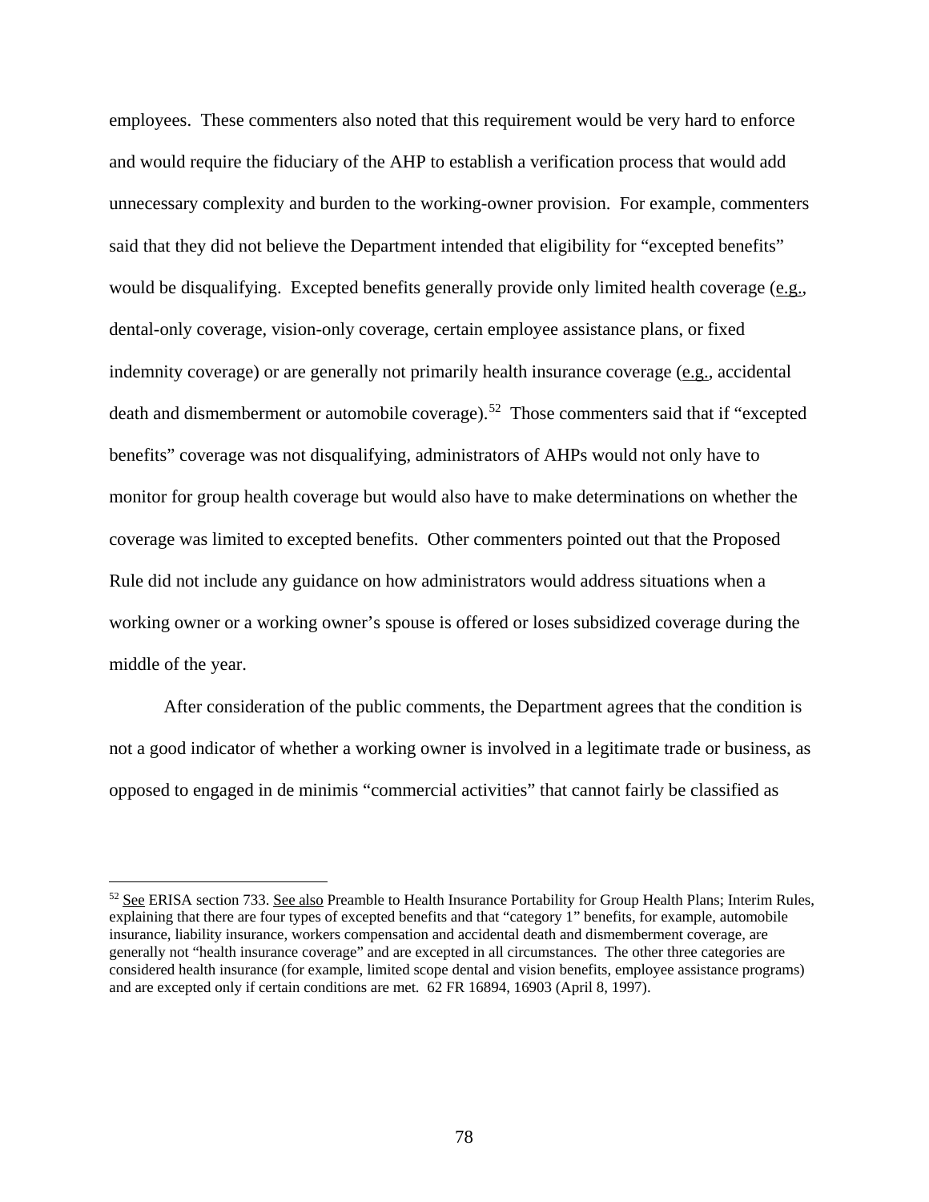employees. These commenters also noted that this requirement would be very hard to enforce and would require the fiduciary of the AHP to establish a verification process that would add unnecessary complexity and burden to the working-owner provision. For example, commenters said that they did not believe the Department intended that eligibility for "excepted benefits" would be disqualifying. Excepted benefits generally provide only limited health coverage (e.g., dental-only coverage, vision-only coverage, certain employee assistance plans, or fixed indemnity coverage) or are generally not primarily health insurance coverage (e.g., accidental death and dismemberment or automobile coverage).[52] Those commenters said that if "excepted benefits" coverage was not disqualifying, administrators of AHPs would not only have to monitor for group health coverage but would also have to make determinations on whether the coverage was limited to excepted benefits. Other commenters pointed out that the Proposed Rule did not include any guidance on how administrators would address situations when a working owner or a working owner's spouse is offered or loses subsidized coverage during the middle of the year.

After consideration of the public comments, the Department agrees that the condition is not a good indicator of whether a working owner is involved in a legitimate trade or business, as opposed to engaged in de minimis "commercial activities" that cannot fairly be classified as

---

[52] See ERISA section 733. See also Preamble to Health Insurance Portability for Group Health Plans; Interim Rules, explaining that there are four types of excepted benefits and that "category 1" benefits, for example, automobile insurance, liability insurance, workers compensation and accidental death and dismemberment coverage, are generally not "health insurance coverage" and are excepted in all circumstances. The other three categories are considered health insurance (for example, limited scope dental and vision benefits, employee assistance programs) and are excepted only if certain conditions are met. 62 FR 16894, 16903 (April 8, 1997).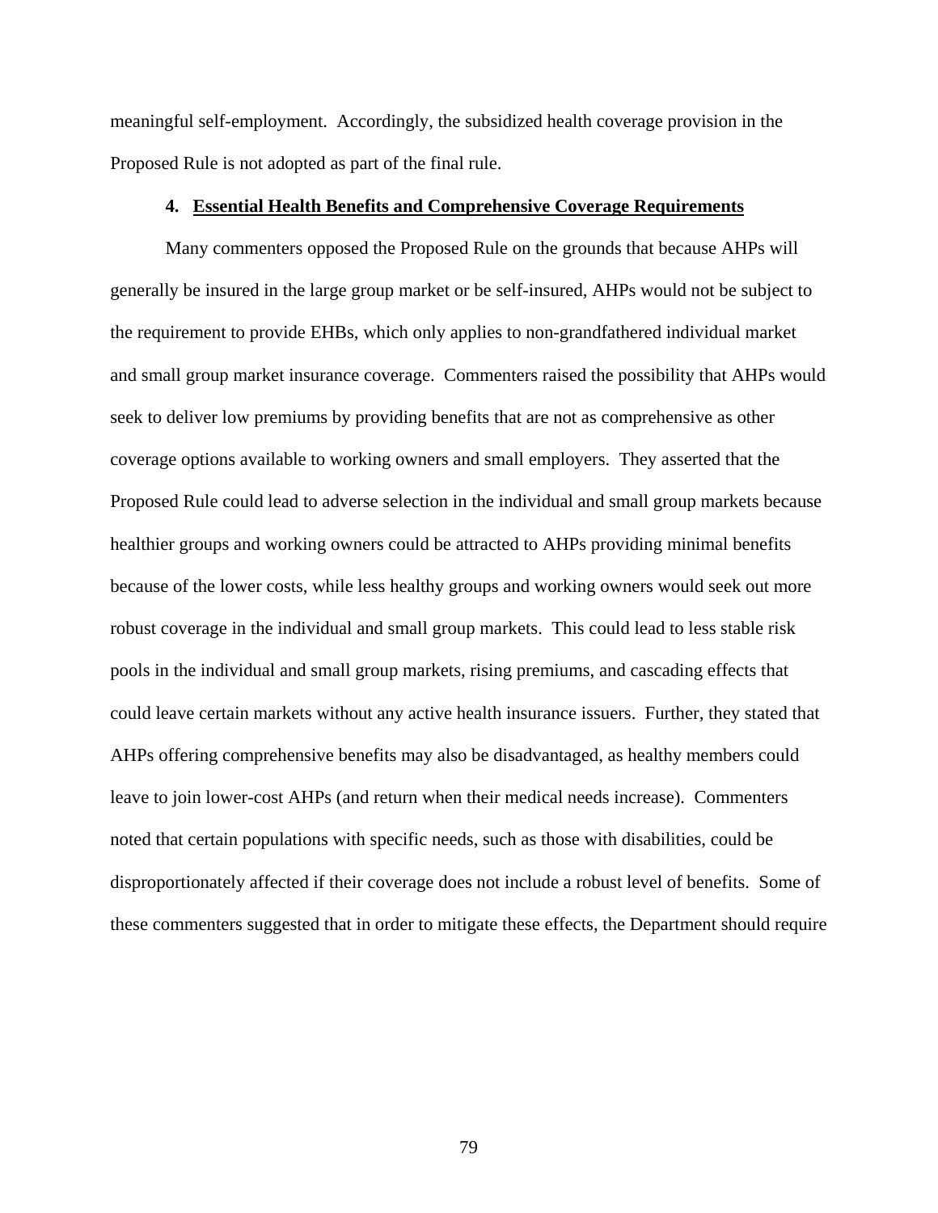meaningful self-employment. Accordingly, the subsidized health coverage provision in the Proposed Rule is not adopted as part of the final rule.

### 4. Essential Health Benefits and Comprehensive Coverage Requirements

Many commenters opposed the Proposed Rule on the grounds that because AHPs will generally be insured in the large group market or be self-insured, AHPs would not be subject to the requirement to provide EHBs, which only applies to non-grandfathered individual market and small group market insurance coverage. Commenters raised the possibility that AHPs would seek to deliver low premiums by providing benefits that are not as comprehensive as other coverage options available to working owners and small employers. They asserted that the Proposed Rule could lead to adverse selection in the individual and small group markets because healthier groups and working owners could be attracted to AHPs providing minimal benefits because of the lower costs, while less healthy groups and working owners would seek out more robust coverage in the individual and small group markets. This could lead to less stable risk pools in the individual and small group markets, rising premiums, and cascading effects that could leave certain markets without any active health insurance issuers. Further, they stated that AHPs offering comprehensive benefits may also be disadvantaged, as healthy members could leave to join lower-cost AHPs (and return when their medical needs increase). Commenters noted that certain populations with specific needs, such as those with disabilities, could be disproportionately affected if their coverage does not include a robust level of benefits. Some of these commenters suggested that in order to mitigate these effects, the Department should require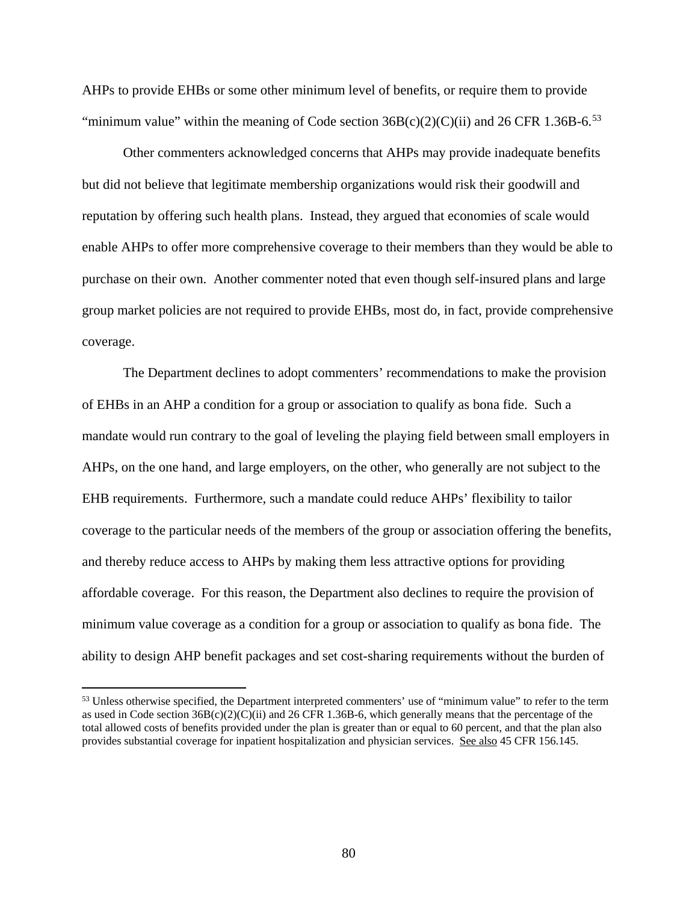AHPs to provide EHBs or some other minimum level of benefits, or require them to provide "minimum value" within the meaning of Code section 36B(c)(2)(C)(ii) and 26 CFR 1.36B-6.[53]

Other commenters acknowledged concerns that AHPs may provide inadequate benefits but did not believe that legitimate membership organizations would risk their goodwill and reputation by offering such health plans. Instead, they argued that economies of scale would enable AHPs to offer more comprehensive coverage to their members than they would be able to purchase on their own. Another commenter noted that even though self-insured plans and large group market policies are not required to provide EHBs, most do, in fact, provide comprehensive coverage.

The Department declines to adopt commenters' recommendations to make the provision of EHBs in an AHP a condition for a group or association to qualify as bona fide. Such a mandate would run contrary to the goal of leveling the playing field between small employers in AHPs, on the one hand, and large employers, on the other, who generally are not subject to the EHB requirements. Furthermore, such a mandate could reduce AHPs' flexibility to tailor coverage to the particular needs of the members of the group or association offering the benefits, and thereby reduce access to AHPs by making them less attractive options for providing affordable coverage. For this reason, the Department also declines to require the provision of minimum value coverage as a condition for a group or association to qualify as bona fide. The ability to design AHP benefit packages and set cost-sharing requirements without the burden of

---

[53] Unless otherwise specified, the Department interpreted commenters' use of "minimum value" to refer to the term as used in Code section 36B(c)(2)(C)(ii) and 26 CFR 1.36B-6, which generally means that the percentage of the total allowed costs of benefits provided under the plan is greater than or equal to 60 percent, and that the plan also provides substantial coverage for inpatient hospitalization and physician services. See also 45 CFR 156.145.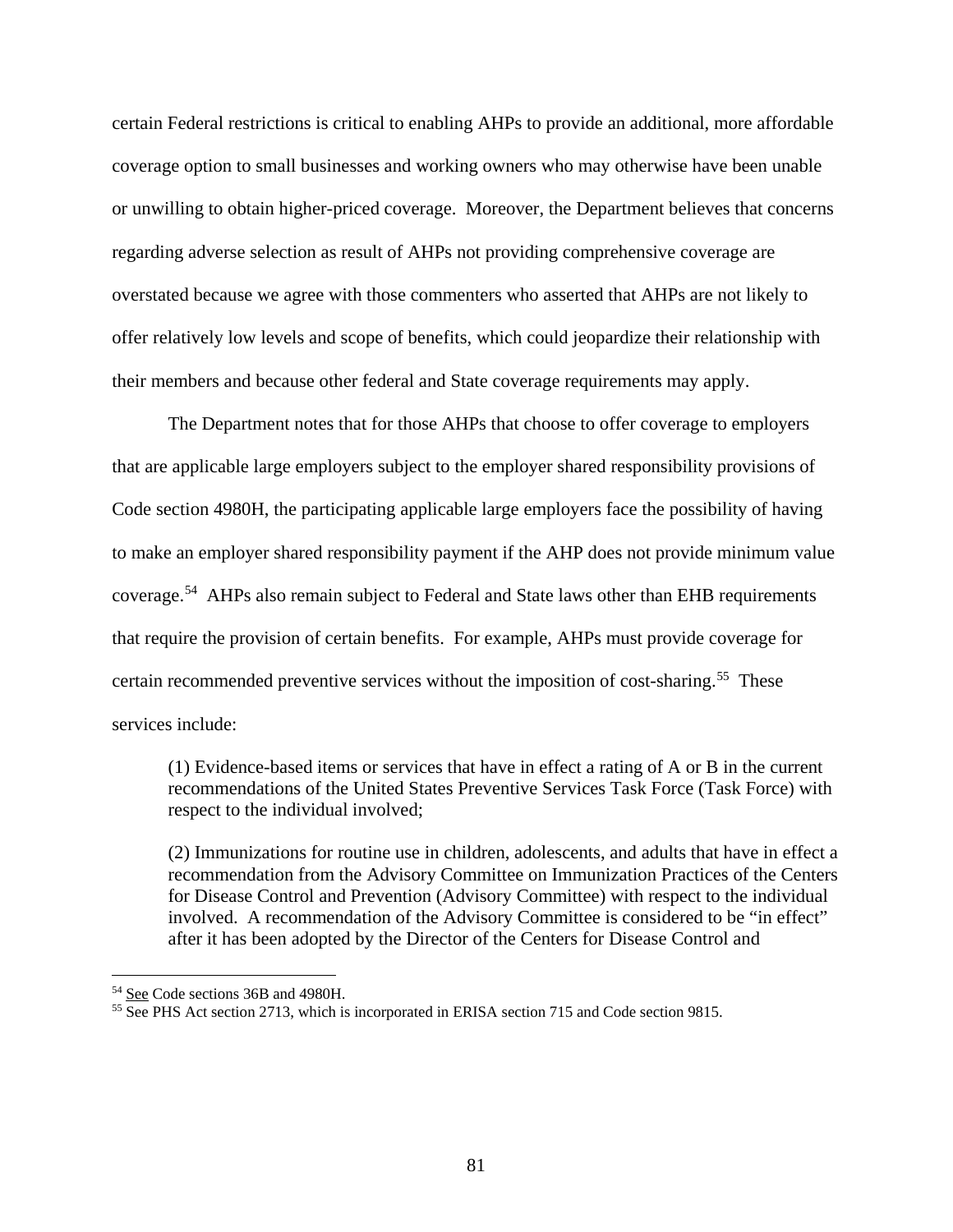certain Federal restrictions is critical to enabling AHPs to provide an additional, more affordable coverage option to small businesses and working owners who may otherwise have been unable or unwilling to obtain higher-priced coverage. Moreover, the Department believes that concerns regarding adverse selection as result of AHPs not providing comprehensive coverage are overstated because we agree with those commenters who asserted that AHPs are not likely to offer relatively low levels and scope of benefits, which could jeopardize their relationship with their members and because other federal and State coverage requirements may apply.

The Department notes that for those AHPs that choose to offer coverage to employers that are applicable large employers subject to the employer shared responsibility provisions of Code section 4980H, the participating applicable large employers face the possibility of having to make an employer shared responsibility payment if the AHP does not provide minimum value coverage.[54] AHPs also remain subject to Federal and State laws other than EHB requirements that require the provision of certain benefits. For example, AHPs must provide coverage for certain recommended preventive services without the imposition of cost-sharing.[55] These services include:

> (1) Evidence-based items or services that have in effect a rating of A or B in the current recommendations of the United States Preventive Services Task Force (Task Force) with respect to the individual involved;
>
> (2) Immunizations for routine use in children, adolescents, and adults that have in effect a recommendation from the Advisory Committee on Immunization Practices of the Centers for Disease Control and Prevention (Advisory Committee) with respect to the individual involved. A recommendation of the Advisory Committee is considered to be "in effect" after it has been adopted by the Director of the Centers for Disease Control and

---

[54] See Code sections 36B and 4980H.

[55] See PHS Act section 2713, which is incorporated in ERISA section 715 and Code section 9815.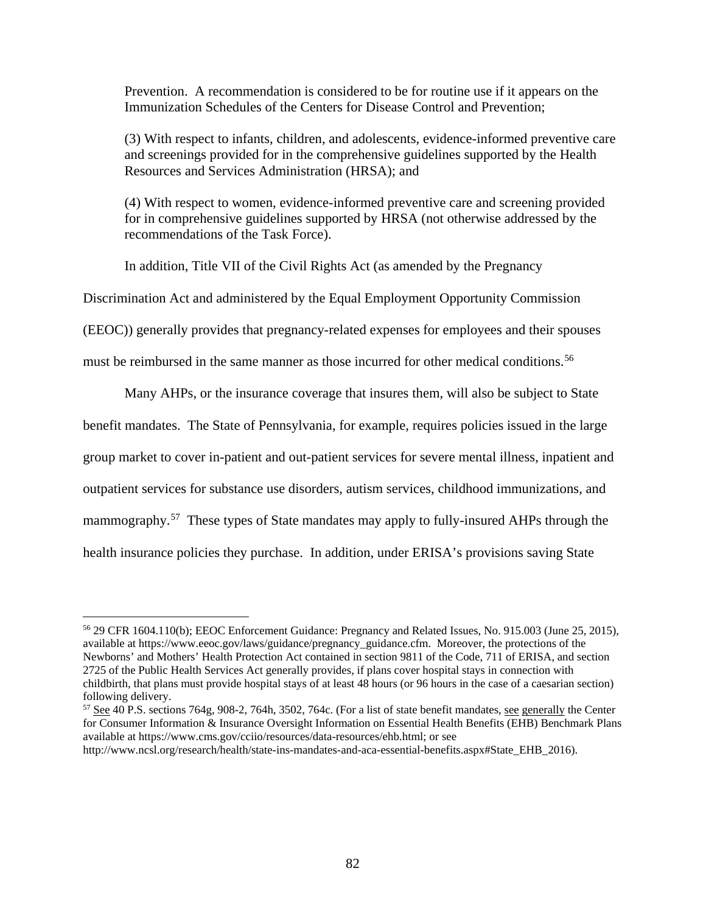Prevention. A recommendation is considered to be for routine use if it appears on the Immunization Schedules of the Centers for Disease Control and Prevention;

(3) With respect to infants, children, and adolescents, evidence-informed preventive care and screenings provided for in the comprehensive guidelines supported by the Health Resources and Services Administration (HRSA); and

(4) With respect to women, evidence-informed preventive care and screening provided for in comprehensive guidelines supported by HRSA (not otherwise addressed by the recommendations of the Task Force).

In addition, Title VII of the Civil Rights Act (as amended by the Pregnancy Discrimination Act and administered by the Equal Employment Opportunity Commission (EEOC)) generally provides that pregnancy-related expenses for employees and their spouses must be reimbursed in the same manner as those incurred for other medical conditions.[56]

Many AHPs, or the insurance coverage that insures them, will also be subject to State benefit mandates. The State of Pennsylvania, for example, requires policies issued in the large group market to cover in-patient and out-patient services for severe mental illness, inpatient and outpatient services for substance use disorders, autism services, childhood immunizations, and mammography.[57] These types of State mandates may apply to fully-insured AHPs through the health insurance policies they purchase. In addition, under ERISA's provisions saving State

---

[56] 29 CFR 1604.110(b); EEOC Enforcement Guidance: Pregnancy and Related Issues, No. 915.003 (June 25, 2015), available at https://www.eeoc.gov/laws/guidance/pregnancy_guidance.cfm. Moreover, the protections of the Newborns' and Mothers' Health Protection Act contained in section 9811 of the Code, 711 of ERISA, and section 2725 of the Public Health Services Act generally provides, if plans cover hospital stays in connection with childbirth, that plans must provide hospital stays of at least 48 hours (or 96 hours in the case of a caesarian section) following delivery.

[57] See 40 P.S. sections 764g, 908-2, 764h, 3502, 764c. (For a list of state benefit mandates, see generally the Center for Consumer Information & Insurance Oversight Information on Essential Health Benefits (EHB) Benchmark Plans available at https://www.cms.gov/cciio/resources/data-resources/ehb.html; or see http://www.ncsl.org/research/health/state-ins-mandates-and-aca-essential-benefits.aspx#State_EHB_2016).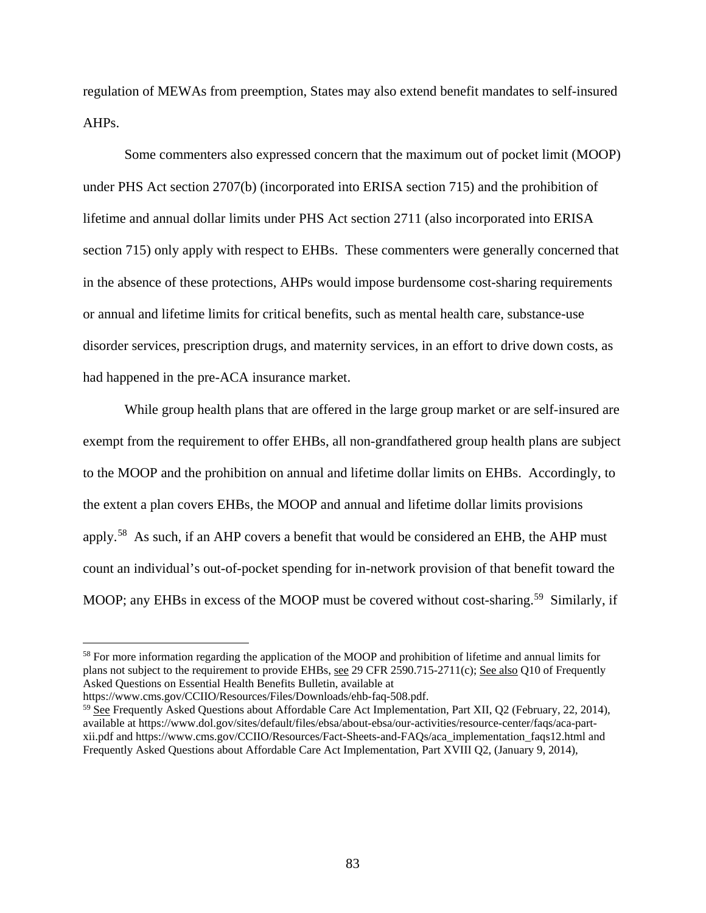regulation of MEWAs from preemption, States may also extend benefit mandates to self-insured AHPs.

Some commenters also expressed concern that the maximum out of pocket limit (MOOP) under PHS Act section 2707(b) (incorporated into ERISA section 715) and the prohibition of lifetime and annual dollar limits under PHS Act section 2711 (also incorporated into ERISA section 715) only apply with respect to EHBs. These commenters were generally concerned that in the absence of these protections, AHPs would impose burdensome cost-sharing requirements or annual and lifetime limits for critical benefits, such as mental health care, substance-use disorder services, prescription drugs, and maternity services, in an effort to drive down costs, as had happened in the pre-ACA insurance market.

While group health plans that are offered in the large group market or are self-insured are exempt from the requirement to offer EHBs, all non-grandfathered group health plans are subject to the MOOP and the prohibition on annual and lifetime dollar limits on EHBs. Accordingly, to the extent a plan covers EHBs, the MOOP and annual and lifetime dollar limits provisions apply.[58] As such, if an AHP covers a benefit that would be considered an EHB, the AHP must count an individual's out-of-pocket spending for in-network provision of that benefit toward the MOOP; any EHBs in excess of the MOOP must be covered without cost-sharing.[59] Similarly, if

---

[58] For more information regarding the application of the MOOP and prohibition of lifetime and annual limits for plans not subject to the requirement to provide EHBs, see 29 CFR 2590.715-2711(c); See also Q10 of Frequently Asked Questions on Essential Health Benefits Bulletin, available at https://www.cms.gov/CCIIO/Resources/Files/Downloads/ehb-faq-508.pdf.

[59] See Frequently Asked Questions about Affordable Care Act Implementation, Part XII, Q2 (February, 22, 2014), available at https://www.dol.gov/sites/default/files/ebsa/about-ebsa/our-activities/resource-center/faqs/aca-part-xii.pdf and https://www.cms.gov/CCIIO/Resources/Fact-Sheets-and-FAQs/aca_implementation_faqs12.html and Frequently Asked Questions about Affordable Care Act Implementation, Part XVIII Q2, (January 9, 2014),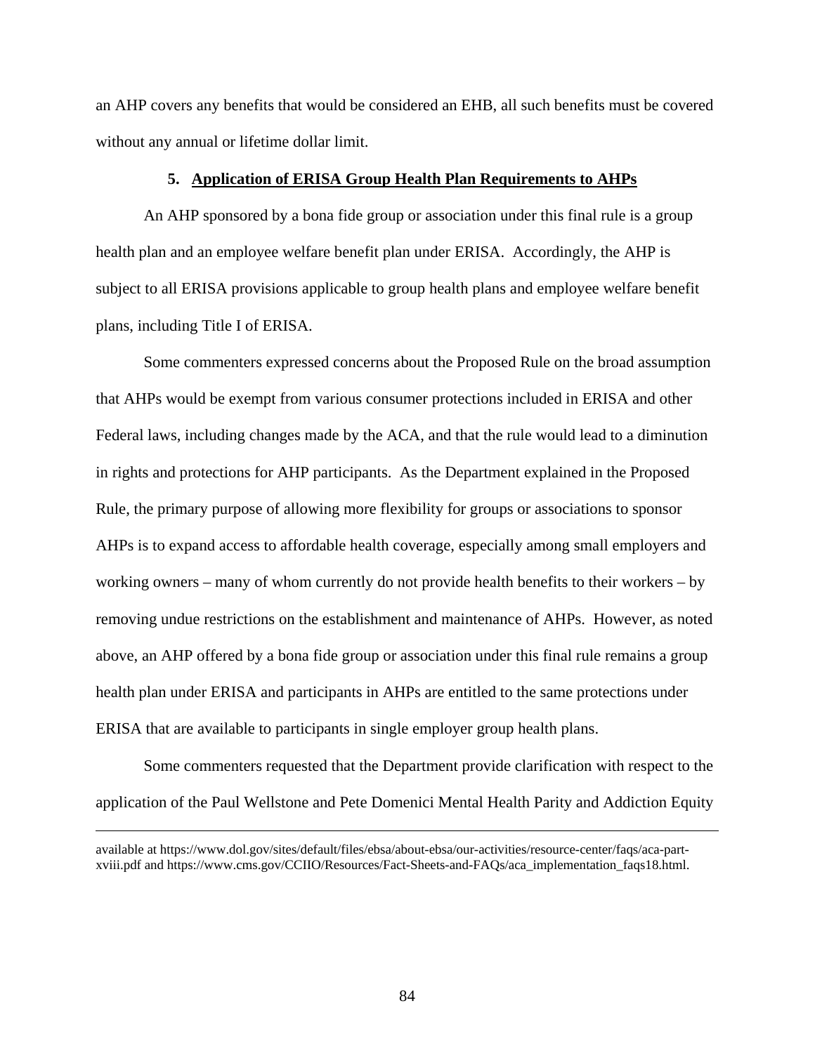an AHP covers any benefits that would be considered an EHB, all such benefits must be covered without any annual or lifetime dollar limit.

### 5. Application of ERISA Group Health Plan Requirements to AHPs

An AHP sponsored by a bona fide group or association under this final rule is a group health plan and an employee welfare benefit plan under ERISA. Accordingly, the AHP is subject to all ERISA provisions applicable to group health plans and employee welfare benefit plans, including Title I of ERISA.

Some commenters expressed concerns about the Proposed Rule on the broad assumption that AHPs would be exempt from various consumer protections included in ERISA and other Federal laws, including changes made by the ACA, and that the rule would lead to a diminution in rights and protections for AHP participants. As the Department explained in the Proposed Rule, the primary purpose of allowing more flexibility for groups or associations to sponsor AHPs is to expand access to affordable health coverage, especially among small employers and working owners – many of whom currently do not provide health benefits to their workers – by removing undue restrictions on the establishment and maintenance of AHPs. However, as noted above, an AHP offered by a bona fide group or association under this final rule remains a group health plan under ERISA and participants in AHPs are entitled to the same protections under ERISA that are available to participants in single employer group health plans.

Some commenters requested that the Department provide clarification with respect to the application of the Paul Wellstone and Pete Domenici Mental Health Parity and Addiction Equity

---

available at https://www.dol.gov/sites/default/files/ebsa/about-ebsa/our-activities/resource-center/faqs/aca-part-xviii.pdf and https://www.cms.gov/CCIIO/Resources/Fact-Sheets-and-FAQs/aca_implementation_faqs18.html.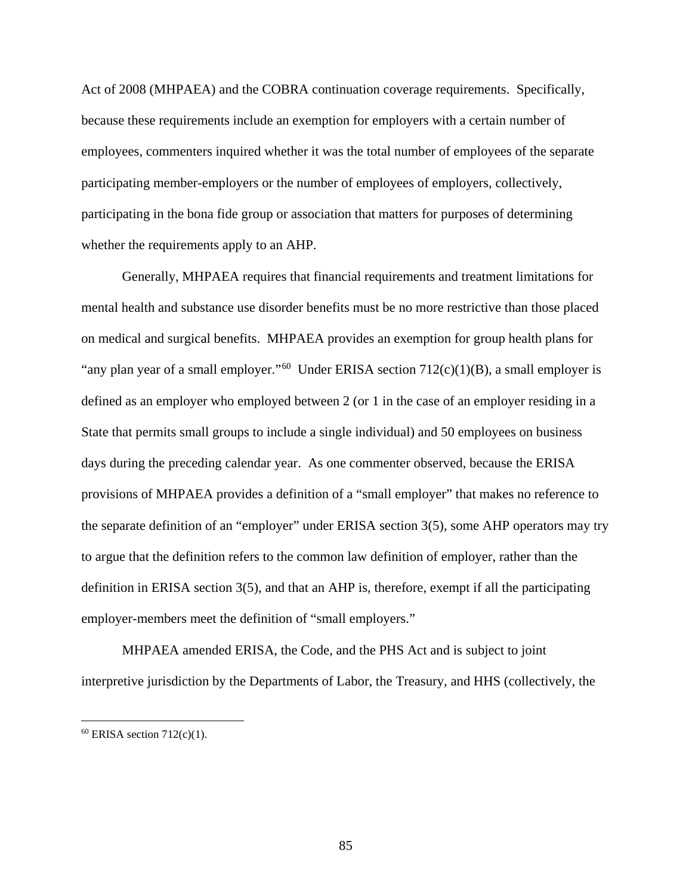Act of 2008 (MHPAEA) and the COBRA continuation coverage requirements. Specifically, because these requirements include an exemption for employers with a certain number of employees, commenters inquired whether it was the total number of employees of the separate participating member-employers or the number of employees of employers, collectively, participating in the bona fide group or association that matters for purposes of determining whether the requirements apply to an AHP.

Generally, MHPAEA requires that financial requirements and treatment limitations for mental health and substance use disorder benefits must be no more restrictive than those placed on medical and surgical benefits. MHPAEA provides an exemption for group health plans for "any plan year of a small employer."[60] Under ERISA section 712(c)(1)(B), a small employer is defined as an employer who employed between 2 (or 1 in the case of an employer residing in a State that permits small groups to include a single individual) and 50 employees on business days during the preceding calendar year. As one commenter observed, because the ERISA provisions of MHPAEA provides a definition of a "small employer" that makes no reference to the separate definition of an "employer" under ERISA section 3(5), some AHP operators may try to argue that the definition refers to the common law definition of employer, rather than the definition in ERISA section 3(5), and that an AHP is, therefore, exempt if all the participating employer-members meet the definition of "small employers."

MHPAEA amended ERISA, the Code, and the PHS Act and is subject to joint interpretive jurisdiction by the Departments of Labor, the Treasury, and HHS (collectively, the

[60] ERISA section 712(c)(1).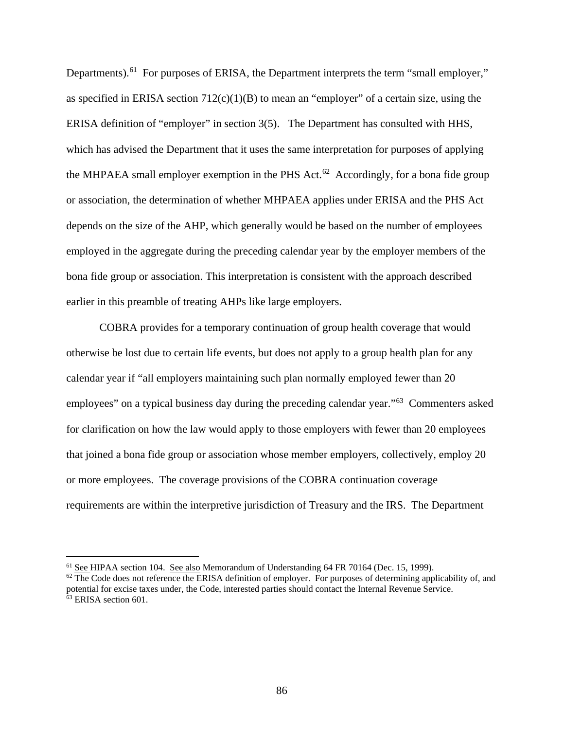Departments).[61] For purposes of ERISA, the Department interprets the term "small employer," as specified in ERISA section 712(c)(1)(B) to mean an "employer" of a certain size, using the ERISA definition of "employer" in section 3(5). The Department has consulted with HHS, which has advised the Department that it uses the same interpretation for purposes of applying the MHPAEA small employer exemption in the PHS Act.[62] Accordingly, for a bona fide group or association, the determination of whether MHPAEA applies under ERISA and the PHS Act depends on the size of the AHP, which generally would be based on the number of employees employed in the aggregate during the preceding calendar year by the employer members of the bona fide group or association. This interpretation is consistent with the approach described earlier in this preamble of treating AHPs like large employers.

COBRA provides for a temporary continuation of group health coverage that would otherwise be lost due to certain life events, but does not apply to a group health plan for any calendar year if "all employers maintaining such plan normally employed fewer than 20 employees" on a typical business day during the preceding calendar year."[63] Commenters asked for clarification on how the law would apply to those employers with fewer than 20 employees that joined a bona fide group or association whose member employers, collectively, employ 20 or more employees. The coverage provisions of the COBRA continuation coverage requirements are within the interpretive jurisdiction of Treasury and the IRS. The Department

---

[61] See HIPAA section 104. See also Memorandum of Understanding 64 FR 70164 (Dec. 15, 1999).

[62] The Code does not reference the ERISA definition of employer. For purposes of determining applicability of, and potential for excise taxes under, the Code, interested parties should contact the Internal Revenue Service.

[63] ERISA section 601.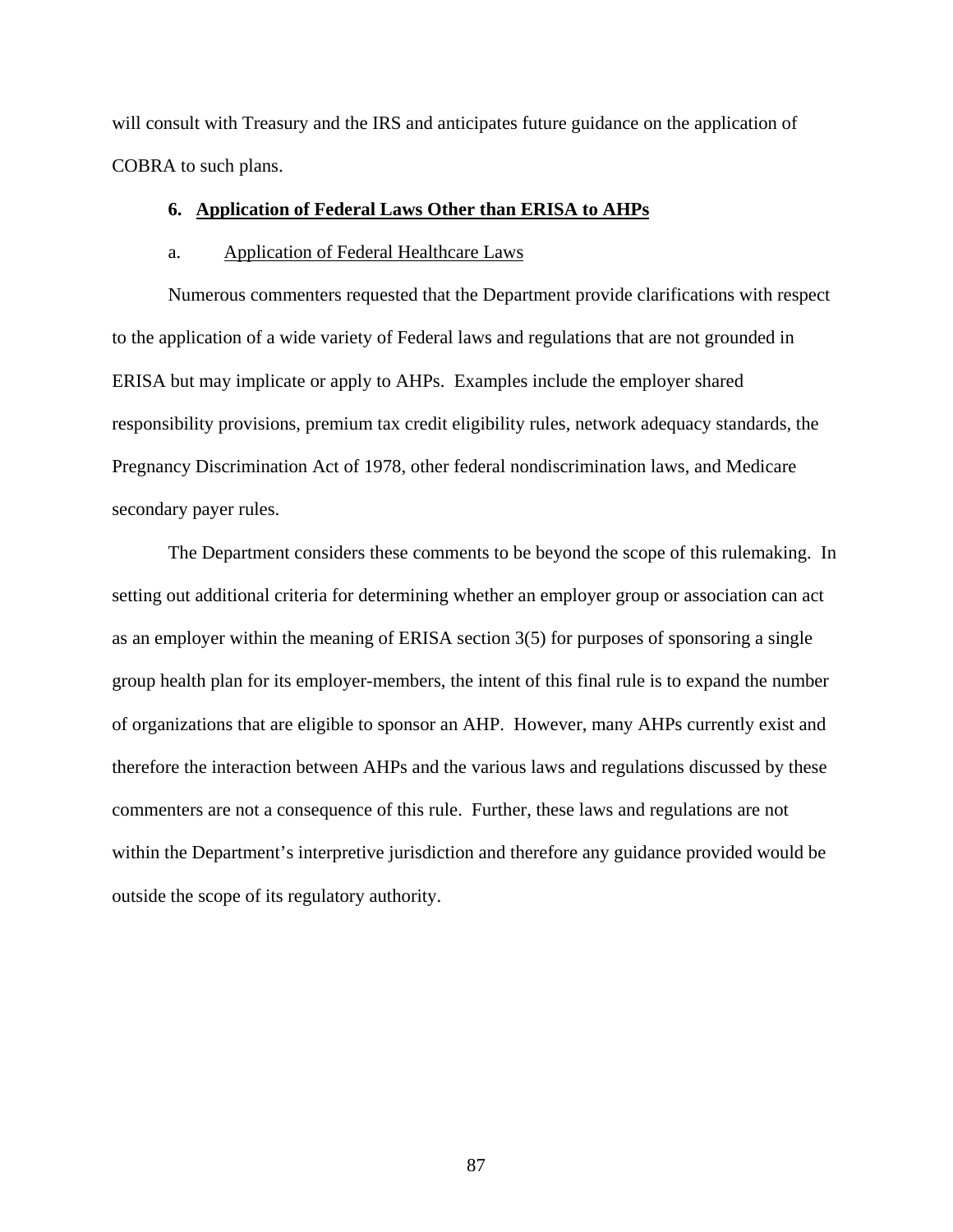will consult with Treasury and the IRS and anticipates future guidance on the application of COBRA to such plans.

### 6. Application of Federal Laws Other than ERISA to AHPs

#### a. Application of Federal Healthcare Laws

Numerous commenters requested that the Department provide clarifications with respect to the application of a wide variety of Federal laws and regulations that are not grounded in ERISA but may implicate or apply to AHPs. Examples include the employer shared responsibility provisions, premium tax credit eligibility rules, network adequacy standards, the Pregnancy Discrimination Act of 1978, other federal nondiscrimination laws, and Medicare secondary payer rules.

The Department considers these comments to be beyond the scope of this rulemaking. In setting out additional criteria for determining whether an employer group or association can act as an employer within the meaning of ERISA section 3(5) for purposes of sponsoring a single group health plan for its employer-members, the intent of this final rule is to expand the number of organizations that are eligible to sponsor an AHP. However, many AHPs currently exist and therefore the interaction between AHPs and the various laws and regulations discussed by these commenters are not a consequence of this rule. Further, these laws and regulations are not within the Department's interpretive jurisdiction and therefore any guidance provided would be outside the scope of its regulatory authority.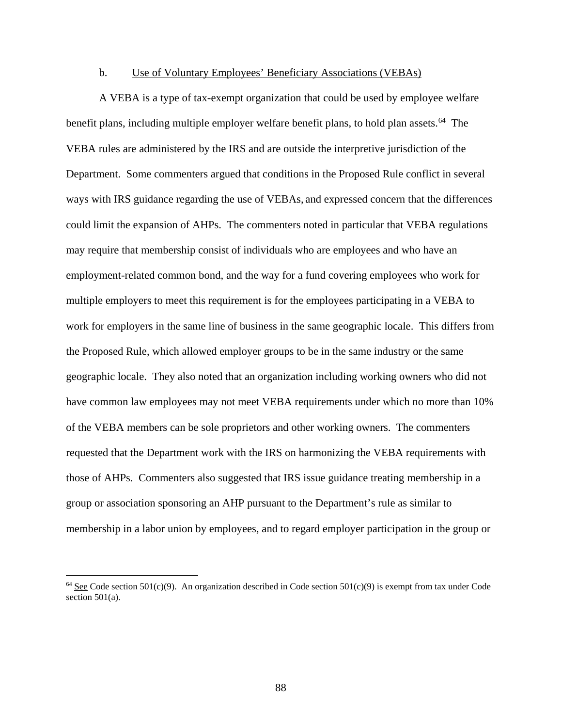b. Use of Voluntary Employees' Beneficiary Associations (VEBAs)

A VEBA is a type of tax-exempt organization that could be used by employee welfare benefit plans, including multiple employer welfare benefit plans, to hold plan assets.[64] The VEBA rules are administered by the IRS and are outside the interpretive jurisdiction of the Department. Some commenters argued that conditions in the Proposed Rule conflict in several ways with IRS guidance regarding the use of VEBAs, and expressed concern that the differences could limit the expansion of AHPs. The commenters noted in particular that VEBA regulations may require that membership consist of individuals who are employees and who have an employment-related common bond, and the way for a fund covering employees who work for multiple employers to meet this requirement is for the employees participating in a VEBA to work for employers in the same line of business in the same geographic locale. This differs from the Proposed Rule, which allowed employer groups to be in the same industry or the same geographic locale. They also noted that an organization including working owners who did not have common law employees may not meet VEBA requirements under which no more than 10% of the VEBA members can be sole proprietors and other working owners. The commenters requested that the Department work with the IRS on harmonizing the VEBA requirements with those of AHPs. Commenters also suggested that IRS issue guidance treating membership in a group or association sponsoring an AHP pursuant to the Department's rule as similar to membership in a labor union by employees, and to regard employer participation in the group or

[64] See Code section 501(c)(9). An organization described in Code section 501(c)(9) is exempt from tax under Code section 501(a).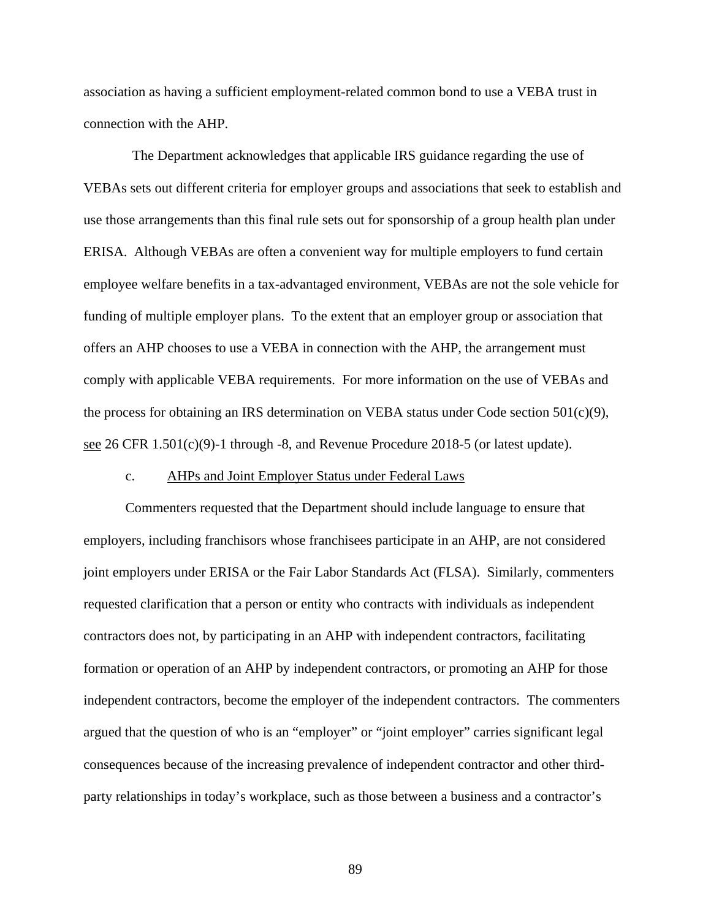association as having a sufficient employment-related common bond to use a VEBA trust in connection with the AHP.

The Department acknowledges that applicable IRS guidance regarding the use of VEBAs sets out different criteria for employer groups and associations that seek to establish and use those arrangements than this final rule sets out for sponsorship of a group health plan under ERISA. Although VEBAs are often a convenient way for multiple employers to fund certain employee welfare benefits in a tax-advantaged environment, VEBAs are not the sole vehicle for funding of multiple employer plans. To the extent that an employer group or association that offers an AHP chooses to use a VEBA in connection with the AHP, the arrangement must comply with applicable VEBA requirements. For more information on the use of VEBAs and the process for obtaining an IRS determination on VEBA status under Code section 501(c)(9), see 26 CFR 1.501(c)(9)-1 through -8, and Revenue Procedure 2018-5 (or latest update).

c. AHPs and Joint Employer Status under Federal Laws

Commenters requested that the Department should include language to ensure that employers, including franchisors whose franchisees participate in an AHP, are not considered joint employers under ERISA or the Fair Labor Standards Act (FLSA). Similarly, commenters requested clarification that a person or entity who contracts with individuals as independent contractors does not, by participating in an AHP with independent contractors, facilitating formation or operation of an AHP by independent contractors, or promoting an AHP for those independent contractors, become the employer of the independent contractors. The commenters argued that the question of who is an "employer" or "joint employer" carries significant legal consequences because of the increasing prevalence of independent contractor and other third-party relationships in today's workplace, such as those between a business and a contractor's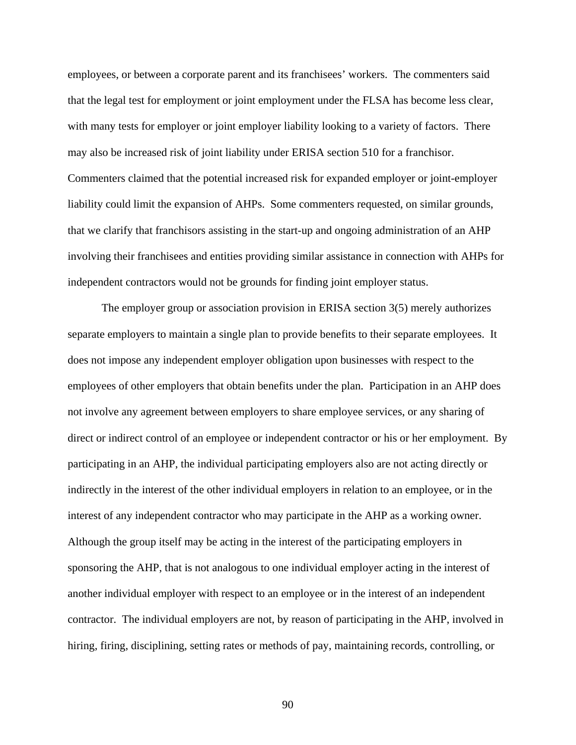employees, or between a corporate parent and its franchisees' workers. The commenters said that the legal test for employment or joint employment under the FLSA has become less clear, with many tests for employer or joint employer liability looking to a variety of factors. There may also be increased risk of joint liability under ERISA section 510 for a franchisor. Commenters claimed that the potential increased risk for expanded employer or joint-employer liability could limit the expansion of AHPs. Some commenters requested, on similar grounds, that we clarify that franchisors assisting in the start-up and ongoing administration of an AHP involving their franchisees and entities providing similar assistance in connection with AHPs for independent contractors would not be grounds for finding joint employer status.

The employer group or association provision in ERISA section 3(5) merely authorizes separate employers to maintain a single plan to provide benefits to their separate employees. It does not impose any independent employer obligation upon businesses with respect to the employees of other employers that obtain benefits under the plan. Participation in an AHP does not involve any agreement between employers to share employee services, or any sharing of direct or indirect control of an employee or independent contractor or his or her employment. By participating in an AHP, the individual participating employers also are not acting directly or indirectly in the interest of the other individual employers in relation to an employee, or in the interest of any independent contractor who may participate in the AHP as a working owner. Although the group itself may be acting in the interest of the participating employers in sponsoring the AHP, that is not analogous to one individual employer acting in the interest of another individual employer with respect to an employee or in the interest of an independent contractor. The individual employers are not, by reason of participating in the AHP, involved in hiring, firing, disciplining, setting rates or methods of pay, maintaining records, controlling, or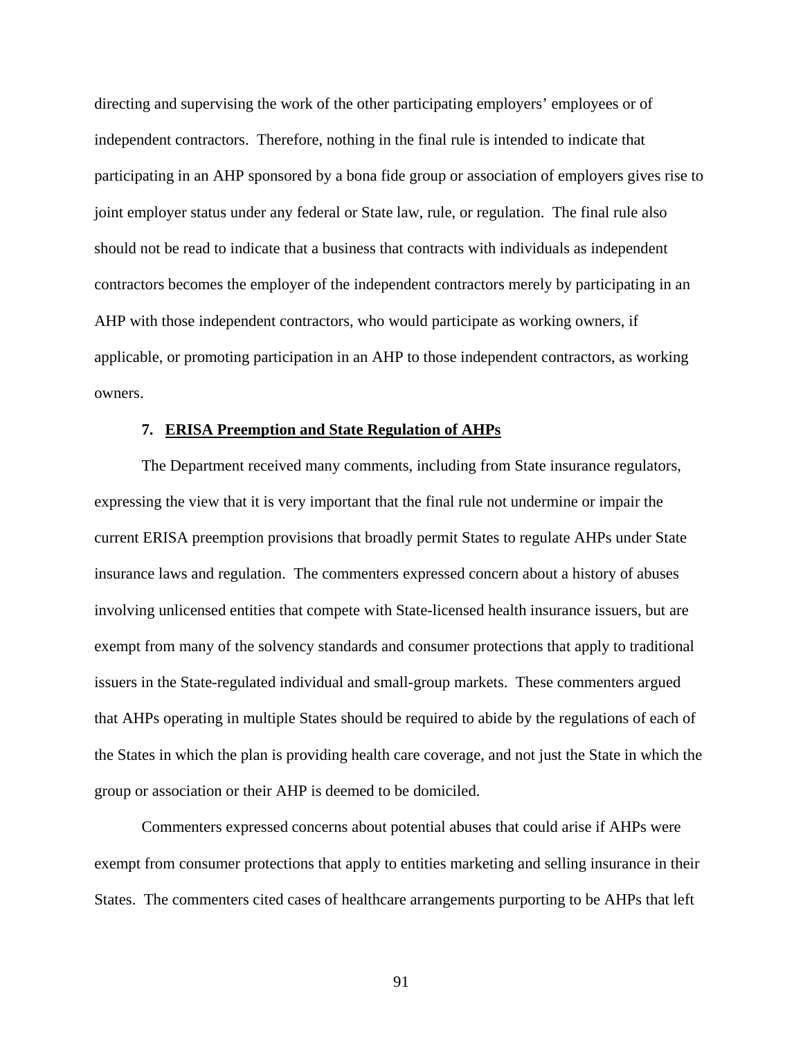directing and supervising the work of the other participating employers' employees or of independent contractors. Therefore, nothing in the final rule is intended to indicate that participating in an AHP sponsored by a bona fide group or association of employers gives rise to joint employer status under any federal or State law, rule, or regulation. The final rule also should not be read to indicate that a business that contracts with individuals as independent contractors becomes the employer of the independent contractors merely by participating in an AHP with those independent contractors, who would participate as working owners, if applicable, or promoting participation in an AHP to those independent contractors, as working owners.

### 7. ERISA Preemption and State Regulation of AHPs

The Department received many comments, including from State insurance regulators, expressing the view that it is very important that the final rule not undermine or impair the current ERISA preemption provisions that broadly permit States to regulate AHPs under State insurance laws and regulation. The commenters expressed concern about a history of abuses involving unlicensed entities that compete with State-licensed health insurance issuers, but are exempt from many of the solvency standards and consumer protections that apply to traditional issuers in the State-regulated individual and small-group markets. These commenters argued that AHPs operating in multiple States should be required to abide by the regulations of each of the States in which the plan is providing health care coverage, and not just the State in which the group or association or their AHP is deemed to be domiciled.

Commenters expressed concerns about potential abuses that could arise if AHPs were exempt from consumer protections that apply to entities marketing and selling insurance in their States. The commenters cited cases of healthcare arrangements purporting to be AHPs that left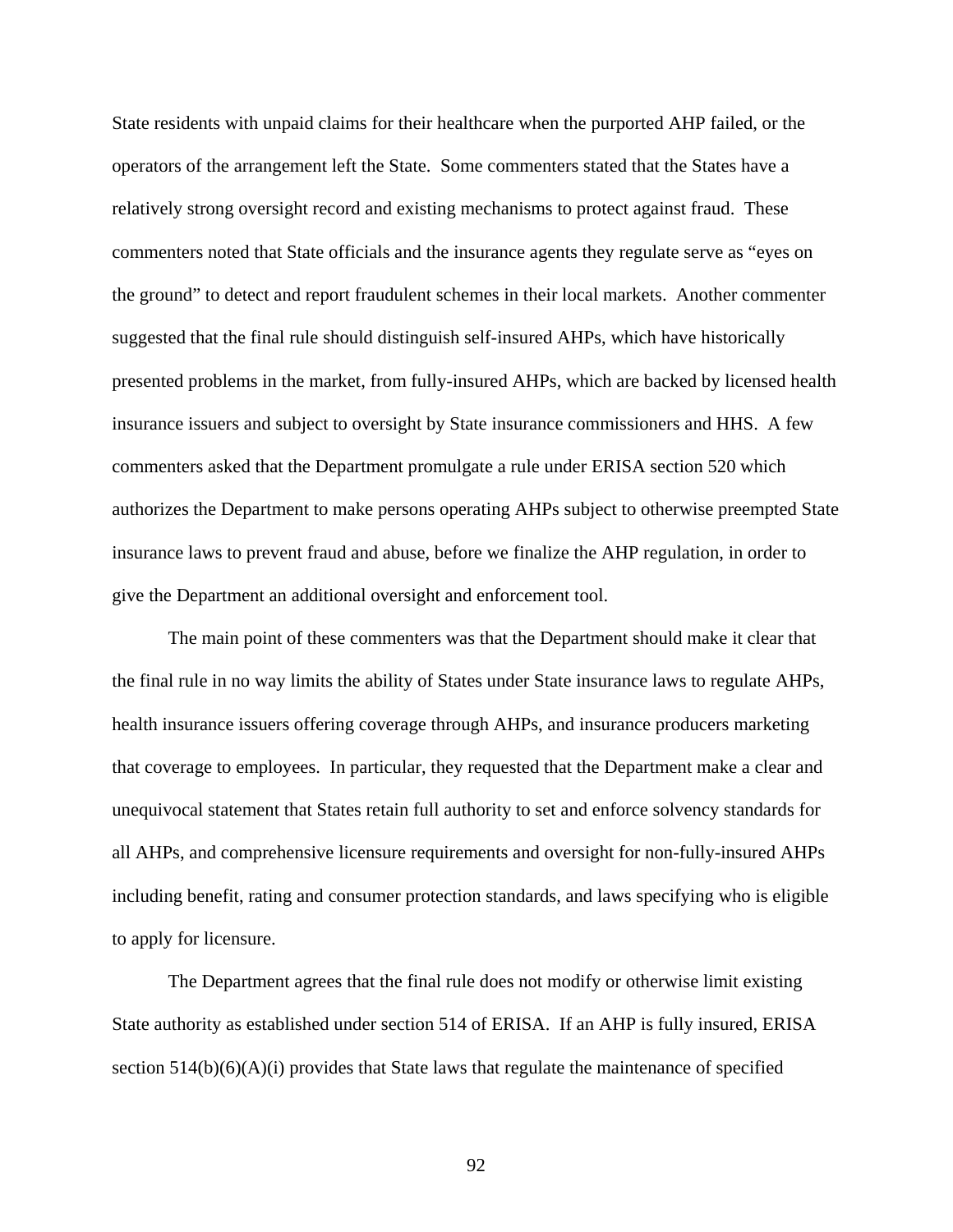State residents with unpaid claims for their healthcare when the purported AHP failed, or the operators of the arrangement left the State. Some commenters stated that the States have a relatively strong oversight record and existing mechanisms to protect against fraud. These commenters noted that State officials and the insurance agents they regulate serve as "eyes on the ground" to detect and report fraudulent schemes in their local markets. Another commenter suggested that the final rule should distinguish self-insured AHPs, which have historically presented problems in the market, from fully-insured AHPs, which are backed by licensed health insurance issuers and subject to oversight by State insurance commissioners and HHS. A few commenters asked that the Department promulgate a rule under ERISA section 520 which authorizes the Department to make persons operating AHPs subject to otherwise preempted State insurance laws to prevent fraud and abuse, before we finalize the AHP regulation, in order to give the Department an additional oversight and enforcement tool.

The main point of these commenters was that the Department should make it clear that the final rule in no way limits the ability of States under State insurance laws to regulate AHPs, health insurance issuers offering coverage through AHPs, and insurance producers marketing that coverage to employees. In particular, they requested that the Department make a clear and unequivocal statement that States retain full authority to set and enforce solvency standards for all AHPs, and comprehensive licensure requirements and oversight for non-fully-insured AHPs including benefit, rating and consumer protection standards, and laws specifying who is eligible to apply for licensure.

The Department agrees that the final rule does not modify or otherwise limit existing State authority as established under section 514 of ERISA. If an AHP is fully insured, ERISA section 514(b)(6)(A)(i) provides that State laws that regulate the maintenance of specified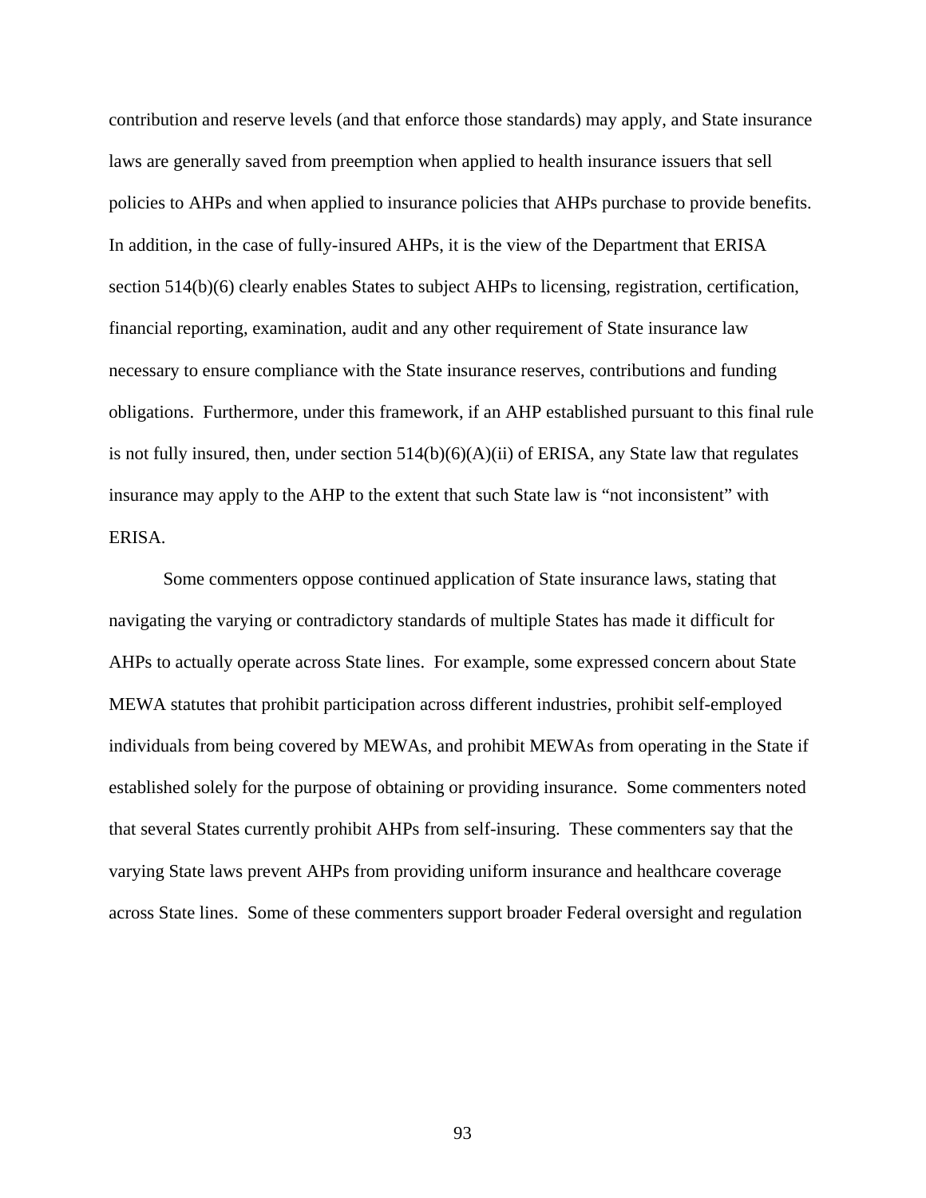contribution and reserve levels (and that enforce those standards) may apply, and State insurance laws are generally saved from preemption when applied to health insurance issuers that sell policies to AHPs and when applied to insurance policies that AHPs purchase to provide benefits. In addition, in the case of fully-insured AHPs, it is the view of the Department that ERISA section 514(b)(6) clearly enables States to subject AHPs to licensing, registration, certification, financial reporting, examination, audit and any other requirement of State insurance law necessary to ensure compliance with the State insurance reserves, contributions and funding obligations. Furthermore, under this framework, if an AHP established pursuant to this final rule is not fully insured, then, under section 514(b)(6)(A)(ii) of ERISA, any State law that regulates insurance may apply to the AHP to the extent that such State law is "not inconsistent" with ERISA.

Some commenters oppose continued application of State insurance laws, stating that navigating the varying or contradictory standards of multiple States has made it difficult for AHPs to actually operate across State lines. For example, some expressed concern about State MEWA statutes that prohibit participation across different industries, prohibit self-employed individuals from being covered by MEWAs, and prohibit MEWAs from operating in the State if established solely for the purpose of obtaining or providing insurance. Some commenters noted that several States currently prohibit AHPs from self-insuring. These commenters say that the varying State laws prevent AHPs from providing uniform insurance and healthcare coverage across State lines. Some of these commenters support broader Federal oversight and regulation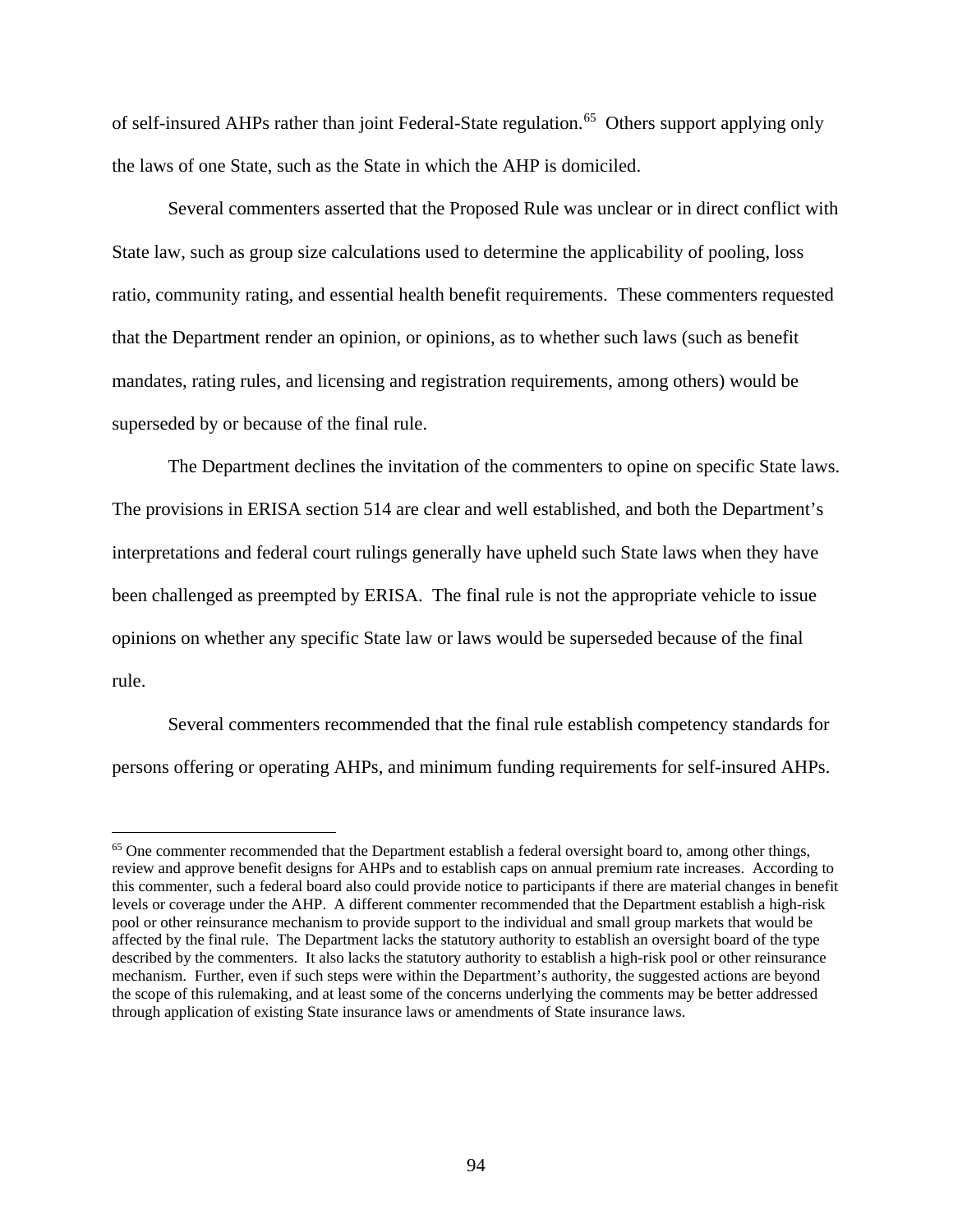of self-insured AHPs rather than joint Federal-State regulation.[65] Others support applying only the laws of one State, such as the State in which the AHP is domiciled.

Several commenters asserted that the Proposed Rule was unclear or in direct conflict with State law, such as group size calculations used to determine the applicability of pooling, loss ratio, community rating, and essential health benefit requirements. These commenters requested that the Department render an opinion, or opinions, as to whether such laws (such as benefit mandates, rating rules, and licensing and registration requirements, among others) would be superseded by or because of the final rule.

The Department declines the invitation of the commenters to opine on specific State laws. The provisions in ERISA section 514 are clear and well established, and both the Department's interpretations and federal court rulings generally have upheld such State laws when they have been challenged as preempted by ERISA. The final rule is not the appropriate vehicle to issue opinions on whether any specific State law or laws would be superseded because of the final rule.

Several commenters recommended that the final rule establish competency standards for persons offering or operating AHPs, and minimum funding requirements for self-insured AHPs.

---

[65] One commenter recommended that the Department establish a federal oversight board to, among other things, review and approve benefit designs for AHPs and to establish caps on annual premium rate increases. According to this commenter, such a federal board also could provide notice to participants if there are material changes in benefit levels or coverage under the AHP. A different commenter recommended that the Department establish a high-risk pool or other reinsurance mechanism to provide support to the individual and small group markets that would be affected by the final rule. The Department lacks the statutory authority to establish an oversight board of the type described by the commenters. It also lacks the statutory authority to establish a high-risk pool or other reinsurance mechanism. Further, even if such steps were within the Department's authority, the suggested actions are beyond the scope of this rulemaking, and at least some of the concerns underlying the comments may be better addressed through application of existing State insurance laws or amendments of State insurance laws.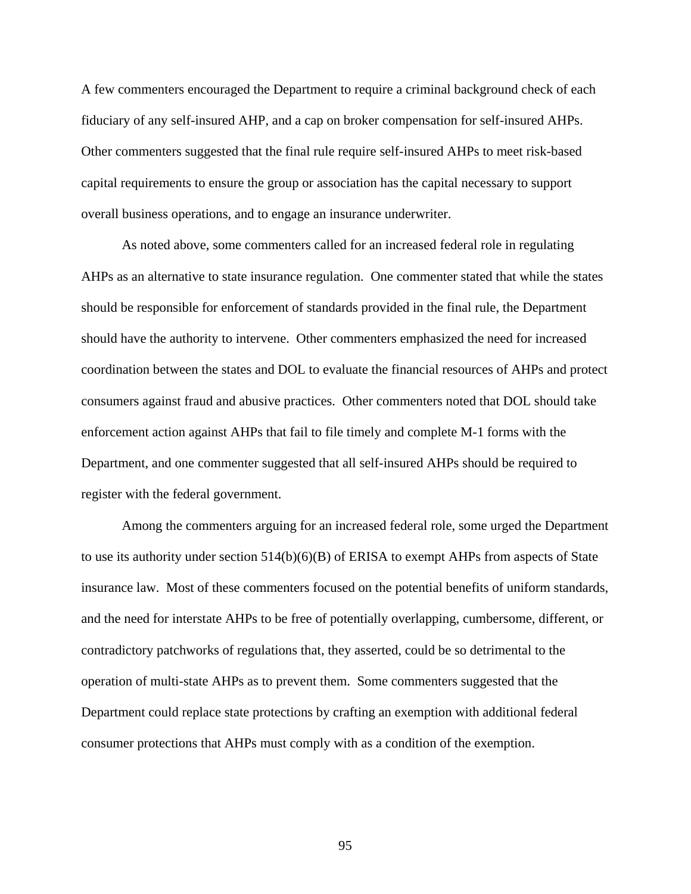A few commenters encouraged the Department to require a criminal background check of each fiduciary of any self-insured AHP, and a cap on broker compensation for self-insured AHPs. Other commenters suggested that the final rule require self-insured AHPs to meet risk-based capital requirements to ensure the group or association has the capital necessary to support overall business operations, and to engage an insurance underwriter.

As noted above, some commenters called for an increased federal role in regulating AHPs as an alternative to state insurance regulation. One commenter stated that while the states should be responsible for enforcement of standards provided in the final rule, the Department should have the authority to intervene. Other commenters emphasized the need for increased coordination between the states and DOL to evaluate the financial resources of AHPs and protect consumers against fraud and abusive practices. Other commenters noted that DOL should take enforcement action against AHPs that fail to file timely and complete M-1 forms with the Department, and one commenter suggested that all self-insured AHPs should be required to register with the federal government.

Among the commenters arguing for an increased federal role, some urged the Department to use its authority under section 514(b)(6)(B) of ERISA to exempt AHPs from aspects of State insurance law. Most of these commenters focused on the potential benefits of uniform standards, and the need for interstate AHPs to be free of potentially overlapping, cumbersome, different, or contradictory patchworks of regulations that, they asserted, could be so detrimental to the operation of multi-state AHPs as to prevent them. Some commenters suggested that the Department could replace state protections by crafting an exemption with additional federal consumer protections that AHPs must comply with as a condition of the exemption.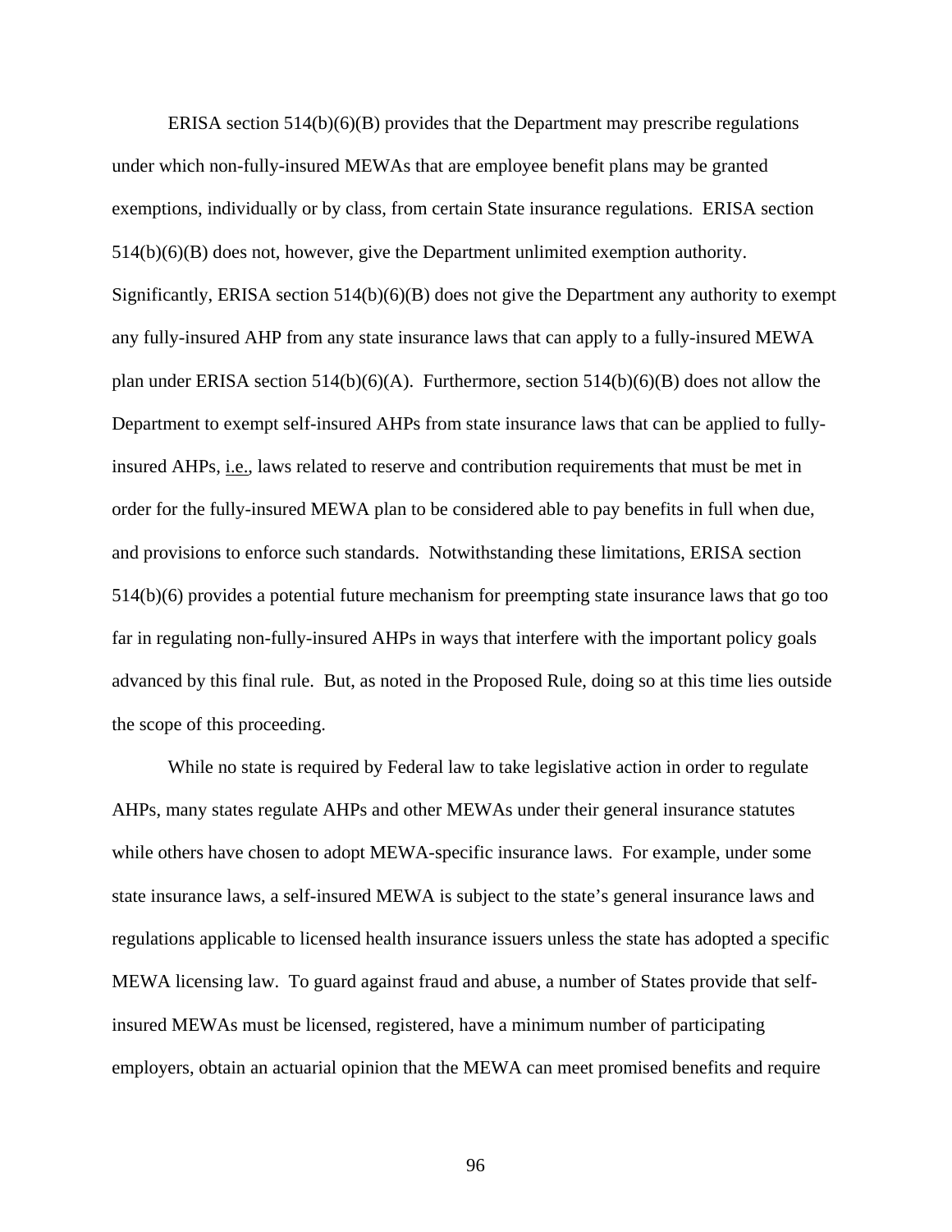ERISA section 514(b)(6)(B) provides that the Department may prescribe regulations under which non-fully-insured MEWAs that are employee benefit plans may be granted exemptions, individually or by class, from certain State insurance regulations. ERISA section 514(b)(6)(B) does not, however, give the Department unlimited exemption authority. Significantly, ERISA section 514(b)(6)(B) does not give the Department any authority to exempt any fully-insured AHP from any state insurance laws that can apply to a fully-insured MEWA plan under ERISA section 514(b)(6)(A). Furthermore, section 514(b)(6)(B) does not allow the Department to exempt self-insured AHPs from state insurance laws that can be applied to fully-insured AHPs, i.e., laws related to reserve and contribution requirements that must be met in order for the fully-insured MEWA plan to be considered able to pay benefits in full when due, and provisions to enforce such standards. Notwithstanding these limitations, ERISA section 514(b)(6) provides a potential future mechanism for preempting state insurance laws that go too far in regulating non-fully-insured AHPs in ways that interfere with the important policy goals advanced by this final rule. But, as noted in the Proposed Rule, doing so at this time lies outside the scope of this proceeding.

While no state is required by Federal law to take legislative action in order to regulate AHPs, many states regulate AHPs and other MEWAs under their general insurance statutes while others have chosen to adopt MEWA-specific insurance laws. For example, under some state insurance laws, a self-insured MEWA is subject to the state's general insurance laws and regulations applicable to licensed health insurance issuers unless the state has adopted a specific MEWA licensing law. To guard against fraud and abuse, a number of States provide that self-insured MEWAs must be licensed, registered, have a minimum number of participating employers, obtain an actuarial opinion that the MEWA can meet promised benefits and require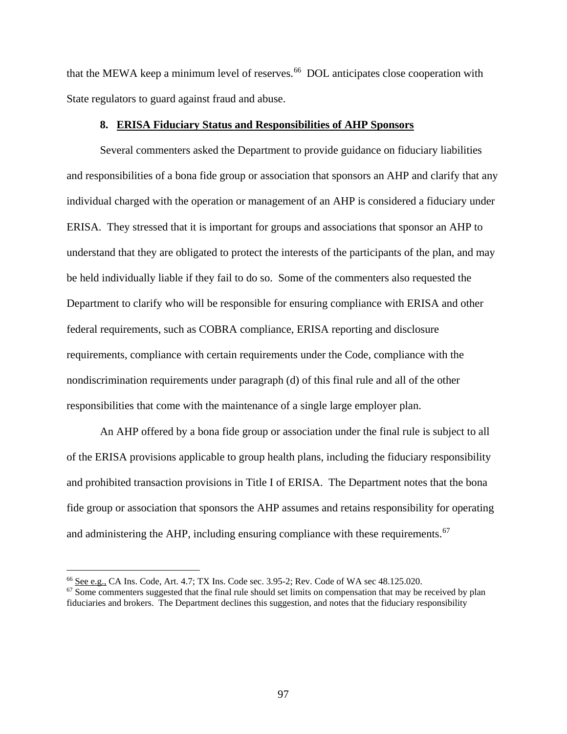that the MEWA keep a minimum level of reserves.[66] DOL anticipates close cooperation with State regulators to guard against fraud and abuse.

### 8. ERISA Fiduciary Status and Responsibilities of AHP Sponsors

Several commenters asked the Department to provide guidance on fiduciary liabilities and responsibilities of a bona fide group or association that sponsors an AHP and clarify that any individual charged with the operation or management of an AHP is considered a fiduciary under ERISA. They stressed that it is important for groups and associations that sponsor an AHP to understand that they are obligated to protect the interests of the participants of the plan, and may be held individually liable if they fail to do so. Some of the commenters also requested the Department to clarify who will be responsible for ensuring compliance with ERISA and other federal requirements, such as COBRA compliance, ERISA reporting and disclosure requirements, compliance with certain requirements under the Code, compliance with the nondiscrimination requirements under paragraph (d) of this final rule and all of the other responsibilities that come with the maintenance of a single large employer plan.

An AHP offered by a bona fide group or association under the final rule is subject to all of the ERISA provisions applicable to group health plans, including the fiduciary responsibility and prohibited transaction provisions in Title I of ERISA. The Department notes that the bona fide group or association that sponsors the AHP assumes and retains responsibility for operating and administering the AHP, including ensuring compliance with these requirements.[67]

---

[66] See e.g., CA Ins. Code, Art. 4.7; TX Ins. Code sec. 3.95-2; Rev. Code of WA sec 48.125.020.

[67] Some commenters suggested that the final rule should set limits on compensation that may be received by plan fiduciaries and brokers. The Department declines this suggestion, and notes that the fiduciary responsibility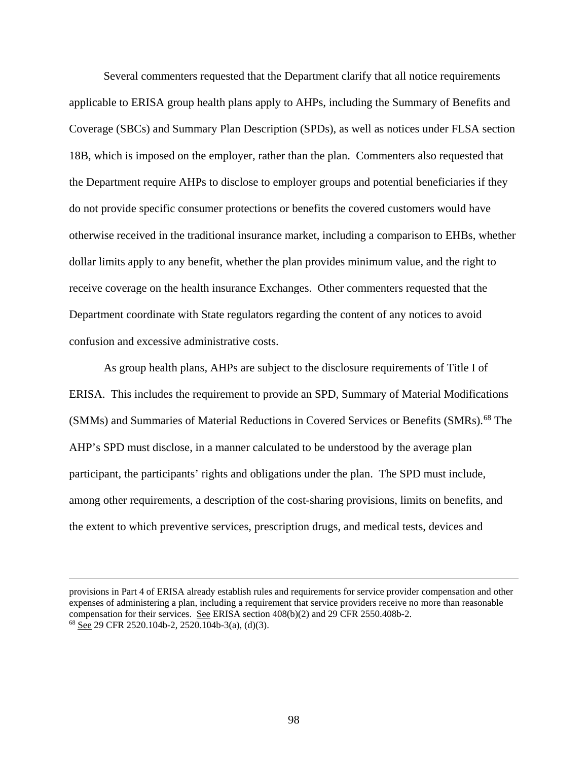Several commenters requested that the Department clarify that all notice requirements applicable to ERISA group health plans apply to AHPs, including the Summary of Benefits and Coverage (SBCs) and Summary Plan Description (SPDs), as well as notices under FLSA section 18B, which is imposed on the employer, rather than the plan. Commenters also requested that the Department require AHPs to disclose to employer groups and potential beneficiaries if they do not provide specific consumer protections or benefits the covered customers would have otherwise received in the traditional insurance market, including a comparison to EHBs, whether dollar limits apply to any benefit, whether the plan provides minimum value, and the right to receive coverage on the health insurance Exchanges. Other commenters requested that the Department coordinate with State regulators regarding the content of any notices to avoid confusion and excessive administrative costs.

As group health plans, AHPs are subject to the disclosure requirements of Title I of ERISA. This includes the requirement to provide an SPD, Summary of Material Modifications (SMMs) and Summaries of Material Reductions in Covered Services or Benefits (SMRs).[68] The AHP's SPD must disclose, in a manner calculated to be understood by the average plan participant, the participants' rights and obligations under the plan. The SPD must include, among other requirements, a description of the cost-sharing provisions, limits on benefits, and the extent to which preventive services, prescription drugs, and medical tests, devices and

---

provisions in Part 4 of ERISA already establish rules and requirements for service provider compensation and other expenses of administering a plan, including a requirement that service providers receive no more than reasonable compensation for their services. See ERISA section 408(b)(2) and 29 CFR 2550.408b-2.

[68] See 29 CFR 2520.104b-2, 2520.104b-3(a), (d)(3).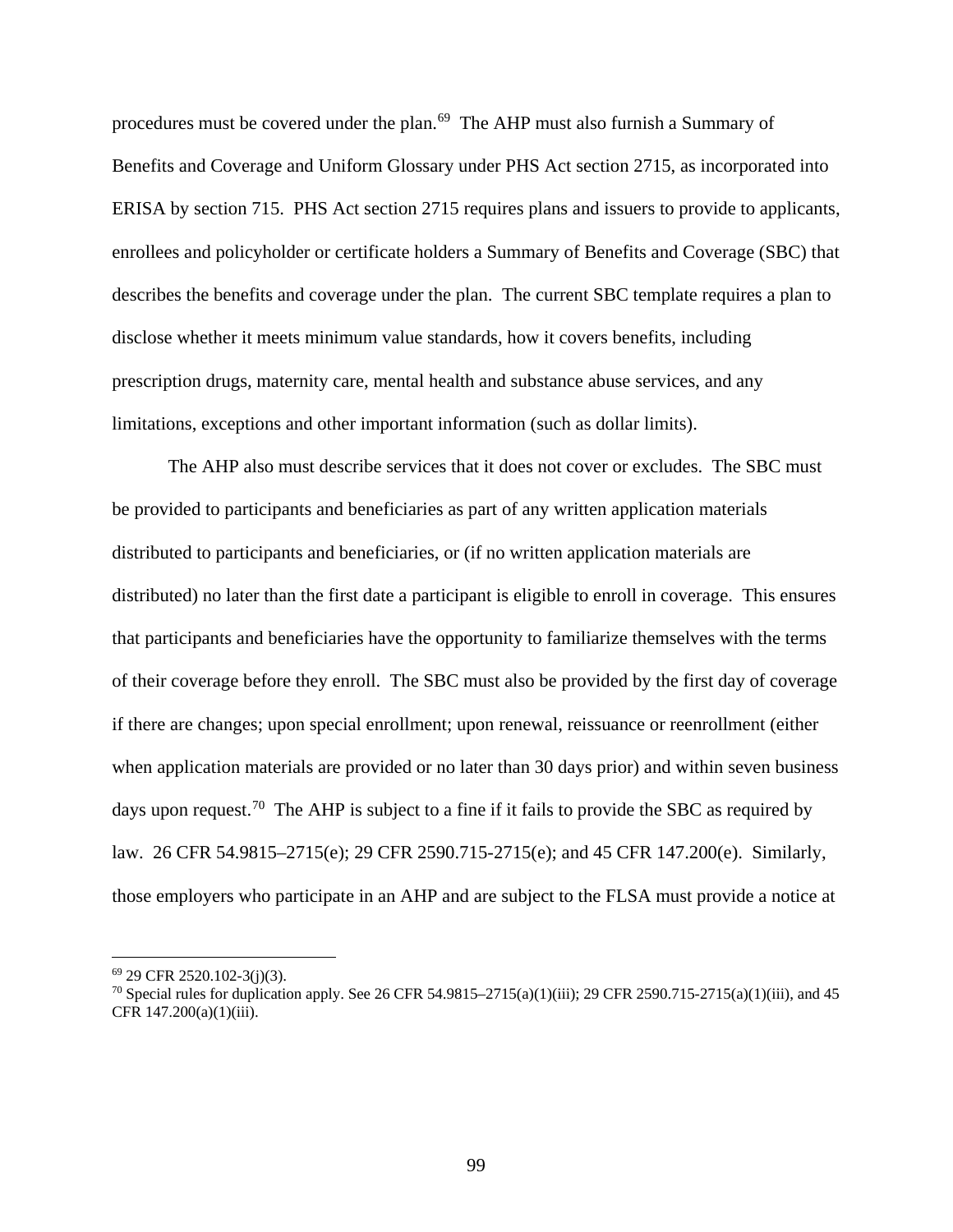procedures must be covered under the plan.[69] The AHP must also furnish a Summary of Benefits and Coverage and Uniform Glossary under PHS Act section 2715, as incorporated into ERISA by section 715. PHS Act section 2715 requires plans and issuers to provide to applicants, enrollees and policyholder or certificate holders a Summary of Benefits and Coverage (SBC) that describes the benefits and coverage under the plan. The current SBC template requires a plan to disclose whether it meets minimum value standards, how it covers benefits, including prescription drugs, maternity care, mental health and substance abuse services, and any limitations, exceptions and other important information (such as dollar limits).

The AHP also must describe services that it does not cover or excludes. The SBC must be provided to participants and beneficiaries as part of any written application materials distributed to participants and beneficiaries, or (if no written application materials are distributed) no later than the first date a participant is eligible to enroll in coverage. This ensures that participants and beneficiaries have the opportunity to familiarize themselves with the terms of their coverage before they enroll. The SBC must also be provided by the first day of coverage if there are changes; upon special enrollment; upon renewal, reissuance or reenrollment (either when application materials are provided or no later than 30 days prior) and within seven business days upon request.[70] The AHP is subject to a fine if it fails to provide the SBC as required by law. 26 CFR 54.9815–2715(e); 29 CFR 2590.715-2715(e); and 45 CFR 147.200(e). Similarly, those employers who participate in an AHP and are subject to the FLSA must provide a notice at

---

[69] 29 CFR 2520.102-3(j)(3).

[70] Special rules for duplication apply. See 26 CFR 54.9815–2715(a)(1)(iii); 29 CFR 2590.715-2715(a)(1)(iii), and 45 CFR 147.200(a)(1)(iii).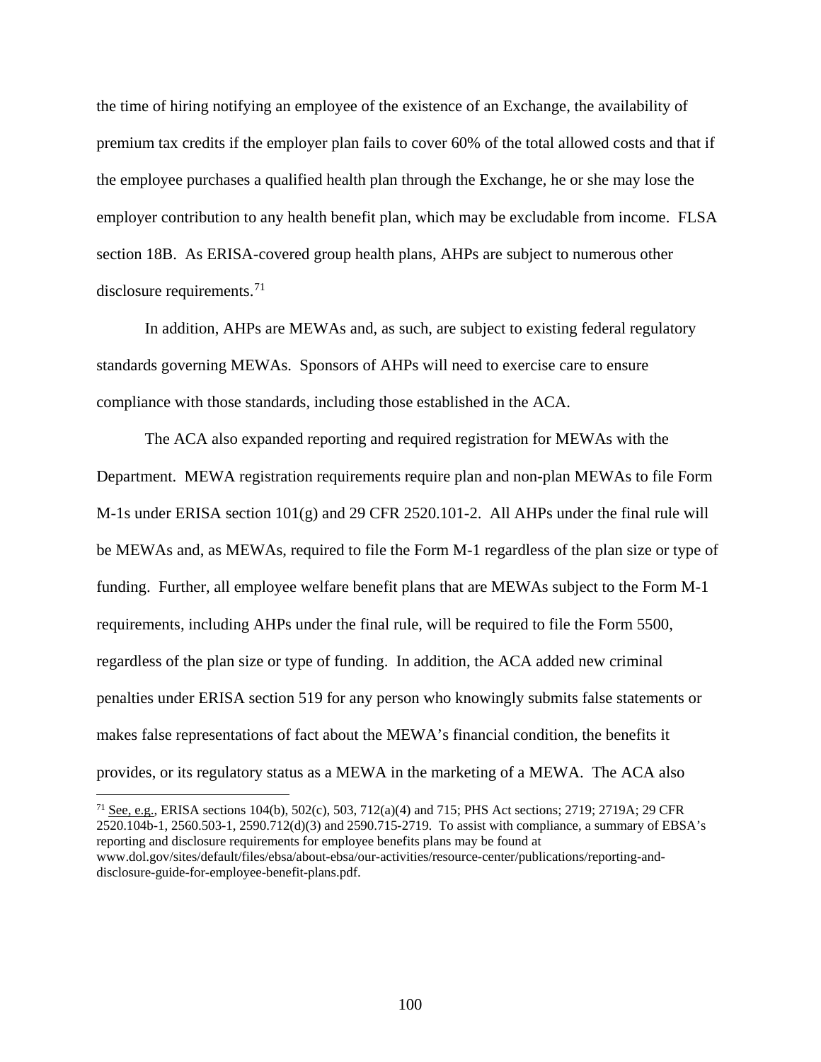the time of hiring notifying an employee of the existence of an Exchange, the availability of premium tax credits if the employer plan fails to cover 60% of the total allowed costs and that if the employee purchases a qualified health plan through the Exchange, he or she may lose the employer contribution to any health benefit plan, which may be excludable from income. FLSA section 18B. As ERISA-covered group health plans, AHPs are subject to numerous other disclosure requirements.[71]

In addition, AHPs are MEWAs and, as such, are subject to existing federal regulatory standards governing MEWAs. Sponsors of AHPs will need to exercise care to ensure compliance with those standards, including those established in the ACA.

The ACA also expanded reporting and required registration for MEWAs with the Department. MEWA registration requirements require plan and non-plan MEWAs to file Form M-1s under ERISA section 101(g) and 29 CFR 2520.101-2. All AHPs under the final rule will be MEWAs and, as MEWAs, required to file the Form M-1 regardless of the plan size or type of funding. Further, all employee welfare benefit plans that are MEWAs subject to the Form M-1 requirements, including AHPs under the final rule, will be required to file the Form 5500, regardless of the plan size or type of funding. In addition, the ACA added new criminal penalties under ERISA section 519 for any person who knowingly submits false statements or makes false representations of fact about the MEWA's financial condition, the benefits it provides, or its regulatory status as a MEWA in the marketing of a MEWA. The ACA also

---

[71] See, e.g., ERISA sections 104(b), 502(c), 503, 712(a)(4) and 715; PHS Act sections; 2719; 2719A; 29 CFR 2520.104b-1, 2560.503-1, 2590.712(d)(3) and 2590.715-2719. To assist with compliance, a summary of EBSA's reporting and disclosure requirements for employee benefits plans may be found at www.dol.gov/sites/default/files/ebsa/about-ebsa/our-activities/resource-center/publications/reporting-and-disclosure-guide-for-employee-benefit-plans.pdf.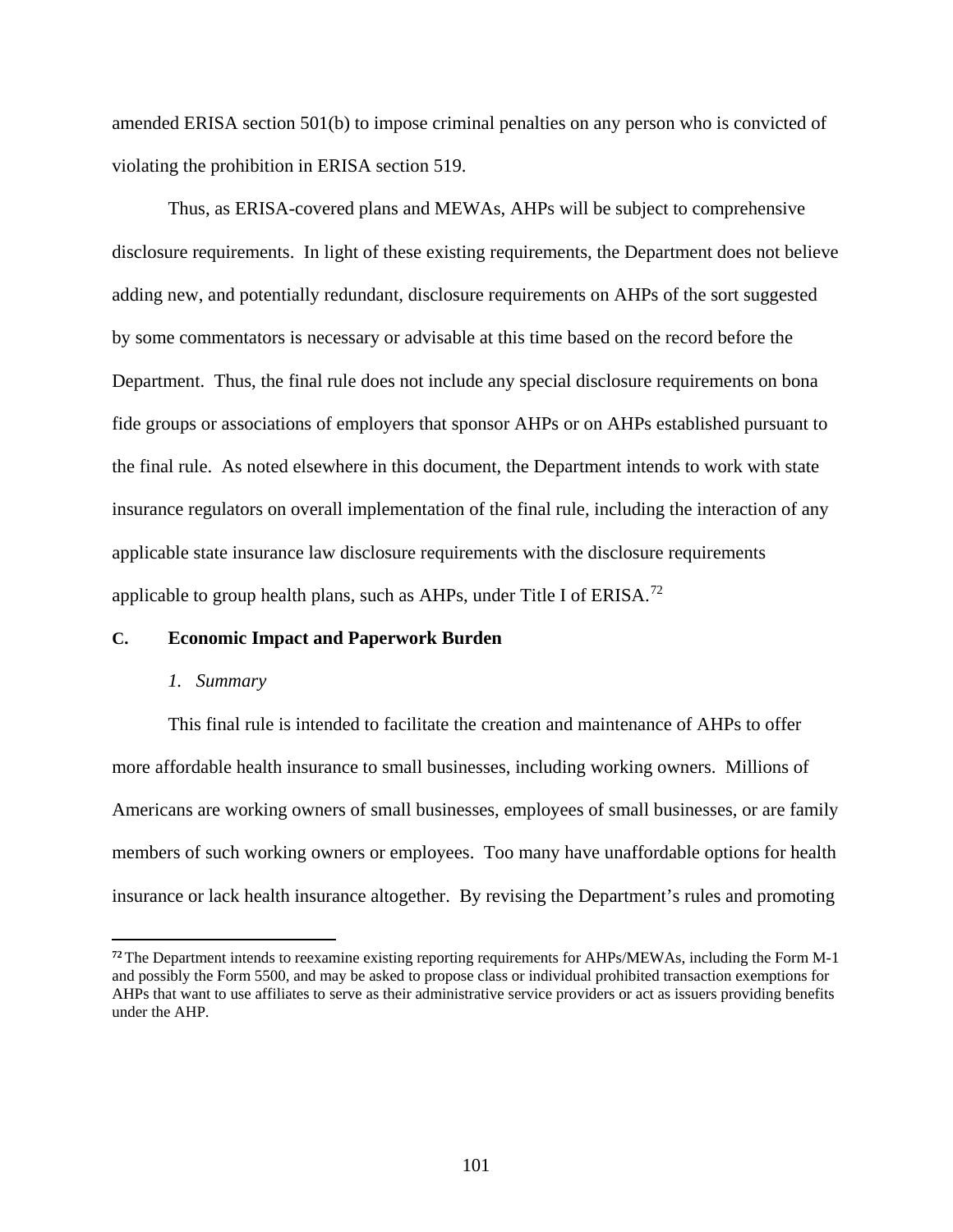amended ERISA section 501(b) to impose criminal penalties on any person who is convicted of violating the prohibition in ERISA section 519.

Thus, as ERISA-covered plans and MEWAs, AHPs will be subject to comprehensive disclosure requirements. In light of these existing requirements, the Department does not believe adding new, and potentially redundant, disclosure requirements on AHPs of the sort suggested by some commentators is necessary or advisable at this time based on the record before the Department. Thus, the final rule does not include any special disclosure requirements on bona fide groups or associations of employers that sponsor AHPs or on AHPs established pursuant to the final rule. As noted elsewhere in this document, the Department intends to work with state insurance regulators on overall implementation of the final rule, including the interaction of any applicable state insurance law disclosure requirements with the disclosure requirements applicable to group health plans, such as AHPs, under Title I of ERISA.[72]

## C. Economic Impact and Paperwork Burden

### *1. Summary*

This final rule is intended to facilitate the creation and maintenance of AHPs to offer more affordable health insurance to small businesses, including working owners. Millions of Americans are working owners of small businesses, employees of small businesses, or are family members of such working owners or employees. Too many have unaffordable options for health insurance or lack health insurance altogether. By revising the Department's rules and promoting

[72] The Department intends to reexamine existing reporting requirements for AHPs/MEWAs, including the Form M-1 and possibly the Form 5500, and may be asked to propose class or individual prohibited transaction exemptions for AHPs that want to use affiliates to serve as their administrative service providers or act as issuers providing benefits under the AHP.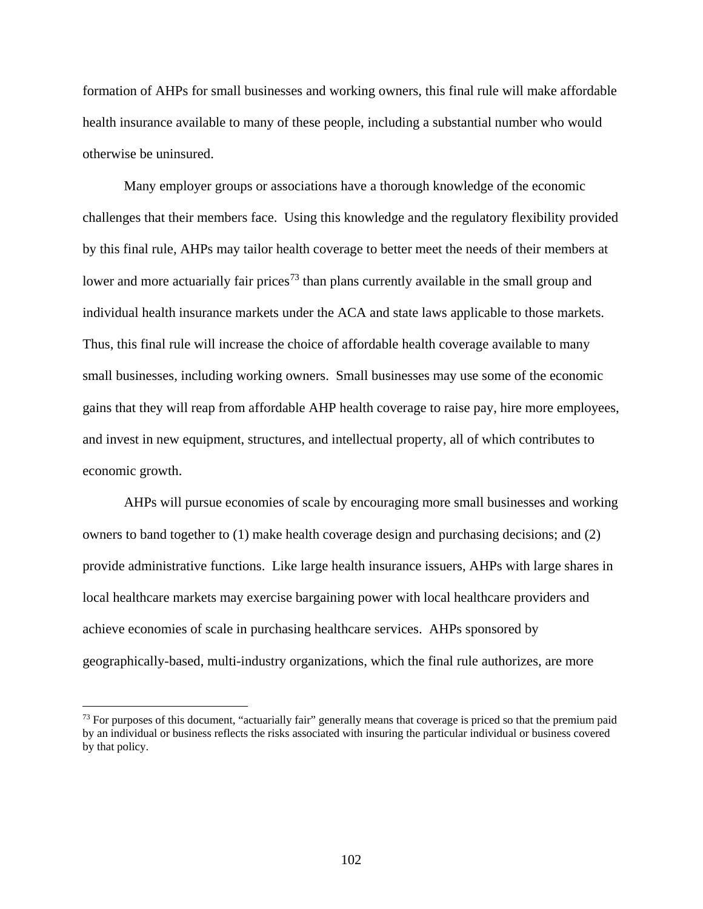formation of AHPs for small businesses and working owners, this final rule will make affordable health insurance available to many of these people, including a substantial number who would otherwise be uninsured.

Many employer groups or associations have a thorough knowledge of the economic challenges that their members face. Using this knowledge and the regulatory flexibility provided by this final rule, AHPs may tailor health coverage to better meet the needs of their members at lower and more actuarially fair prices[73] than plans currently available in the small group and individual health insurance markets under the ACA and state laws applicable to those markets. Thus, this final rule will increase the choice of affordable health coverage available to many small businesses, including working owners. Small businesses may use some of the economic gains that they will reap from affordable AHP health coverage to raise pay, hire more employees, and invest in new equipment, structures, and intellectual property, all of which contributes to economic growth.

AHPs will pursue economies of scale by encouraging more small businesses and working owners to band together to (1) make health coverage design and purchasing decisions; and (2) provide administrative functions. Like large health insurance issuers, AHPs with large shares in local healthcare markets may exercise bargaining power with local healthcare providers and achieve economies of scale in purchasing healthcare services. AHPs sponsored by geographically-based, multi-industry organizations, which the final rule authorizes, are more

[73] For purposes of this document, "actuarially fair" generally means that coverage is priced so that the premium paid by an individual or business reflects the risks associated with insuring the particular individual or business covered by that policy.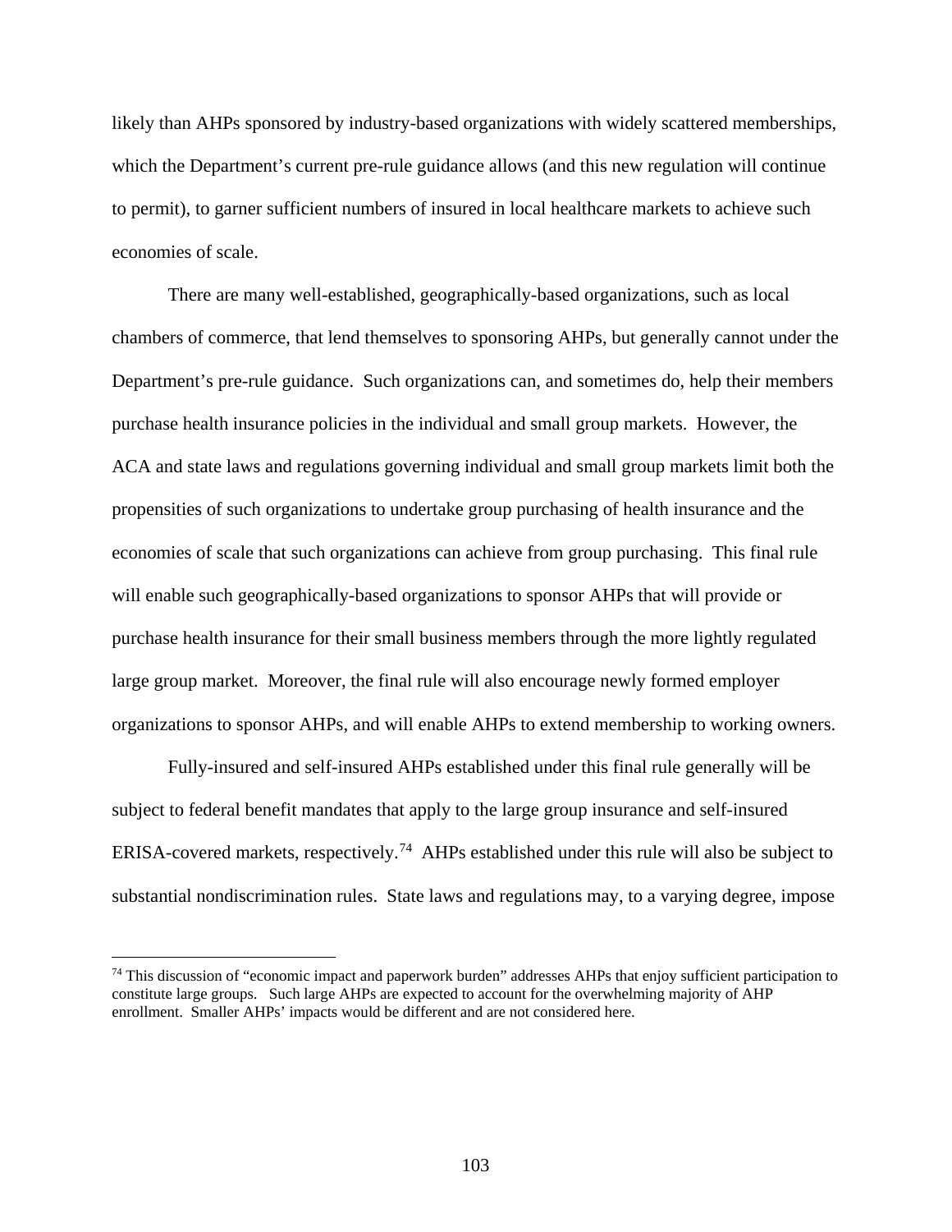likely than AHPs sponsored by industry-based organizations with widely scattered memberships, which the Department's current pre-rule guidance allows (and this new regulation will continue to permit), to garner sufficient numbers of insured in local healthcare markets to achieve such economies of scale.

There are many well-established, geographically-based organizations, such as local chambers of commerce, that lend themselves to sponsoring AHPs, but generally cannot under the Department's pre-rule guidance. Such organizations can, and sometimes do, help their members purchase health insurance policies in the individual and small group markets. However, the ACA and state laws and regulations governing individual and small group markets limit both the propensities of such organizations to undertake group purchasing of health insurance and the economies of scale that such organizations can achieve from group purchasing. This final rule will enable such geographically-based organizations to sponsor AHPs that will provide or purchase health insurance for their small business members through the more lightly regulated large group market. Moreover, the final rule will also encourage newly formed employer organizations to sponsor AHPs, and will enable AHPs to extend membership to working owners.

Fully-insured and self-insured AHPs established under this final rule generally will be subject to federal benefit mandates that apply to the large group insurance and self-insured ERISA-covered markets, respectively.[74] AHPs established under this rule will also be subject to substantial nondiscrimination rules. State laws and regulations may, to a varying degree, impose

---

[74] This discussion of "economic impact and paperwork burden" addresses AHPs that enjoy sufficient participation to constitute large groups. Such large AHPs are expected to account for the overwhelming majority of AHP enrollment. Smaller AHPs' impacts would be different and are not considered here.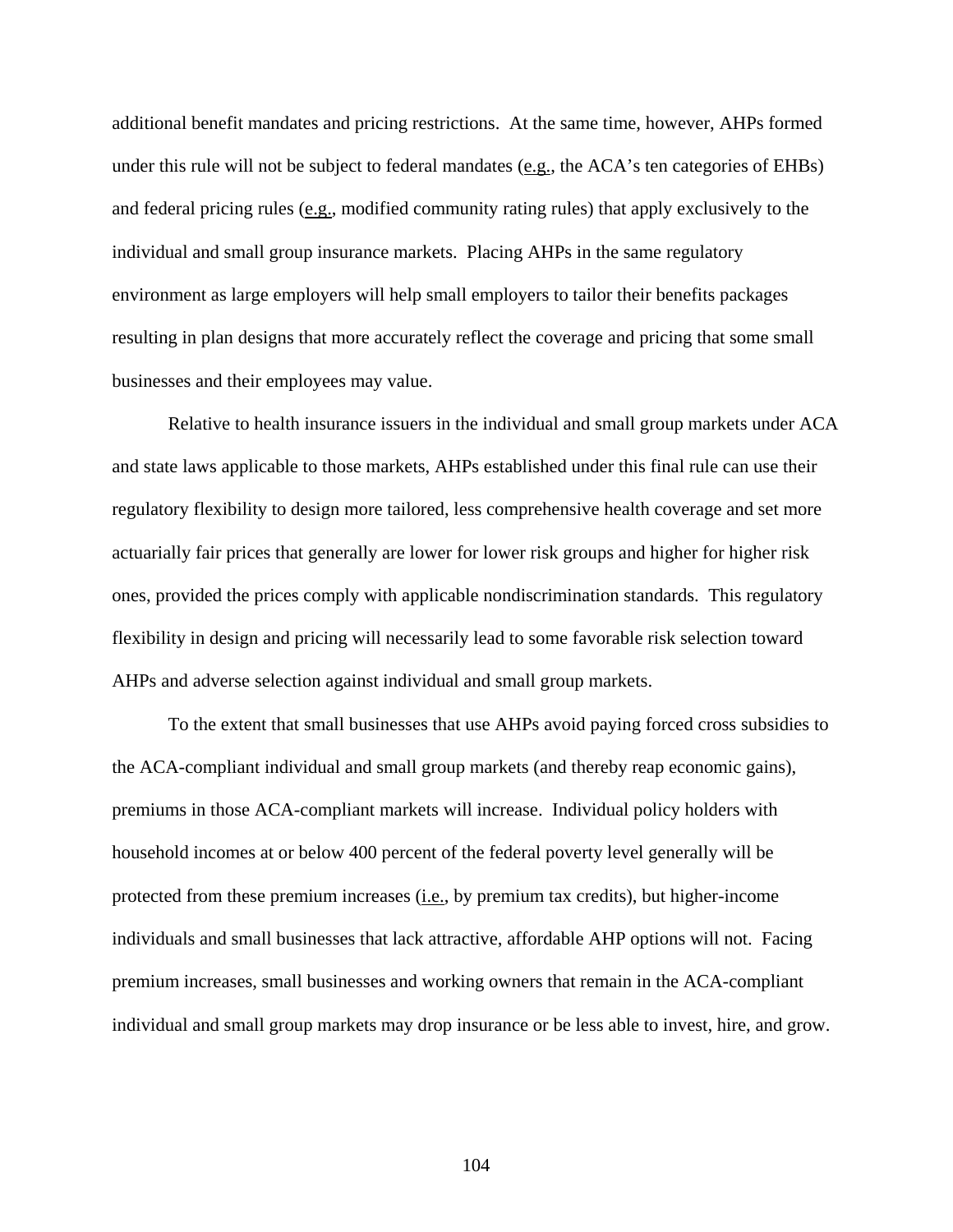additional benefit mandates and pricing restrictions. At the same time, however, AHPs formed under this rule will not be subject to federal mandates (e.g., the ACA's ten categories of EHBs) and federal pricing rules (e.g., modified community rating rules) that apply exclusively to the individual and small group insurance markets. Placing AHPs in the same regulatory environment as large employers will help small employers to tailor their benefits packages resulting in plan designs that more accurately reflect the coverage and pricing that some small businesses and their employees may value.

Relative to health insurance issuers in the individual and small group markets under ACA and state laws applicable to those markets, AHPs established under this final rule can use their regulatory flexibility to design more tailored, less comprehensive health coverage and set more actuarially fair prices that generally are lower for lower risk groups and higher for higher risk ones, provided the prices comply with applicable nondiscrimination standards. This regulatory flexibility in design and pricing will necessarily lead to some favorable risk selection toward AHPs and adverse selection against individual and small group markets.

To the extent that small businesses that use AHPs avoid paying forced cross subsidies to the ACA-compliant individual and small group markets (and thereby reap economic gains), premiums in those ACA-compliant markets will increase. Individual policy holders with household incomes at or below 400 percent of the federal poverty level generally will be protected from these premium increases (i.e., by premium tax credits), but higher-income individuals and small businesses that lack attractive, affordable AHP options will not. Facing premium increases, small businesses and working owners that remain in the ACA-compliant individual and small group markets may drop insurance or be less able to invest, hire, and grow.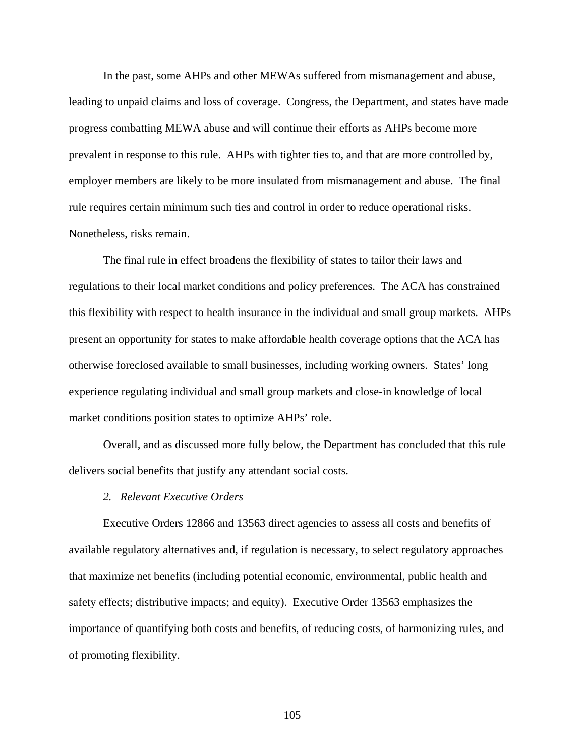In the past, some AHPs and other MEWAs suffered from mismanagement and abuse, leading to unpaid claims and loss of coverage. Congress, the Department, and states have made progress combatting MEWA abuse and will continue their efforts as AHPs become more prevalent in response to this rule. AHPs with tighter ties to, and that are more controlled by, employer members are likely to be more insulated from mismanagement and abuse. The final rule requires certain minimum such ties and control in order to reduce operational risks. Nonetheless, risks remain.

The final rule in effect broadens the flexibility of states to tailor their laws and regulations to their local market conditions and policy preferences. The ACA has constrained this flexibility with respect to health insurance in the individual and small group markets. AHPs present an opportunity for states to make affordable health coverage options that the ACA has otherwise foreclosed available to small businesses, including working owners. States' long experience regulating individual and small group markets and close-in knowledge of local market conditions position states to optimize AHPs' role.

Overall, and as discussed more fully below, the Department has concluded that this rule delivers social benefits that justify any attendant social costs.

*2. Relevant Executive Orders*

Executive Orders 12866 and 13563 direct agencies to assess all costs and benefits of available regulatory alternatives and, if regulation is necessary, to select regulatory approaches that maximize net benefits (including potential economic, environmental, public health and safety effects; distributive impacts; and equity). Executive Order 13563 emphasizes the importance of quantifying both costs and benefits, of reducing costs, of harmonizing rules, and of promoting flexibility.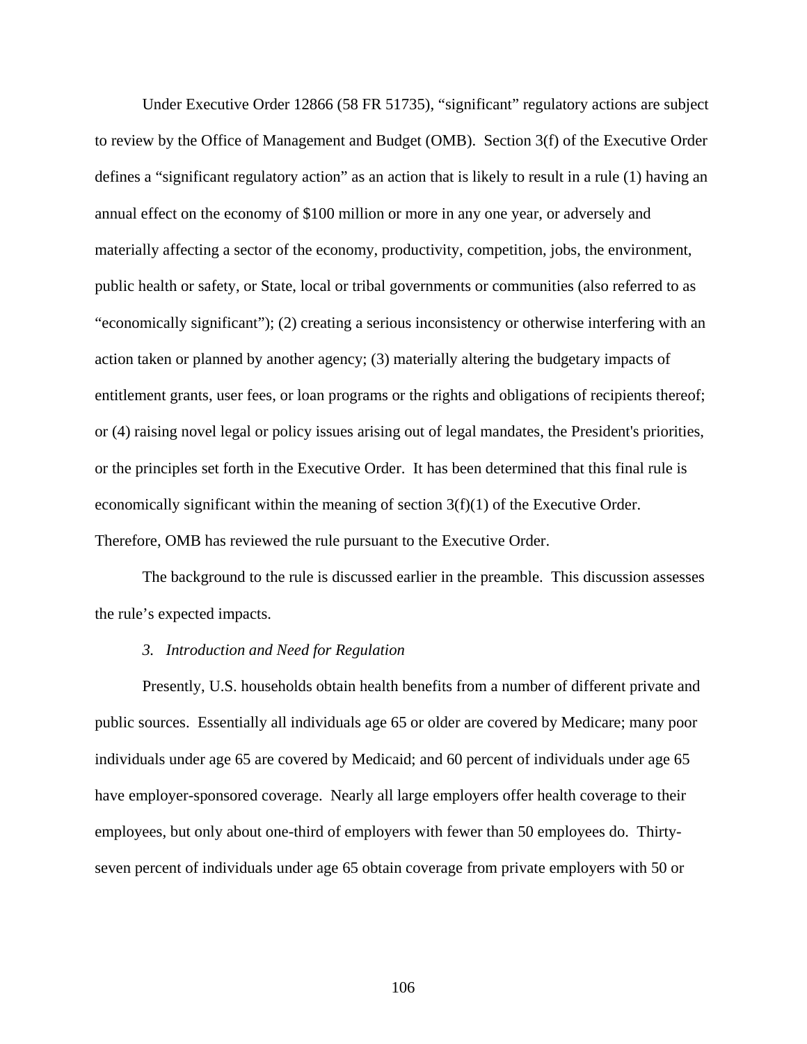Under Executive Order 12866 (58 FR 51735), "significant" regulatory actions are subject to review by the Office of Management and Budget (OMB). Section 3(f) of the Executive Order defines a "significant regulatory action" as an action that is likely to result in a rule (1) having an annual effect on the economy of $100 million or more in any one year, or adversely and materially affecting a sector of the economy, productivity, competition, jobs, the environment, public health or safety, or State, local or tribal governments or communities (also referred to as "economically significant"); (2) creating a serious inconsistency or otherwise interfering with an action taken or planned by another agency; (3) materially altering the budgetary impacts of entitlement grants, user fees, or loan programs or the rights and obligations of recipients thereof; or (4) raising novel legal or policy issues arising out of legal mandates, the President's priorities, or the principles set forth in the Executive Order. It has been determined that this final rule is economically significant within the meaning of section 3(f)(1) of the Executive Order. Therefore, OMB has reviewed the rule pursuant to the Executive Order.

The background to the rule is discussed earlier in the preamble. This discussion assesses the rule's expected impacts.

*3. Introduction and Need for Regulation*

Presently, U.S. households obtain health benefits from a number of different private and public sources. Essentially all individuals age 65 or older are covered by Medicare; many poor individuals under age 65 are covered by Medicaid; and 60 percent of individuals under age 65 have employer-sponsored coverage. Nearly all large employers offer health coverage to their employees, but only about one-third of employers with fewer than 50 employees do. Thirty-seven percent of individuals under age 65 obtain coverage from private employers with 50 or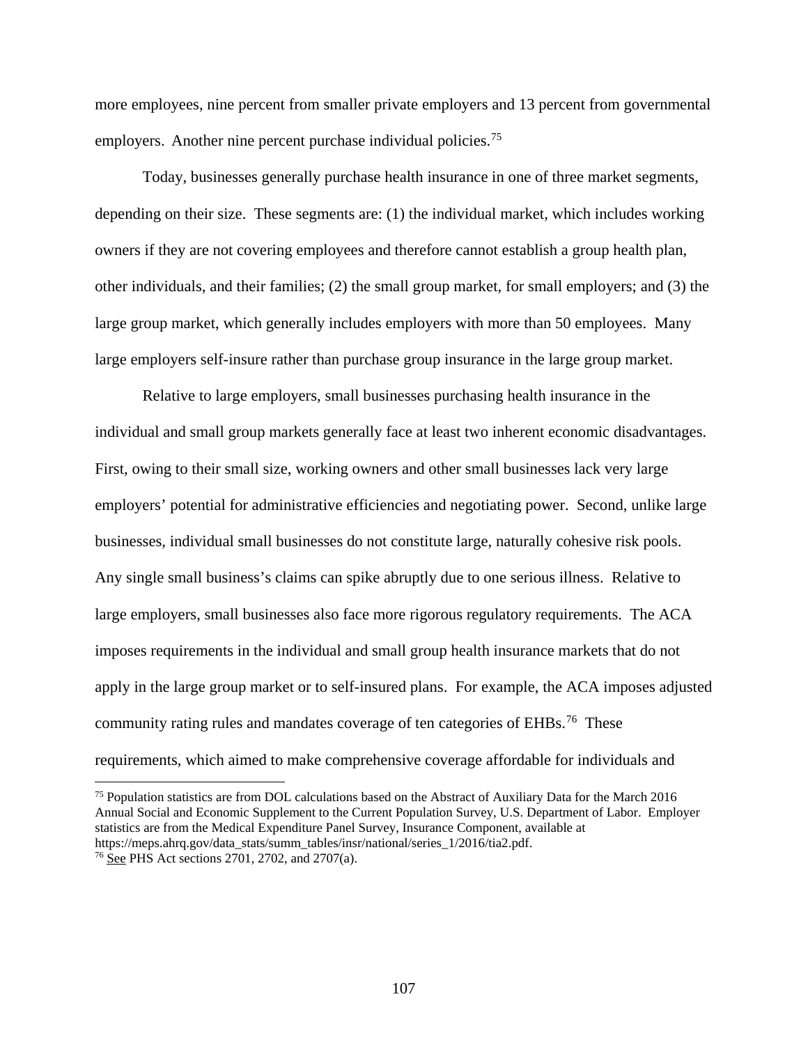more employees, nine percent from smaller private employers and 13 percent from governmental employers. Another nine percent purchase individual policies.[75]

Today, businesses generally purchase health insurance in one of three market segments, depending on their size. These segments are: (1) the individual market, which includes working owners if they are not covering employees and therefore cannot establish a group health plan, other individuals, and their families; (2) the small group market, for small employers; and (3) the large group market, which generally includes employers with more than 50 employees. Many large employers self-insure rather than purchase group insurance in the large group market.

Relative to large employers, small businesses purchasing health insurance in the individual and small group markets generally face at least two inherent economic disadvantages. First, owing to their small size, working owners and other small businesses lack very large employers' potential for administrative efficiencies and negotiating power. Second, unlike large businesses, individual small businesses do not constitute large, naturally cohesive risk pools. Any single small business's claims can spike abruptly due to one serious illness. Relative to large employers, small businesses also face more rigorous regulatory requirements. The ACA imposes requirements in the individual and small group health insurance markets that do not apply in the large group market or to self-insured plans. For example, the ACA imposes adjusted community rating rules and mandates coverage of ten categories of EHBs.[76] These requirements, which aimed to make comprehensive coverage affordable for individuals and

---

[75] Population statistics are from DOL calculations based on the Abstract of Auxiliary Data for the March 2016 Annual Social and Economic Supplement to the Current Population Survey, U.S. Department of Labor. Employer statistics are from the Medical Expenditure Panel Survey, Insurance Component, available at https://meps.ahrq.gov/data_stats/summ_tables/insr/national/series_1/2016/tia2.pdf.

[76] See PHS Act sections 2701, 2702, and 2707(a).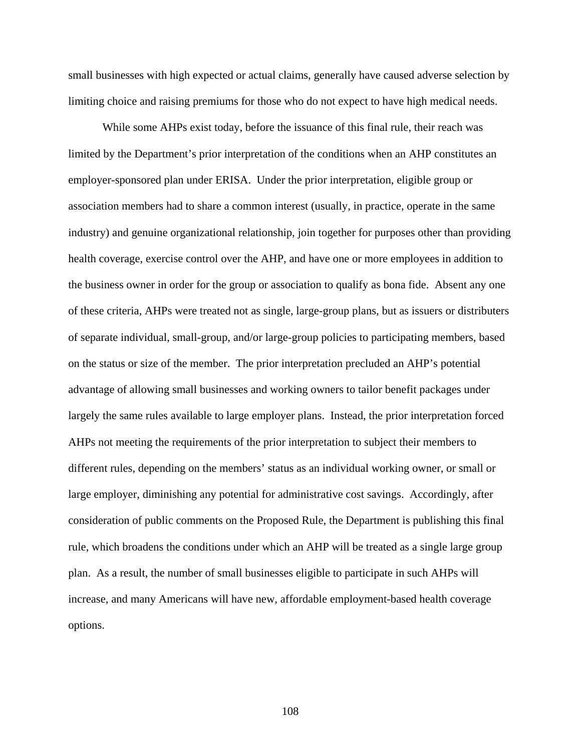small businesses with high expected or actual claims, generally have caused adverse selection by limiting choice and raising premiums for those who do not expect to have high medical needs.

While some AHPs exist today, before the issuance of this final rule, their reach was limited by the Department's prior interpretation of the conditions when an AHP constitutes an employer-sponsored plan under ERISA. Under the prior interpretation, eligible group or association members had to share a common interest (usually, in practice, operate in the same industry) and genuine organizational relationship, join together for purposes other than providing health coverage, exercise control over the AHP, and have one or more employees in addition to the business owner in order for the group or association to qualify as bona fide. Absent any one of these criteria, AHPs were treated not as single, large-group plans, but as issuers or distributers of separate individual, small-group, and/or large-group policies to participating members, based on the status or size of the member. The prior interpretation precluded an AHP's potential advantage of allowing small businesses and working owners to tailor benefit packages under largely the same rules available to large employer plans. Instead, the prior interpretation forced AHPs not meeting the requirements of the prior interpretation to subject their members to different rules, depending on the members' status as an individual working owner, or small or large employer, diminishing any potential for administrative cost savings. Accordingly, after consideration of public comments on the Proposed Rule, the Department is publishing this final rule, which broadens the conditions under which an AHP will be treated as a single large group plan. As a result, the number of small businesses eligible to participate in such AHPs will increase, and many Americans will have new, affordable employment-based health coverage options.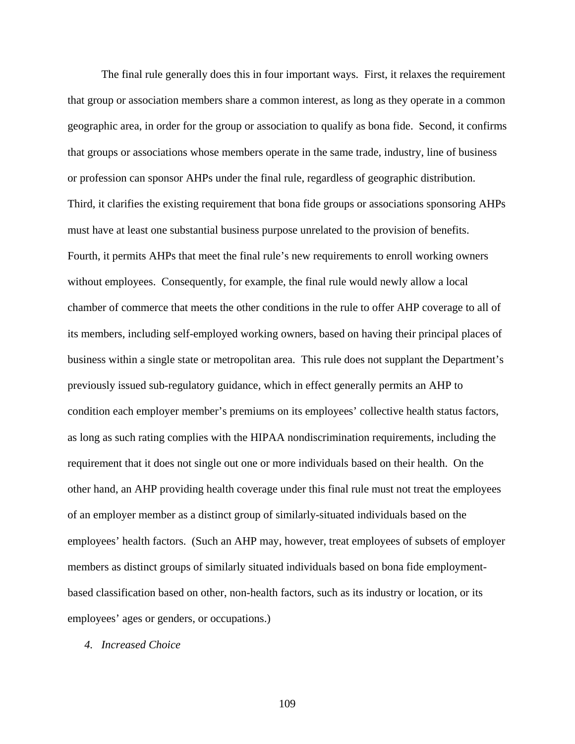The final rule generally does this in four important ways. First, it relaxes the requirement that group or association members share a common interest, as long as they operate in a common geographic area, in order for the group or association to qualify as bona fide. Second, it confirms that groups or associations whose members operate in the same trade, industry, line of business or profession can sponsor AHPs under the final rule, regardless of geographic distribution. Third, it clarifies the existing requirement that bona fide groups or associations sponsoring AHPs must have at least one substantial business purpose unrelated to the provision of benefits. Fourth, it permits AHPs that meet the final rule's new requirements to enroll working owners without employees. Consequently, for example, the final rule would newly allow a local chamber of commerce that meets the other conditions in the rule to offer AHP coverage to all of its members, including self-employed working owners, based on having their principal places of business within a single state or metropolitan area. This rule does not supplant the Department's previously issued sub-regulatory guidance, which in effect generally permits an AHP to condition each employer member's premiums on its employees' collective health status factors, as long as such rating complies with the HIPAA nondiscrimination requirements, including the requirement that it does not single out one or more individuals based on their health. On the other hand, an AHP providing health coverage under this final rule must not treat the employees of an employer member as a distinct group of similarly-situated individuals based on the employees' health factors. (Such an AHP may, however, treat employees of subsets of employer members as distinct groups of similarly situated individuals based on bona fide employment-based classification based on other, non-health factors, such as its industry or location, or its employees' ages or genders, or occupations.)

*4. Increased Choice*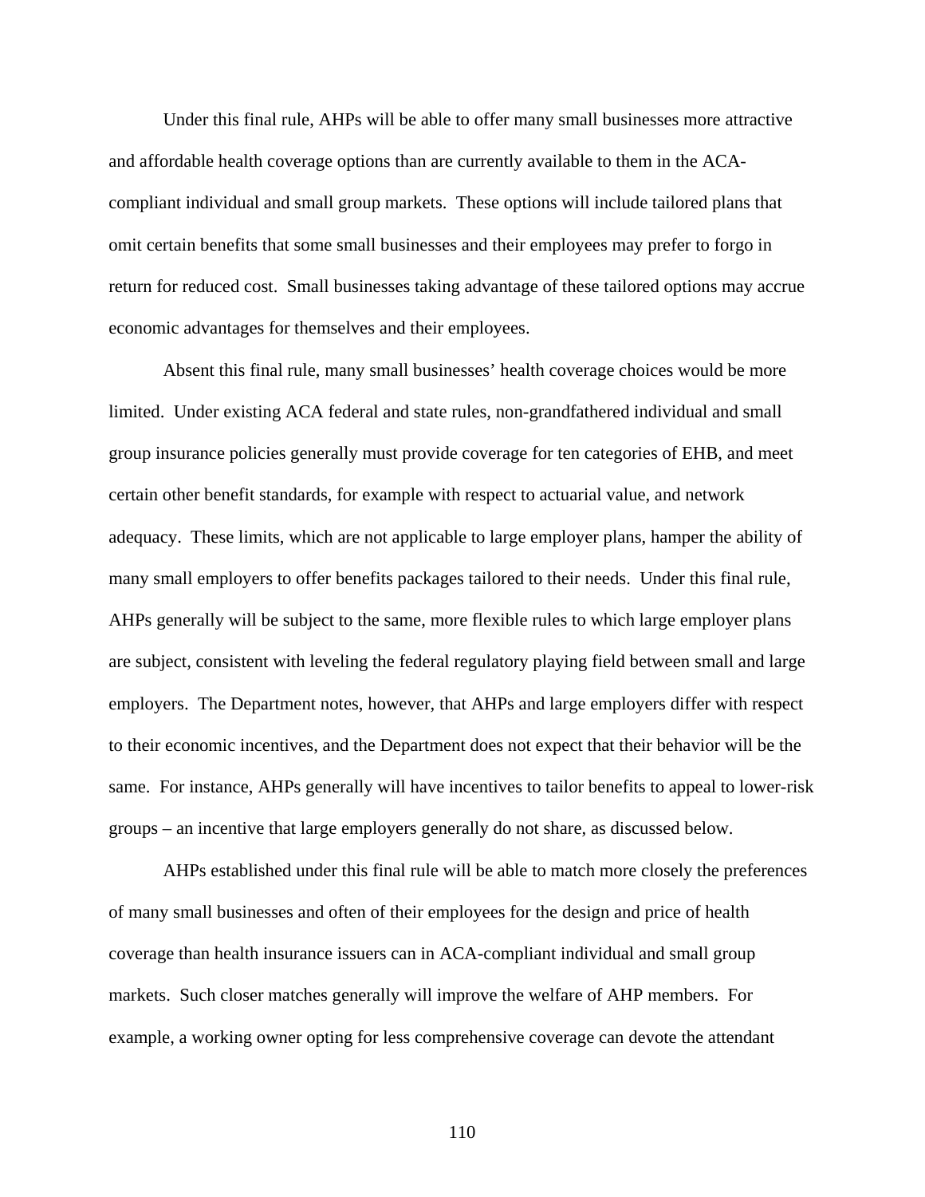Under this final rule, AHPs will be able to offer many small businesses more attractive and affordable health coverage options than are currently available to them in the ACA-compliant individual and small group markets. These options will include tailored plans that omit certain benefits that some small businesses and their employees may prefer to forgo in return for reduced cost. Small businesses taking advantage of these tailored options may accrue economic advantages for themselves and their employees.

Absent this final rule, many small businesses' health coverage choices would be more limited. Under existing ACA federal and state rules, non-grandfathered individual and small group insurance policies generally must provide coverage for ten categories of EHB, and meet certain other benefit standards, for example with respect to actuarial value, and network adequacy. These limits, which are not applicable to large employer plans, hamper the ability of many small employers to offer benefits packages tailored to their needs. Under this final rule, AHPs generally will be subject to the same, more flexible rules to which large employer plans are subject, consistent with leveling the federal regulatory playing field between small and large employers. The Department notes, however, that AHPs and large employers differ with respect to their economic incentives, and the Department does not expect that their behavior will be the same. For instance, AHPs generally will have incentives to tailor benefits to appeal to lower-risk groups – an incentive that large employers generally do not share, as discussed below.

AHPs established under this final rule will be able to match more closely the preferences of many small businesses and often of their employees for the design and price of health coverage than health insurance issuers can in ACA-compliant individual and small group markets. Such closer matches generally will improve the welfare of AHP members. For example, a working owner opting for less comprehensive coverage can devote the attendant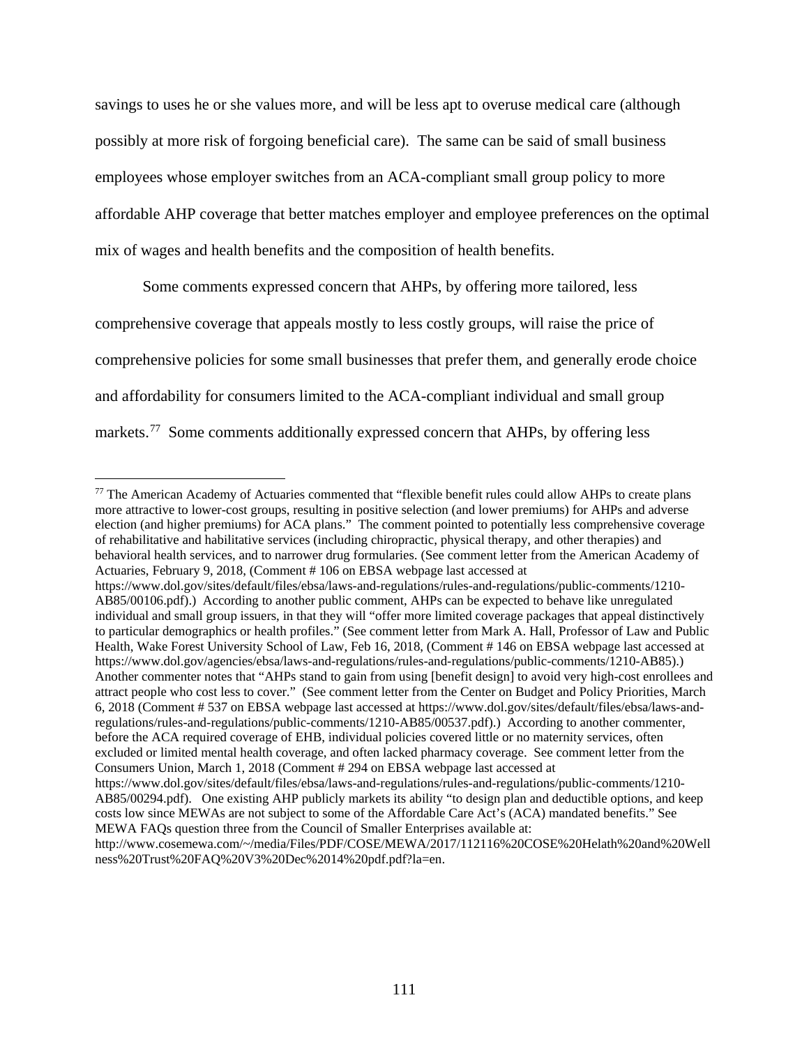savings to uses he or she values more, and will be less apt to overuse medical care (although possibly at more risk of forgoing beneficial care). The same can be said of small business employees whose employer switches from an ACA-compliant small group policy to more affordable AHP coverage that better matches employer and employee preferences on the optimal mix of wages and health benefits and the composition of health benefits.

Some comments expressed concern that AHPs, by offering more tailored, less comprehensive coverage that appeals mostly to less costly groups, will raise the price of comprehensive policies for some small businesses that prefer them, and generally erode choice and affordability for consumers limited to the ACA-compliant individual and small group markets.[77] Some comments additionally expressed concern that AHPs, by offering less

---

[77] The American Academy of Actuaries commented that "flexible benefit rules could allow AHPs to create plans more attractive to lower-cost groups, resulting in positive selection (and lower premiums) for AHPs and adverse election (and higher premiums) for ACA plans." The comment pointed to potentially less comprehensive coverage of rehabilitative and habilitative services (including chiropractic, physical therapy, and other therapies) and behavioral health services, and to narrower drug formularies. (See comment letter from the American Academy of Actuaries, February 9, 2018, (Comment # 106 on EBSA webpage last accessed at https://www.dol.gov/sites/default/files/ebsa/laws-and-regulations/rules-and-regulations/public-comments/1210-AB85/00106.pdf).) According to another public comment, AHPs can be expected to behave like unregulated individual and small group issuers, in that they will "offer more limited coverage packages that appeal distinctively to particular demographics or health profiles." (See comment letter from Mark A. Hall, Professor of Law and Public Health, Wake Forest University School of Law, Feb 16, 2018, (Comment # 146 on EBSA webpage last accessed at https://www.dol.gov/agencies/ebsa/laws-and-regulations/rules-and-regulations/public-comments/1210-AB85).) Another commenter notes that "AHPs stand to gain from using [benefit design] to avoid very high-cost enrollees and attract people who cost less to cover." (See comment letter from the Center on Budget and Policy Priorities, March 6, 2018 (Comment # 537 on EBSA webpage last accessed at https://www.dol.gov/sites/default/files/ebsa/laws-and-regulations/rules-and-regulations/public-comments/1210-AB85/00537.pdf).) According to another commenter, before the ACA required coverage of EHB, individual policies covered little or no maternity services, often excluded or limited mental health coverage, and often lacked pharmacy coverage. See comment letter from the Consumers Union, March 1, 2018 (Comment # 294 on EBSA webpage last accessed at https://www.dol.gov/sites/default/files/ebsa/laws-and-regulations/rules-and-regulations/public-comments/1210-AB85/00294.pdf). One existing AHP publicly markets its ability "to design plan and deductible options, and keep costs low since MEWAs are not subject to some of the Affordable Care Act's (ACA) mandated benefits." See MEWA FAQs question three from the Council of Smaller Enterprises available at: http://www.cosemewa.com/~/media/Files/PDF/COSE/MEWA/2017/112116%20COSE%20Helath%20and%20Wellness%20Trust%20FAQ%20V3%20Dec%2014%20pdf.pdf?la=en.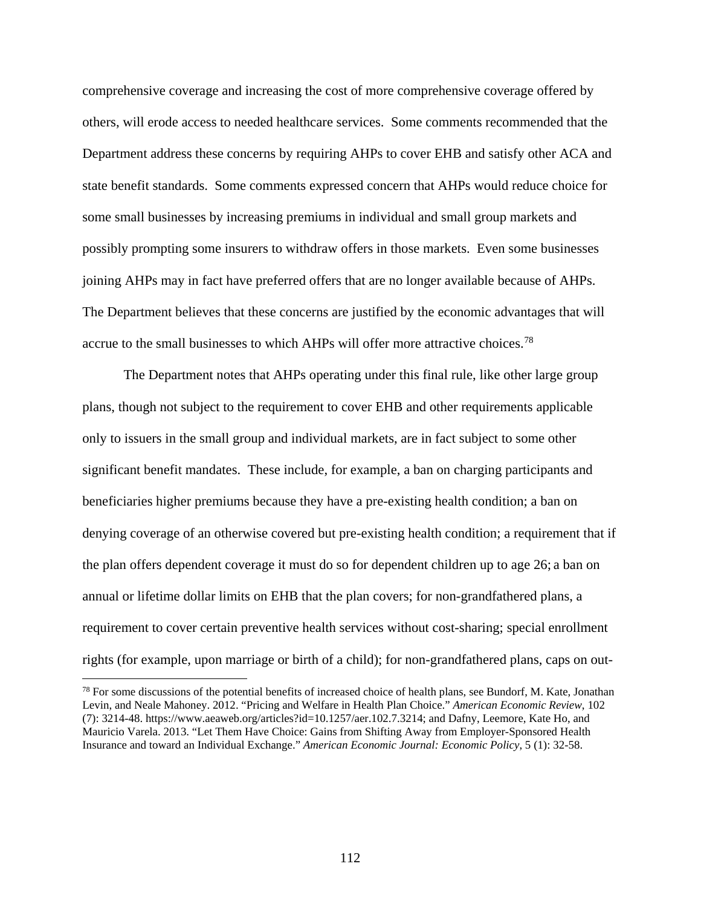comprehensive coverage and increasing the cost of more comprehensive coverage offered by others, will erode access to needed healthcare services. Some comments recommended that the Department address these concerns by requiring AHPs to cover EHB and satisfy other ACA and state benefit standards. Some comments expressed concern that AHPs would reduce choice for some small businesses by increasing premiums in individual and small group markets and possibly prompting some insurers to withdraw offers in those markets. Even some businesses joining AHPs may in fact have preferred offers that are no longer available because of AHPs. The Department believes that these concerns are justified by the economic advantages that will accrue to the small businesses to which AHPs will offer more attractive choices.[78]

The Department notes that AHPs operating under this final rule, like other large group plans, though not subject to the requirement to cover EHB and other requirements applicable only to issuers in the small group and individual markets, are in fact subject to some other significant benefit mandates. These include, for example, a ban on charging participants and beneficiaries higher premiums because they have a pre-existing health condition; a ban on denying coverage of an otherwise covered but pre-existing health condition; a requirement that if the plan offers dependent coverage it must do so for dependent children up to age 26; a ban on annual or lifetime dollar limits on EHB that the plan covers; for non-grandfathered plans, a requirement to cover certain preventive health services without cost-sharing; special enrollment rights (for example, upon marriage or birth of a child); for non-grandfathered plans, caps on out-

---

[78] For some discussions of the potential benefits of increased choice of health plans, see Bundorf, M. Kate, Jonathan Levin, and Neale Mahoney. 2012. "Pricing and Welfare in Health Plan Choice." *American Economic Review*, 102 (7): 3214-48. https://www.aeaweb.org/articles?id=10.1257/aer.102.7.3214; and Dafny, Leemore, Kate Ho, and Mauricio Varela. 2013. "Let Them Have Choice: Gains from Shifting Away from Employer-Sponsored Health Insurance and toward an Individual Exchange." *American Economic Journal: Economic Policy*, 5 (1): 32-58.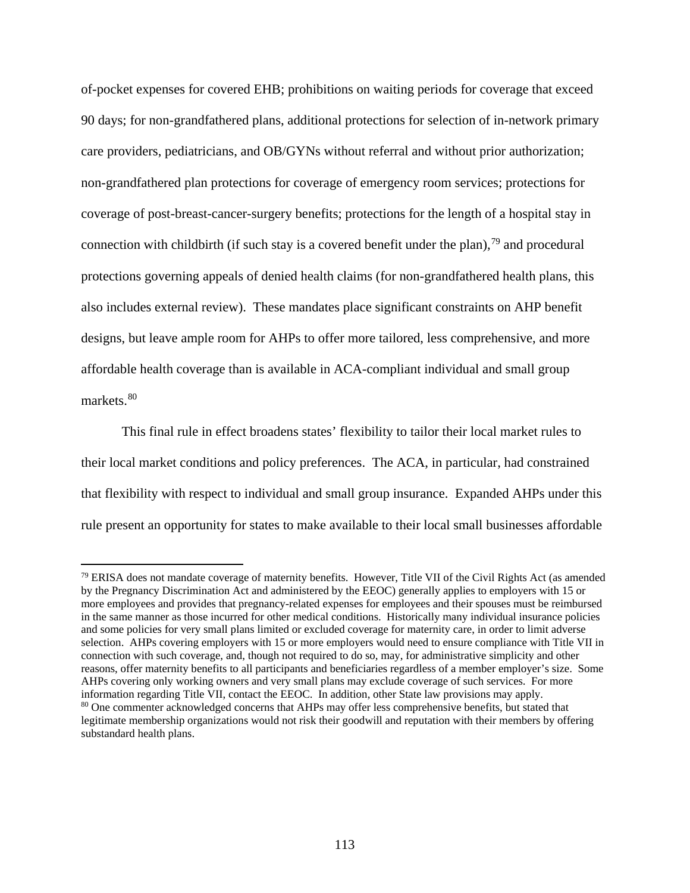of-pocket expenses for covered EHB; prohibitions on waiting periods for coverage that exceed 90 days; for non-grandfathered plans, additional protections for selection of in-network primary care providers, pediatricians, and OB/GYNs without referral and without prior authorization; non-grandfathered plan protections for coverage of emergency room services; protections for coverage of post-breast-cancer-surgery benefits; protections for the length of a hospital stay in connection with childbirth (if such stay is a covered benefit under the plan),[79] and procedural protections governing appeals of denied health claims (for non-grandfathered health plans, this also includes external review). These mandates place significant constraints on AHP benefit designs, but leave ample room for AHPs to offer more tailored, less comprehensive, and more affordable health coverage than is available in ACA-compliant individual and small group markets.[80]

This final rule in effect broadens states' flexibility to tailor their local market rules to their local market conditions and policy preferences. The ACA, in particular, had constrained that flexibility with respect to individual and small group insurance. Expanded AHPs under this rule present an opportunity for states to make available to their local small businesses affordable

---

[79] ERISA does not mandate coverage of maternity benefits. However, Title VII of the Civil Rights Act (as amended by the Pregnancy Discrimination Act and administered by the EEOC) generally applies to employers with 15 or more employees and provides that pregnancy-related expenses for employees and their spouses must be reimbursed in the same manner as those incurred for other medical conditions. Historically many individual insurance policies and some policies for very small plans limited or excluded coverage for maternity care, in order to limit adverse selection. AHPs covering employers with 15 or more employers would need to ensure compliance with Title VII in connection with such coverage, and, though not required to do so, may, for administrative simplicity and other reasons, offer maternity benefits to all participants and beneficiaries regardless of a member employer's size. Some AHPs covering only working owners and very small plans may exclude coverage of such services. For more information regarding Title VII, contact the EEOC. In addition, other State law provisions may apply.

[80] One commenter acknowledged concerns that AHPs may offer less comprehensive benefits, but stated that legitimate membership organizations would not risk their goodwill and reputation with their members by offering substandard health plans.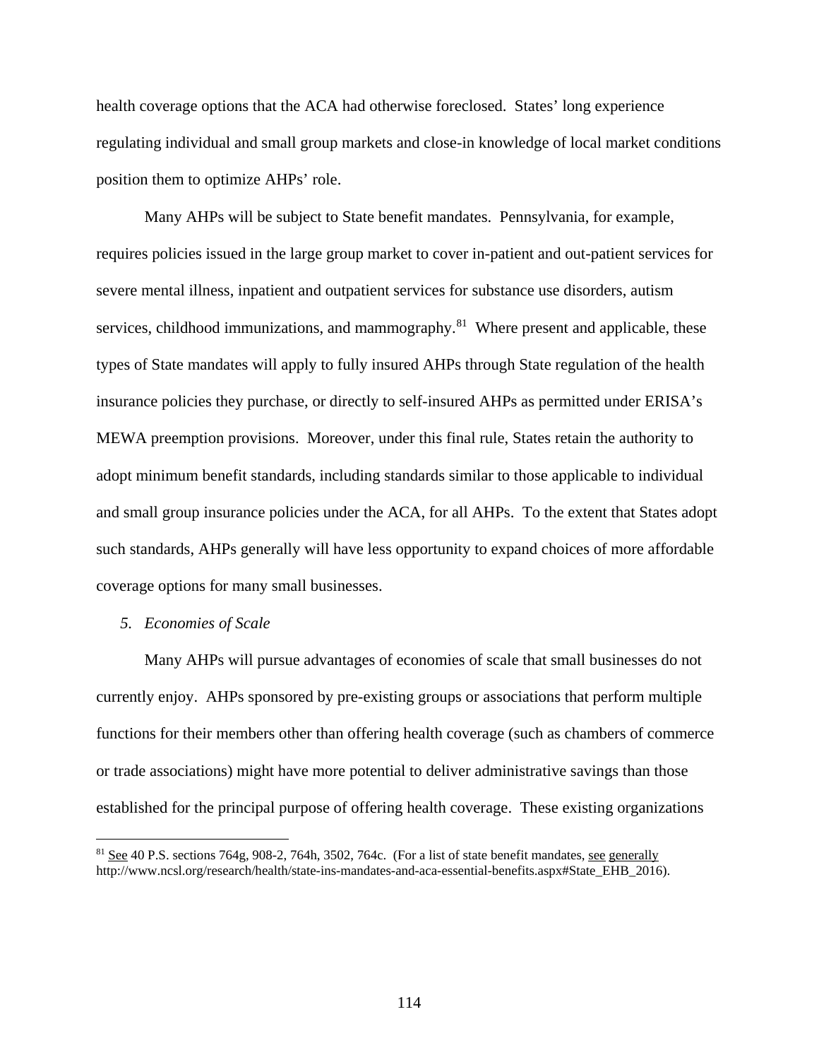health coverage options that the ACA had otherwise foreclosed. States' long experience regulating individual and small group markets and close-in knowledge of local market conditions position them to optimize AHPs' role.

Many AHPs will be subject to State benefit mandates. Pennsylvania, for example, requires policies issued in the large group market to cover in-patient and out-patient services for severe mental illness, inpatient and outpatient services for substance use disorders, autism services, childhood immunizations, and mammography.[81] Where present and applicable, these types of State mandates will apply to fully insured AHPs through State regulation of the health insurance policies they purchase, or directly to self-insured AHPs as permitted under ERISA's MEWA preemption provisions. Moreover, under this final rule, States retain the authority to adopt minimum benefit standards, including standards similar to those applicable to individual and small group insurance policies under the ACA, for all AHPs. To the extent that States adopt such standards, AHPs generally will have less opportunity to expand choices of more affordable coverage options for many small businesses.

*5. Economies of Scale*

Many AHPs will pursue advantages of economies of scale that small businesses do not currently enjoy. AHPs sponsored by pre-existing groups or associations that perform multiple functions for their members other than offering health coverage (such as chambers of commerce or trade associations) might have more potential to deliver administrative savings than those established for the principal purpose of offering health coverage. These existing organizations

[81] See 40 P.S. sections 764g, 908-2, 764h, 3502, 764c. (For a list of state benefit mandates, see generally http://www.ncsl.org/research/health/state-ins-mandates-and-aca-essential-benefits.aspx#State_EHB_2016).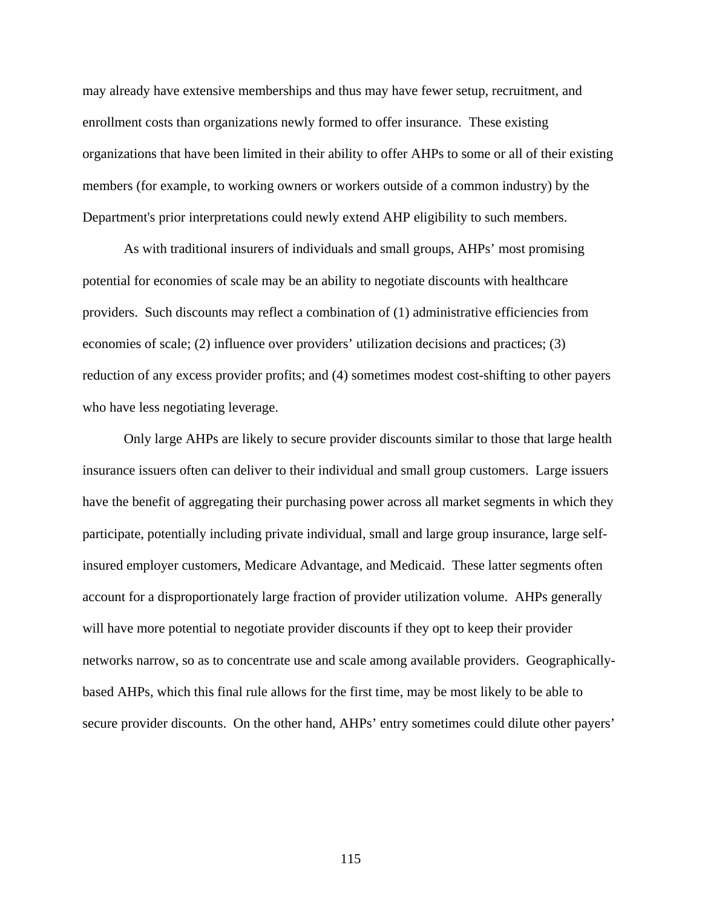may already have extensive memberships and thus may have fewer setup, recruitment, and enrollment costs than organizations newly formed to offer insurance. These existing organizations that have been limited in their ability to offer AHPs to some or all of their existing members (for example, to working owners or workers outside of a common industry) by the Department's prior interpretations could newly extend AHP eligibility to such members.

As with traditional insurers of individuals and small groups, AHPs' most promising potential for economies of scale may be an ability to negotiate discounts with healthcare providers. Such discounts may reflect a combination of (1) administrative efficiencies from economies of scale; (2) influence over providers' utilization decisions and practices; (3) reduction of any excess provider profits; and (4) sometimes modest cost-shifting to other payers who have less negotiating leverage.

Only large AHPs are likely to secure provider discounts similar to those that large health insurance issuers often can deliver to their individual and small group customers. Large issuers have the benefit of aggregating their purchasing power across all market segments in which they participate, potentially including private individual, small and large group insurance, large self-insured employer customers, Medicare Advantage, and Medicaid. These latter segments often account for a disproportionately large fraction of provider utilization volume. AHPs generally will have more potential to negotiate provider discounts if they opt to keep their provider networks narrow, so as to concentrate use and scale among available providers. Geographically-based AHPs, which this final rule allows for the first time, may be most likely to be able to secure provider discounts. On the other hand, AHPs' entry sometimes could dilute other payers'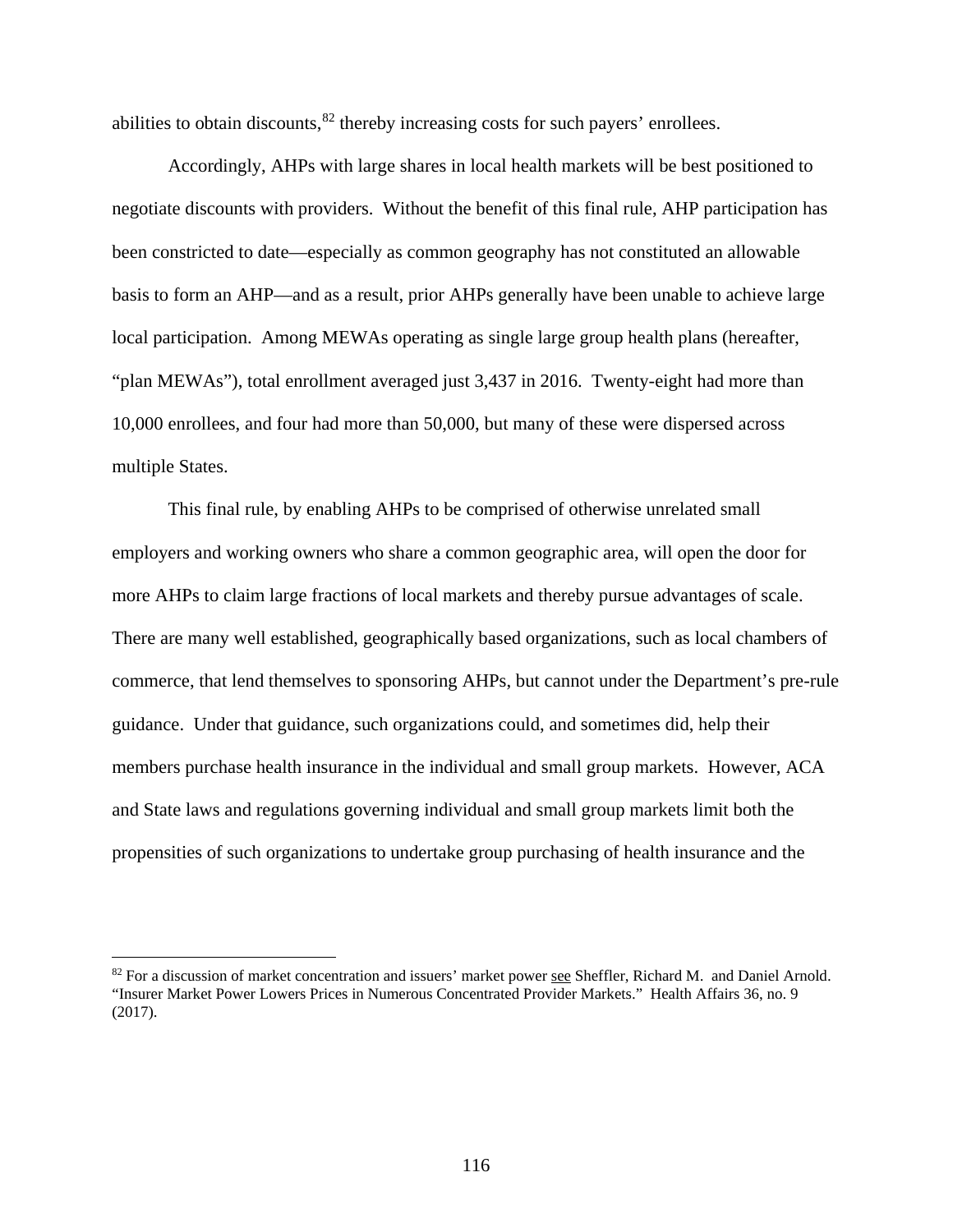abilities to obtain discounts,[82] thereby increasing costs for such payers' enrollees.

Accordingly, AHPs with large shares in local health markets will be best positioned to negotiate discounts with providers. Without the benefit of this final rule, AHP participation has been constricted to date—especially as common geography has not constituted an allowable basis to form an AHP—and as a result, prior AHPs generally have been unable to achieve large local participation. Among MEWAs operating as single large group health plans (hereafter, "plan MEWAs"), total enrollment averaged just 3,437 in 2016. Twenty-eight had more than 10,000 enrollees, and four had more than 50,000, but many of these were dispersed across multiple States.

This final rule, by enabling AHPs to be comprised of otherwise unrelated small employers and working owners who share a common geographic area, will open the door for more AHPs to claim large fractions of local markets and thereby pursue advantages of scale. There are many well established, geographically based organizations, such as local chambers of commerce, that lend themselves to sponsoring AHPs, but cannot under the Department's pre-rule guidance. Under that guidance, such organizations could, and sometimes did, help their members purchase health insurance in the individual and small group markets. However, ACA and State laws and regulations governing individual and small group markets limit both the propensities of such organizations to undertake group purchasing of health insurance and the

---

[82] For a discussion of market concentration and issuers' market power see Sheffler, Richard M. and Daniel Arnold. "Insurer Market Power Lowers Prices in Numerous Concentrated Provider Markets." Health Affairs 36, no. 9 (2017).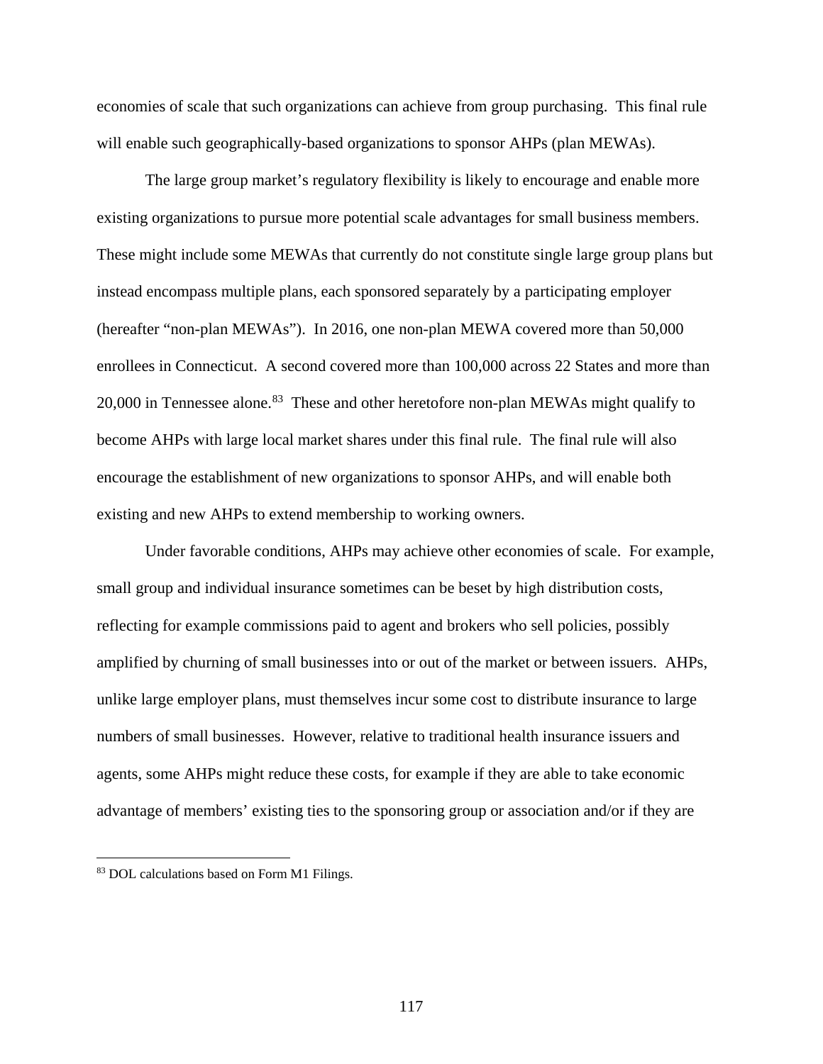economies of scale that such organizations can achieve from group purchasing. This final rule will enable such geographically-based organizations to sponsor AHPs (plan MEWAs).

The large group market's regulatory flexibility is likely to encourage and enable more existing organizations to pursue more potential scale advantages for small business members. These might include some MEWAs that currently do not constitute single large group plans but instead encompass multiple plans, each sponsored separately by a participating employer (hereafter "non-plan MEWAs"). In 2016, one non-plan MEWA covered more than 50,000 enrollees in Connecticut. A second covered more than 100,000 across 22 States and more than 20,000 in Tennessee alone.[83] These and other heretofore non-plan MEWAs might qualify to become AHPs with large local market shares under this final rule. The final rule will also encourage the establishment of new organizations to sponsor AHPs, and will enable both existing and new AHPs to extend membership to working owners.

Under favorable conditions, AHPs may achieve other economies of scale. For example, small group and individual insurance sometimes can be beset by high distribution costs, reflecting for example commissions paid to agent and brokers who sell policies, possibly amplified by churning of small businesses into or out of the market or between issuers. AHPs, unlike large employer plans, must themselves incur some cost to distribute insurance to large numbers of small businesses. However, relative to traditional health insurance issuers and agents, some AHPs might reduce these costs, for example if they are able to take economic advantage of members' existing ties to the sponsoring group or association and/or if they are

[83] DOL calculations based on Form M1 Filings.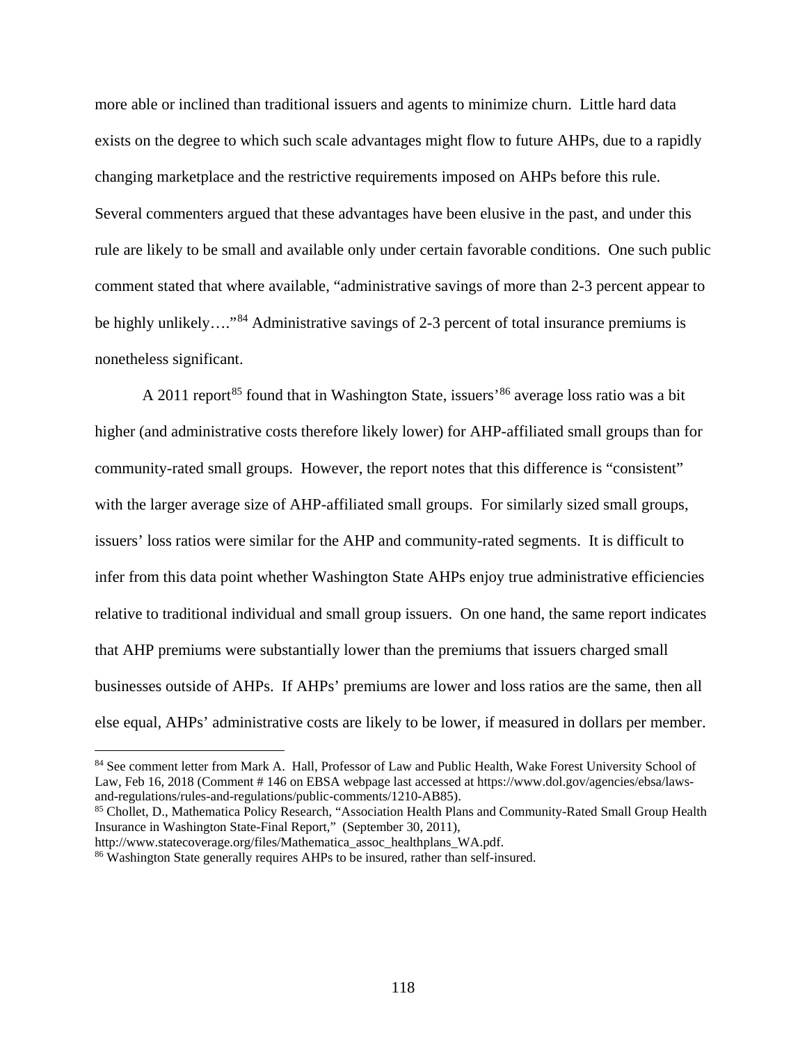more able or inclined than traditional issuers and agents to minimize churn. Little hard data exists on the degree to which such scale advantages might flow to future AHPs, due to a rapidly changing marketplace and the restrictive requirements imposed on AHPs before this rule. Several commenters argued that these advantages have been elusive in the past, and under this rule are likely to be small and available only under certain favorable conditions. One such public comment stated that where available, "administrative savings of more than 2-3 percent appear to be highly unlikely…."[84] Administrative savings of 2-3 percent of total insurance premiums is nonetheless significant.

A 2011 report[85] found that in Washington State, issuers'[86] average loss ratio was a bit higher (and administrative costs therefore likely lower) for AHP-affiliated small groups than for community-rated small groups. However, the report notes that this difference is "consistent" with the larger average size of AHP-affiliated small groups. For similarly sized small groups, issuers' loss ratios were similar for the AHP and community-rated segments. It is difficult to infer from this data point whether Washington State AHPs enjoy true administrative efficiencies relative to traditional individual and small group issuers. On one hand, the same report indicates that AHP premiums were substantially lower than the premiums that issuers charged small businesses outside of AHPs. If AHPs' premiums are lower and loss ratios are the same, then all else equal, AHPs' administrative costs are likely to be lower, if measured in dollars per member.

[84] See comment letter from Mark A. Hall, Professor of Law and Public Health, Wake Forest University School of Law, Feb 16, 2018 (Comment # 146 on EBSA webpage last accessed at https://www.dol.gov/agencies/ebsa/laws-and-regulations/rules-and-regulations/public-comments/1210-AB85).

[85] Chollet, D., Mathematica Policy Research, "Association Health Plans and Community-Rated Small Group Health Insurance in Washington State-Final Report," (September 30, 2011), http://www.statecoverage.org/files/Mathematica_assoc_healthplans_WA.pdf.

[86] Washington State generally requires AHPs to be insured, rather than self-insured.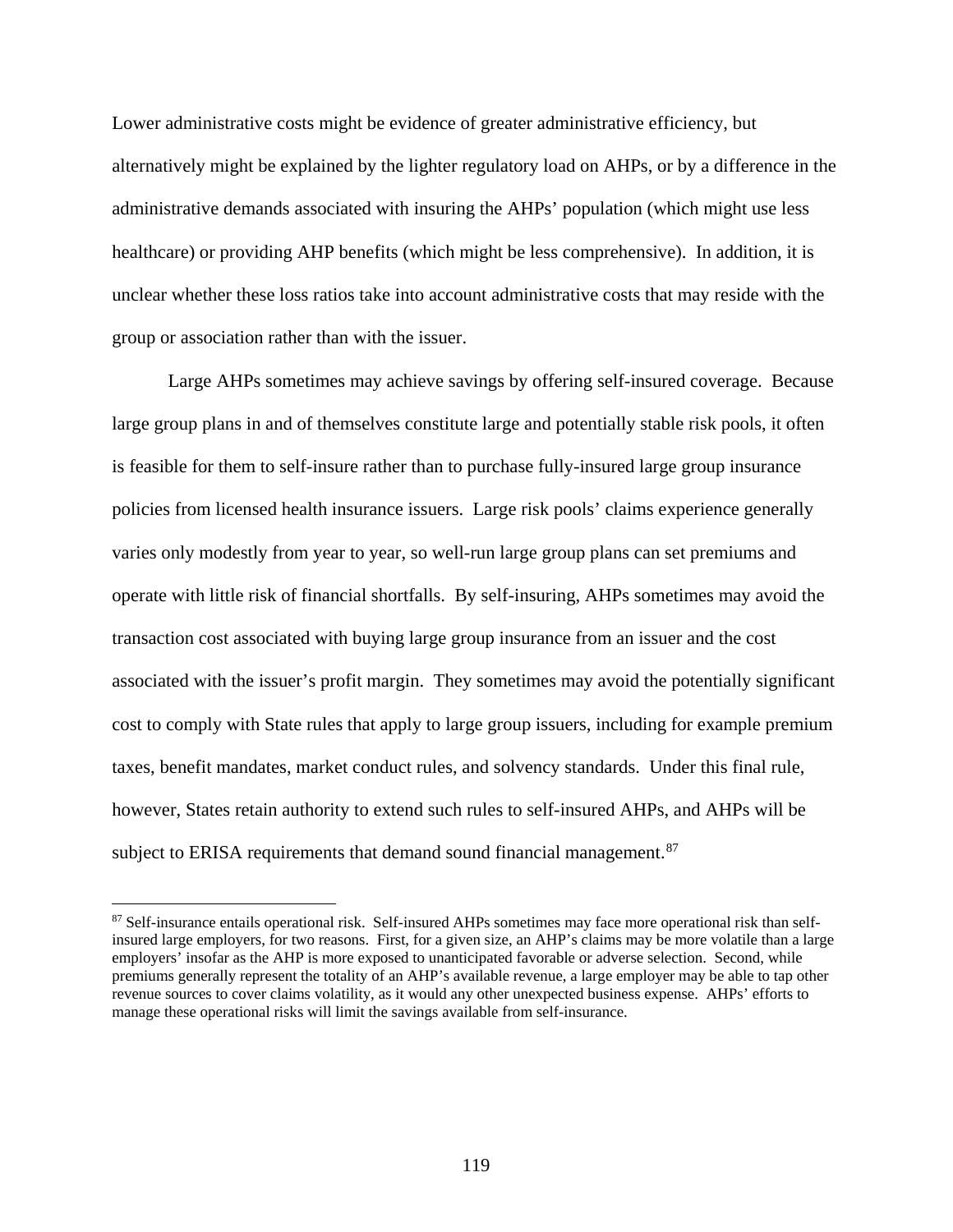Lower administrative costs might be evidence of greater administrative efficiency, but alternatively might be explained by the lighter regulatory load on AHPs, or by a difference in the administrative demands associated with insuring the AHPs' population (which might use less healthcare) or providing AHP benefits (which might be less comprehensive). In addition, it is unclear whether these loss ratios take into account administrative costs that may reside with the group or association rather than with the issuer.

Large AHPs sometimes may achieve savings by offering self-insured coverage. Because large group plans in and of themselves constitute large and potentially stable risk pools, it often is feasible for them to self-insure rather than to purchase fully-insured large group insurance policies from licensed health insurance issuers. Large risk pools' claims experience generally varies only modestly from year to year, so well-run large group plans can set premiums and operate with little risk of financial shortfalls. By self-insuring, AHPs sometimes may avoid the transaction cost associated with buying large group insurance from an issuer and the cost associated with the issuer's profit margin. They sometimes may avoid the potentially significant cost to comply with State rules that apply to large group issuers, including for example premium taxes, benefit mandates, market conduct rules, and solvency standards. Under this final rule, however, States retain authority to extend such rules to self-insured AHPs, and AHPs will be subject to ERISA requirements that demand sound financial management.[87]

[87] Self-insurance entails operational risk. Self-insured AHPs sometimes may face more operational risk than self-insured large employers, for two reasons. First, for a given size, an AHP's claims may be more volatile than a large employers' insofar as the AHP is more exposed to unanticipated favorable or adverse selection. Second, while premiums generally represent the totality of an AHP's available revenue, a large employer may be able to tap other revenue sources to cover claims volatility, as it would any other unexpected business expense. AHPs' efforts to manage these operational risks will limit the savings available from self-insurance.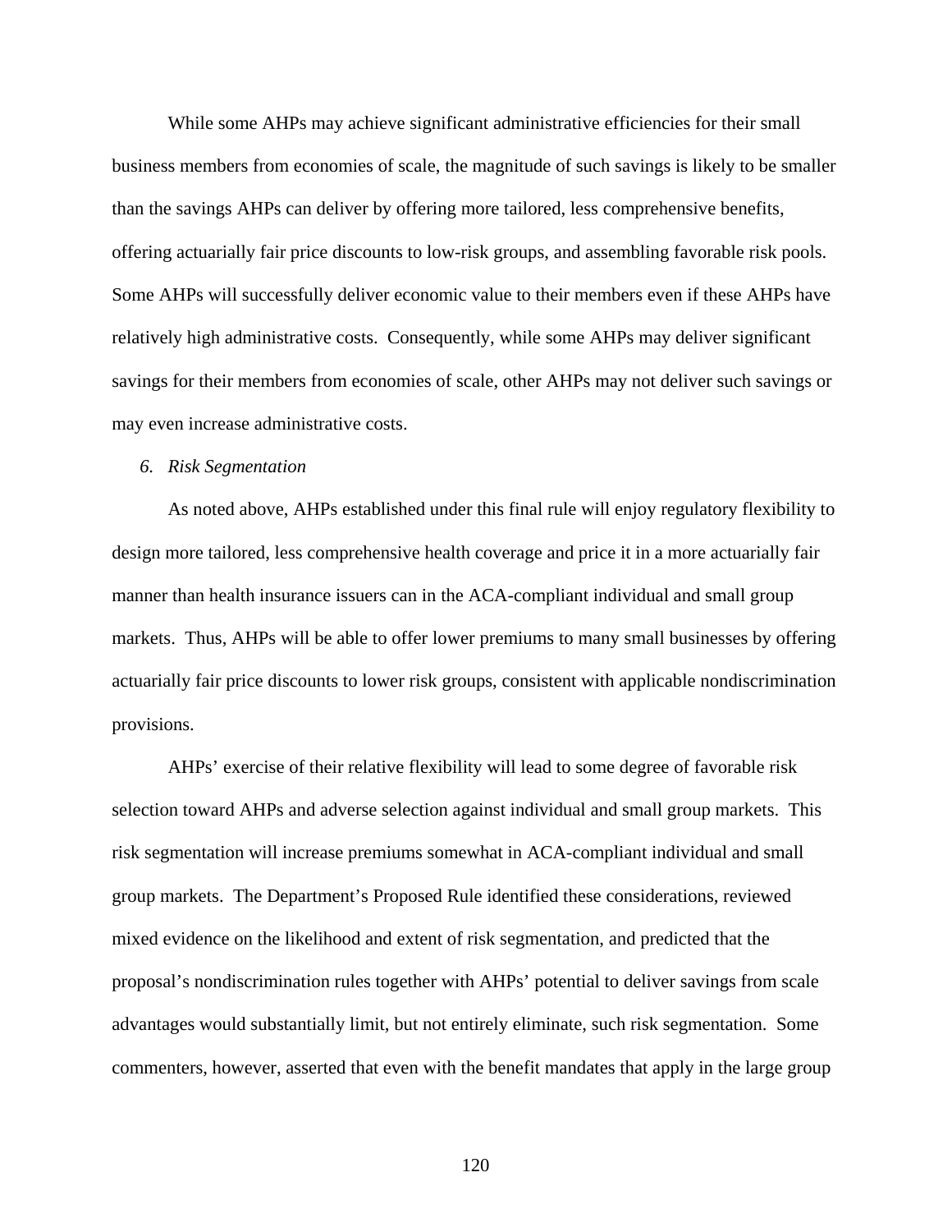While some AHPs may achieve significant administrative efficiencies for their small business members from economies of scale, the magnitude of such savings is likely to be smaller than the savings AHPs can deliver by offering more tailored, less comprehensive benefits, offering actuarially fair price discounts to low-risk groups, and assembling favorable risk pools. Some AHPs will successfully deliver economic value to their members even if these AHPs have relatively high administrative costs. Consequently, while some AHPs may deliver significant savings for their members from economies of scale, other AHPs may not deliver such savings or may even increase administrative costs.

*6. Risk Segmentation*

As noted above, AHPs established under this final rule will enjoy regulatory flexibility to design more tailored, less comprehensive health coverage and price it in a more actuarially fair manner than health insurance issuers can in the ACA-compliant individual and small group markets. Thus, AHPs will be able to offer lower premiums to many small businesses by offering actuarially fair price discounts to lower risk groups, consistent with applicable nondiscrimination provisions.

AHPs' exercise of their relative flexibility will lead to some degree of favorable risk selection toward AHPs and adverse selection against individual and small group markets. This risk segmentation will increase premiums somewhat in ACA-compliant individual and small group markets. The Department's Proposed Rule identified these considerations, reviewed mixed evidence on the likelihood and extent of risk segmentation, and predicted that the proposal's nondiscrimination rules together with AHPs' potential to deliver savings from scale advantages would substantially limit, but not entirely eliminate, such risk segmentation. Some commenters, however, asserted that even with the benefit mandates that apply in the large group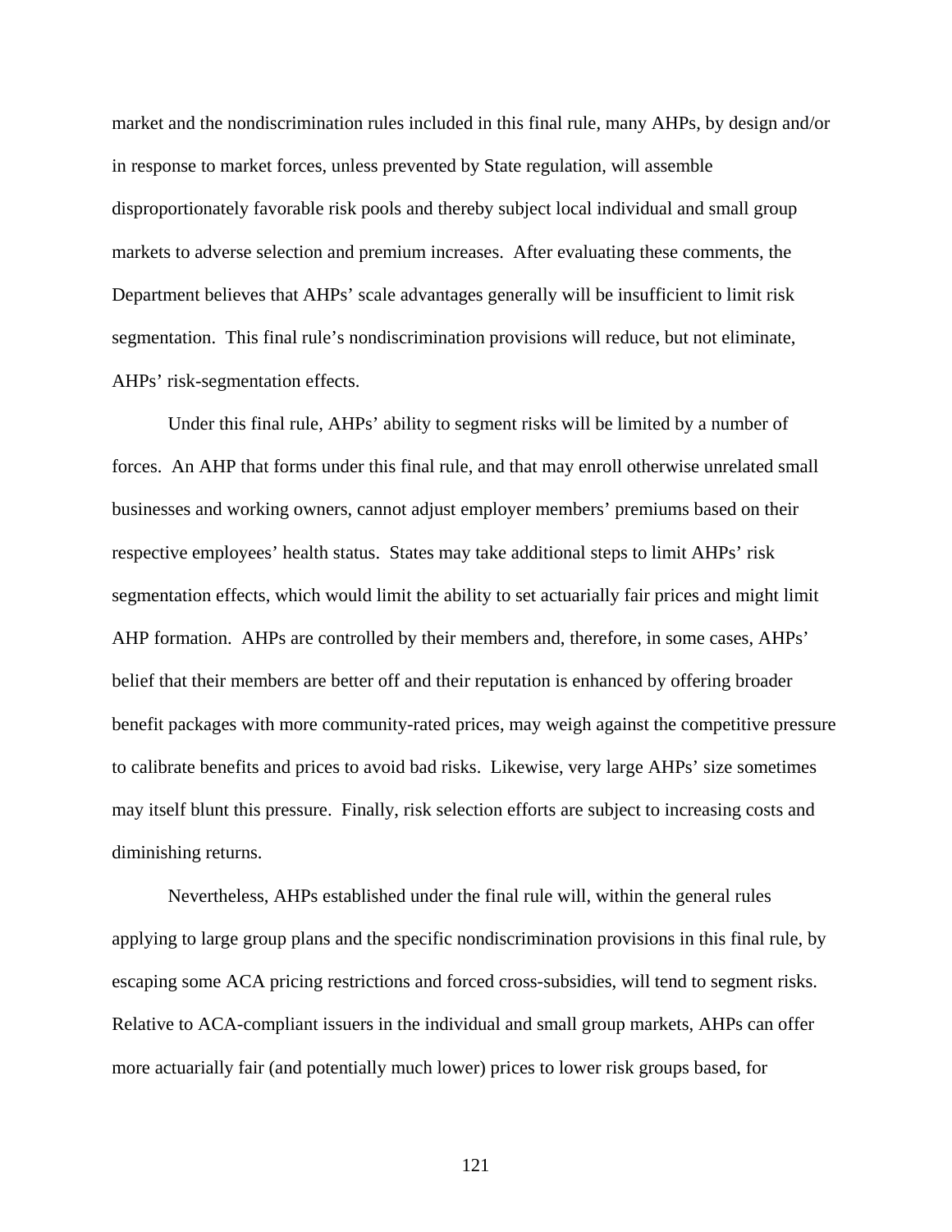market and the nondiscrimination rules included in this final rule, many AHPs, by design and/or in response to market forces, unless prevented by State regulation, will assemble disproportionately favorable risk pools and thereby subject local individual and small group markets to adverse selection and premium increases. After evaluating these comments, the Department believes that AHPs' scale advantages generally will be insufficient to limit risk segmentation. This final rule's nondiscrimination provisions will reduce, but not eliminate, AHPs' risk-segmentation effects.

Under this final rule, AHPs' ability to segment risks will be limited by a number of forces. An AHP that forms under this final rule, and that may enroll otherwise unrelated small businesses and working owners, cannot adjust employer members' premiums based on their respective employees' health status. States may take additional steps to limit AHPs' risk segmentation effects, which would limit the ability to set actuarially fair prices and might limit AHP formation. AHPs are controlled by their members and, therefore, in some cases, AHPs' belief that their members are better off and their reputation is enhanced by offering broader benefit packages with more community-rated prices, may weigh against the competitive pressure to calibrate benefits and prices to avoid bad risks. Likewise, very large AHPs' size sometimes may itself blunt this pressure. Finally, risk selection efforts are subject to increasing costs and diminishing returns.

Nevertheless, AHPs established under the final rule will, within the general rules applying to large group plans and the specific nondiscrimination provisions in this final rule, by escaping some ACA pricing restrictions and forced cross-subsidies, will tend to segment risks. Relative to ACA-compliant issuers in the individual and small group markets, AHPs can offer more actuarially fair (and potentially much lower) prices to lower risk groups based, for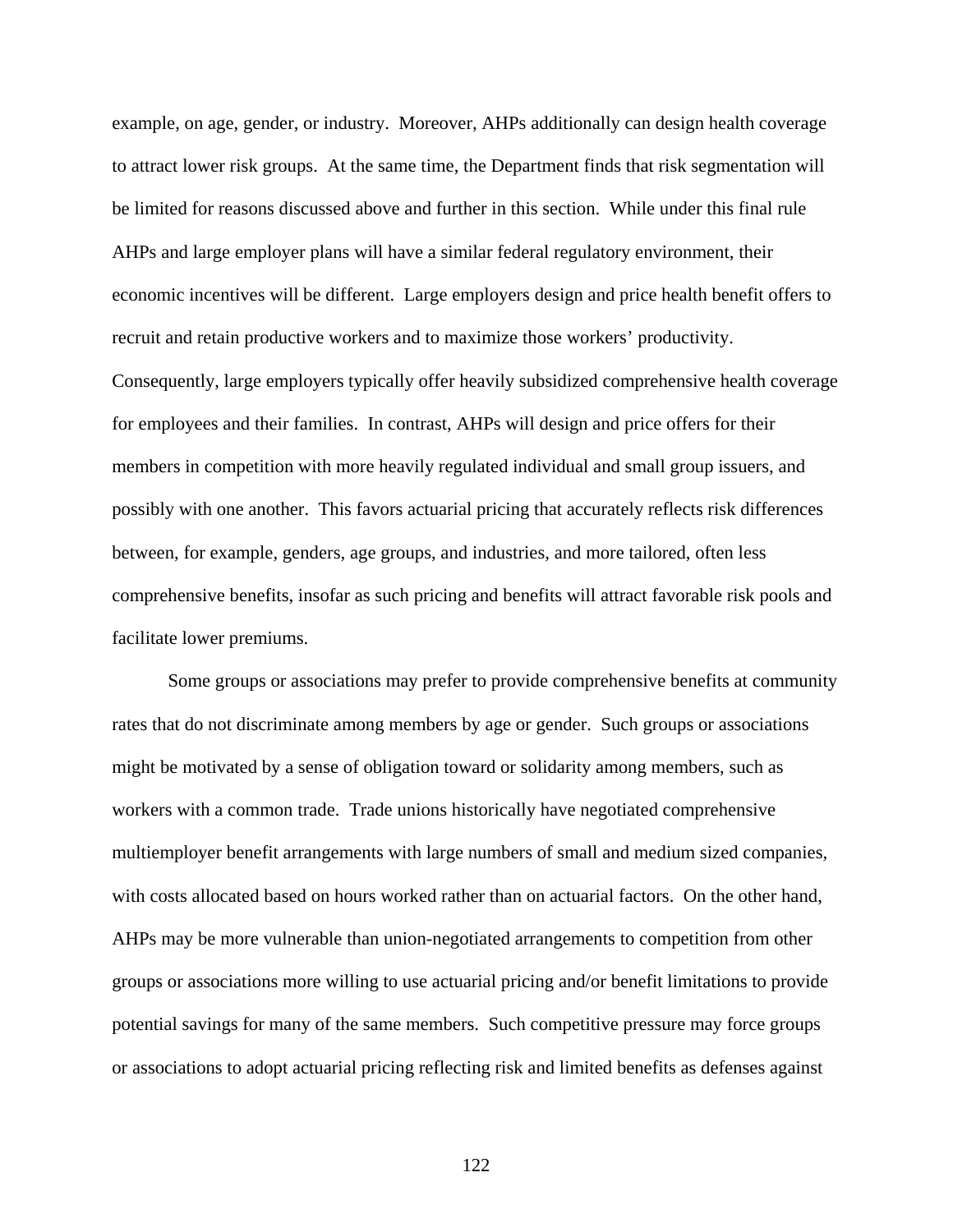example, on age, gender, or industry. Moreover, AHPs additionally can design health coverage to attract lower risk groups. At the same time, the Department finds that risk segmentation will be limited for reasons discussed above and further in this section. While under this final rule AHPs and large employer plans will have a similar federal regulatory environment, their economic incentives will be different. Large employers design and price health benefit offers to recruit and retain productive workers and to maximize those workers' productivity. Consequently, large employers typically offer heavily subsidized comprehensive health coverage for employees and their families. In contrast, AHPs will design and price offers for their members in competition with more heavily regulated individual and small group issuers, and possibly with one another. This favors actuarial pricing that accurately reflects risk differences between, for example, genders, age groups, and industries, and more tailored, often less comprehensive benefits, insofar as such pricing and benefits will attract favorable risk pools and facilitate lower premiums.

Some groups or associations may prefer to provide comprehensive benefits at community rates that do not discriminate among members by age or gender. Such groups or associations might be motivated by a sense of obligation toward or solidarity among members, such as workers with a common trade. Trade unions historically have negotiated comprehensive multiemployer benefit arrangements with large numbers of small and medium sized companies, with costs allocated based on hours worked rather than on actuarial factors. On the other hand, AHPs may be more vulnerable than union-negotiated arrangements to competition from other groups or associations more willing to use actuarial pricing and/or benefit limitations to provide potential savings for many of the same members. Such competitive pressure may force groups or associations to adopt actuarial pricing reflecting risk and limited benefits as defenses against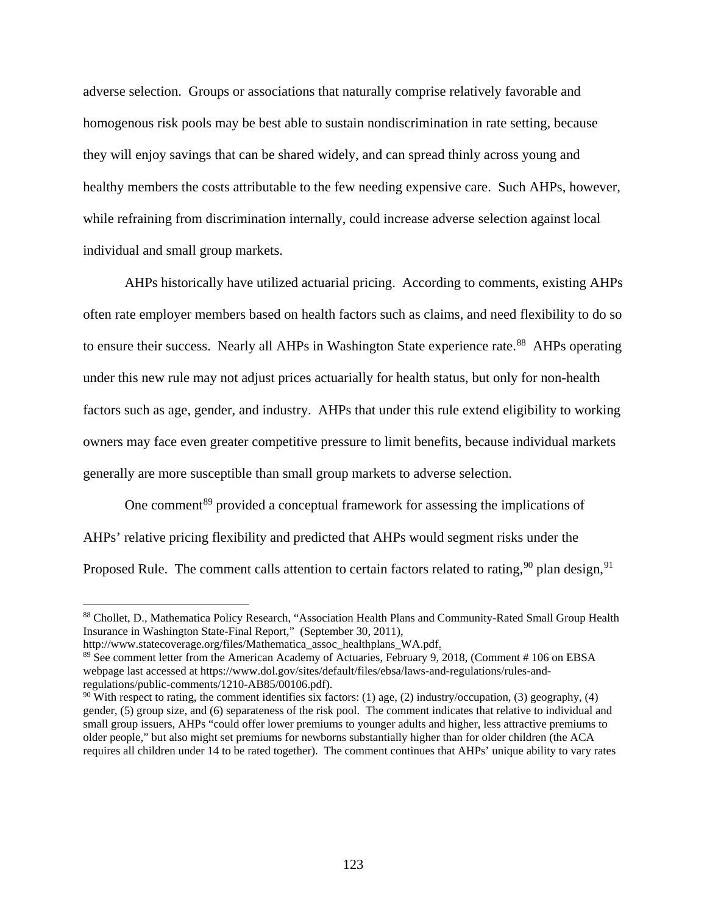adverse selection. Groups or associations that naturally comprise relatively favorable and homogenous risk pools may be best able to sustain nondiscrimination in rate setting, because they will enjoy savings that can be shared widely, and can spread thinly across young and healthy members the costs attributable to the few needing expensive care. Such AHPs, however, while refraining from discrimination internally, could increase adverse selection against local individual and small group markets.

AHPs historically have utilized actuarial pricing. According to comments, existing AHPs often rate employer members based on health factors such as claims, and need flexibility to do so to ensure their success. Nearly all AHPs in Washington State experience rate.[88] AHPs operating under this new rule may not adjust prices actuarially for health status, but only for non-health factors such as age, gender, and industry. AHPs that under this rule extend eligibility to working owners may face even greater competitive pressure to limit benefits, because individual markets generally are more susceptible than small group markets to adverse selection.

One comment[89] provided a conceptual framework for assessing the implications of AHPs' relative pricing flexibility and predicted that AHPs would segment risks under the Proposed Rule. The comment calls attention to certain factors related to rating,[90] plan design,[91]

---

[88] Chollet, D., Mathematica Policy Research, "Association Health Plans and Community-Rated Small Group Health Insurance in Washington State-Final Report," (September 30, 2011), http://www.statecoverage.org/files/Mathematica_assoc_healthplans_WA.pdf.

[89] See comment letter from the American Academy of Actuaries, February 9, 2018, (Comment # 106 on EBSA webpage last accessed at https://www.dol.gov/sites/default/files/ebsa/laws-and-regulations/rules-and-regulations/public-comments/1210-AB85/00106.pdf).

[90] With respect to rating, the comment identifies six factors: (1) age, (2) industry/occupation, (3) geography, (4) gender, (5) group size, and (6) separateness of the risk pool. The comment indicates that relative to individual and small group issuers, AHPs "could offer lower premiums to younger adults and higher, less attractive premiums to older people," but also might set premiums for newborns substantially higher than for older children (the ACA requires all children under 14 to be rated together). The comment continues that AHPs' unique ability to vary rates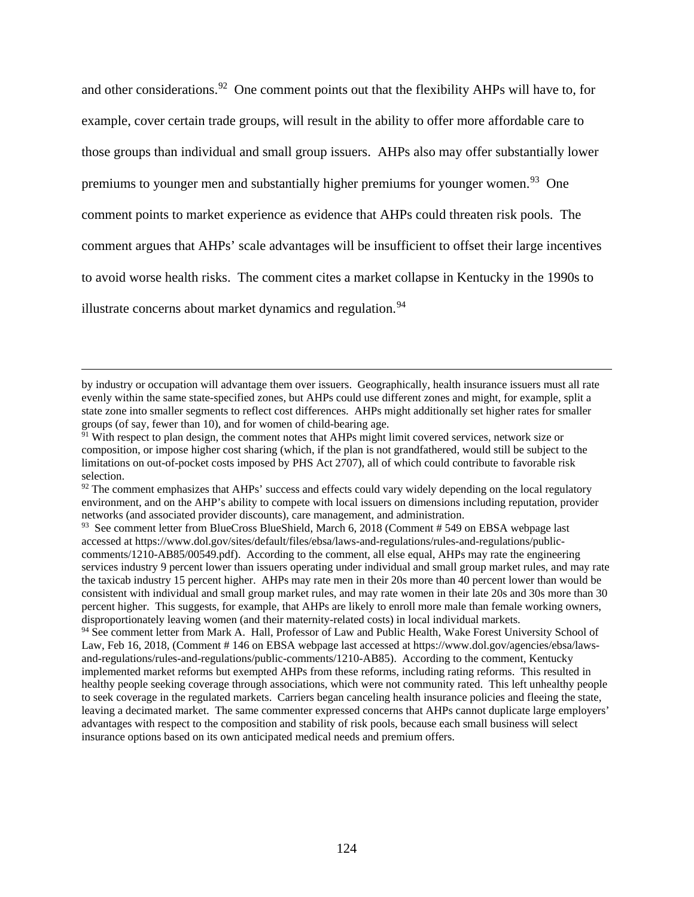and other considerations.[92] One comment points out that the flexibility AHPs will have to, for example, cover certain trade groups, will result in the ability to offer more affordable care to those groups than individual and small group issuers. AHPs also may offer substantially lower premiums to younger men and substantially higher premiums for younger women.[93] One comment points to market experience as evidence that AHPs could threaten risk pools. The comment argues that AHPs' scale advantages will be insufficient to offset their large incentives to avoid worse health risks. The comment cites a market collapse in Kentucky in the 1990s to illustrate concerns about market dynamics and regulation.[94]

---

by industry or occupation will advantage them over issuers. Geographically, health insurance issuers must all rate evenly within the same state-specified zones, but AHPs could use different zones and might, for example, split a state zone into smaller segments to reflect cost differences. AHPs might additionally set higher rates for smaller groups (of say, fewer than 10), and for women of child-bearing age.

[91] With respect to plan design, the comment notes that AHPs might limit covered services, network size or composition, or impose higher cost sharing (which, if the plan is not grandfathered, would still be subject to the limitations on out-of-pocket costs imposed by PHS Act 2707), all of which could contribute to favorable risk selection.

[92] The comment emphasizes that AHPs' success and effects could vary widely depending on the local regulatory environment, and on the AHP's ability to compete with local issuers on dimensions including reputation, provider networks (and associated provider discounts), care management, and administration.

[93] See comment letter from BlueCross BlueShield, March 6, 2018 (Comment # 549 on EBSA webpage last accessed at https://www.dol.gov/sites/default/files/ebsa/laws-and-regulations/rules-and-regulations/public-comments/1210-AB85/00549.pdf). According to the comment, all else equal, AHPs may rate the engineering services industry 9 percent lower than issuers operating under individual and small group market rules, and may rate the taxicab industry 15 percent higher. AHPs may rate men in their 20s more than 40 percent lower than would be consistent with individual and small group market rules, and may rate women in their late 20s and 30s more than 30 percent higher. This suggests, for example, that AHPs are likely to enroll more male than female working owners, disproportionately leaving women (and their maternity-related costs) in local individual markets.

[94] See comment letter from Mark A. Hall, Professor of Law and Public Health, Wake Forest University School of Law, Feb 16, 2018, (Comment # 146 on EBSA webpage last accessed at https://www.dol.gov/agencies/ebsa/laws-and-regulations/rules-and-regulations/public-comments/1210-AB85). According to the comment, Kentucky implemented market reforms but exempted AHPs from these reforms, including rating reforms. This resulted in healthy people seeking coverage through associations, which were not community rated. This left unhealthy people to seek coverage in the regulated markets. Carriers began canceling health insurance policies and fleeing the state, leaving a decimated market. The same commenter expressed concerns that AHPs cannot duplicate large employers' advantages with respect to the composition and stability of risk pools, because each small business will select insurance options based on its own anticipated medical needs and premium offers.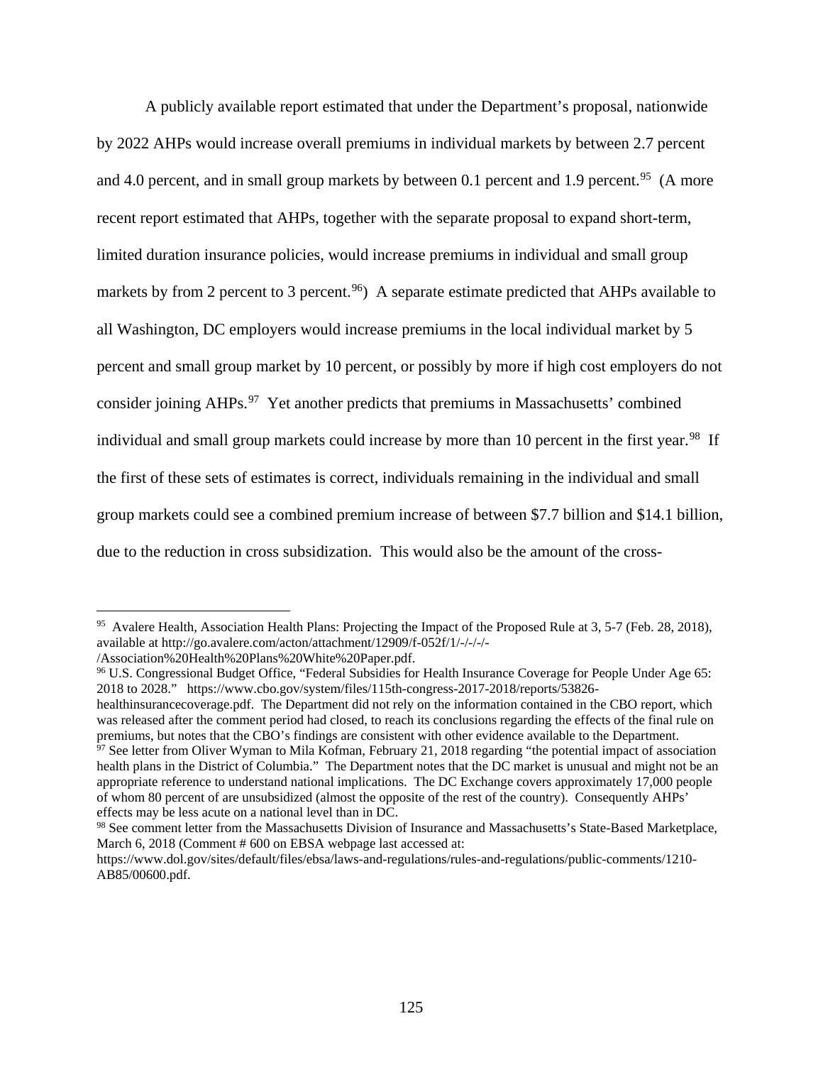A publicly available report estimated that under the Department's proposal, nationwide by 2022 AHPs would increase overall premiums in individual markets by between 2.7 percent and 4.0 percent, and in small group markets by between 0.1 percent and 1.9 percent.[95] (A more recent report estimated that AHPs, together with the separate proposal to expand short-term, limited duration insurance policies, would increase premiums in individual and small group markets by from 2 percent to 3 percent.[96]) A separate estimate predicted that AHPs available to all Washington, DC employers would increase premiums in the local individual market by 5 percent and small group market by 10 percent, or possibly by more if high cost employers do not consider joining AHPs.[97] Yet another predicts that premiums in Massachusetts' combined individual and small group markets could increase by more than 10 percent in the first year.[98] If the first of these sets of estimates is correct, individuals remaining in the individual and small group markets could see a combined premium increase of between $7.7 billion and $14.1 billion, due to the reduction in cross subsidization. This would also be the amount of the cross-

---

[95] Avalere Health, Association Health Plans: Projecting the Impact of the Proposed Rule at 3, 5-7 (Feb. 28, 2018), available at http://go.avalere.com/acton/attachment/12909/f-052f/1/-/-/-/-/Association%20Health%20Plans%20White%20Paper.pdf.

[96] U.S. Congressional Budget Office, "Federal Subsidies for Health Insurance Coverage for People Under Age 65: 2018 to 2028." https://www.cbo.gov/system/files/115th-congress-2017-2018/reports/53826-healthinsurancecoverage.pdf. The Department did not rely on the information contained in the CBO report, which was released after the comment period had closed, to reach its conclusions regarding the effects of the final rule on premiums, but notes that the CBO's findings are consistent with other evidence available to the Department.

[97] See letter from Oliver Wyman to Mila Kofman, February 21, 2018 regarding "the potential impact of association health plans in the District of Columbia." The Department notes that the DC market is unusual and might not be an appropriate reference to understand national implications. The DC Exchange covers approximately 17,000 people of whom 80 percent of are unsubsidized (almost the opposite of the rest of the country). Consequently AHPs' effects may be less acute on a national level than in DC.

[98] See comment letter from the Massachusetts Division of Insurance and Massachusetts's State-Based Marketplace, March 6, 2018 (Comment # 600 on EBSA webpage last accessed at: https://www.dol.gov/sites/default/files/ebsa/laws-and-regulations/rules-and-regulations/public-comments/1210-AB85/00600.pdf.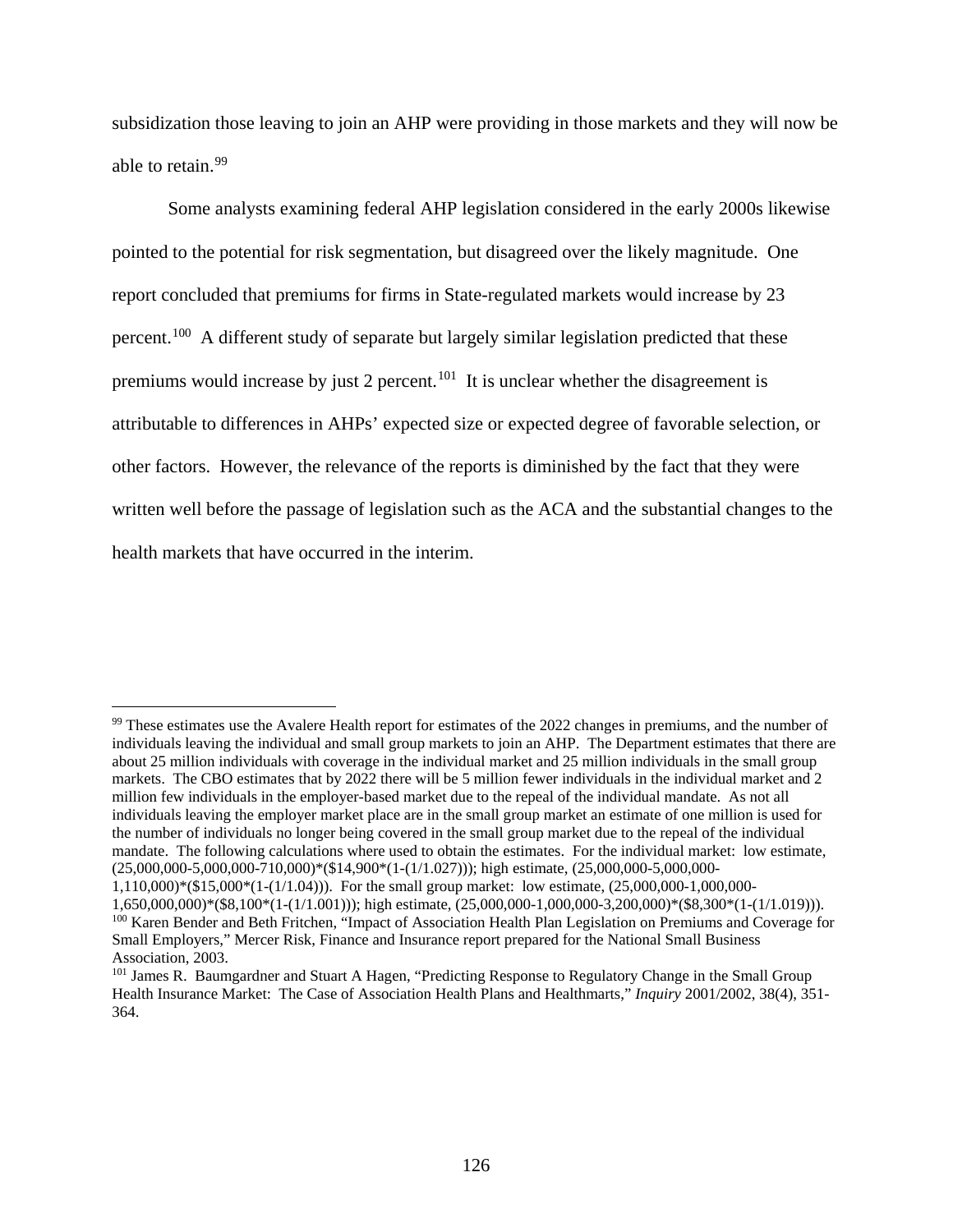subsidization those leaving to join an AHP were providing in those markets and they will now be able to retain.[99]

Some analysts examining federal AHP legislation considered in the early 2000s likewise pointed to the potential for risk segmentation, but disagreed over the likely magnitude. One report concluded that premiums for firms in State-regulated markets would increase by 23 percent.[100] A different study of separate but largely similar legislation predicted that these premiums would increase by just 2 percent.[101] It is unclear whether the disagreement is attributable to differences in AHPs' expected size or expected degree of favorable selection, or other factors. However, the relevance of the reports is diminished by the fact that they were written well before the passage of legislation such as the ACA and the substantial changes to the health markets that have occurred in the interim.

---

[99] These estimates use the Avalere Health report for estimates of the 2022 changes in premiums, and the number of individuals leaving the individual and small group markets to join an AHP. The Department estimates that there are about 25 million individuals with coverage in the individual market and 25 million individuals in the small group markets. The CBO estimates that by 2022 there will be 5 million fewer individuals in the individual market and 2 million few individuals in the employer-based market due to the repeal of the individual mandate. As not all individuals leaving the employer market place are in the small group market an estimate of one million is used for the number of individuals no longer being covered in the small group market due to the repeal of the individual mandate. The following calculations where used to obtain the estimates. For the individual market: low estimate, (25,000,000-5,000,000-710,000)*($14,900*(1-(1/1.027))); high estimate, (25,000,000-5,000,000-1,110,000)*($15,000*(1-(1/1.04))). For the small group market: low estimate, (25,000,000-1,000,000-1,650,000,000)*($8,100*(1-(1/1.001))); high estimate, (25,000,000-1,000,000-3,200,000)*($8,300*(1-(1/1.019))).

[100] Karen Bender and Beth Fritchen, "Impact of Association Health Plan Legislation on Premiums and Coverage for Small Employers," Mercer Risk, Finance and Insurance report prepared for the National Small Business Association, 2003.

[101] James R. Baumgardner and Stuart A Hagen, "Predicting Response to Regulatory Change in the Small Group Health Insurance Market: The Case of Association Health Plans and Healthmarts," *Inquiry* 2001/2002, 38(4), 351-364.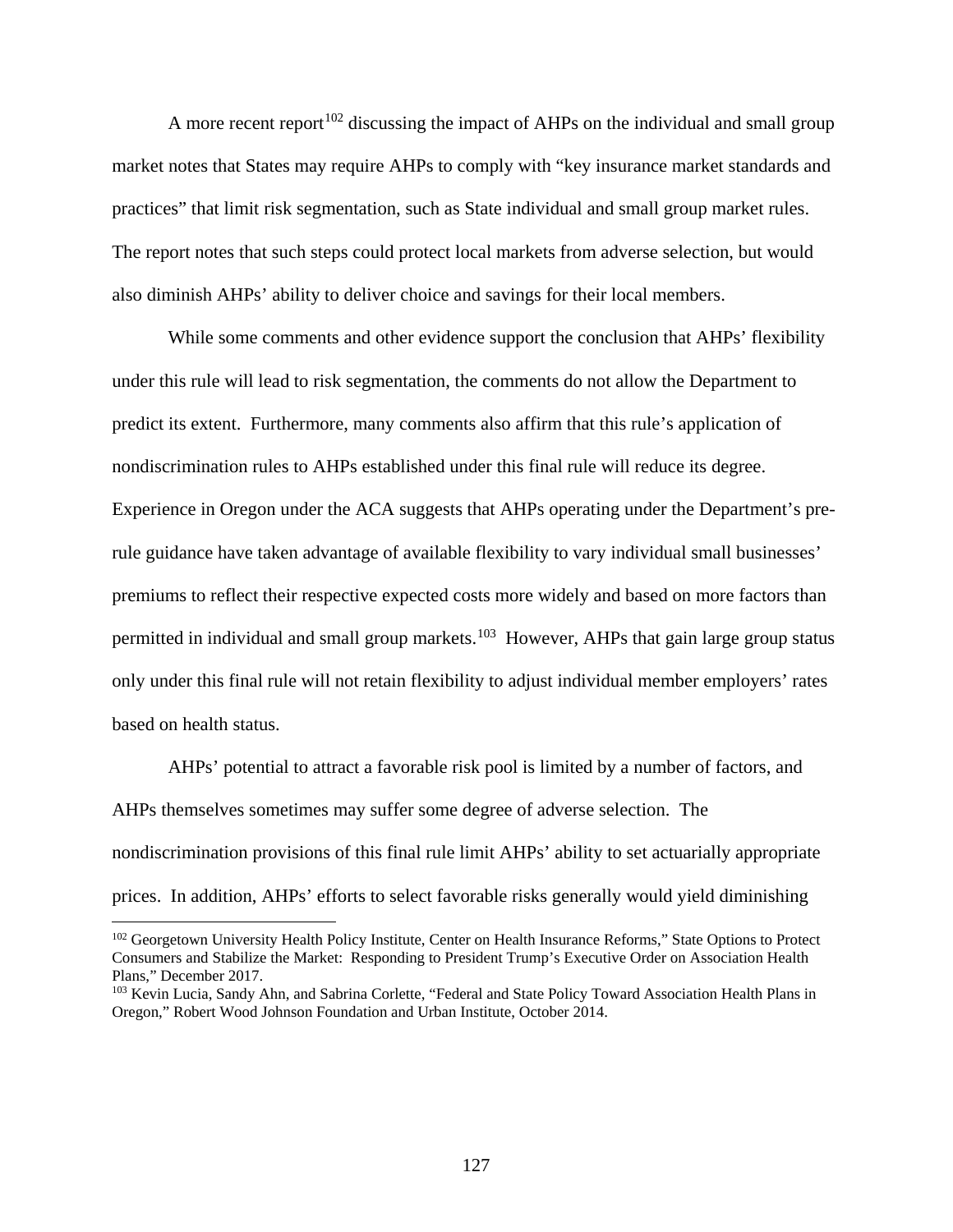A more recent report[102] discussing the impact of AHPs on the individual and small group market notes that States may require AHPs to comply with "key insurance market standards and practices" that limit risk segmentation, such as State individual and small group market rules. The report notes that such steps could protect local markets from adverse selection, but would also diminish AHPs' ability to deliver choice and savings for their local members.

While some comments and other evidence support the conclusion that AHPs' flexibility under this rule will lead to risk segmentation, the comments do not allow the Department to predict its extent. Furthermore, many comments also affirm that this rule's application of nondiscrimination rules to AHPs established under this final rule will reduce its degree. Experience in Oregon under the ACA suggests that AHPs operating under the Department's pre-rule guidance have taken advantage of available flexibility to vary individual small businesses' premiums to reflect their respective expected costs more widely and based on more factors than permitted in individual and small group markets.[103] However, AHPs that gain large group status only under this final rule will not retain flexibility to adjust individual member employers' rates based on health status.

AHPs' potential to attract a favorable risk pool is limited by a number of factors, and AHPs themselves sometimes may suffer some degree of adverse selection. The nondiscrimination provisions of this final rule limit AHPs' ability to set actuarially appropriate prices. In addition, AHPs' efforts to select favorable risks generally would yield diminishing

---

[102] Georgetown University Health Policy Institute, Center on Health Insurance Reforms," State Options to Protect Consumers and Stabilize the Market: Responding to President Trump's Executive Order on Association Health Plans," December 2017.

[103] Kevin Lucia, Sandy Ahn, and Sabrina Corlette, "Federal and State Policy Toward Association Health Plans in Oregon," Robert Wood Johnson Foundation and Urban Institute, October 2014.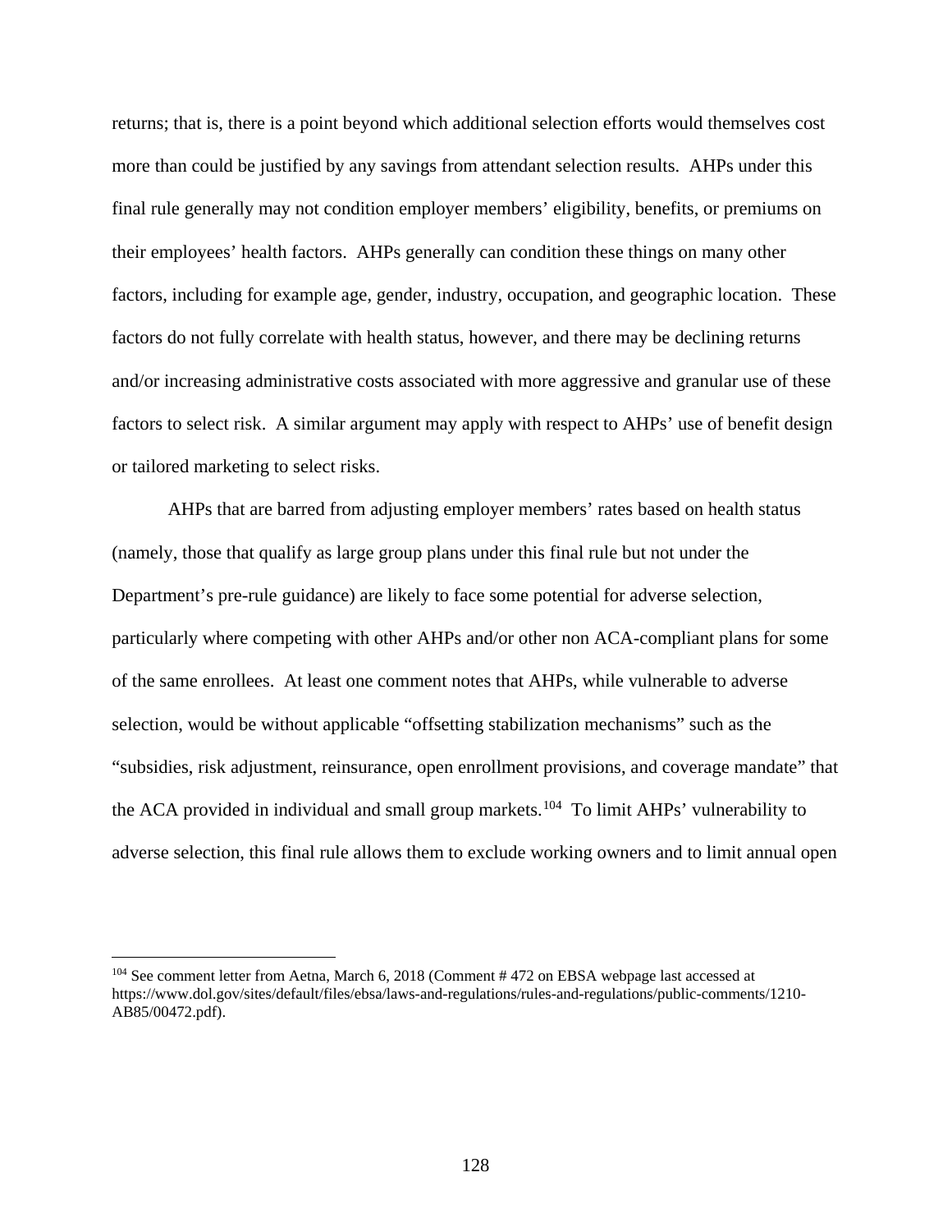returns; that is, there is a point beyond which additional selection efforts would themselves cost more than could be justified by any savings from attendant selection results. AHPs under this final rule generally may not condition employer members' eligibility, benefits, or premiums on their employees' health factors. AHPs generally can condition these things on many other factors, including for example age, gender, industry, occupation, and geographic location. These factors do not fully correlate with health status, however, and there may be declining returns and/or increasing administrative costs associated with more aggressive and granular use of these factors to select risk. A similar argument may apply with respect to AHPs' use of benefit design or tailored marketing to select risks.

AHPs that are barred from adjusting employer members' rates based on health status (namely, those that qualify as large group plans under this final rule but not under the Department's pre-rule guidance) are likely to face some potential for adverse selection, particularly where competing with other AHPs and/or other non ACA-compliant plans for some of the same enrollees. At least one comment notes that AHPs, while vulnerable to adverse selection, would be without applicable "offsetting stabilization mechanisms" such as the "subsidies, risk adjustment, reinsurance, open enrollment provisions, and coverage mandate" that the ACA provided in individual and small group markets.[104] To limit AHPs' vulnerability to adverse selection, this final rule allows them to exclude working owners and to limit annual open

[104] See comment letter from Aetna, March 6, 2018 (Comment # 472 on EBSA webpage last accessed at https://www.dol.gov/sites/default/files/ebsa/laws-and-regulations/rules-and-regulations/public-comments/1210-AB85/00472.pdf).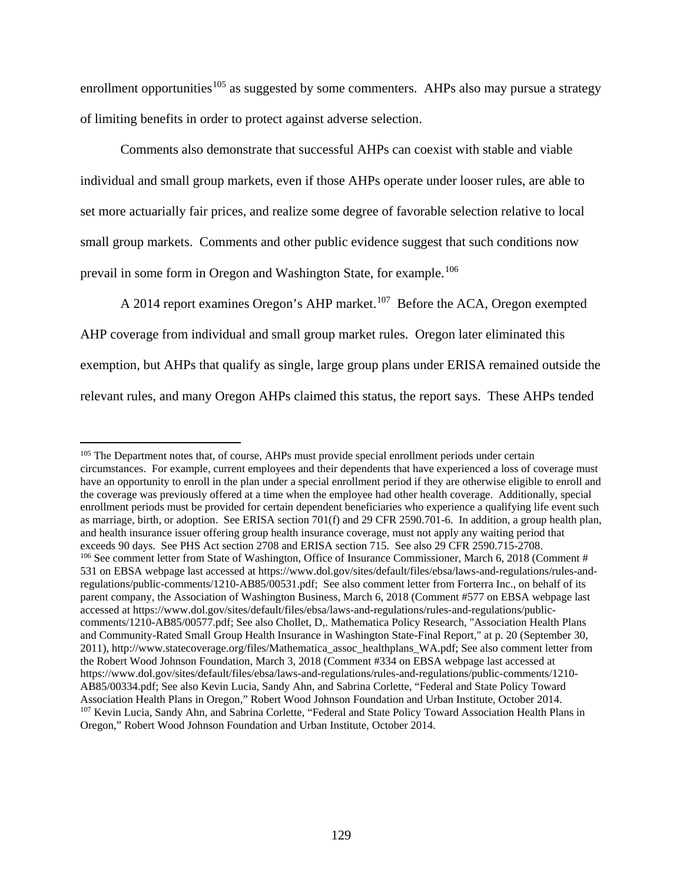enrollment opportunities[105] as suggested by some commenters. AHPs also may pursue a strategy of limiting benefits in order to protect against adverse selection.

Comments also demonstrate that successful AHPs can coexist with stable and viable individual and small group markets, even if those AHPs operate under looser rules, are able to set more actuarially fair prices, and realize some degree of favorable selection relative to local small group markets. Comments and other public evidence suggest that such conditions now prevail in some form in Oregon and Washington State, for example.[106]

A 2014 report examines Oregon's AHP market.[107] Before the ACA, Oregon exempted AHP coverage from individual and small group market rules. Oregon later eliminated this exemption, but AHPs that qualify as single, large group plans under ERISA remained outside the relevant rules, and many Oregon AHPs claimed this status, the report says. These AHPs tended

---

[105] The Department notes that, of course, AHPs must provide special enrollment periods under certain circumstances. For example, current employees and their dependents that have experienced a loss of coverage must have an opportunity to enroll in the plan under a special enrollment period if they are otherwise eligible to enroll and the coverage was previously offered at a time when the employee had other health coverage. Additionally, special enrollment periods must be provided for certain dependent beneficiaries who experience a qualifying life event such as marriage, birth, or adoption. See ERISA section 701(f) and 29 CFR 2590.701-6. In addition, a group health plan, and health insurance issuer offering group health insurance coverage, must not apply any waiting period that exceeds 90 days. See PHS Act section 2708 and ERISA section 715. See also 29 CFR 2590.715-2708.

[106] See comment letter from State of Washington, Office of Insurance Commissioner, March 6, 2018 (Comment # 531 on EBSA webpage last accessed at https://www.dol.gov/sites/default/files/ebsa/laws-and-regulations/rules-and-regulations/public-comments/1210-AB85/00531.pdf; See also comment letter from Forterra Inc., on behalf of its parent company, the Association of Washington Business, March 6, 2018 (Comment #577 on EBSA webpage last accessed at https://www.dol.gov/sites/default/files/ebsa/laws-and-regulations/rules-and-regulations/public-comments/1210-AB85/00577.pdf; See also Chollet, D,. Mathematica Policy Research, "Association Health Plans and Community-Rated Small Group Health Insurance in Washington State-Final Report," at p. 20 (September 30, 2011), http://www.statecoverage.org/files/Mathematica_assoc_healthplans_WA.pdf; See also comment letter from the Robert Wood Johnson Foundation, March 3, 2018 (Comment #334 on EBSA webpage last accessed at https://www.dol.gov/sites/default/files/ebsa/laws-and-regulations/rules-and-regulations/public-comments/1210-AB85/00334.pdf; See also Kevin Lucia, Sandy Ahn, and Sabrina Corlette, "Federal and State Policy Toward Association Health Plans in Oregon," Robert Wood Johnson Foundation and Urban Institute, October 2014.

[107] Kevin Lucia, Sandy Ahn, and Sabrina Corlette, "Federal and State Policy Toward Association Health Plans in Oregon," Robert Wood Johnson Foundation and Urban Institute, October 2014.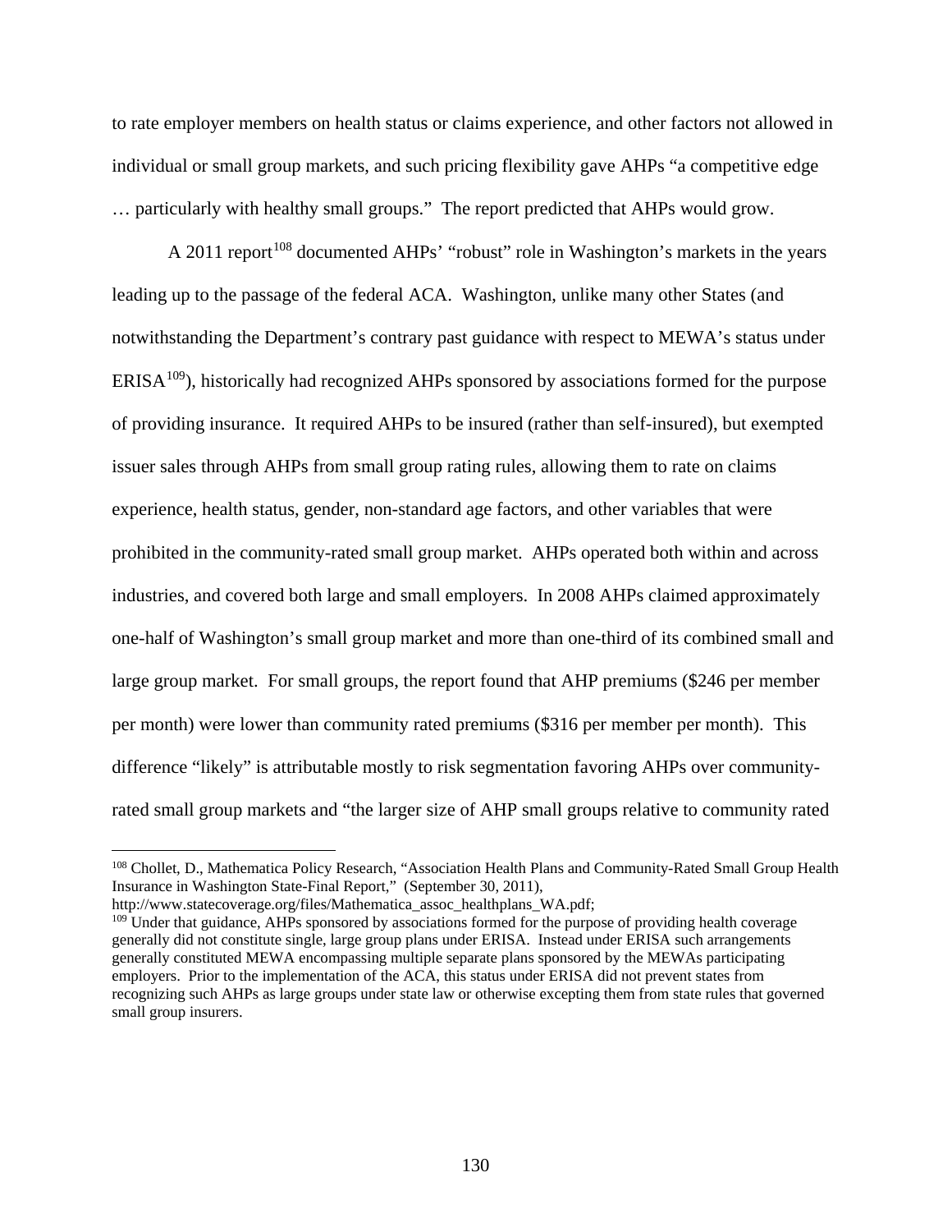to rate employer members on health status or claims experience, and other factors not allowed in individual or small group markets, and such pricing flexibility gave AHPs "a competitive edge … particularly with healthy small groups." The report predicted that AHPs would grow.

A 2011 report[108] documented AHPs' "robust" role in Washington's markets in the years leading up to the passage of the federal ACA. Washington, unlike many other States (and notwithstanding the Department's contrary past guidance with respect to MEWA's status under ERISA[109]), historically had recognized AHPs sponsored by associations formed for the purpose of providing insurance. It required AHPs to be insured (rather than self-insured), but exempted issuer sales through AHPs from small group rating rules, allowing them to rate on claims experience, health status, gender, non-standard age factors, and other variables that were prohibited in the community-rated small group market. AHPs operated both within and across industries, and covered both large and small employers. In 2008 AHPs claimed approximately one-half of Washington's small group market and more than one-third of its combined small and large group market. For small groups, the report found that AHP premiums ($246 per member per month) were lower than community rated premiums ($316 per member per month). This difference "likely" is attributable mostly to risk segmentation favoring AHPs over community-rated small group markets and "the larger size of AHP small groups relative to community rated

---

[108] Chollet, D., Mathematica Policy Research, "Association Health Plans and Community-Rated Small Group Health Insurance in Washington State-Final Report," (September 30, 2011), http://www.statecoverage.org/files/Mathematica_assoc_healthplans_WA.pdf;

[109] Under that guidance, AHPs sponsored by associations formed for the purpose of providing health coverage generally did not constitute single, large group plans under ERISA. Instead under ERISA such arrangements generally constituted MEWA encompassing multiple separate plans sponsored by the MEWAs participating employers. Prior to the implementation of the ACA, this status under ERISA did not prevent states from recognizing such AHPs as large groups under state law or otherwise excepting them from state rules that governed small group insurers.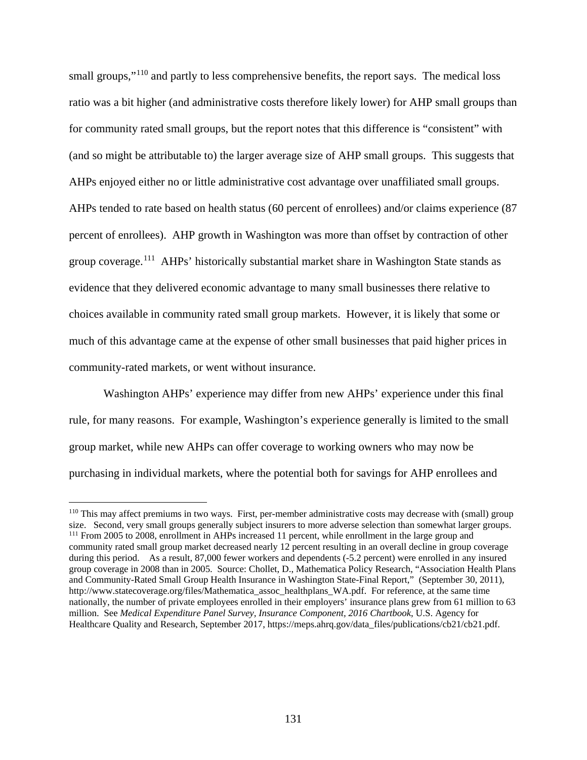small groups,"[110] and partly to less comprehensive benefits, the report says. The medical loss ratio was a bit higher (and administrative costs therefore likely lower) for AHP small groups than for community rated small groups, but the report notes that this difference is "consistent" with (and so might be attributable to) the larger average size of AHP small groups. This suggests that AHPs enjoyed either no or little administrative cost advantage over unaffiliated small groups. AHPs tended to rate based on health status (60 percent of enrollees) and/or claims experience (87 percent of enrollees). AHP growth in Washington was more than offset by contraction of other group coverage.[111] AHPs' historically substantial market share in Washington State stands as evidence that they delivered economic advantage to many small businesses there relative to choices available in community rated small group markets. However, it is likely that some or much of this advantage came at the expense of other small businesses that paid higher prices in community-rated markets, or went without insurance.

Washington AHPs' experience may differ from new AHPs' experience under this final rule, for many reasons. For example, Washington's experience generally is limited to the small group market, while new AHPs can offer coverage to working owners who may now be purchasing in individual markets, where the potential both for savings for AHP enrollees and

---

[110] This may affect premiums in two ways. First, per-member administrative costs may decrease with (small) group size. Second, very small groups generally subject insurers to more adverse selection than somewhat larger groups.

[111] From 2005 to 2008, enrollment in AHPs increased 11 percent, while enrollment in the large group and community rated small group market decreased nearly 12 percent resulting in an overall decline in group coverage during this period. As a result, 87,000 fewer workers and dependents (-5.2 percent) were enrolled in any insured group coverage in 2008 than in 2005. Source: Chollet, D., Mathematica Policy Research, "Association Health Plans and Community-Rated Small Group Health Insurance in Washington State-Final Report," (September 30, 2011), http://www.statecoverage.org/files/Mathematica_assoc_healthplans_WA.pdf. For reference, at the same time nationally, the number of private employees enrolled in their employers' insurance plans grew from 61 million to 63 million. See *Medical Expenditure Panel Survey, Insurance Component, 2016 Chartbook*, U.S. Agency for Healthcare Quality and Research, September 2017, https://meps.ahrq.gov/data_files/publications/cb21/cb21.pdf.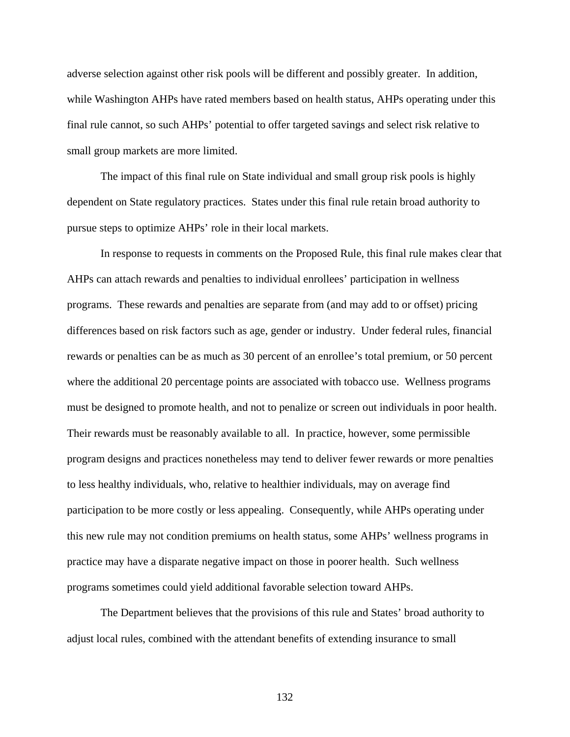adverse selection against other risk pools will be different and possibly greater. In addition, while Washington AHPs have rated members based on health status, AHPs operating under this final rule cannot, so such AHPs' potential to offer targeted savings and select risk relative to small group markets are more limited.

The impact of this final rule on State individual and small group risk pools is highly dependent on State regulatory practices. States under this final rule retain broad authority to pursue steps to optimize AHPs' role in their local markets.

In response to requests in comments on the Proposed Rule, this final rule makes clear that AHPs can attach rewards and penalties to individual enrollees' participation in wellness programs. These rewards and penalties are separate from (and may add to or offset) pricing differences based on risk factors such as age, gender or industry. Under federal rules, financial rewards or penalties can be as much as 30 percent of an enrollee's total premium, or 50 percent where the additional 20 percentage points are associated with tobacco use. Wellness programs must be designed to promote health, and not to penalize or screen out individuals in poor health. Their rewards must be reasonably available to all. In practice, however, some permissible program designs and practices nonetheless may tend to deliver fewer rewards or more penalties to less healthy individuals, who, relative to healthier individuals, may on average find participation to be more costly or less appealing. Consequently, while AHPs operating under this new rule may not condition premiums on health status, some AHPs' wellness programs in practice may have a disparate negative impact on those in poorer health. Such wellness programs sometimes could yield additional favorable selection toward AHPs.

The Department believes that the provisions of this rule and States' broad authority to adjust local rules, combined with the attendant benefits of extending insurance to small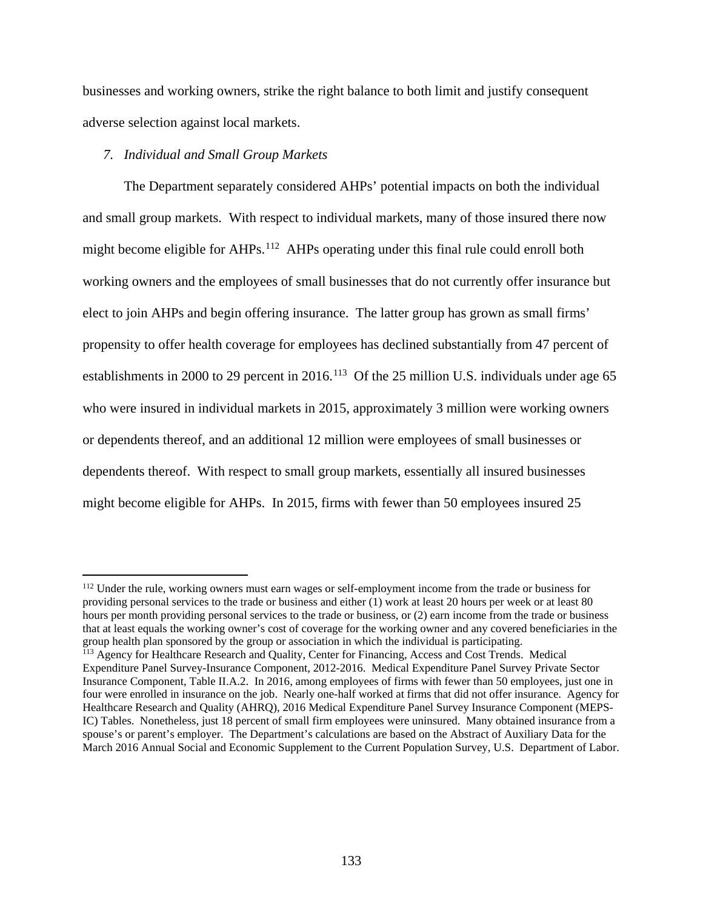businesses and working owners, strike the right balance to both limit and justify consequent adverse selection against local markets.

### *7. Individual and Small Group Markets*

The Department separately considered AHPs' potential impacts on both the individual and small group markets. With respect to individual markets, many of those insured there now might become eligible for AHPs.[112] AHPs operating under this final rule could enroll both working owners and the employees of small businesses that do not currently offer insurance but elect to join AHPs and begin offering insurance. The latter group has grown as small firms' propensity to offer health coverage for employees has declined substantially from 47 percent of establishments in 2000 to 29 percent in 2016.[113] Of the 25 million U.S. individuals under age 65 who were insured in individual markets in 2015, approximately 3 million were working owners or dependents thereof, and an additional 12 million were employees of small businesses or dependents thereof. With respect to small group markets, essentially all insured businesses might become eligible for AHPs. In 2015, firms with fewer than 50 employees insured 25

---

[112] Under the rule, working owners must earn wages or self-employment income from the trade or business for providing personal services to the trade or business and either (1) work at least 20 hours per week or at least 80 hours per month providing personal services to the trade or business, or (2) earn income from the trade or business that at least equals the working owner's cost of coverage for the working owner and any covered beneficiaries in the group health plan sponsored by the group or association in which the individual is participating.

[113] Agency for Healthcare Research and Quality, Center for Financing, Access and Cost Trends. Medical Expenditure Panel Survey-Insurance Component, 2012-2016. Medical Expenditure Panel Survey Private Sector Insurance Component, Table II.A.2. In 2016, among employees of firms with fewer than 50 employees, just one in four were enrolled in insurance on the job. Nearly one-half worked at firms that did not offer insurance. Agency for Healthcare Research and Quality (AHRQ), 2016 Medical Expenditure Panel Survey Insurance Component (MEPS-IC) Tables. Nonetheless, just 18 percent of small firm employees were uninsured. Many obtained insurance from a spouse's or parent's employer. The Department's calculations are based on the Abstract of Auxiliary Data for the March 2016 Annual Social and Economic Supplement to the Current Population Survey, U.S. Department of Labor.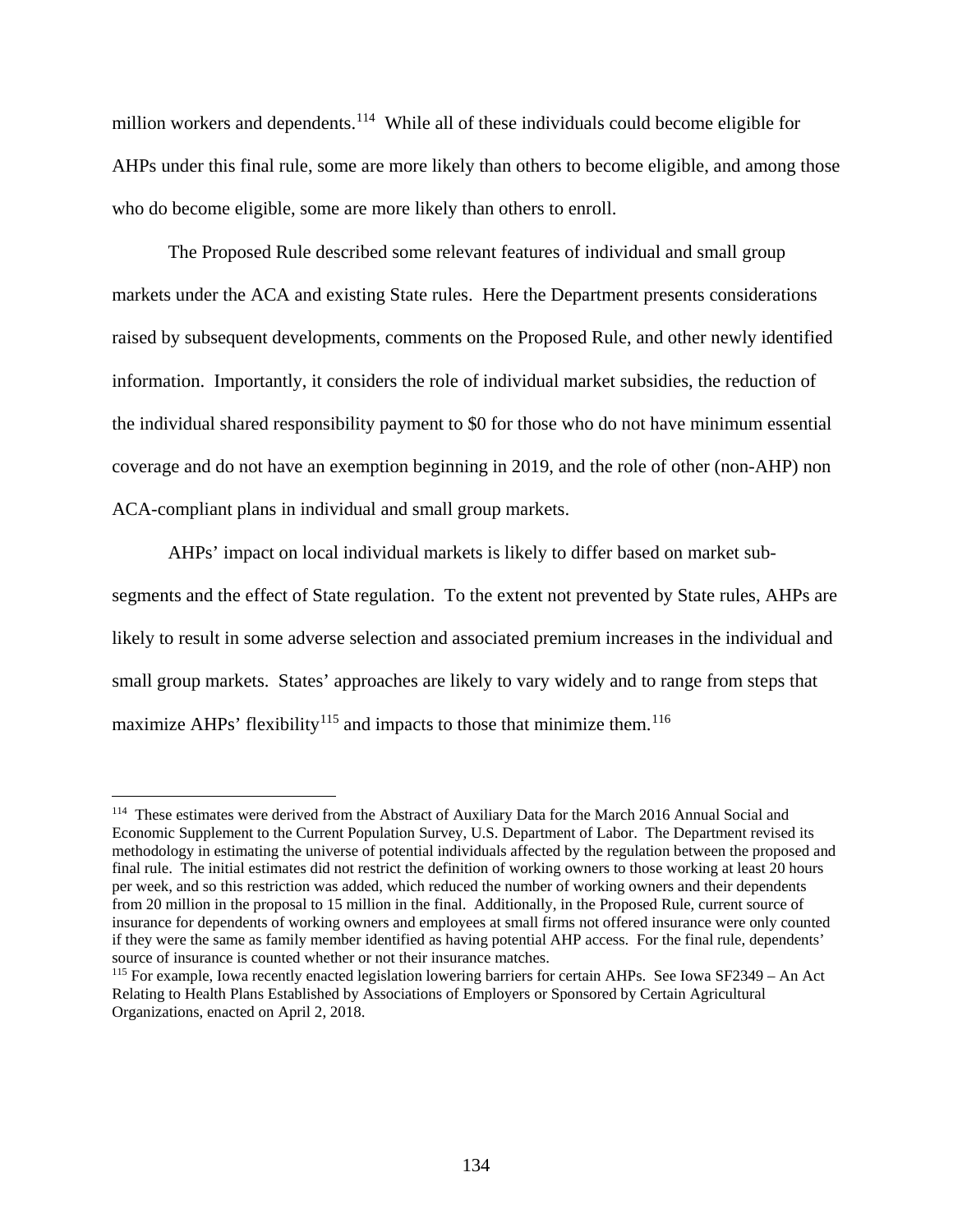million workers and dependents.[114] While all of these individuals could become eligible for AHPs under this final rule, some are more likely than others to become eligible, and among those who do become eligible, some are more likely than others to enroll.

The Proposed Rule described some relevant features of individual and small group markets under the ACA and existing State rules. Here the Department presents considerations raised by subsequent developments, comments on the Proposed Rule, and other newly identified information. Importantly, it considers the role of individual market subsidies, the reduction of the individual shared responsibility payment to $0 for those who do not have minimum essential coverage and do not have an exemption beginning in 2019, and the role of other (non-AHP) non ACA-compliant plans in individual and small group markets.

AHPs' impact on local individual markets is likely to differ based on market sub-segments and the effect of State regulation. To the extent not prevented by State rules, AHPs are likely to result in some adverse selection and associated premium increases in the individual and small group markets. States' approaches are likely to vary widely and to range from steps that maximize AHPs' flexibility[115] and impacts to those that minimize them.[116]

---

[114] These estimates were derived from the Abstract of Auxiliary Data for the March 2016 Annual Social and Economic Supplement to the Current Population Survey, U.S. Department of Labor. The Department revised its methodology in estimating the universe of potential individuals affected by the regulation between the proposed and final rule. The initial estimates did not restrict the definition of working owners to those working at least 20 hours per week, and so this restriction was added, which reduced the number of working owners and their dependents from 20 million in the proposal to 15 million in the final. Additionally, in the Proposed Rule, current source of insurance for dependents of working owners and employees at small firms not offered insurance were only counted if they were the same as family member identified as having potential AHP access. For the final rule, dependents' source of insurance is counted whether or not their insurance matches.

[115] For example, Iowa recently enacted legislation lowering barriers for certain AHPs. See Iowa SF2349 – An Act Relating to Health Plans Established by Associations of Employers or Sponsored by Certain Agricultural Organizations, enacted on April 2, 2018.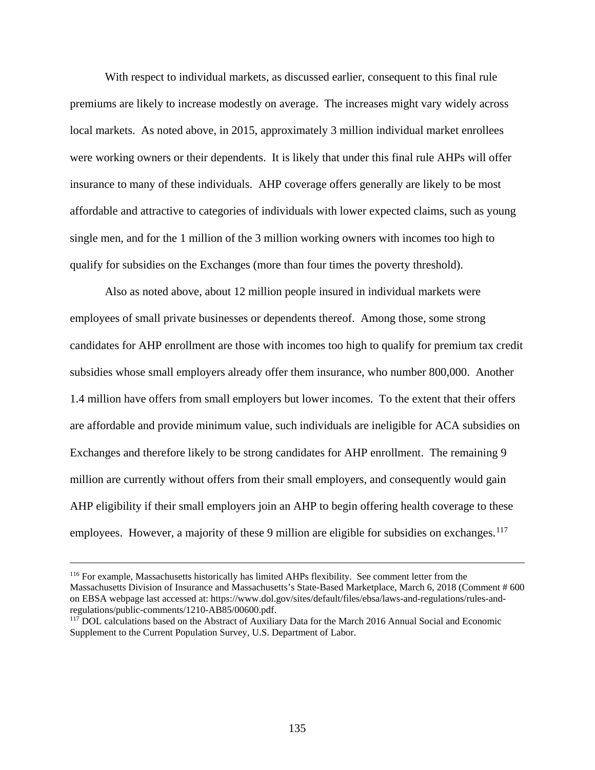With respect to individual markets, as discussed earlier, consequent to this final rule premiums are likely to increase modestly on average. The increases might vary widely across local markets. As noted above, in 2015, approximately 3 million individual market enrollees were working owners or their dependents. It is likely that under this final rule AHPs will offer insurance to many of these individuals. AHP coverage offers generally are likely to be most affordable and attractive to categories of individuals with lower expected claims, such as young single men, and for the 1 million of the 3 million working owners with incomes too high to qualify for subsidies on the Exchanges (more than four times the poverty threshold).

Also as noted above, about 12 million people insured in individual markets were employees of small private businesses or dependents thereof. Among those, some strong candidates for AHP enrollment are those with incomes too high to qualify for premium tax credit subsidies whose small employers already offer them insurance, who number 800,000. Another 1.4 million have offers from small employers but lower incomes. To the extent that their offers are affordable and provide minimum value, such individuals are ineligible for ACA subsidies on Exchanges and therefore likely to be strong candidates for AHP enrollment. The remaining 9 million are currently without offers from their small employers, and consequently would gain AHP eligibility if their small employers join an AHP to begin offering health coverage to these employees. However, a majority of these 9 million are eligible for subsidies on exchanges.[117]

---

[116] For example, Massachusetts historically has limited AHPs flexibility. See comment letter from the Massachusetts Division of Insurance and Massachusetts's State-Based Marketplace, March 6, 2018 (Comment # 600 on EBSA webpage last accessed at: https://www.dol.gov/sites/default/files/ebsa/laws-and-regulations/rules-and-regulations/public-comments/1210-AB85/00600.pdf.

[117] DOL calculations based on the Abstract of Auxiliary Data for the March 2016 Annual Social and Economic Supplement to the Current Population Survey, U.S. Department of Labor.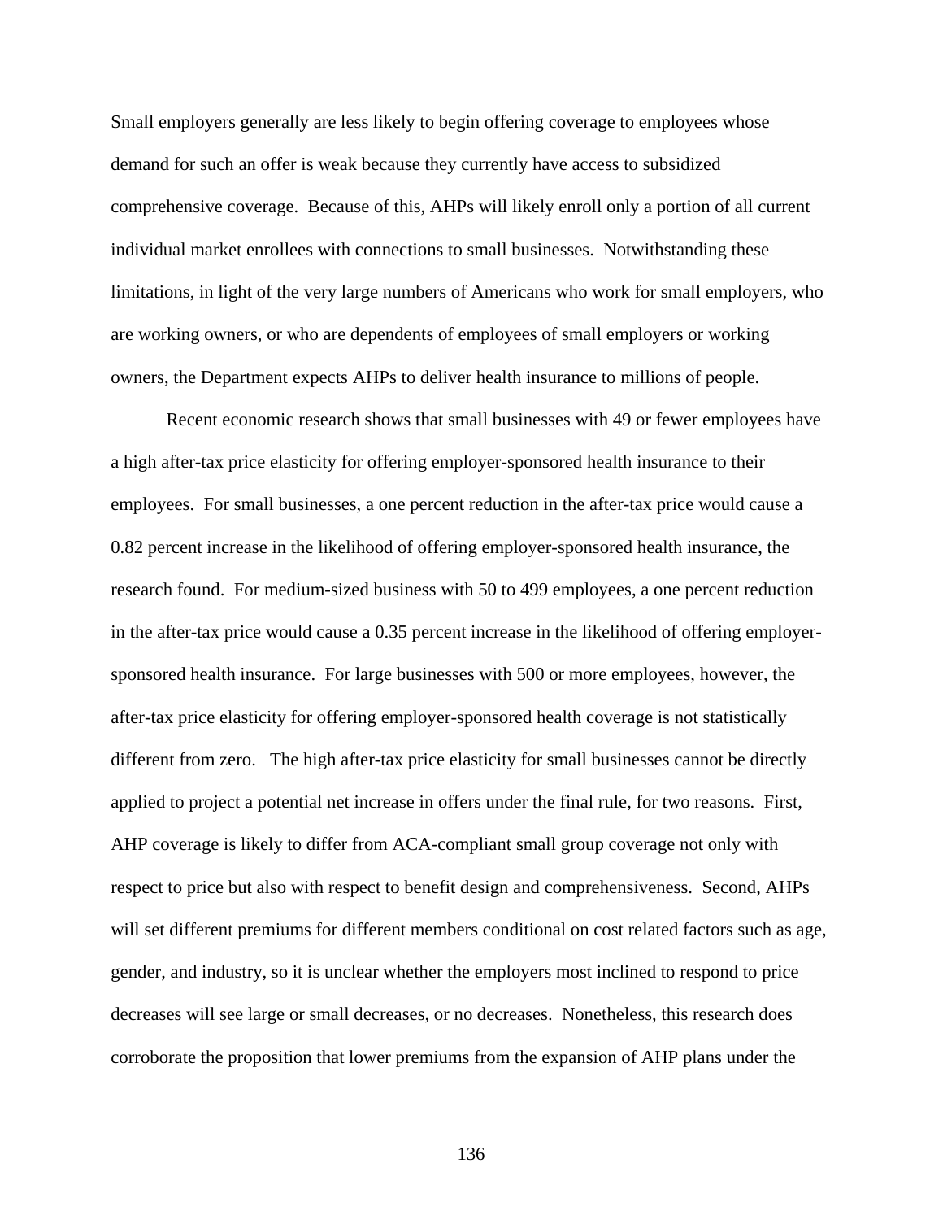Small employers generally are less likely to begin offering coverage to employees whose demand for such an offer is weak because they currently have access to subsidized comprehensive coverage. Because of this, AHPs will likely enroll only a portion of all current individual market enrollees with connections to small businesses. Notwithstanding these limitations, in light of the very large numbers of Americans who work for small employers, who are working owners, or who are dependents of employees of small employers or working owners, the Department expects AHPs to deliver health insurance to millions of people.

Recent economic research shows that small businesses with 49 or fewer employees have a high after-tax price elasticity for offering employer-sponsored health insurance to their employees. For small businesses, a one percent reduction in the after-tax price would cause a 0.82 percent increase in the likelihood of offering employer-sponsored health insurance, the research found. For medium-sized business with 50 to 499 employees, a one percent reduction in the after-tax price would cause a 0.35 percent increase in the likelihood of offering employer-sponsored health insurance. For large businesses with 500 or more employees, however, the after-tax price elasticity for offering employer-sponsored health coverage is not statistically different from zero. The high after-tax price elasticity for small businesses cannot be directly applied to project a potential net increase in offers under the final rule, for two reasons. First, AHP coverage is likely to differ from ACA-compliant small group coverage not only with respect to price but also with respect to benefit design and comprehensiveness. Second, AHPs will set different premiums for different members conditional on cost related factors such as age, gender, and industry, so it is unclear whether the employers most inclined to respond to price decreases will see large or small decreases, or no decreases. Nonetheless, this research does corroborate the proposition that lower premiums from the expansion of AHP plans under the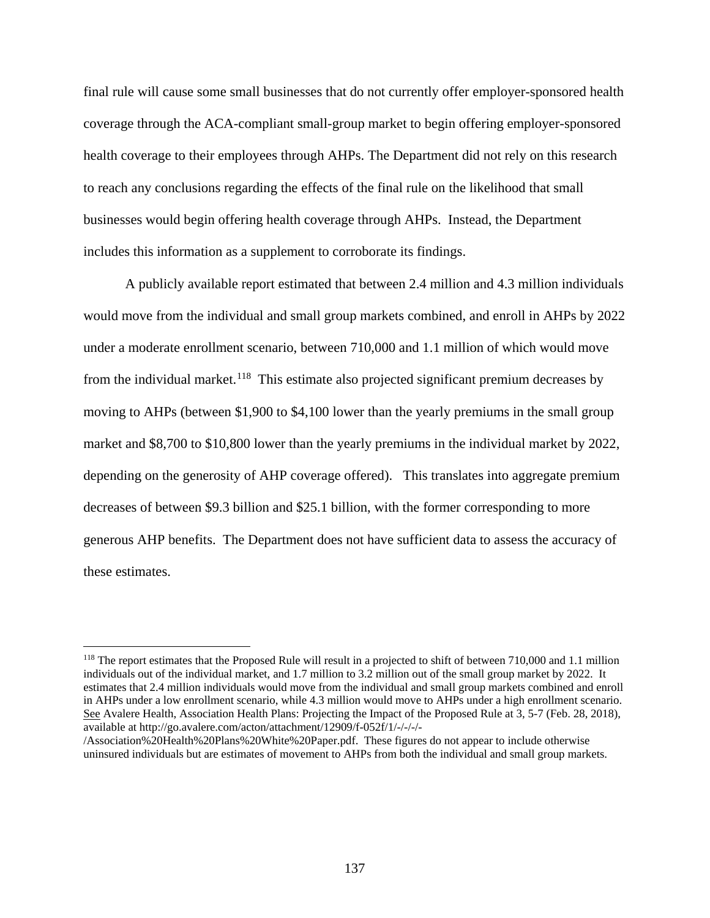final rule will cause some small businesses that do not currently offer employer-sponsored health coverage through the ACA-compliant small-group market to begin offering employer-sponsored health coverage to their employees through AHPs. The Department did not rely on this research to reach any conclusions regarding the effects of the final rule on the likelihood that small businesses would begin offering health coverage through AHPs. Instead, the Department includes this information as a supplement to corroborate its findings.

A publicly available report estimated that between 2.4 million and 4.3 million individuals would move from the individual and small group markets combined, and enroll in AHPs by 2022 under a moderate enrollment scenario, between 710,000 and 1.1 million of which would move from the individual market.[118] This estimate also projected significant premium decreases by moving to AHPs (between $1,900 to $4,100 lower than the yearly premiums in the small group market and $8,700 to $10,800 lower than the yearly premiums in the individual market by 2022, depending on the generosity of AHP coverage offered). This translates into aggregate premium decreases of between $9.3 billion and $25.1 billion, with the former corresponding to more generous AHP benefits. The Department does not have sufficient data to assess the accuracy of these estimates.

---

[118] The report estimates that the Proposed Rule will result in a projected to shift of between 710,000 and 1.1 million individuals out of the individual market, and 1.7 million to 3.2 million out of the small group market by 2022. It estimates that 2.4 million individuals would move from the individual and small group markets combined and enroll in AHPs under a low enrollment scenario, while 4.3 million would move to AHPs under a high enrollment scenario. See Avalere Health, Association Health Plans: Projecting the Impact of the Proposed Rule at 3, 5-7 (Feb. 28, 2018), available at http://go.avalere.com/acton/attachment/12909/f-052f/1/-/-/-/-/Association%20Health%20Plans%20White%20Paper.pdf. These figures do not appear to include otherwise uninsured individuals but are estimates of movement to AHPs from both the individual and small group markets.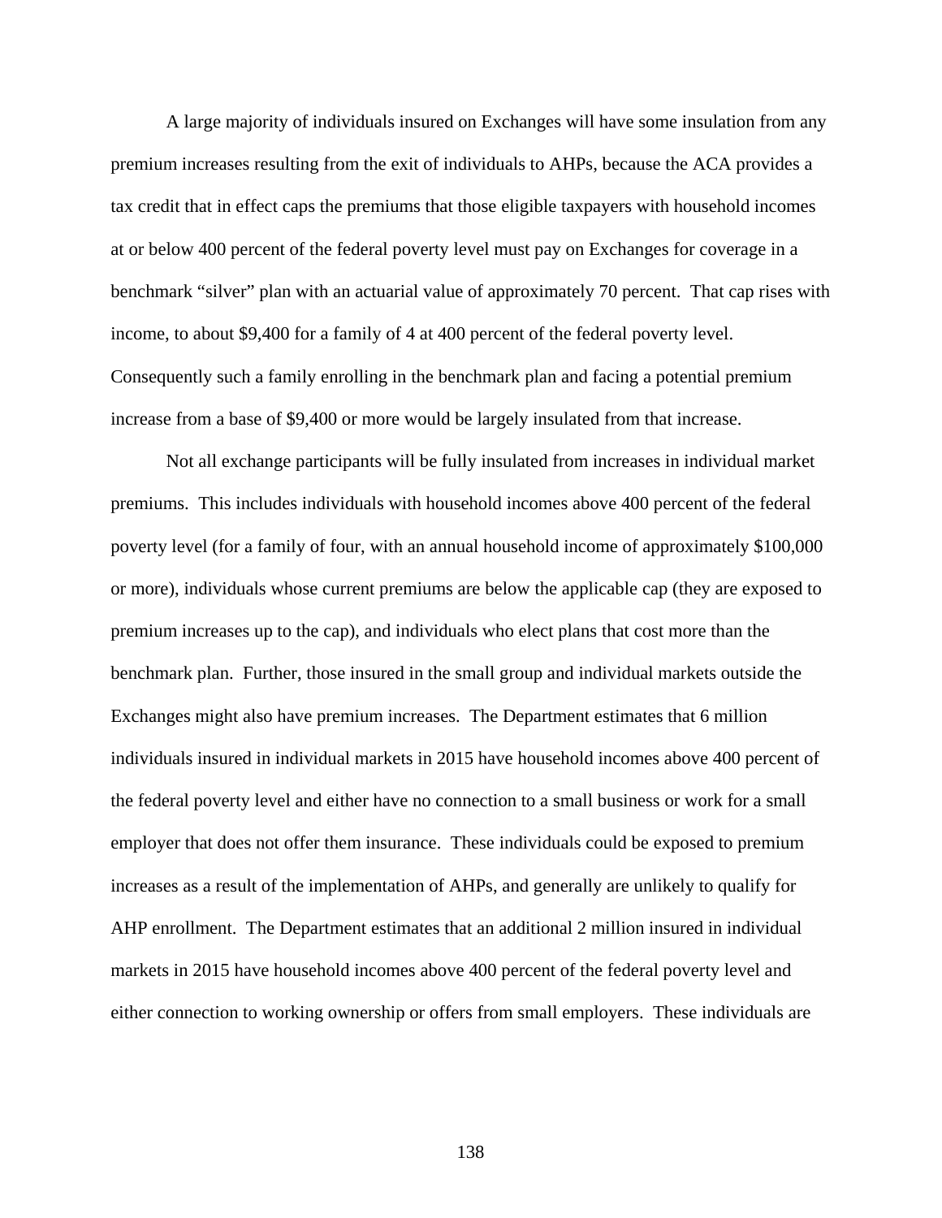A large majority of individuals insured on Exchanges will have some insulation from any premium increases resulting from the exit of individuals to AHPs, because the ACA provides a tax credit that in effect caps the premiums that those eligible taxpayers with household incomes at or below 400 percent of the federal poverty level must pay on Exchanges for coverage in a benchmark "silver" plan with an actuarial value of approximately 70 percent. That cap rises with income, to about $9,400 for a family of 4 at 400 percent of the federal poverty level. Consequently such a family enrolling in the benchmark plan and facing a potential premium increase from a base of $9,400 or more would be largely insulated from that increase.

Not all exchange participants will be fully insulated from increases in individual market premiums. This includes individuals with household incomes above 400 percent of the federal poverty level (for a family of four, with an annual household income of approximately $100,000 or more), individuals whose current premiums are below the applicable cap (they are exposed to premium increases up to the cap), and individuals who elect plans that cost more than the benchmark plan. Further, those insured in the small group and individual markets outside the Exchanges might also have premium increases. The Department estimates that 6 million individuals insured in individual markets in 2015 have household incomes above 400 percent of the federal poverty level and either have no connection to a small business or work for a small employer that does not offer them insurance. These individuals could be exposed to premium increases as a result of the implementation of AHPs, and generally are unlikely to qualify for AHP enrollment. The Department estimates that an additional 2 million insured in individual markets in 2015 have household incomes above 400 percent of the federal poverty level and either connection to working ownership or offers from small employers. These individuals are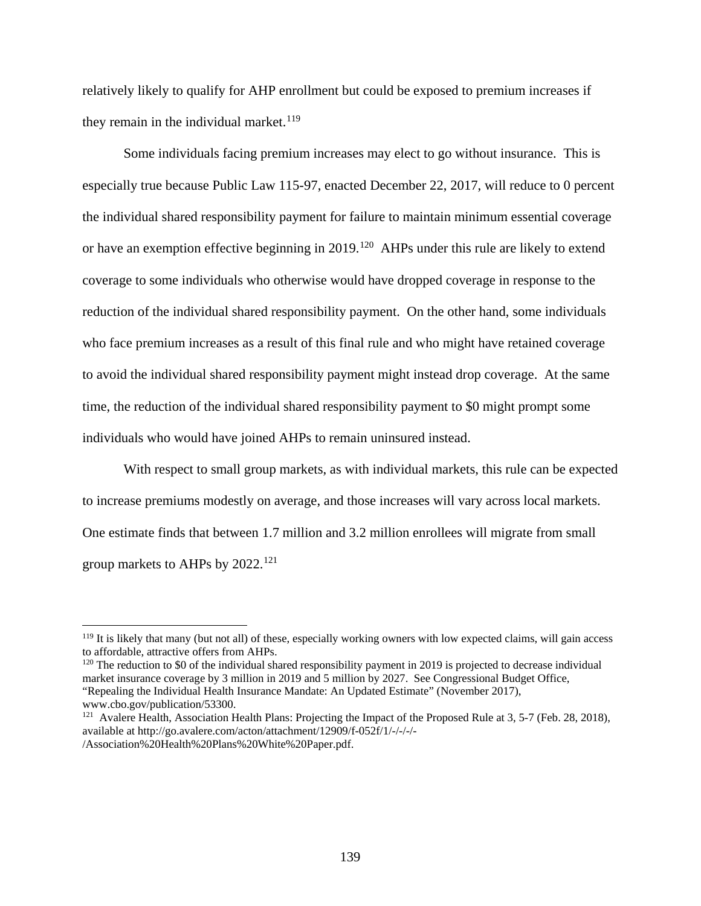relatively likely to qualify for AHP enrollment but could be exposed to premium increases if they remain in the individual market.[119]

Some individuals facing premium increases may elect to go without insurance. This is especially true because Public Law 115-97, enacted December 22, 2017, will reduce to 0 percent the individual shared responsibility payment for failure to maintain minimum essential coverage or have an exemption effective beginning in 2019.[120] AHPs under this rule are likely to extend coverage to some individuals who otherwise would have dropped coverage in response to the reduction of the individual shared responsibility payment. On the other hand, some individuals who face premium increases as a result of this final rule and who might have retained coverage to avoid the individual shared responsibility payment might instead drop coverage. At the same time, the reduction of the individual shared responsibility payment to $0 might prompt some individuals who would have joined AHPs to remain uninsured instead.

With respect to small group markets, as with individual markets, this rule can be expected to increase premiums modestly on average, and those increases will vary across local markets. One estimate finds that between 1.7 million and 3.2 million enrollees will migrate from small group markets to AHPs by 2022.[121]

---

[119] It is likely that many (but not all) of these, especially working owners with low expected claims, will gain access to affordable, attractive offers from AHPs.

[120] The reduction to $0 of the individual shared responsibility payment in 2019 is projected to decrease individual market insurance coverage by 3 million in 2019 and 5 million by 2027. See Congressional Budget Office, "Repealing the Individual Health Insurance Mandate: An Updated Estimate" (November 2017), www.cbo.gov/publication/53300.

[121] Avalere Health, Association Health Plans: Projecting the Impact of the Proposed Rule at 3, 5-7 (Feb. 28, 2018), available at http://go.avalere.com/acton/attachment/12909/f-052f/1/-/-/-/-/Association%20Health%20Plans%20White%20Paper.pdf.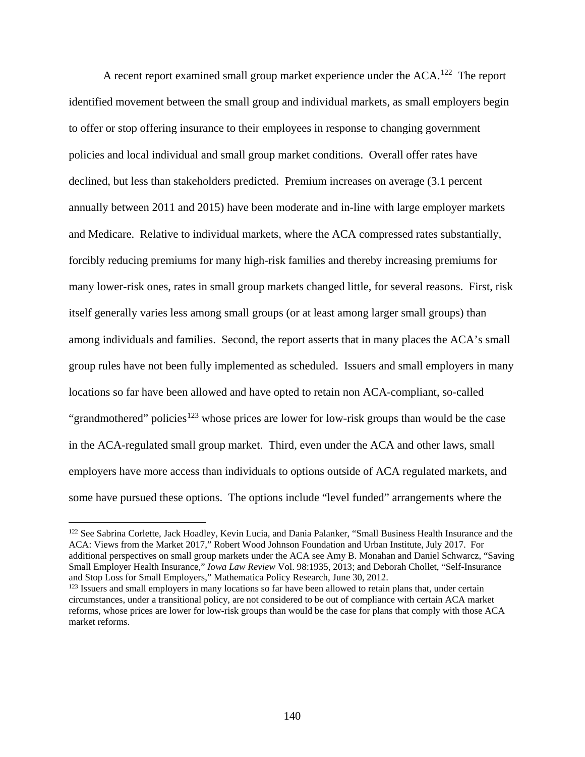A recent report examined small group market experience under the ACA.[122] The report identified movement between the small group and individual markets, as small employers begin to offer or stop offering insurance to their employees in response to changing government policies and local individual and small group market conditions. Overall offer rates have declined, but less than stakeholders predicted. Premium increases on average (3.1 percent annually between 2011 and 2015) have been moderate and in-line with large employer markets and Medicare. Relative to individual markets, where the ACA compressed rates substantially, forcibly reducing premiums for many high-risk families and thereby increasing premiums for many lower-risk ones, rates in small group markets changed little, for several reasons. First, risk itself generally varies less among small groups (or at least among larger small groups) than among individuals and families. Second, the report asserts that in many places the ACA's small group rules have not been fully implemented as scheduled. Issuers and small employers in many locations so far have been allowed and have opted to retain non ACA-compliant, so-called "grandmothered" policies[123] whose prices are lower for low-risk groups than would be the case in the ACA-regulated small group market. Third, even under the ACA and other laws, small employers have more access than individuals to options outside of ACA regulated markets, and some have pursued these options. The options include "level funded" arrangements where the

---

[122] See Sabrina Corlette, Jack Hoadley, Kevin Lucia, and Dania Palanker, "Small Business Health Insurance and the ACA: Views from the Market 2017," Robert Wood Johnson Foundation and Urban Institute, July 2017. For additional perspectives on small group markets under the ACA see Amy B. Monahan and Daniel Schwarcz, "Saving Small Employer Health Insurance," *Iowa Law Review* Vol. 98:1935, 2013; and Deborah Chollet, "Self-Insurance and Stop Loss for Small Employers," Mathematica Policy Research, June 30, 2012.

[123] Issuers and small employers in many locations so far have been allowed to retain plans that, under certain circumstances, under a transitional policy, are not considered to be out of compliance with certain ACA market reforms, whose prices are lower for low-risk groups than would be the case for plans that comply with those ACA market reforms.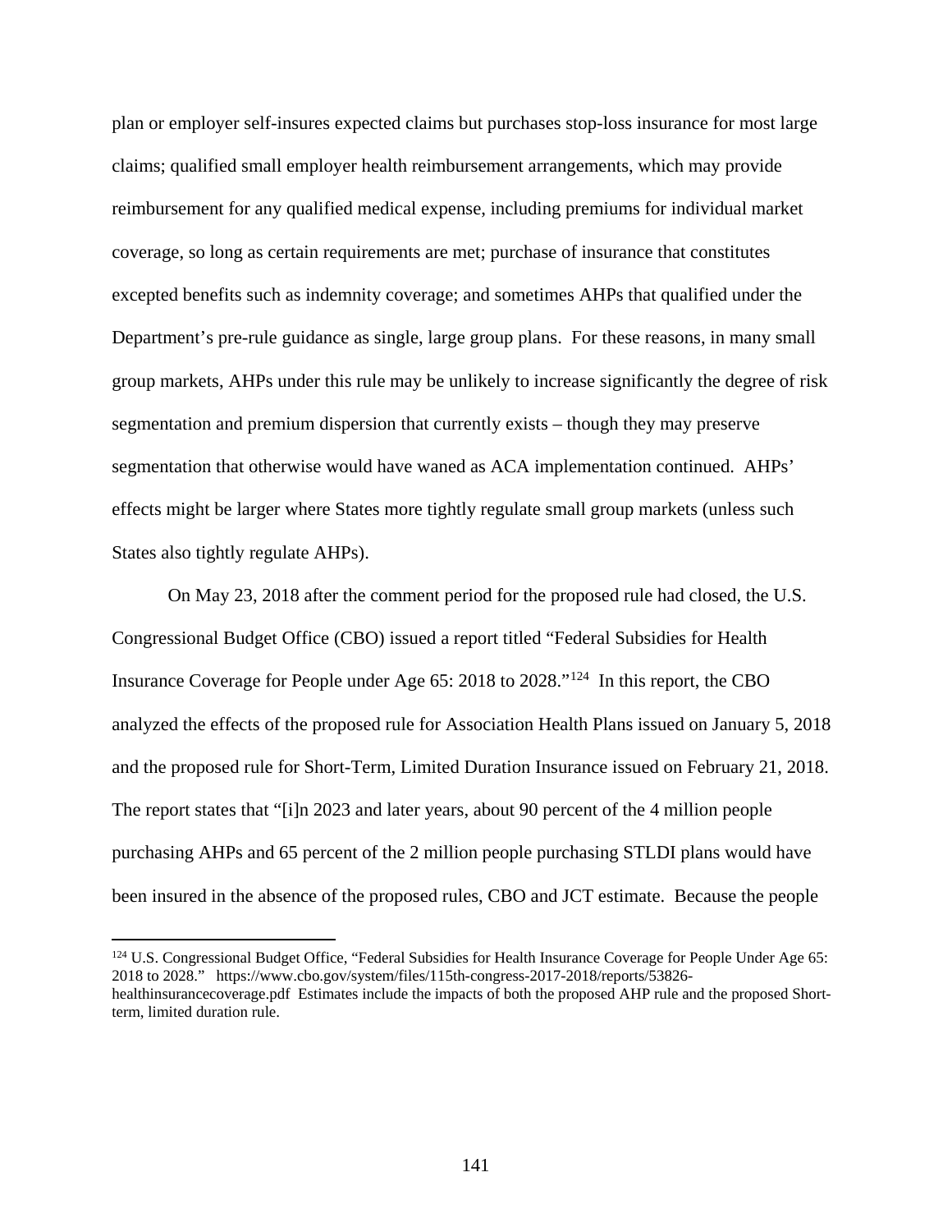plan or employer self-insures expected claims but purchases stop-loss insurance for most large claims; qualified small employer health reimbursement arrangements, which may provide reimbursement for any qualified medical expense, including premiums for individual market coverage, so long as certain requirements are met; purchase of insurance that constitutes excepted benefits such as indemnity coverage; and sometimes AHPs that qualified under the Department's pre-rule guidance as single, large group plans. For these reasons, in many small group markets, AHPs under this rule may be unlikely to increase significantly the degree of risk segmentation and premium dispersion that currently exists – though they may preserve segmentation that otherwise would have waned as ACA implementation continued. AHPs' effects might be larger where States more tightly regulate small group markets (unless such States also tightly regulate AHPs).

On May 23, 2018 after the comment period for the proposed rule had closed, the U.S. Congressional Budget Office (CBO) issued a report titled "Federal Subsidies for Health Insurance Coverage for People under Age 65: 2018 to 2028."[124] In this report, the CBO analyzed the effects of the proposed rule for Association Health Plans issued on January 5, 2018 and the proposed rule for Short-Term, Limited Duration Insurance issued on February 21, 2018. The report states that "[i]n 2023 and later years, about 90 percent of the 4 million people purchasing AHPs and 65 percent of the 2 million people purchasing STLDI plans would have been insured in the absence of the proposed rules, CBO and JCT estimate. Because the people

[124] U.S. Congressional Budget Office, "Federal Subsidies for Health Insurance Coverage for People Under Age 65: 2018 to 2028." https://www.cbo.gov/system/files/115th-congress-2017-2018/reports/53826-healthinsurancecoverage.pdf Estimates include the impacts of both the proposed AHP rule and the proposed Short-term, limited duration rule.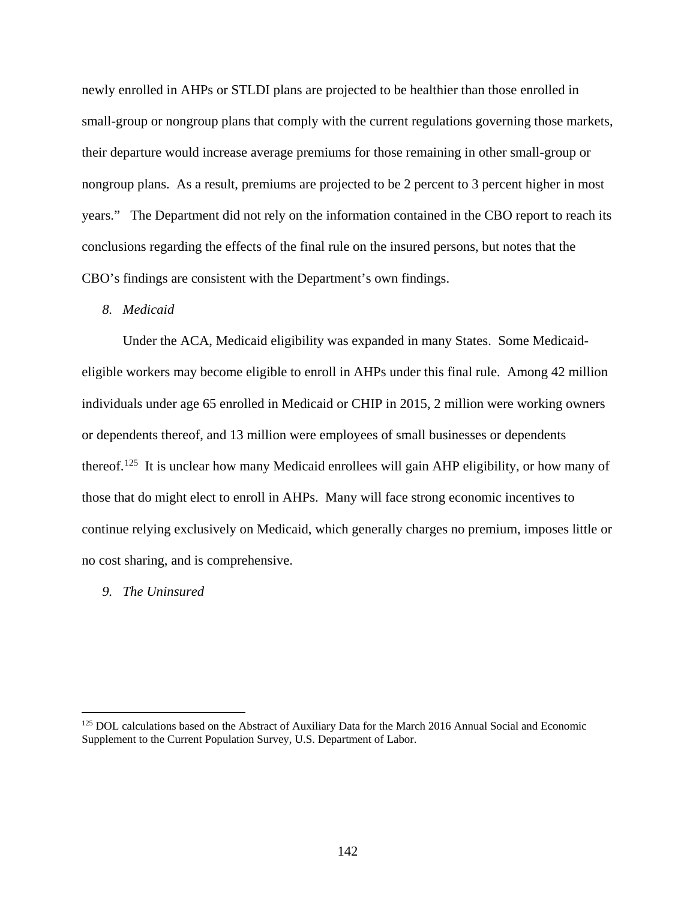newly enrolled in AHPs or STLDI plans are projected to be healthier than those enrolled in small-group or nongroup plans that comply with the current regulations governing those markets, their departure would increase average premiums for those remaining in other small-group or nongroup plans. As a result, premiums are projected to be 2 percent to 3 percent higher in most years." The Department did not rely on the information contained in the CBO report to reach its conclusions regarding the effects of the final rule on the insured persons, but notes that the CBO's findings are consistent with the Department's own findings.

*8. Medicaid*

Under the ACA, Medicaid eligibility was expanded in many States. Some Medicaid-eligible workers may become eligible to enroll in AHPs under this final rule. Among 42 million individuals under age 65 enrolled in Medicaid or CHIP in 2015, 2 million were working owners or dependents thereof, and 13 million were employees of small businesses or dependents thereof.[125] It is unclear how many Medicaid enrollees will gain AHP eligibility, or how many of those that do might elect to enroll in AHPs. Many will face strong economic incentives to continue relying exclusively on Medicaid, which generally charges no premium, imposes little or no cost sharing, and is comprehensive.

*9. The Uninsured*

[125] DOL calculations based on the Abstract of Auxiliary Data for the March 2016 Annual Social and Economic Supplement to the Current Population Survey, U.S. Department of Labor.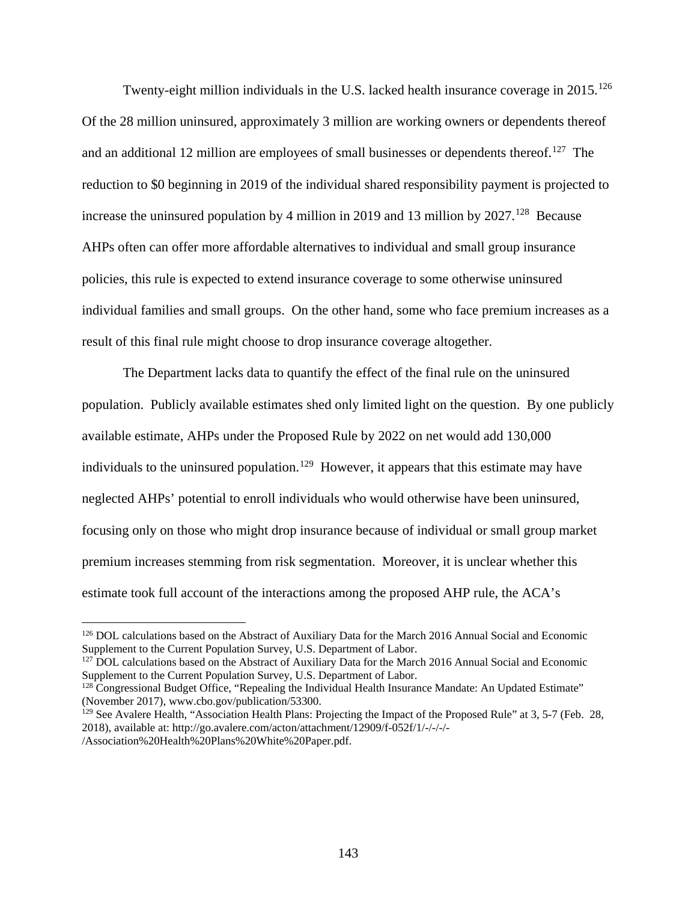Twenty-eight million individuals in the U.S. lacked health insurance coverage in 2015.[126] Of the 28 million uninsured, approximately 3 million are working owners or dependents thereof and an additional 12 million are employees of small businesses or dependents thereof.[127] The reduction to $0 beginning in 2019 of the individual shared responsibility payment is projected to increase the uninsured population by 4 million in 2019 and 13 million by 2027.[128] Because AHPs often can offer more affordable alternatives to individual and small group insurance policies, this rule is expected to extend insurance coverage to some otherwise uninsured individual families and small groups. On the other hand, some who face premium increases as a result of this final rule might choose to drop insurance coverage altogether.

The Department lacks data to quantify the effect of the final rule on the uninsured population. Publicly available estimates shed only limited light on the question. By one publicly available estimate, AHPs under the Proposed Rule by 2022 on net would add 130,000 individuals to the uninsured population.[129] However, it appears that this estimate may have neglected AHPs' potential to enroll individuals who would otherwise have been uninsured, focusing only on those who might drop insurance because of individual or small group market premium increases stemming from risk segmentation. Moreover, it is unclear whether this estimate took full account of the interactions among the proposed AHP rule, the ACA's

---

[126] DOL calculations based on the Abstract of Auxiliary Data for the March 2016 Annual Social and Economic Supplement to the Current Population Survey, U.S. Department of Labor.

[127] DOL calculations based on the Abstract of Auxiliary Data for the March 2016 Annual Social and Economic Supplement to the Current Population Survey, U.S. Department of Labor.

[128] Congressional Budget Office, "Repealing the Individual Health Insurance Mandate: An Updated Estimate" (November 2017), www.cbo.gov/publication/53300.

[129] See Avalere Health, "Association Health Plans: Projecting the Impact of the Proposed Rule" at 3, 5-7 (Feb. 28, 2018), available at: http://go.avalere.com/acton/attachment/12909/f-052f/1/-/-/-/-/Association%20Health%20Plans%20White%20Paper.pdf.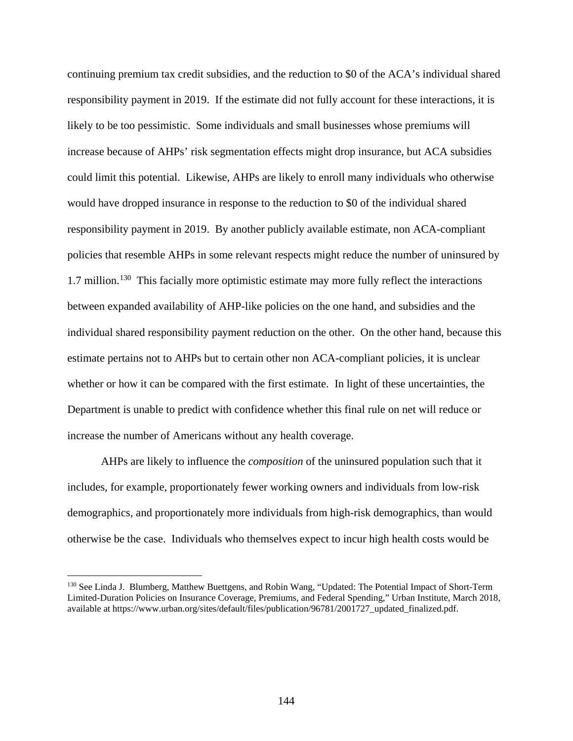continuing premium tax credit subsidies, and the reduction to $0 of the ACA's individual shared responsibility payment in 2019. If the estimate did not fully account for these interactions, it is likely to be too pessimistic. Some individuals and small businesses whose premiums will increase because of AHPs' risk segmentation effects might drop insurance, but ACA subsidies could limit this potential. Likewise, AHPs are likely to enroll many individuals who otherwise would have dropped insurance in response to the reduction to $0 of the individual shared responsibility payment in 2019. By another publicly available estimate, non ACA-compliant policies that resemble AHPs in some relevant respects might reduce the number of uninsured by 1.7 million.[130] This facially more optimistic estimate may more fully reflect the interactions between expanded availability of AHP-like policies on the one hand, and subsidies and the individual shared responsibility payment reduction on the other. On the other hand, because this estimate pertains not to AHPs but to certain other non ACA-compliant policies, it is unclear whether or how it can be compared with the first estimate. In light of these uncertainties, the Department is unable to predict with confidence whether this final rule on net will reduce or increase the number of Americans without any health coverage.

AHPs are likely to influence the *composition* of the uninsured population such that it includes, for example, proportionately fewer working owners and individuals from low-risk demographics, and proportionately more individuals from high-risk demographics, than would otherwise be the case. Individuals who themselves expect to incur high health costs would be

[130] See Linda J. Blumberg, Matthew Buettgens, and Robin Wang, "Updated: The Potential Impact of Short-Term Limited-Duration Policies on Insurance Coverage, Premiums, and Federal Spending," Urban Institute, March 2018, available at https://www.urban.org/sites/default/files/publication/96781/2001727_updated_finalized.pdf.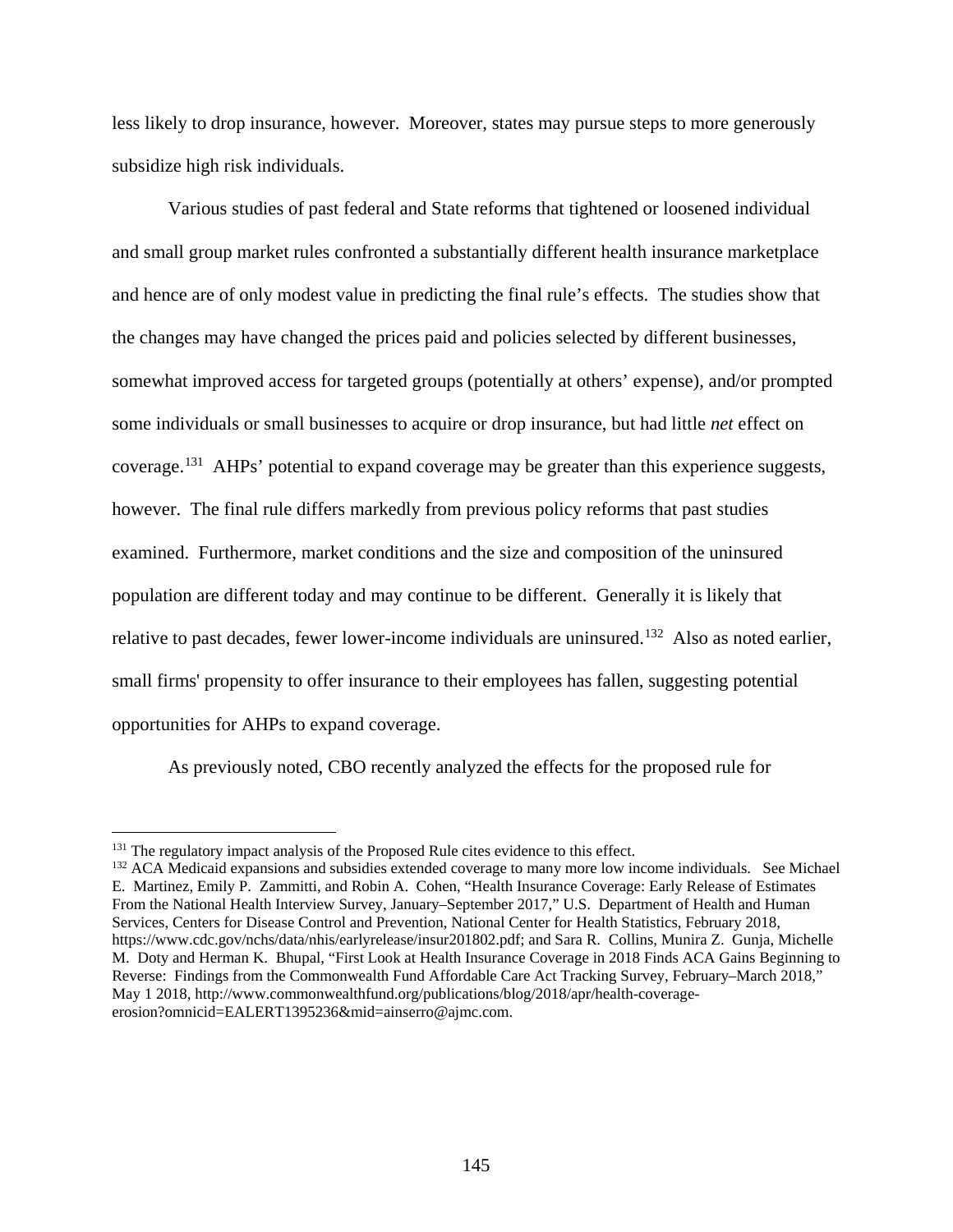less likely to drop insurance, however. Moreover, states may pursue steps to more generously subsidize high risk individuals.

Various studies of past federal and State reforms that tightened or loosened individual and small group market rules confronted a substantially different health insurance marketplace and hence are of only modest value in predicting the final rule's effects. The studies show that the changes may have changed the prices paid and policies selected by different businesses, somewhat improved access for targeted groups (potentially at others' expense), and/or prompted some individuals or small businesses to acquire or drop insurance, but had little *net* effect on coverage.[131] AHPs' potential to expand coverage may be greater than this experience suggests, however. The final rule differs markedly from previous policy reforms that past studies examined. Furthermore, market conditions and the size and composition of the uninsured population are different today and may continue to be different. Generally it is likely that relative to past decades, fewer lower-income individuals are uninsured.[132] Also as noted earlier, small firms' propensity to offer insurance to their employees has fallen, suggesting potential opportunities for AHPs to expand coverage.

As previously noted, CBO recently analyzed the effects for the proposed rule for

---

[131] The regulatory impact analysis of the Proposed Rule cites evidence to this effect.

[132] ACA Medicaid expansions and subsidies extended coverage to many more low income individuals. See Michael E. Martinez, Emily P. Zammitti, and Robin A. Cohen, "Health Insurance Coverage: Early Release of Estimates From the National Health Interview Survey, January–September 2017," U.S. Department of Health and Human Services, Centers for Disease Control and Prevention, National Center for Health Statistics, February 2018, https://www.cdc.gov/nchs/data/nhis/earlyrelease/insur201802.pdf; and Sara R. Collins, Munira Z. Gunja, Michelle M. Doty and Herman K. Bhupal, "First Look at Health Insurance Coverage in 2018 Finds ACA Gains Beginning to Reverse: Findings from the Commonwealth Fund Affordable Care Act Tracking Survey, February–March 2018," May 1 2018, http://www.commonwealthfund.org/publications/blog/2018/apr/health-coverage-erosion?omnicid=EALERT1395236&mid=ainserro@ajmc.com.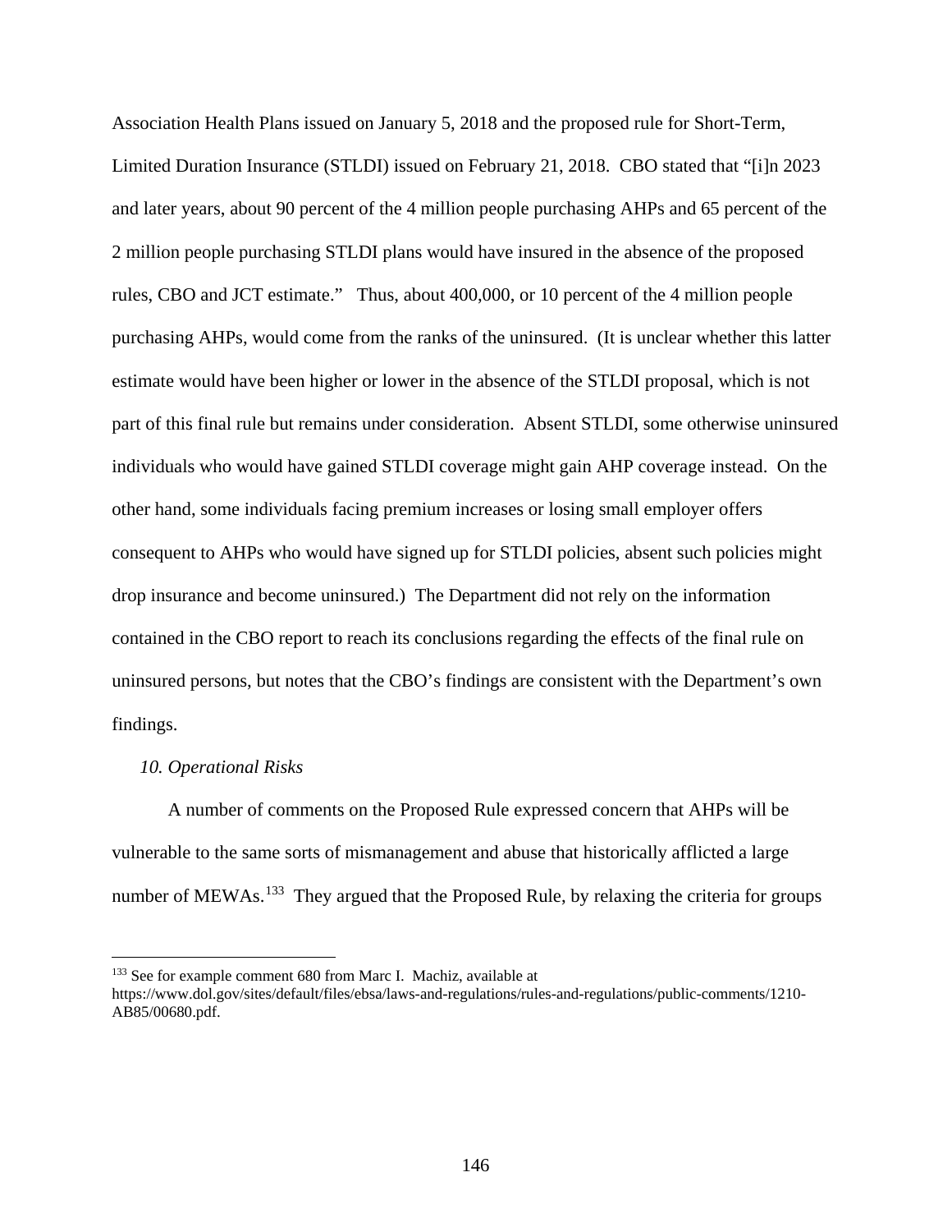Association Health Plans issued on January 5, 2018 and the proposed rule for Short-Term, Limited Duration Insurance (STLDI) issued on February 21, 2018. CBO stated that "[i]n 2023 and later years, about 90 percent of the 4 million people purchasing AHPs and 65 percent of the 2 million people purchasing STLDI plans would have insured in the absence of the proposed rules, CBO and JCT estimate." Thus, about 400,000, or 10 percent of the 4 million people purchasing AHPs, would come from the ranks of the uninsured. (It is unclear whether this latter estimate would have been higher or lower in the absence of the STLDI proposal, which is not part of this final rule but remains under consideration. Absent STLDI, some otherwise uninsured individuals who would have gained STLDI coverage might gain AHP coverage instead. On the other hand, some individuals facing premium increases or losing small employer offers consequent to AHPs who would have signed up for STLDI policies, absent such policies might drop insurance and become uninsured.) The Department did not rely on the information contained in the CBO report to reach its conclusions regarding the effects of the final rule on uninsured persons, but notes that the CBO's findings are consistent with the Department's own findings.

*10. Operational Risks*

A number of comments on the Proposed Rule expressed concern that AHPs will be vulnerable to the same sorts of mismanagement and abuse that historically afflicted a large number of MEWAs.[133] They argued that the Proposed Rule, by relaxing the criteria for groups

[133] See for example comment 680 from Marc I. Machiz, available at https://www.dol.gov/sites/default/files/ebsa/laws-and-regulations/rules-and-regulations/public-comments/1210-AB85/00680.pdf.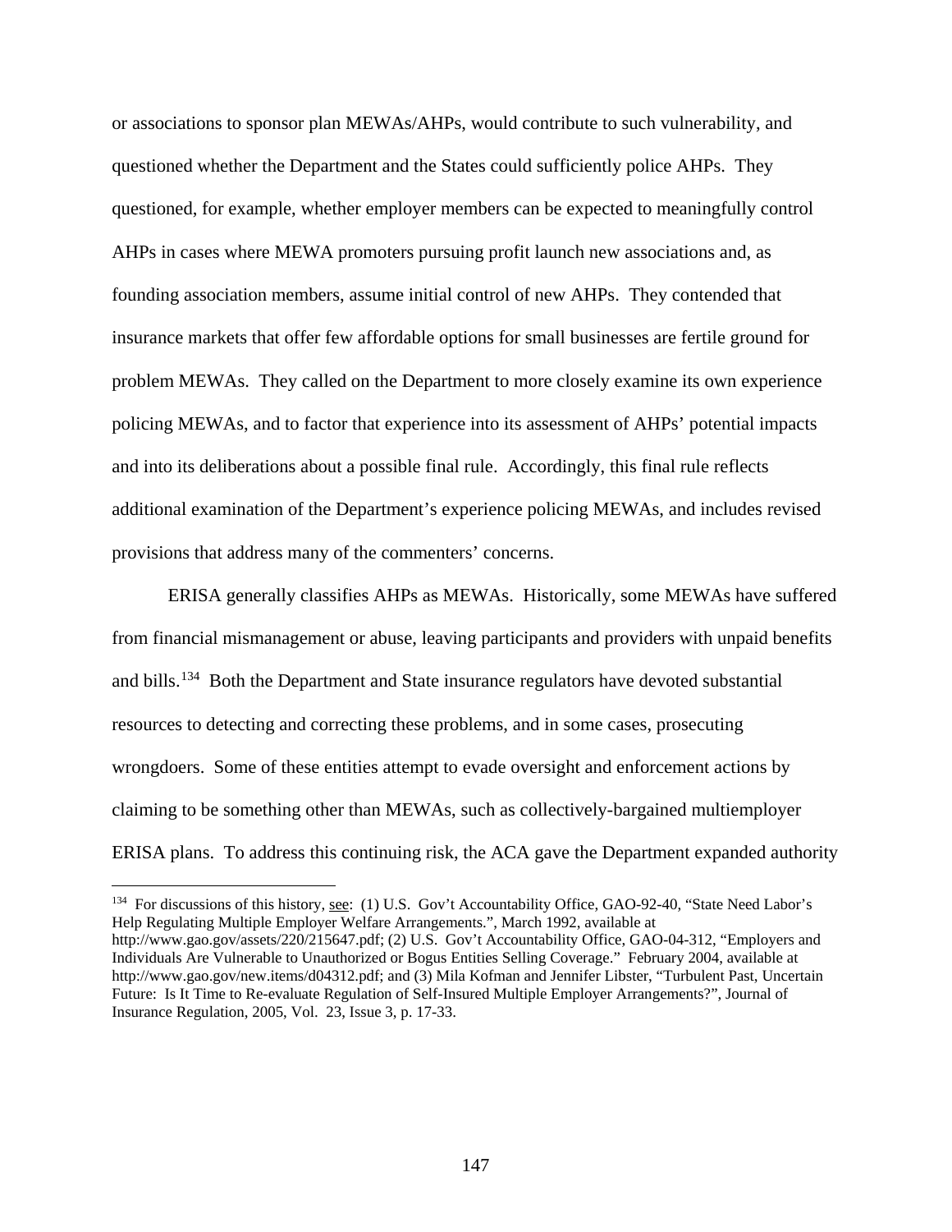or associations to sponsor plan MEWAs/AHPs, would contribute to such vulnerability, and questioned whether the Department and the States could sufficiently police AHPs. They questioned, for example, whether employer members can be expected to meaningfully control AHPs in cases where MEWA promoters pursuing profit launch new associations and, as founding association members, assume initial control of new AHPs. They contended that insurance markets that offer few affordable options for small businesses are fertile ground for problem MEWAs. They called on the Department to more closely examine its own experience policing MEWAs, and to factor that experience into its assessment of AHPs' potential impacts and into its deliberations about a possible final rule. Accordingly, this final rule reflects additional examination of the Department's experience policing MEWAs, and includes revised provisions that address many of the commenters' concerns.

ERISA generally classifies AHPs as MEWAs. Historically, some MEWAs have suffered from financial mismanagement or abuse, leaving participants and providers with unpaid benefits and bills.[134] Both the Department and State insurance regulators have devoted substantial resources to detecting and correcting these problems, and in some cases, prosecuting wrongdoers. Some of these entities attempt to evade oversight and enforcement actions by claiming to be something other than MEWAs, such as collectively-bargained multiemployer ERISA plans. To address this continuing risk, the ACA gave the Department expanded authority

---

[134] For discussions of this history, see: (1) U.S. Gov't Accountability Office, GAO-92-40, "State Need Labor's Help Regulating Multiple Employer Welfare Arrangements.", March 1992, available at http://www.gao.gov/assets/220/215647.pdf; (2) U.S. Gov't Accountability Office, GAO-04-312, "Employers and Individuals Are Vulnerable to Unauthorized or Bogus Entities Selling Coverage." February 2004, available at http://www.gao.gov/new.items/d04312.pdf; and (3) Mila Kofman and Jennifer Libster, "Turbulent Past, Uncertain Future: Is It Time to Re-evaluate Regulation of Self-Insured Multiple Employer Arrangements?", Journal of Insurance Regulation, 2005, Vol. 23, Issue 3, p. 17-33.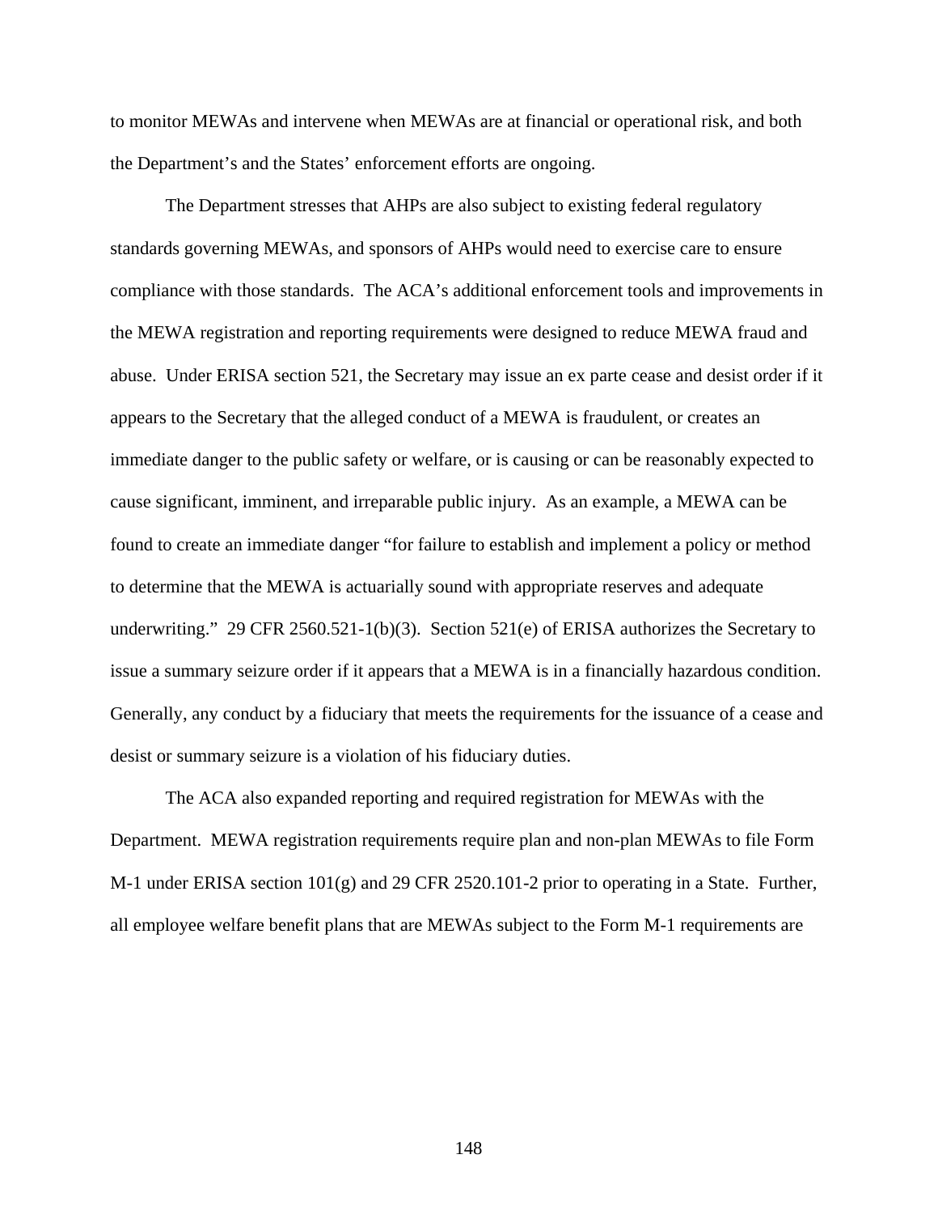to monitor MEWAs and intervene when MEWAs are at financial or operational risk, and both the Department's and the States' enforcement efforts are ongoing.

The Department stresses that AHPs are also subject to existing federal regulatory standards governing MEWAs, and sponsors of AHPs would need to exercise care to ensure compliance with those standards. The ACA's additional enforcement tools and improvements in the MEWA registration and reporting requirements were designed to reduce MEWA fraud and abuse. Under ERISA section 521, the Secretary may issue an ex parte cease and desist order if it appears to the Secretary that the alleged conduct of a MEWA is fraudulent, or creates an immediate danger to the public safety or welfare, or is causing or can be reasonably expected to cause significant, imminent, and irreparable public injury. As an example, a MEWA can be found to create an immediate danger "for failure to establish and implement a policy or method to determine that the MEWA is actuarially sound with appropriate reserves and adequate underwriting." 29 CFR 2560.521-1(b)(3). Section 521(e) of ERISA authorizes the Secretary to issue a summary seizure order if it appears that a MEWA is in a financially hazardous condition. Generally, any conduct by a fiduciary that meets the requirements for the issuance of a cease and desist or summary seizure is a violation of his fiduciary duties.

The ACA also expanded reporting and required registration for MEWAs with the Department. MEWA registration requirements require plan and non-plan MEWAs to file Form M-1 under ERISA section 101(g) and 29 CFR 2520.101-2 prior to operating in a State. Further, all employee welfare benefit plans that are MEWAs subject to the Form M-1 requirements are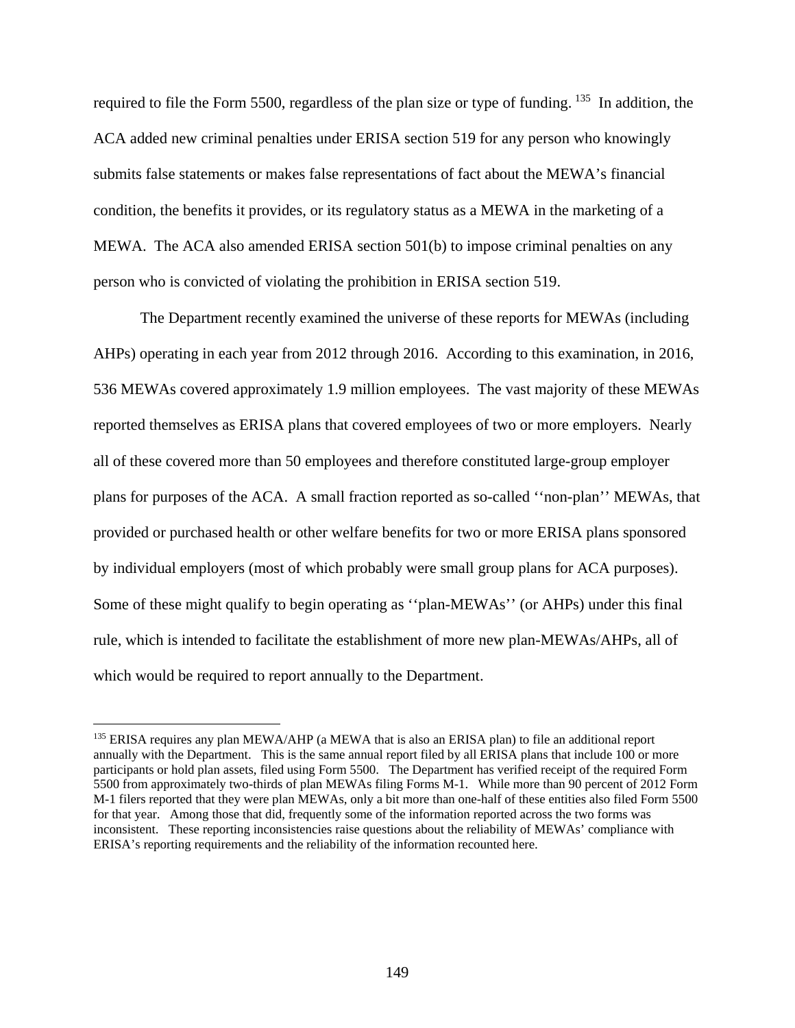required to file the Form 5500, regardless of the plan size or type of funding. [135] In addition, the ACA added new criminal penalties under ERISA section 519 for any person who knowingly submits false statements or makes false representations of fact about the MEWA's financial condition, the benefits it provides, or its regulatory status as a MEWA in the marketing of a MEWA. The ACA also amended ERISA section 501(b) to impose criminal penalties on any person who is convicted of violating the prohibition in ERISA section 519.

The Department recently examined the universe of these reports for MEWAs (including AHPs) operating in each year from 2012 through 2016. According to this examination, in 2016, 536 MEWAs covered approximately 1.9 million employees. The vast majority of these MEWAs reported themselves as ERISA plans that covered employees of two or more employers. Nearly all of these covered more than 50 employees and therefore constituted large-group employer plans for purposes of the ACA. A small fraction reported as so-called ''non-plan'' MEWAs, that provided or purchased health or other welfare benefits for two or more ERISA plans sponsored by individual employers (most of which probably were small group plans for ACA purposes). Some of these might qualify to begin operating as ''plan-MEWAs'' (or AHPs) under this final rule, which is intended to facilitate the establishment of more new plan-MEWAs/AHPs, all of which would be required to report annually to the Department.

---

[135] ERISA requires any plan MEWA/AHP (a MEWA that is also an ERISA plan) to file an additional report annually with the Department. This is the same annual report filed by all ERISA plans that include 100 or more participants or hold plan assets, filed using Form 5500. The Department has verified receipt of the required Form 5500 from approximately two-thirds of plan MEWAs filing Forms M-1. While more than 90 percent of 2012 Form M-1 filers reported that they were plan MEWAs, only a bit more than one-half of these entities also filed Form 5500 for that year. Among those that did, frequently some of the information reported across the two forms was inconsistent. These reporting inconsistencies raise questions about the reliability of MEWAs' compliance with ERISA's reporting requirements and the reliability of the information recounted here.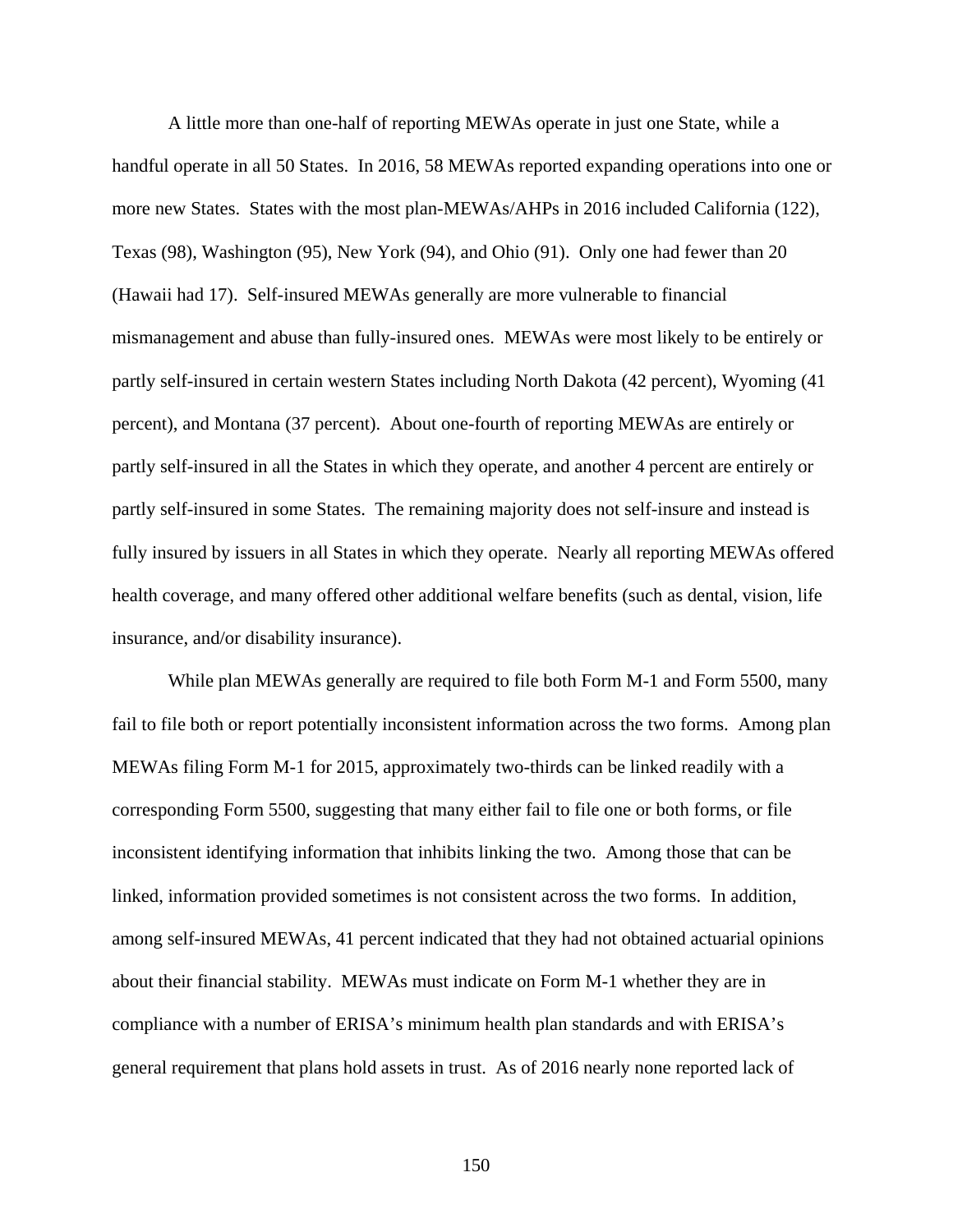A little more than one-half of reporting MEWAs operate in just one State, while a handful operate in all 50 States. In 2016, 58 MEWAs reported expanding operations into one or more new States. States with the most plan-MEWAs/AHPs in 2016 included California (122), Texas (98), Washington (95), New York (94), and Ohio (91). Only one had fewer than 20 (Hawaii had 17). Self-insured MEWAs generally are more vulnerable to financial mismanagement and abuse than fully-insured ones. MEWAs were most likely to be entirely or partly self-insured in certain western States including North Dakota (42 percent), Wyoming (41 percent), and Montana (37 percent). About one-fourth of reporting MEWAs are entirely or partly self-insured in all the States in which they operate, and another 4 percent are entirely or partly self-insured in some States. The remaining majority does not self-insure and instead is fully insured by issuers in all States in which they operate. Nearly all reporting MEWAs offered health coverage, and many offered other additional welfare benefits (such as dental, vision, life insurance, and/or disability insurance).

While plan MEWAs generally are required to file both Form M-1 and Form 5500, many fail to file both or report potentially inconsistent information across the two forms. Among plan MEWAs filing Form M-1 for 2015, approximately two-thirds can be linked readily with a corresponding Form 5500, suggesting that many either fail to file one or both forms, or file inconsistent identifying information that inhibits linking the two. Among those that can be linked, information provided sometimes is not consistent across the two forms. In addition, among self-insured MEWAs, 41 percent indicated that they had not obtained actuarial opinions about their financial stability. MEWAs must indicate on Form M-1 whether they are in compliance with a number of ERISA's minimum health plan standards and with ERISA's general requirement that plans hold assets in trust. As of 2016 nearly none reported lack of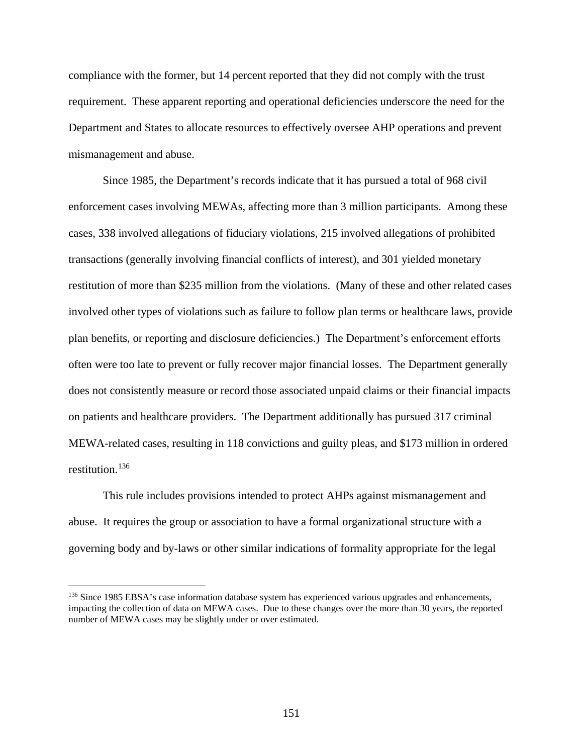compliance with the former, but 14 percent reported that they did not comply with the trust requirement. These apparent reporting and operational deficiencies underscore the need for the Department and States to allocate resources to effectively oversee AHP operations and prevent mismanagement and abuse.

Since 1985, the Department's records indicate that it has pursued a total of 968 civil enforcement cases involving MEWAs, affecting more than 3 million participants. Among these cases, 338 involved allegations of fiduciary violations, 215 involved allegations of prohibited transactions (generally involving financial conflicts of interest), and 301 yielded monetary restitution of more than $235 million from the violations. (Many of these and other related cases involved other types of violations such as failure to follow plan terms or healthcare laws, provide plan benefits, or reporting and disclosure deficiencies.) The Department's enforcement efforts often were too late to prevent or fully recover major financial losses. The Department generally does not consistently measure or record those associated unpaid claims or their financial impacts on patients and healthcare providers. The Department additionally has pursued 317 criminal MEWA-related cases, resulting in 118 convictions and guilty pleas, and $173 million in ordered restitution.[136]

This rule includes provisions intended to protect AHPs against mismanagement and abuse. It requires the group or association to have a formal organizational structure with a governing body and by-laws or other similar indications of formality appropriate for the legal

---

[136] Since 1985 EBSA's case information database system has experienced various upgrades and enhancements, impacting the collection of data on MEWA cases. Due to these changes over the more than 30 years, the reported number of MEWA cases may be slightly under or over estimated.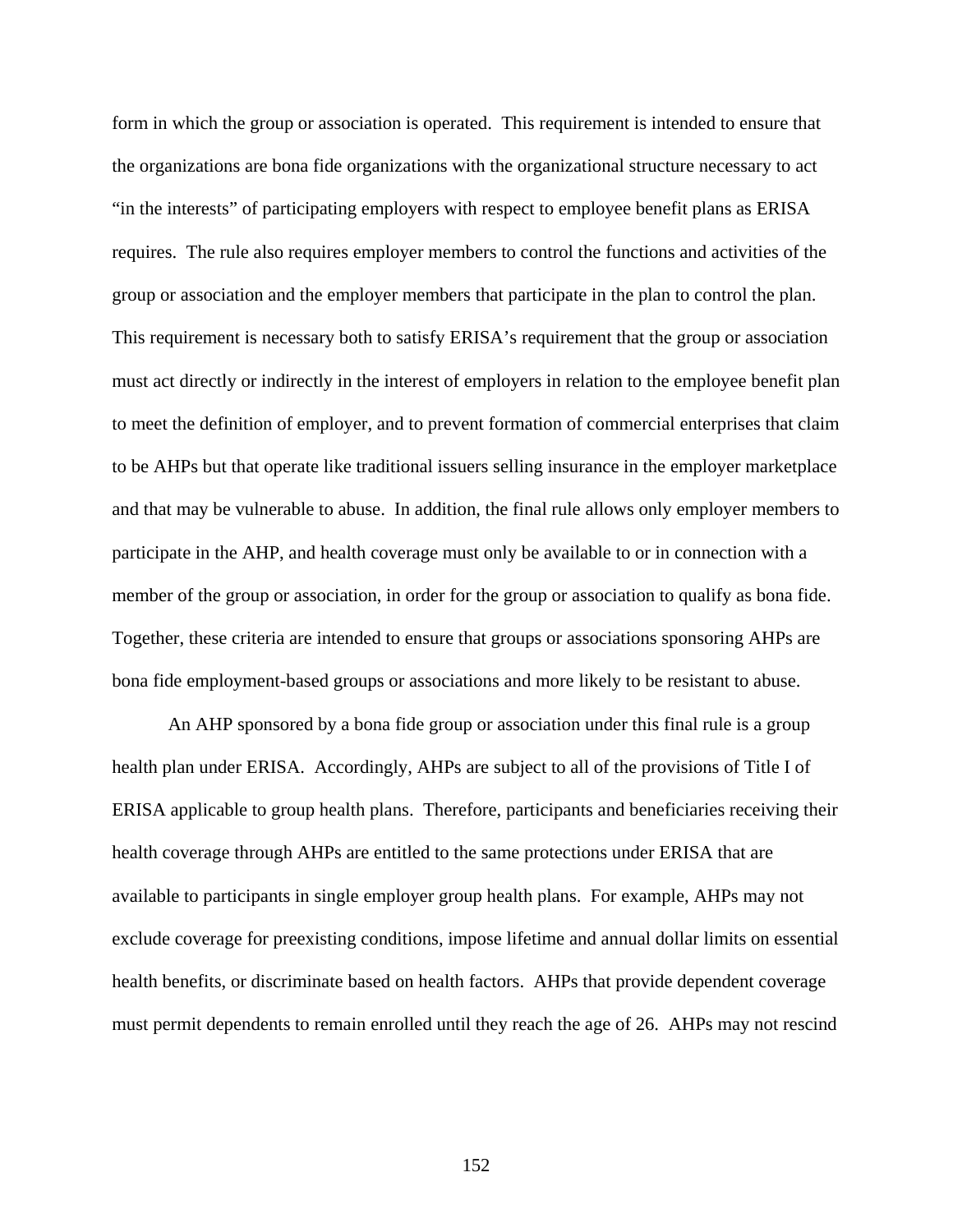form in which the group or association is operated.  This requirement is intended to ensure that the organizations are bona fide organizations with the organizational structure necessary to act "in the interests" of participating employers with respect to employee benefit plans as ERISA requires.  The rule also requires employer members to control the functions and activities of the group or association and the employer members that participate in the plan to control the plan.  This requirement is necessary both to satisfy ERISA's requirement that the group or association must act directly or indirectly in the interest of employers in relation to the employee benefit plan to meet the definition of employer, and to prevent formation of commercial enterprises that claim to be AHPs but that operate like traditional issuers selling insurance in the employer marketplace and that may be vulnerable to abuse.  In addition, the final rule allows only employer members to participate in the AHP, and health coverage must only be available to or in connection with a member of the group or association, in order for the group or association to qualify as bona fide.  Together, these criteria are intended to ensure that groups or associations sponsoring AHPs are bona fide employment-based groups or associations and more likely to be resistant to abuse.

An AHP sponsored by a bona fide group or association under this final rule is a group health plan under ERISA.  Accordingly, AHPs are subject to all of the provisions of Title I of ERISA applicable to group health plans.  Therefore, participants and beneficiaries receiving their health coverage through AHPs are entitled to the same protections under ERISA that are available to participants in single employer group health plans.  For example, AHPs may not exclude coverage for preexisting conditions, impose lifetime and annual dollar limits on essential health benefits, or discriminate based on health factors.  AHPs that provide dependent coverage must permit dependents to remain enrolled until they reach the age of 26.  AHPs may not rescind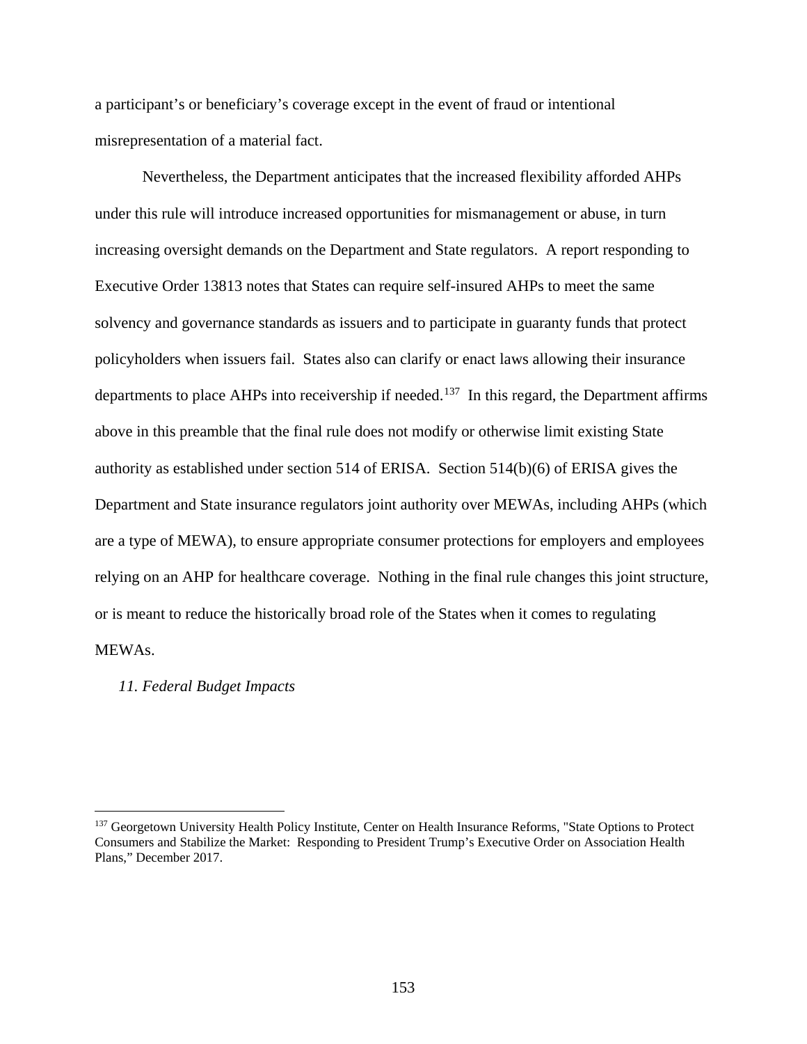a participant's or beneficiary's coverage except in the event of fraud or intentional misrepresentation of a material fact.

Nevertheless, the Department anticipates that the increased flexibility afforded AHPs under this rule will introduce increased opportunities for mismanagement or abuse, in turn increasing oversight demands on the Department and State regulators. A report responding to Executive Order 13813 notes that States can require self-insured AHPs to meet the same solvency and governance standards as issuers and to participate in guaranty funds that protect policyholders when issuers fail. States also can clarify or enact laws allowing their insurance departments to place AHPs into receivership if needed.[137] In this regard, the Department affirms above in this preamble that the final rule does not modify or otherwise limit existing State authority as established under section 514 of ERISA. Section 514(b)(6) of ERISA gives the Department and State insurance regulators joint authority over MEWAs, including AHPs (which are a type of MEWA), to ensure appropriate consumer protections for employers and employees relying on an AHP for healthcare coverage. Nothing in the final rule changes this joint structure, or is meant to reduce the historically broad role of the States when it comes to regulating MEWAs.

*11. Federal Budget Impacts*

---

[137] Georgetown University Health Policy Institute, Center on Health Insurance Reforms, "State Options to Protect Consumers and Stabilize the Market: Responding to President Trump's Executive Order on Association Health Plans," December 2017.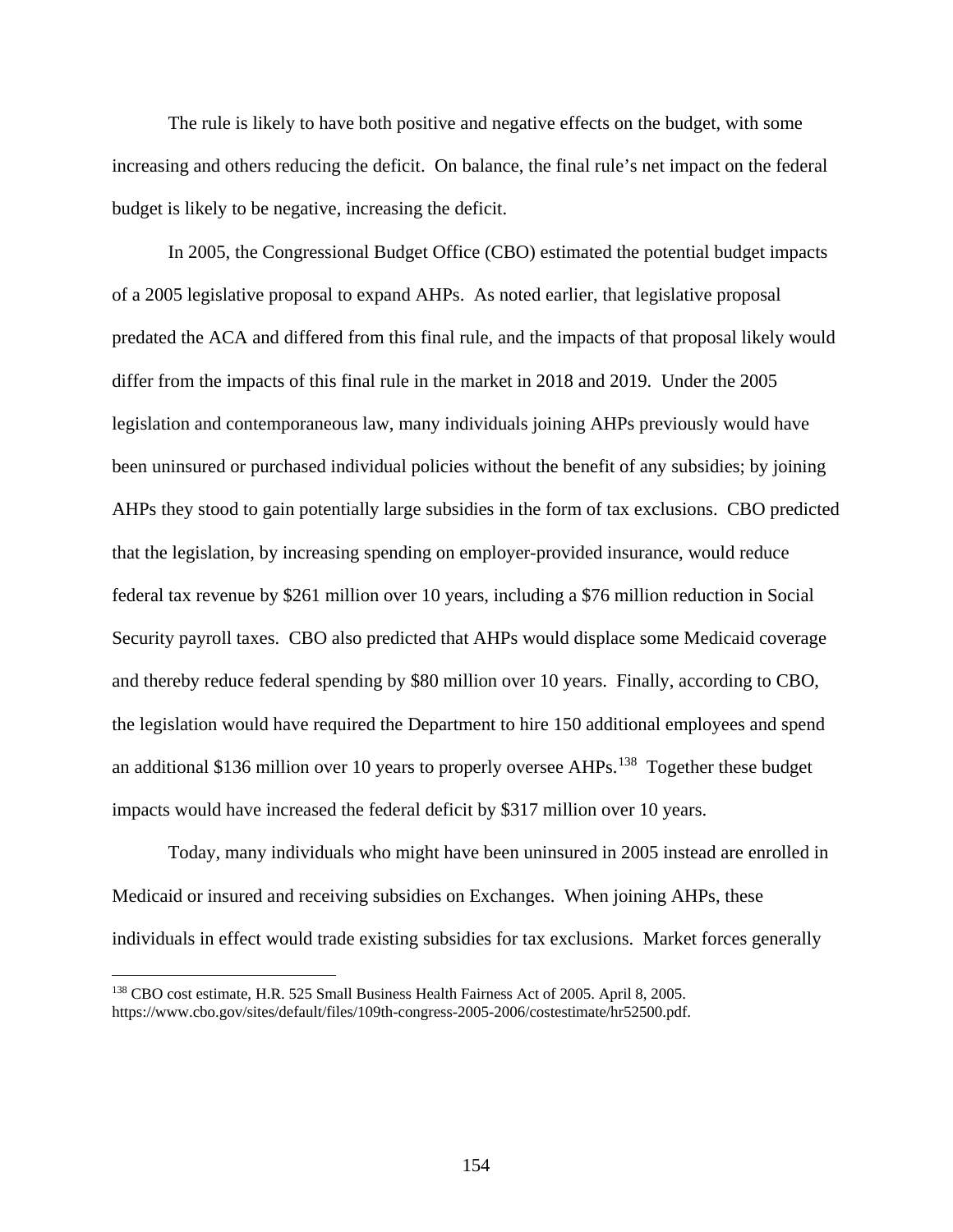The rule is likely to have both positive and negative effects on the budget, with some increasing and others reducing the deficit. On balance, the final rule's net impact on the federal budget is likely to be negative, increasing the deficit.

In 2005, the Congressional Budget Office (CBO) estimated the potential budget impacts of a 2005 legislative proposal to expand AHPs. As noted earlier, that legislative proposal predated the ACA and differed from this final rule, and the impacts of that proposal likely would differ from the impacts of this final rule in the market in 2018 and 2019. Under the 2005 legislation and contemporaneous law, many individuals joining AHPs previously would have been uninsured or purchased individual policies without the benefit of any subsidies; by joining AHPs they stood to gain potentially large subsidies in the form of tax exclusions. CBO predicted that the legislation, by increasing spending on employer-provided insurance, would reduce federal tax revenue by $261 million over 10 years, including a $76 million reduction in Social Security payroll taxes. CBO also predicted that AHPs would displace some Medicaid coverage and thereby reduce federal spending by $80 million over 10 years. Finally, according to CBO, the legislation would have required the Department to hire 150 additional employees and spend an additional $136 million over 10 years to properly oversee AHPs.[138] Together these budget impacts would have increased the federal deficit by $317 million over 10 years.

Today, many individuals who might have been uninsured in 2005 instead are enrolled in Medicaid or insured and receiving subsidies on Exchanges. When joining AHPs, these individuals in effect would trade existing subsidies for tax exclusions. Market forces generally

[138] CBO cost estimate, H.R. 525 Small Business Health Fairness Act of 2005. April 8, 2005. https://www.cbo.gov/sites/default/files/109th-congress-2005-2006/costestimate/hr52500.pdf.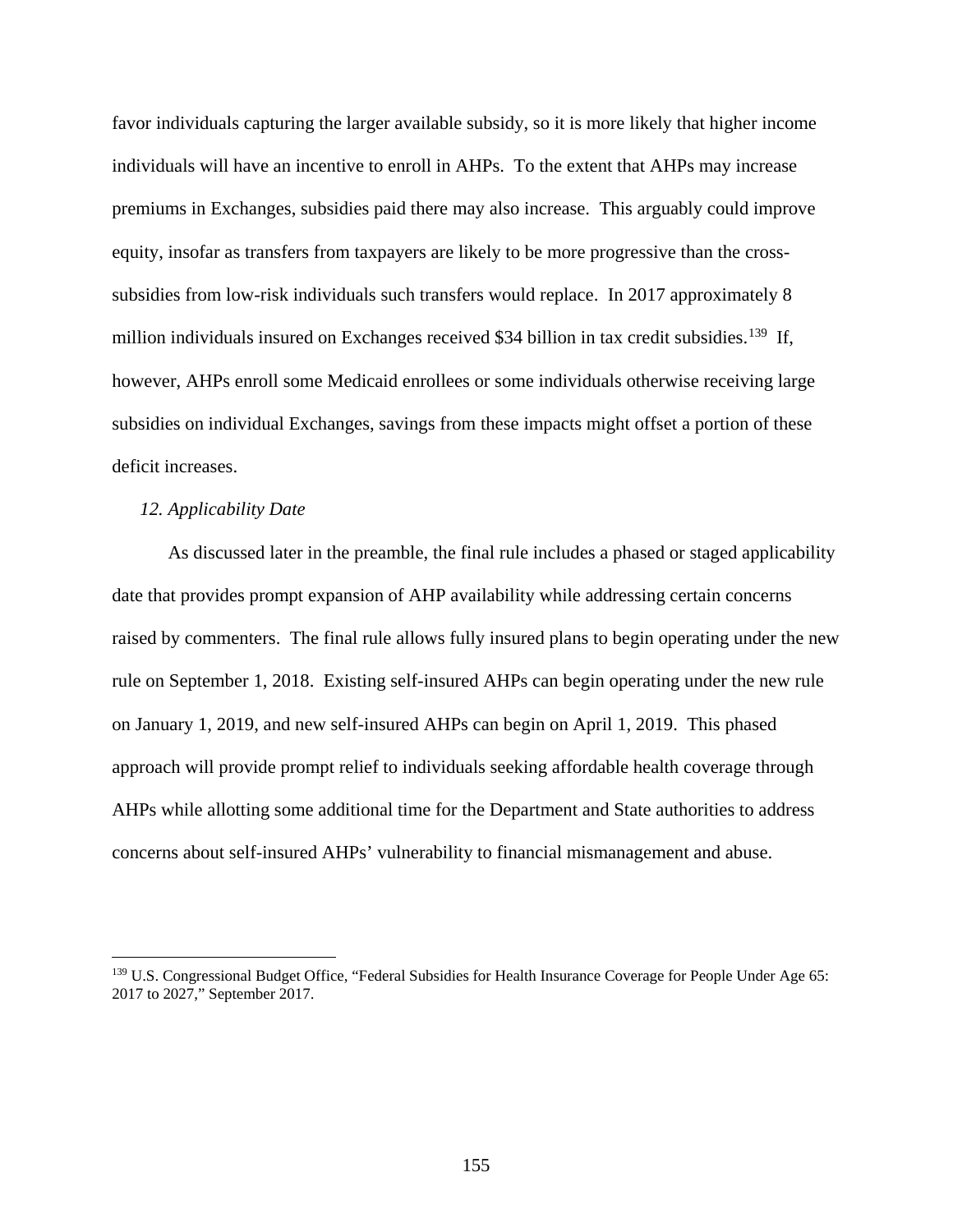favor individuals capturing the larger available subsidy, so it is more likely that higher income individuals will have an incentive to enroll in AHPs. To the extent that AHPs may increase premiums in Exchanges, subsidies paid there may also increase. This arguably could improve equity, insofar as transfers from taxpayers are likely to be more progressive than the cross-subsidies from low-risk individuals such transfers would replace. In 2017 approximately 8 million individuals insured on Exchanges received $34 billion in tax credit subsidies.[139] If, however, AHPs enroll some Medicaid enrollees or some individuals otherwise receiving large subsidies on individual Exchanges, savings from these impacts might offset a portion of these deficit increases.

*12. Applicability Date*

As discussed later in the preamble, the final rule includes a phased or staged applicability date that provides prompt expansion of AHP availability while addressing certain concerns raised by commenters. The final rule allows fully insured plans to begin operating under the new rule on September 1, 2018. Existing self-insured AHPs can begin operating under the new rule on January 1, 2019, and new self-insured AHPs can begin on April 1, 2019. This phased approach will provide prompt relief to individuals seeking affordable health coverage through AHPs while allotting some additional time for the Department and State authorities to address concerns about self-insured AHPs' vulnerability to financial mismanagement and abuse.

---

[139] U.S. Congressional Budget Office, "Federal Subsidies for Health Insurance Coverage for People Under Age 65: 2017 to 2027," September 2017.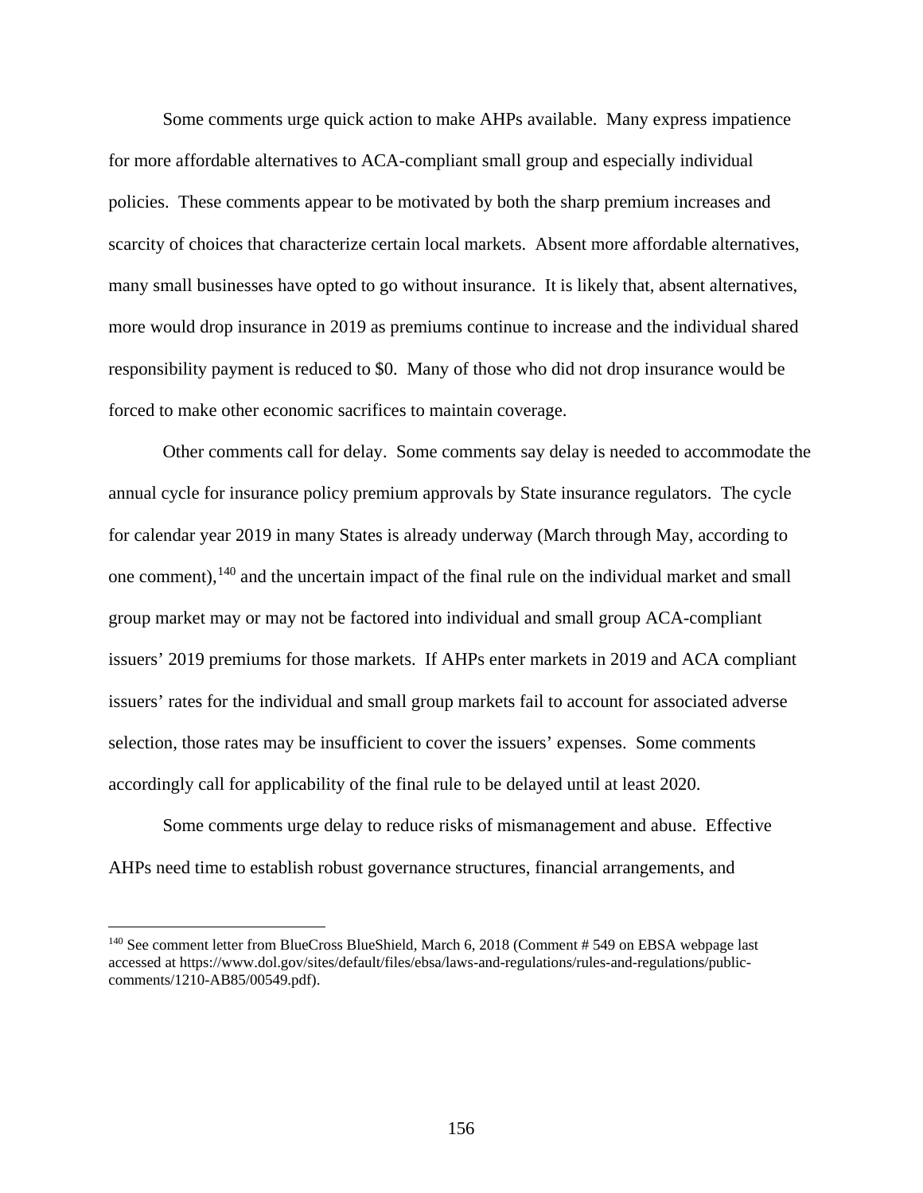Some comments urge quick action to make AHPs available. Many express impatience for more affordable alternatives to ACA-compliant small group and especially individual policies. These comments appear to be motivated by both the sharp premium increases and scarcity of choices that characterize certain local markets. Absent more affordable alternatives, many small businesses have opted to go without insurance. It is likely that, absent alternatives, more would drop insurance in 2019 as premiums continue to increase and the individual shared responsibility payment is reduced to $0. Many of those who did not drop insurance would be forced to make other economic sacrifices to maintain coverage.

Other comments call for delay. Some comments say delay is needed to accommodate the annual cycle for insurance policy premium approvals by State insurance regulators. The cycle for calendar year 2019 in many States is already underway (March through May, according to one comment),[140] and the uncertain impact of the final rule on the individual market and small group market may or may not be factored into individual and small group ACA-compliant issuers' 2019 premiums for those markets. If AHPs enter markets in 2019 and ACA compliant issuers' rates for the individual and small group markets fail to account for associated adverse selection, those rates may be insufficient to cover the issuers' expenses. Some comments accordingly call for applicability of the final rule to be delayed until at least 2020.

Some comments urge delay to reduce risks of mismanagement and abuse. Effective AHPs need time to establish robust governance structures, financial arrangements, and

---

[140] See comment letter from BlueCross BlueShield, March 6, 2018 (Comment # 549 on EBSA webpage last accessed at https://www.dol.gov/sites/default/files/ebsa/laws-and-regulations/rules-and-regulations/public-comments/1210-AB85/00549.pdf).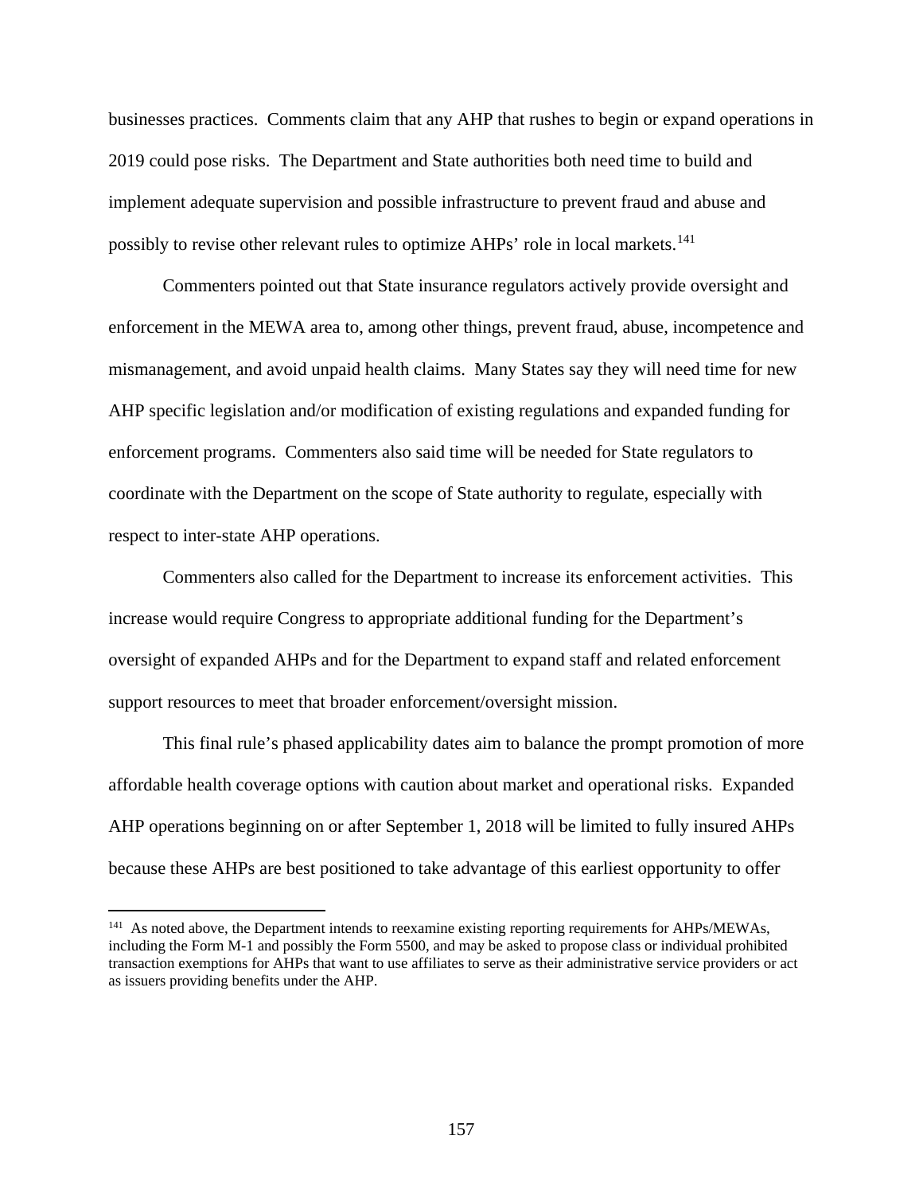businesses practices. Comments claim that any AHP that rushes to begin or expand operations in 2019 could pose risks. The Department and State authorities both need time to build and implement adequate supervision and possible infrastructure to prevent fraud and abuse and possibly to revise other relevant rules to optimize AHPs' role in local markets.[141]

Commenters pointed out that State insurance regulators actively provide oversight and enforcement in the MEWA area to, among other things, prevent fraud, abuse, incompetence and mismanagement, and avoid unpaid health claims. Many States say they will need time for new AHP specific legislation and/or modification of existing regulations and expanded funding for enforcement programs. Commenters also said time will be needed for State regulators to coordinate with the Department on the scope of State authority to regulate, especially with respect to inter-state AHP operations.

Commenters also called for the Department to increase its enforcement activities. This increase would require Congress to appropriate additional funding for the Department's oversight of expanded AHPs and for the Department to expand staff and related enforcement support resources to meet that broader enforcement/oversight mission.

This final rule's phased applicability dates aim to balance the prompt promotion of more affordable health coverage options with caution about market and operational risks. Expanded AHP operations beginning on or after September 1, 2018 will be limited to fully insured AHPs because these AHPs are best positioned to take advantage of this earliest opportunity to offer

---

[141] As noted above, the Department intends to reexamine existing reporting requirements for AHPs/MEWAs, including the Form M-1 and possibly the Form 5500, and may be asked to propose class or individual prohibited transaction exemptions for AHPs that want to use affiliates to serve as their administrative service providers or act as issuers providing benefits under the AHP.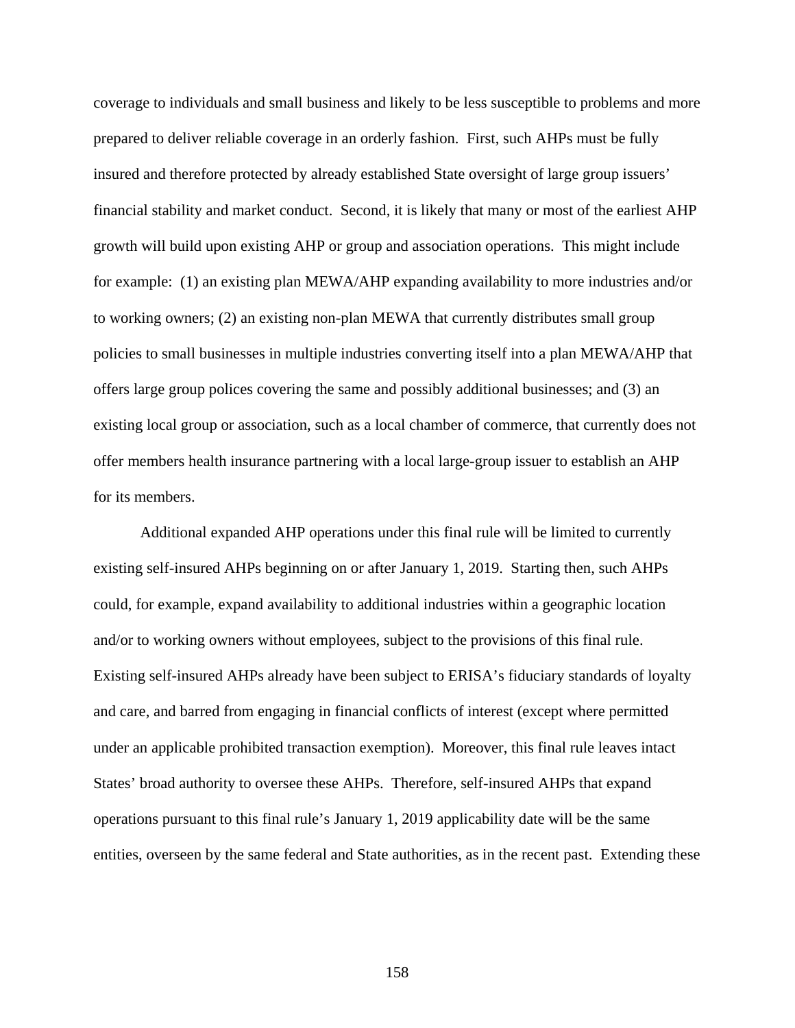coverage to individuals and small business and likely to be less susceptible to problems and more prepared to deliver reliable coverage in an orderly fashion. First, such AHPs must be fully insured and therefore protected by already established State oversight of large group issuers' financial stability and market conduct. Second, it is likely that many or most of the earliest AHP growth will build upon existing AHP or group and association operations. This might include for example: (1) an existing plan MEWA/AHP expanding availability to more industries and/or to working owners; (2) an existing non-plan MEWA that currently distributes small group policies to small businesses in multiple industries converting itself into a plan MEWA/AHP that offers large group polices covering the same and possibly additional businesses; and (3) an existing local group or association, such as a local chamber of commerce, that currently does not offer members health insurance partnering with a local large-group issuer to establish an AHP for its members.

Additional expanded AHP operations under this final rule will be limited to currently existing self-insured AHPs beginning on or after January 1, 2019. Starting then, such AHPs could, for example, expand availability to additional industries within a geographic location and/or to working owners without employees, subject to the provisions of this final rule. Existing self-insured AHPs already have been subject to ERISA's fiduciary standards of loyalty and care, and barred from engaging in financial conflicts of interest (except where permitted under an applicable prohibited transaction exemption). Moreover, this final rule leaves intact States' broad authority to oversee these AHPs. Therefore, self-insured AHPs that expand operations pursuant to this final rule's January 1, 2019 applicability date will be the same entities, overseen by the same federal and State authorities, as in the recent past. Extending these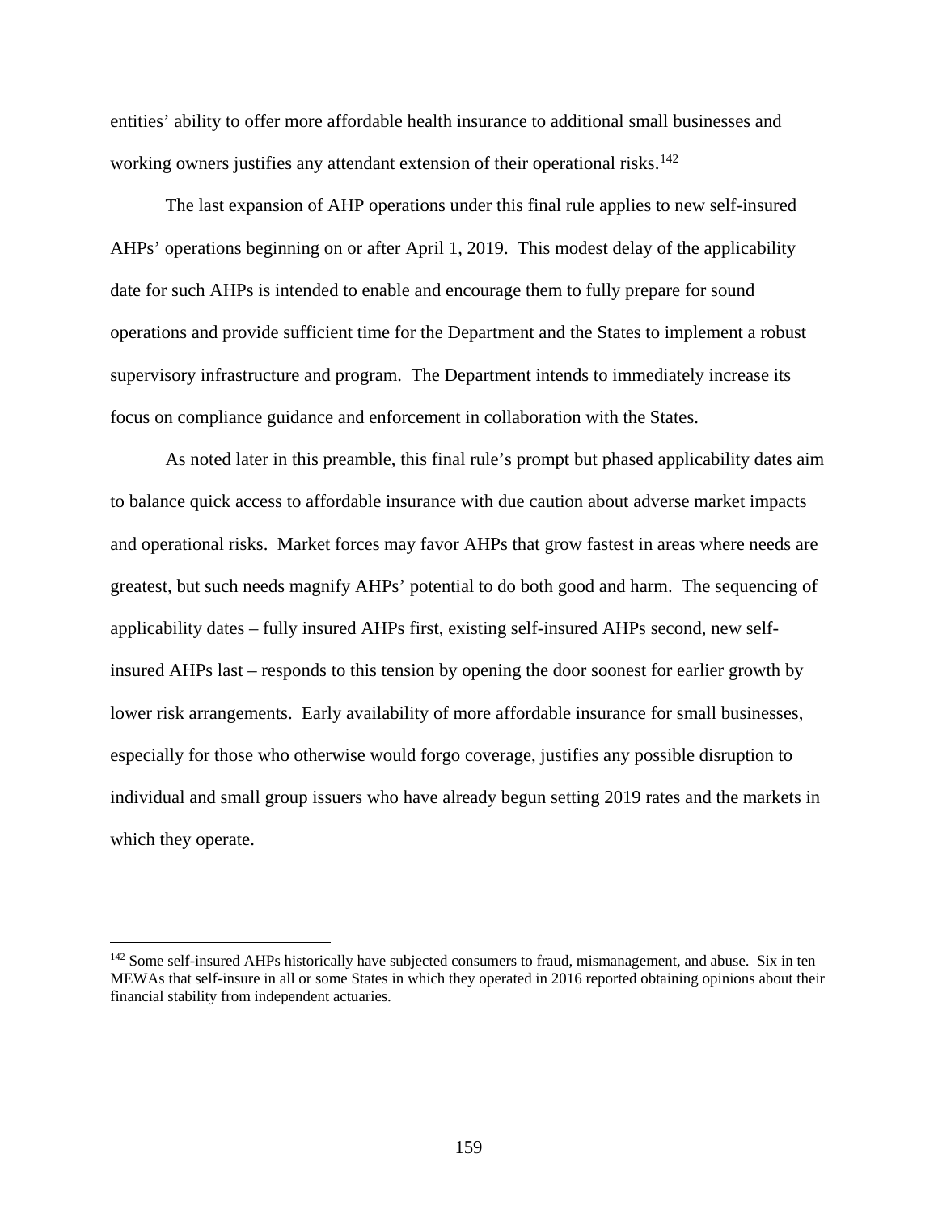entities' ability to offer more affordable health insurance to additional small businesses and working owners justifies any attendant extension of their operational risks.[142]

The last expansion of AHP operations under this final rule applies to new self-insured AHPs' operations beginning on or after April 1, 2019. This modest delay of the applicability date for such AHPs is intended to enable and encourage them to fully prepare for sound operations and provide sufficient time for the Department and the States to implement a robust supervisory infrastructure and program. The Department intends to immediately increase its focus on compliance guidance and enforcement in collaboration with the States.

As noted later in this preamble, this final rule's prompt but phased applicability dates aim to balance quick access to affordable insurance with due caution about adverse market impacts and operational risks. Market forces may favor AHPs that grow fastest in areas where needs are greatest, but such needs magnify AHPs' potential to do both good and harm. The sequencing of applicability dates – fully insured AHPs first, existing self-insured AHPs second, new self-insured AHPs last – responds to this tension by opening the door soonest for earlier growth by lower risk arrangements. Early availability of more affordable insurance for small businesses, especially for those who otherwise would forgo coverage, justifies any possible disruption to individual and small group issuers who have already begun setting 2019 rates and the markets in which they operate.

---

[142] Some self-insured AHPs historically have subjected consumers to fraud, mismanagement, and abuse. Six in ten MEWAs that self-insure in all or some States in which they operated in 2016 reported obtaining opinions about their financial stability from independent actuaries.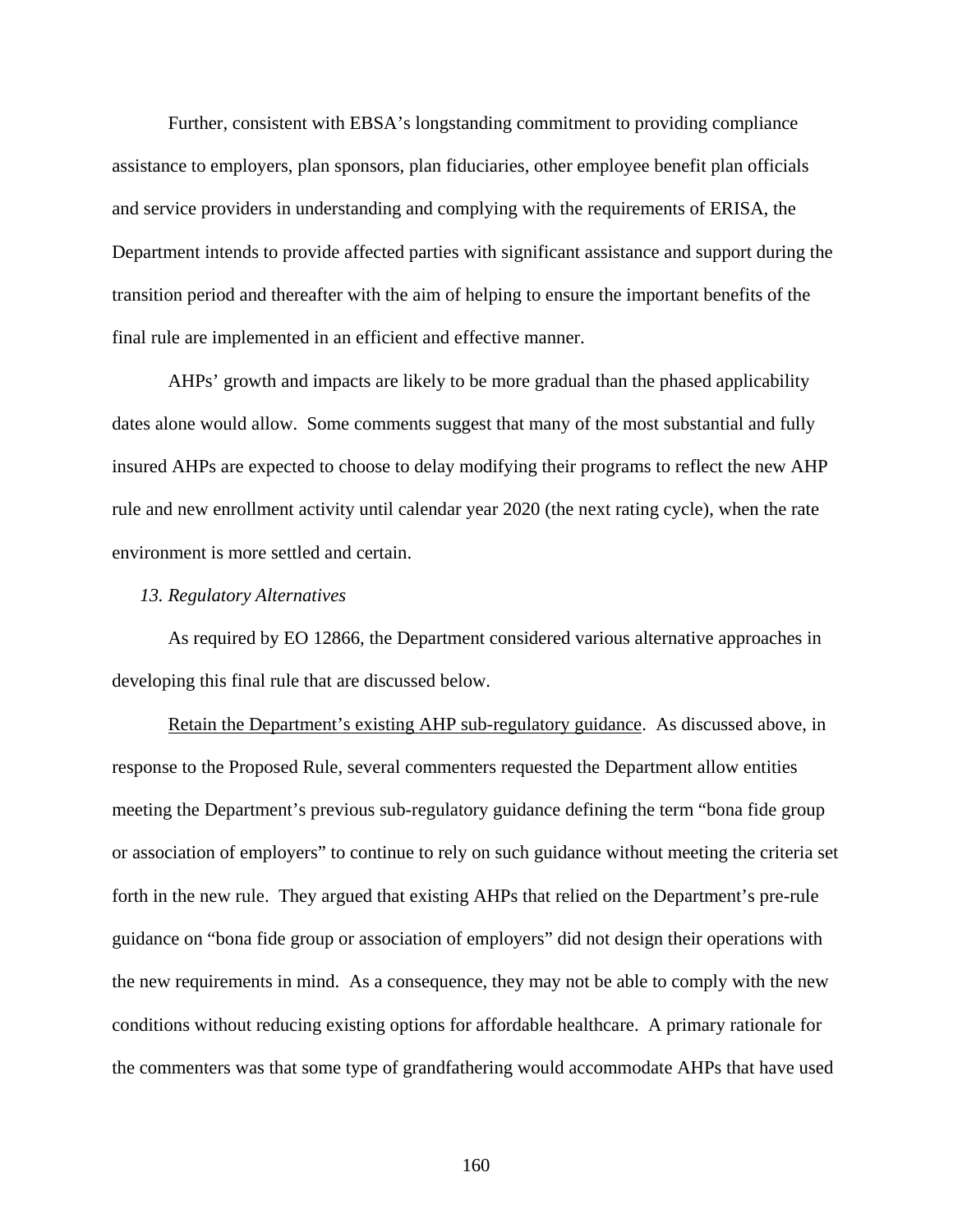Further, consistent with EBSA's longstanding commitment to providing compliance assistance to employers, plan sponsors, plan fiduciaries, other employee benefit plan officials and service providers in understanding and complying with the requirements of ERISA, the Department intends to provide affected parties with significant assistance and support during the transition period and thereafter with the aim of helping to ensure the important benefits of the final rule are implemented in an efficient and effective manner.

AHPs' growth and impacts are likely to be more gradual than the phased applicability dates alone would allow. Some comments suggest that many of the most substantial and fully insured AHPs are expected to choose to delay modifying their programs to reflect the new AHP rule and new enrollment activity until calendar year 2020 (the next rating cycle), when the rate environment is more settled and certain.

*13. Regulatory Alternatives*

As required by EO 12866, the Department considered various alternative approaches in developing this final rule that are discussed below.

Retain the Department's existing AHP sub-regulatory guidance. As discussed above, in response to the Proposed Rule, several commenters requested the Department allow entities meeting the Department's previous sub-regulatory guidance defining the term "bona fide group or association of employers" to continue to rely on such guidance without meeting the criteria set forth in the new rule. They argued that existing AHPs that relied on the Department's pre-rule guidance on "bona fide group or association of employers" did not design their operations with the new requirements in mind. As a consequence, they may not be able to comply with the new conditions without reducing existing options for affordable healthcare. A primary rationale for the commenters was that some type of grandfathering would accommodate AHPs that have used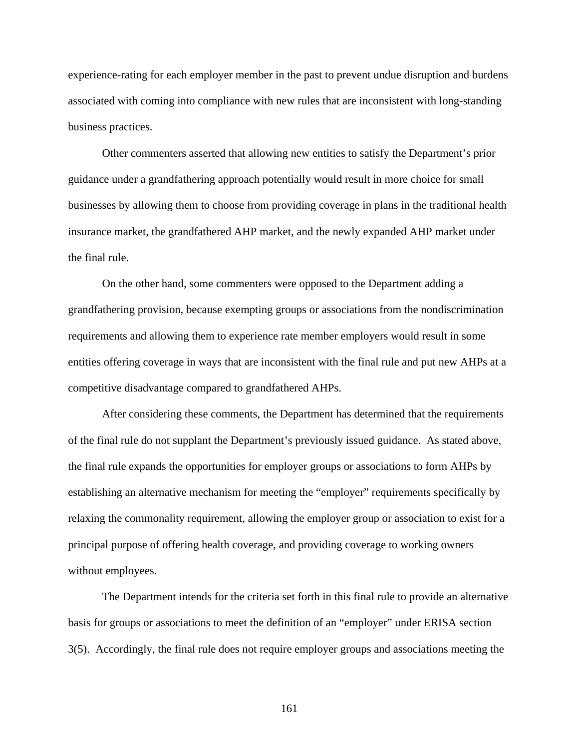experience-rating for each employer member in the past to prevent undue disruption and burdens associated with coming into compliance with new rules that are inconsistent with long-standing business practices.

Other commenters asserted that allowing new entities to satisfy the Department's prior guidance under a grandfathering approach potentially would result in more choice for small businesses by allowing them to choose from providing coverage in plans in the traditional health insurance market, the grandfathered AHP market, and the newly expanded AHP market under the final rule.

On the other hand, some commenters were opposed to the Department adding a grandfathering provision, because exempting groups or associations from the nondiscrimination requirements and allowing them to experience rate member employers would result in some entities offering coverage in ways that are inconsistent with the final rule and put new AHPs at a competitive disadvantage compared to grandfathered AHPs.

After considering these comments, the Department has determined that the requirements of the final rule do not supplant the Department's previously issued guidance. As stated above, the final rule expands the opportunities for employer groups or associations to form AHPs by establishing an alternative mechanism for meeting the "employer" requirements specifically by relaxing the commonality requirement, allowing the employer group or association to exist for a principal purpose of offering health coverage, and providing coverage to working owners without employees.

The Department intends for the criteria set forth in this final rule to provide an alternative basis for groups or associations to meet the definition of an "employer" under ERISA section 3(5). Accordingly, the final rule does not require employer groups and associations meeting the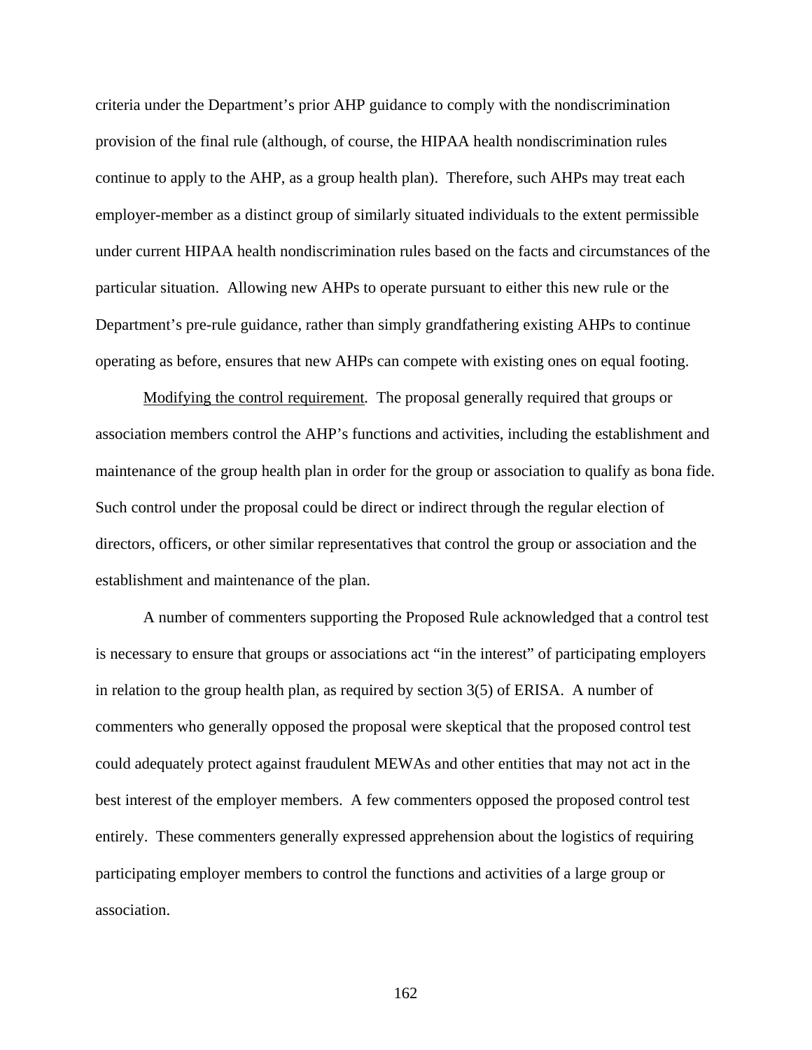criteria under the Department's prior AHP guidance to comply with the nondiscrimination provision of the final rule (although, of course, the HIPAA health nondiscrimination rules continue to apply to the AHP, as a group health plan). Therefore, such AHPs may treat each employer-member as a distinct group of similarly situated individuals to the extent permissible under current HIPAA health nondiscrimination rules based on the facts and circumstances of the particular situation. Allowing new AHPs to operate pursuant to either this new rule or the Department's pre-rule guidance, rather than simply grandfathering existing AHPs to continue operating as before, ensures that new AHPs can compete with existing ones on equal footing.

<u>Modifying the control requirement</u>. The proposal generally required that groups or association members control the AHP's functions and activities, including the establishment and maintenance of the group health plan in order for the group or association to qualify as bona fide. Such control under the proposal could be direct or indirect through the regular election of directors, officers, or other similar representatives that control the group or association and the establishment and maintenance of the plan.

A number of commenters supporting the Proposed Rule acknowledged that a control test is necessary to ensure that groups or associations act "in the interest" of participating employers in relation to the group health plan, as required by section 3(5) of ERISA. A number of commenters who generally opposed the proposal were skeptical that the proposed control test could adequately protect against fraudulent MEWAs and other entities that may not act in the best interest of the employer members. A few commenters opposed the proposed control test entirely. These commenters generally expressed apprehension about the logistics of requiring participating employer members to control the functions and activities of a large group or association.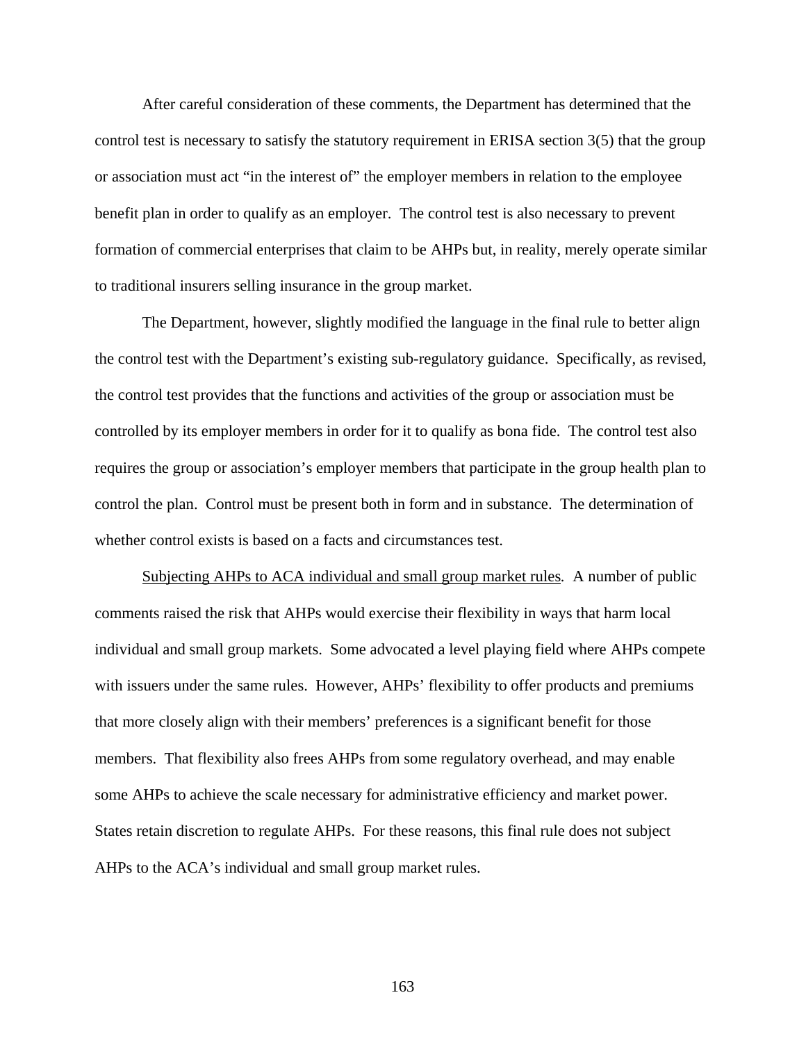After careful consideration of these comments, the Department has determined that the control test is necessary to satisfy the statutory requirement in ERISA section 3(5) that the group or association must act "in the interest of" the employer members in relation to the employee benefit plan in order to qualify as an employer. The control test is also necessary to prevent formation of commercial enterprises that claim to be AHPs but, in reality, merely operate similar to traditional insurers selling insurance in the group market.

The Department, however, slightly modified the language in the final rule to better align the control test with the Department's existing sub-regulatory guidance. Specifically, as revised, the control test provides that the functions and activities of the group or association must be controlled by its employer members in order for it to qualify as bona fide. The control test also requires the group or association's employer members that participate in the group health plan to control the plan. Control must be present both in form and in substance. The determination of whether control exists is based on a facts and circumstances test.

<u>Subjecting AHPs to ACA individual and small group market rules</u>. A number of public comments raised the risk that AHPs would exercise their flexibility in ways that harm local individual and small group markets. Some advocated a level playing field where AHPs compete with issuers under the same rules. However, AHPs' flexibility to offer products and premiums that more closely align with their members' preferences is a significant benefit for those members. That flexibility also frees AHPs from some regulatory overhead, and may enable some AHPs to achieve the scale necessary for administrative efficiency and market power. States retain discretion to regulate AHPs. For these reasons, this final rule does not subject AHPs to the ACA's individual and small group market rules.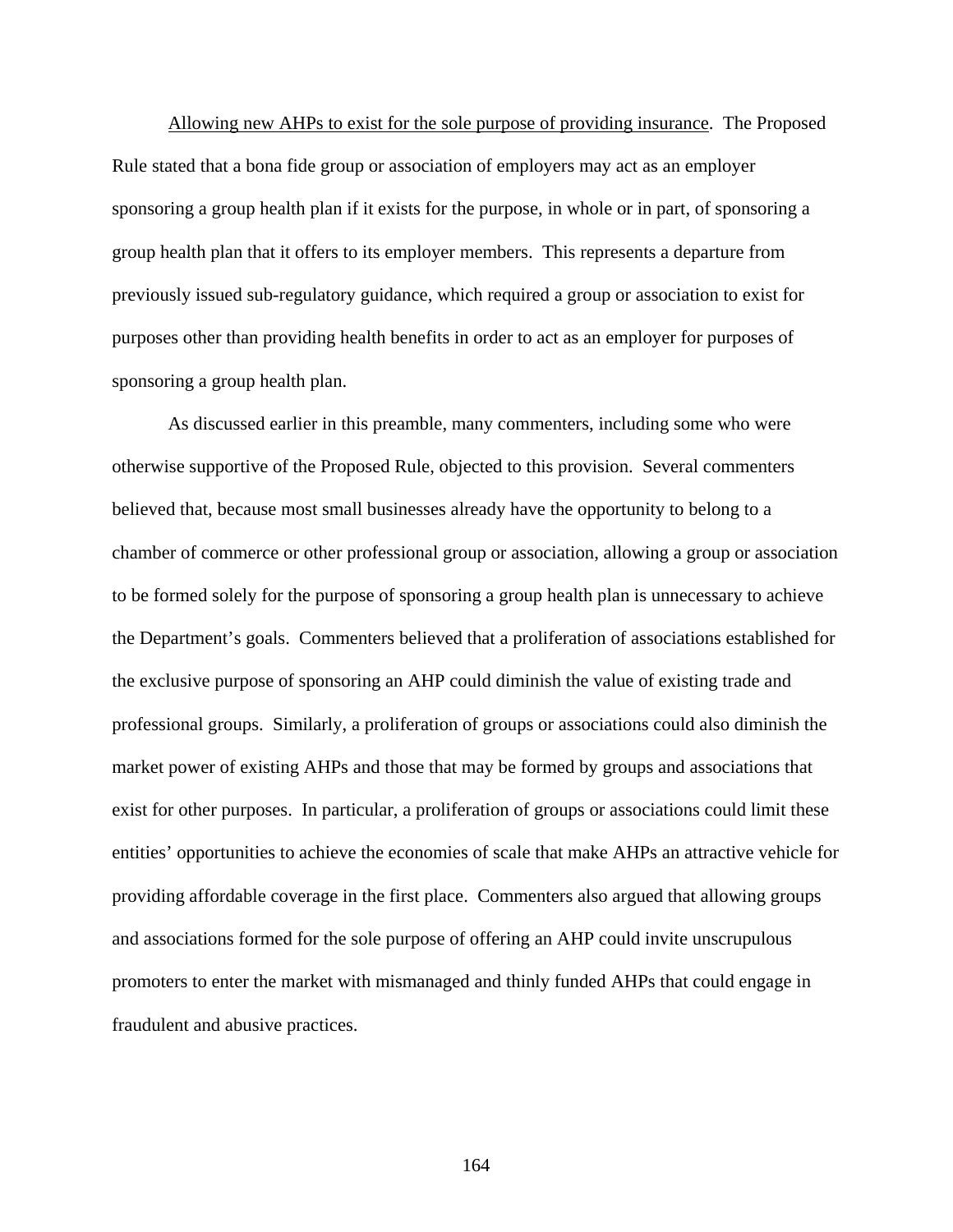<u>Allowing new AHPs to exist for the sole purpose of providing insurance</u>. The Proposed Rule stated that a bona fide group or association of employers may act as an employer sponsoring a group health plan if it exists for the purpose, in whole or in part, of sponsoring a group health plan that it offers to its employer members. This represents a departure from previously issued sub-regulatory guidance, which required a group or association to exist for purposes other than providing health benefits in order to act as an employer for purposes of sponsoring a group health plan.

As discussed earlier in this preamble, many commenters, including some who were otherwise supportive of the Proposed Rule, objected to this provision. Several commenters believed that, because most small businesses already have the opportunity to belong to a chamber of commerce or other professional group or association, allowing a group or association to be formed solely for the purpose of sponsoring a group health plan is unnecessary to achieve the Department's goals. Commenters believed that a proliferation of associations established for the exclusive purpose of sponsoring an AHP could diminish the value of existing trade and professional groups. Similarly, a proliferation of groups or associations could also diminish the market power of existing AHPs and those that may be formed by groups and associations that exist for other purposes. In particular, a proliferation of groups or associations could limit these entities' opportunities to achieve the economies of scale that make AHPs an attractive vehicle for providing affordable coverage in the first place. Commenters also argued that allowing groups and associations formed for the sole purpose of offering an AHP could invite unscrupulous promoters to enter the market with mismanaged and thinly funded AHPs that could engage in fraudulent and abusive practices.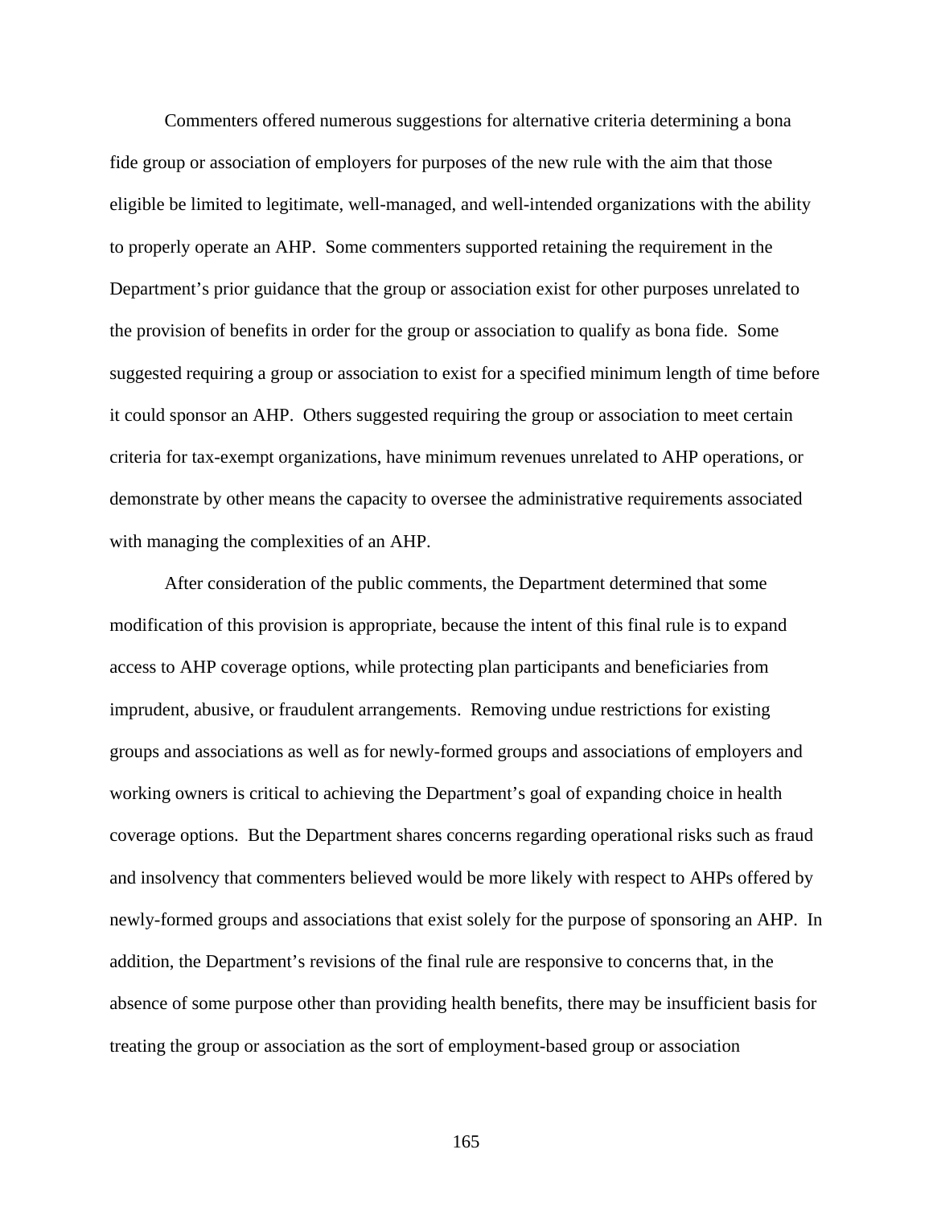Commenters offered numerous suggestions for alternative criteria determining a bona fide group or association of employers for purposes of the new rule with the aim that those eligible be limited to legitimate, well-managed, and well-intended organizations with the ability to properly operate an AHP. Some commenters supported retaining the requirement in the Department's prior guidance that the group or association exist for other purposes unrelated to the provision of benefits in order for the group or association to qualify as bona fide. Some suggested requiring a group or association to exist for a specified minimum length of time before it could sponsor an AHP. Others suggested requiring the group or association to meet certain criteria for tax-exempt organizations, have minimum revenues unrelated to AHP operations, or demonstrate by other means the capacity to oversee the administrative requirements associated with managing the complexities of an AHP.

After consideration of the public comments, the Department determined that some modification of this provision is appropriate, because the intent of this final rule is to expand access to AHP coverage options, while protecting plan participants and beneficiaries from imprudent, abusive, or fraudulent arrangements. Removing undue restrictions for existing groups and associations as well as for newly-formed groups and associations of employers and working owners is critical to achieving the Department's goal of expanding choice in health coverage options. But the Department shares concerns regarding operational risks such as fraud and insolvency that commenters believed would be more likely with respect to AHPs offered by newly-formed groups and associations that exist solely for the purpose of sponsoring an AHP. In addition, the Department's revisions of the final rule are responsive to concerns that, in the absence of some purpose other than providing health benefits, there may be insufficient basis for treating the group or association as the sort of employment-based group or association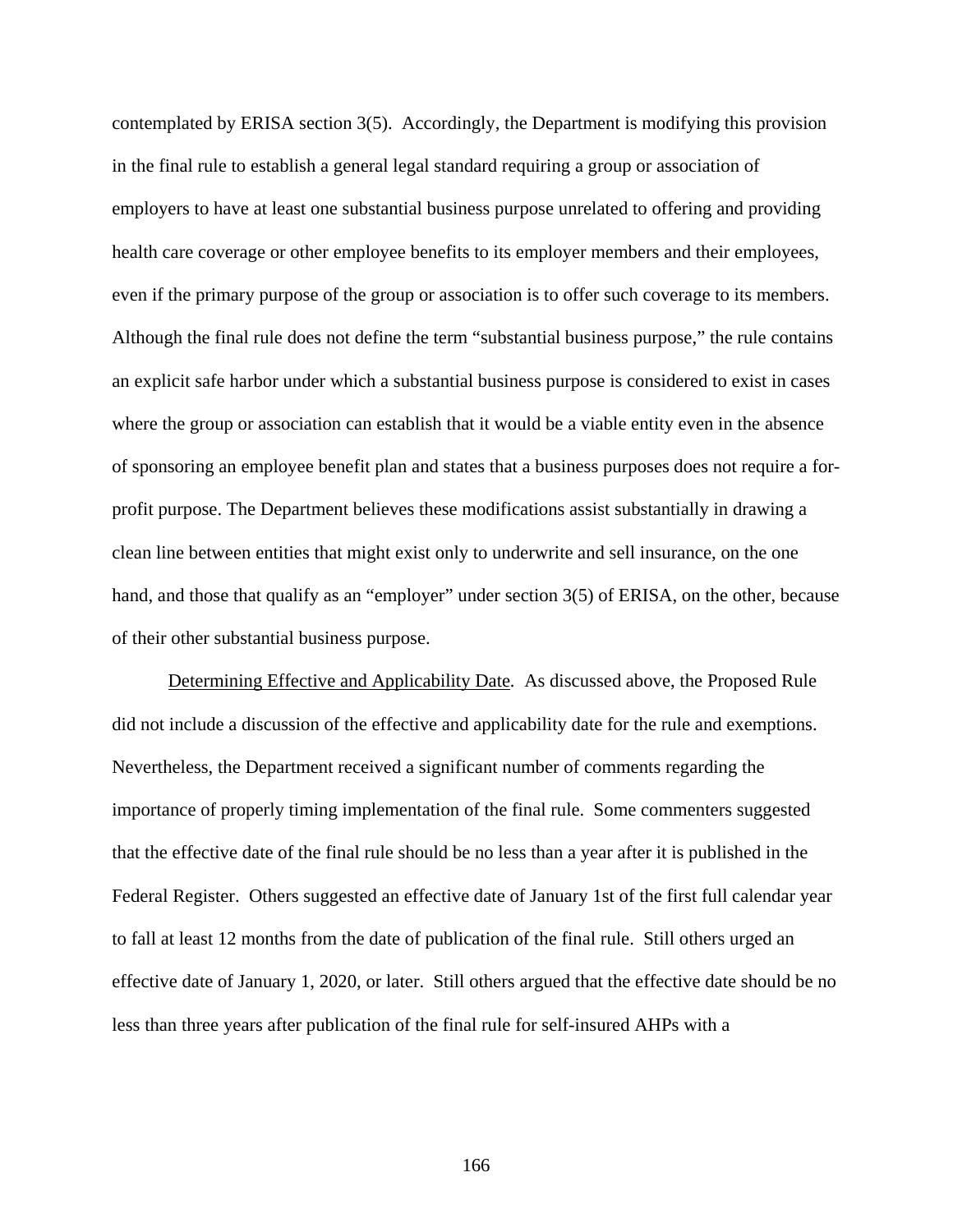contemplated by ERISA section 3(5). Accordingly, the Department is modifying this provision in the final rule to establish a general legal standard requiring a group or association of employers to have at least one substantial business purpose unrelated to offering and providing health care coverage or other employee benefits to its employer members and their employees, even if the primary purpose of the group or association is to offer such coverage to its members. Although the final rule does not define the term "substantial business purpose," the rule contains an explicit safe harbor under which a substantial business purpose is considered to exist in cases where the group or association can establish that it would be a viable entity even in the absence of sponsoring an employee benefit plan and states that a business purposes does not require a for-profit purpose. The Department believes these modifications assist substantially in drawing a clean line between entities that might exist only to underwrite and sell insurance, on the one hand, and those that qualify as an "employer" under section 3(5) of ERISA, on the other, because of their other substantial business purpose.

Determining Effective and Applicability Date. As discussed above, the Proposed Rule did not include a discussion of the effective and applicability date for the rule and exemptions. Nevertheless, the Department received a significant number of comments regarding the importance of properly timing implementation of the final rule. Some commenters suggested that the effective date of the final rule should be no less than a year after it is published in the Federal Register. Others suggested an effective date of January 1st of the first full calendar year to fall at least 12 months from the date of publication of the final rule. Still others urged an effective date of January 1, 2020, or later. Still others argued that the effective date should be no less than three years after publication of the final rule for self-insured AHPs with a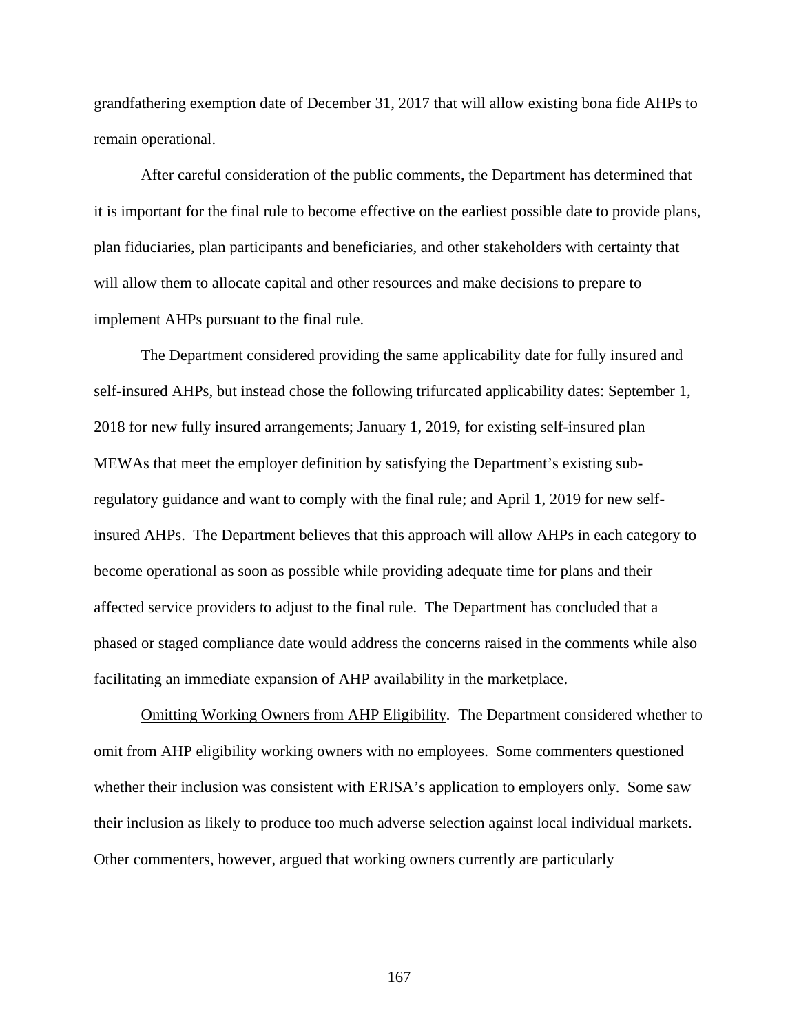grandfathering exemption date of December 31, 2017 that will allow existing bona fide AHPs to remain operational.

After careful consideration of the public comments, the Department has determined that it is important for the final rule to become effective on the earliest possible date to provide plans, plan fiduciaries, plan participants and beneficiaries, and other stakeholders with certainty that will allow them to allocate capital and other resources and make decisions to prepare to implement AHPs pursuant to the final rule.

The Department considered providing the same applicability date for fully insured and self-insured AHPs, but instead chose the following trifurcated applicability dates: September 1, 2018 for new fully insured arrangements; January 1, 2019, for existing self-insured plan MEWAs that meet the employer definition by satisfying the Department's existing sub-regulatory guidance and want to comply with the final rule; and April 1, 2019 for new self-insured AHPs. The Department believes that this approach will allow AHPs in each category to become operational as soon as possible while providing adequate time for plans and their affected service providers to adjust to the final rule. The Department has concluded that a phased or staged compliance date would address the concerns raised in the comments while also facilitating an immediate expansion of AHP availability in the marketplace.

Omitting Working Owners from AHP Eligibility. The Department considered whether to omit from AHP eligibility working owners with no employees. Some commenters questioned whether their inclusion was consistent with ERISA's application to employers only. Some saw their inclusion as likely to produce too much adverse selection against local individual markets. Other commenters, however, argued that working owners currently are particularly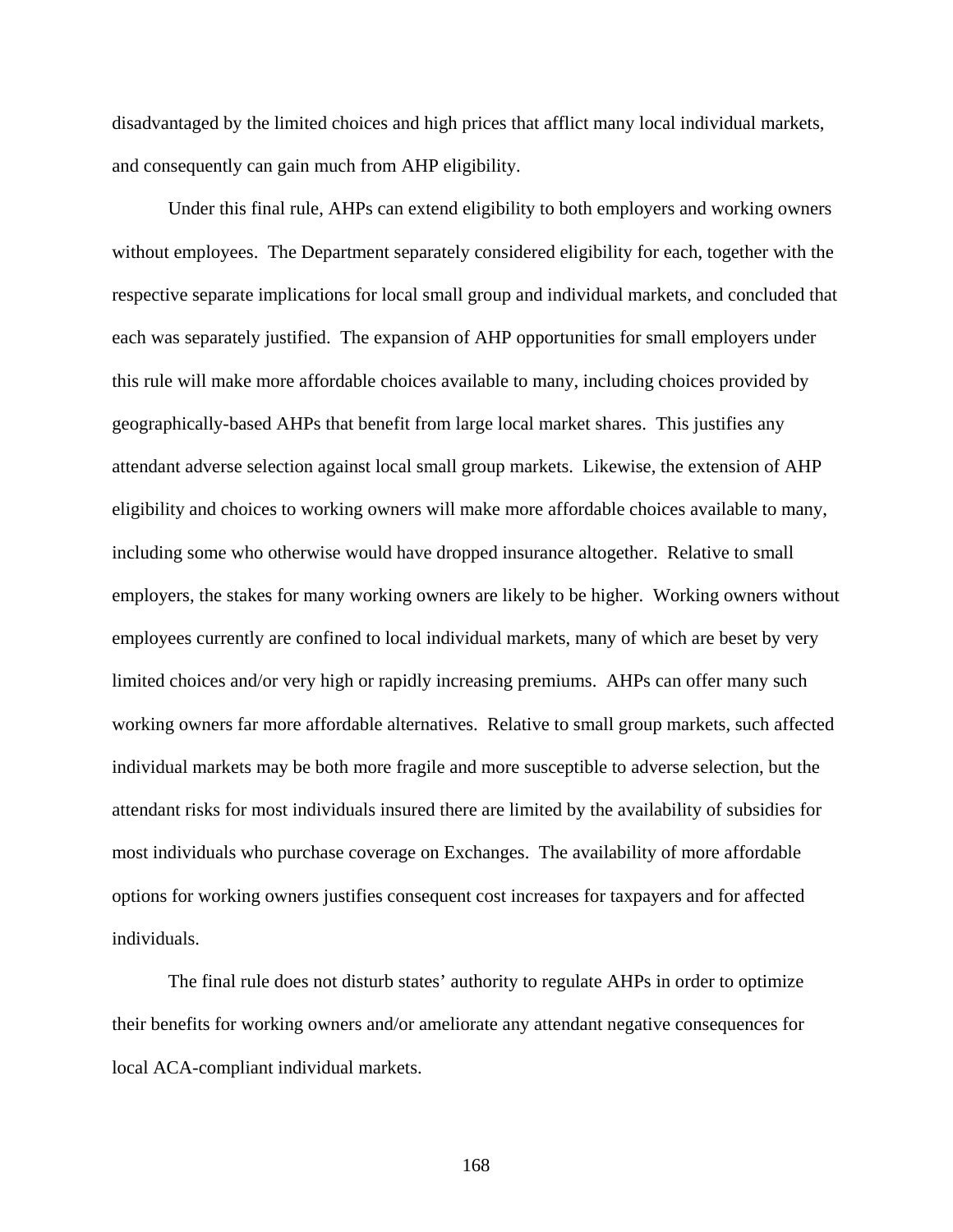disadvantaged by the limited choices and high prices that afflict many local individual markets, and consequently can gain much from AHP eligibility.

Under this final rule, AHPs can extend eligibility to both employers and working owners without employees. The Department separately considered eligibility for each, together with the respective separate implications for local small group and individual markets, and concluded that each was separately justified. The expansion of AHP opportunities for small employers under this rule will make more affordable choices available to many, including choices provided by geographically-based AHPs that benefit from large local market shares. This justifies any attendant adverse selection against local small group markets. Likewise, the extension of AHP eligibility and choices to working owners will make more affordable choices available to many, including some who otherwise would have dropped insurance altogether. Relative to small employers, the stakes for many working owners are likely to be higher. Working owners without employees currently are confined to local individual markets, many of which are beset by very limited choices and/or very high or rapidly increasing premiums. AHPs can offer many such working owners far more affordable alternatives. Relative to small group markets, such affected individual markets may be both more fragile and more susceptible to adverse selection, but the attendant risks for most individuals insured there are limited by the availability of subsidies for most individuals who purchase coverage on Exchanges. The availability of more affordable options for working owners justifies consequent cost increases for taxpayers and for affected individuals.

The final rule does not disturb states' authority to regulate AHPs in order to optimize their benefits for working owners and/or ameliorate any attendant negative consequences for local ACA-compliant individual markets.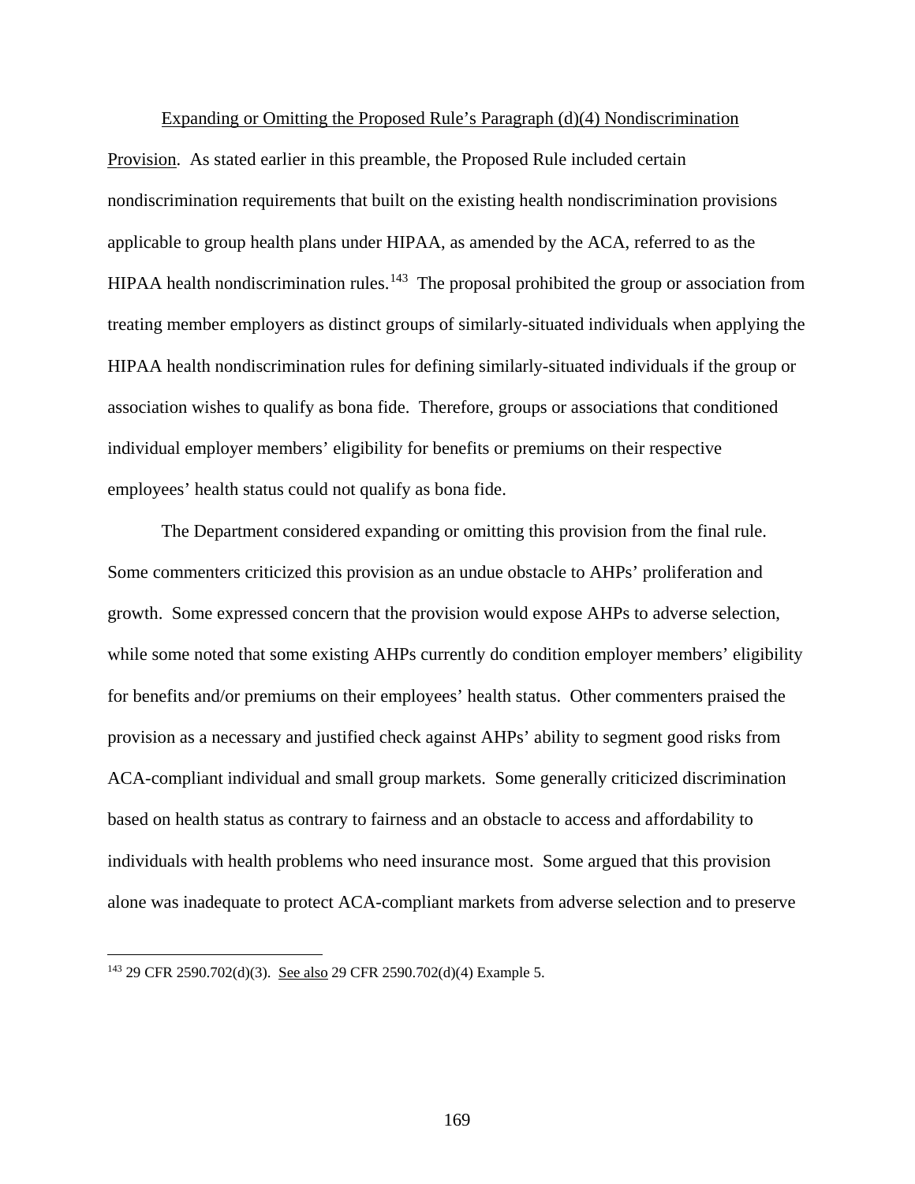Expanding or Omitting the Proposed Rule's Paragraph (d)(4) Nondiscrimination Provision. As stated earlier in this preamble, the Proposed Rule included certain nondiscrimination requirements that built on the existing health nondiscrimination provisions applicable to group health plans under HIPAA, as amended by the ACA, referred to as the HIPAA health nondiscrimination rules.[143] The proposal prohibited the group or association from treating member employers as distinct groups of similarly-situated individuals when applying the HIPAA health nondiscrimination rules for defining similarly-situated individuals if the group or association wishes to qualify as bona fide. Therefore, groups or associations that conditioned individual employer members' eligibility for benefits or premiums on their respective employees' health status could not qualify as bona fide.

The Department considered expanding or omitting this provision from the final rule. Some commenters criticized this provision as an undue obstacle to AHPs' proliferation and growth. Some expressed concern that the provision would expose AHPs to adverse selection, while some noted that some existing AHPs currently do condition employer members' eligibility for benefits and/or premiums on their employees' health status. Other commenters praised the provision as a necessary and justified check against AHPs' ability to segment good risks from ACA-compliant individual and small group markets. Some generally criticized discrimination based on health status as contrary to fairness and an obstacle to access and affordability to individuals with health problems who need insurance most. Some argued that this provision alone was inadequate to protect ACA-compliant markets from adverse selection and to preserve

[143] 29 CFR 2590.702(d)(3). See also 29 CFR 2590.702(d)(4) Example 5.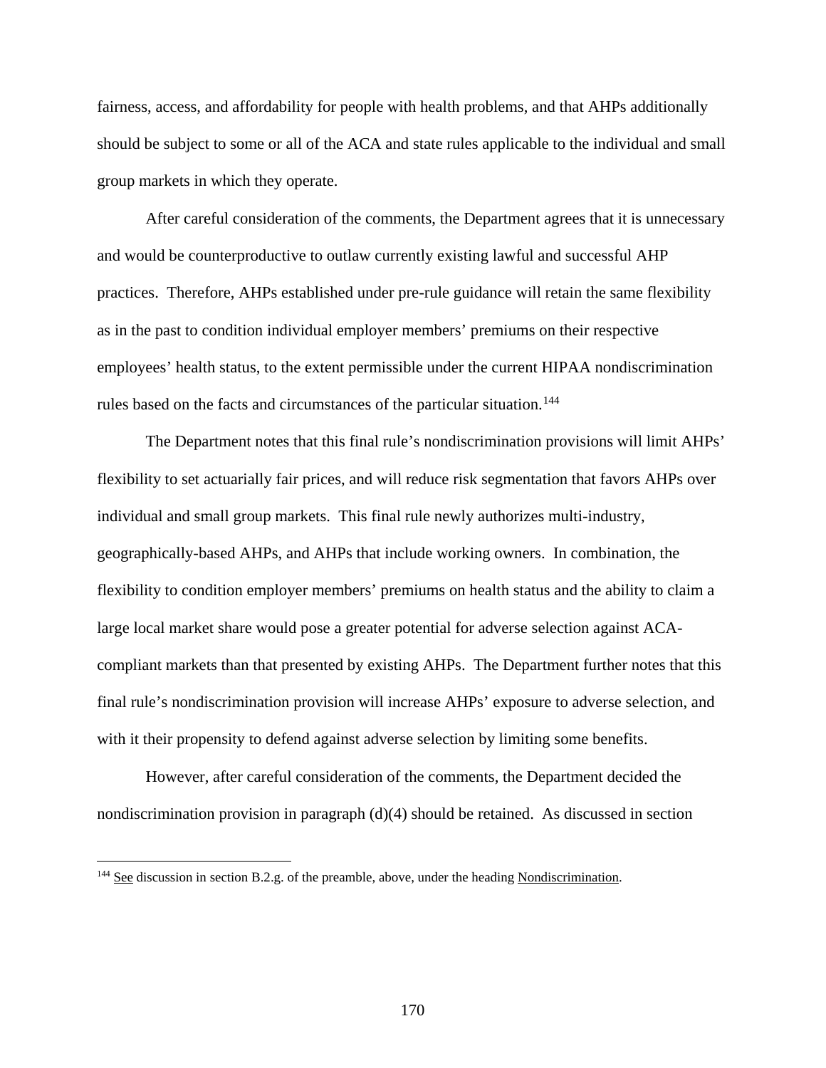fairness, access, and affordability for people with health problems, and that AHPs additionally should be subject to some or all of the ACA and state rules applicable to the individual and small group markets in which they operate.

After careful consideration of the comments, the Department agrees that it is unnecessary and would be counterproductive to outlaw currently existing lawful and successful AHP practices. Therefore, AHPs established under pre-rule guidance will retain the same flexibility as in the past to condition individual employer members' premiums on their respective employees' health status, to the extent permissible under the current HIPAA nondiscrimination rules based on the facts and circumstances of the particular situation.[144]

The Department notes that this final rule's nondiscrimination provisions will limit AHPs' flexibility to set actuarially fair prices, and will reduce risk segmentation that favors AHPs over individual and small group markets. This final rule newly authorizes multi-industry, geographically-based AHPs, and AHPs that include working owners. In combination, the flexibility to condition employer members' premiums on health status and the ability to claim a large local market share would pose a greater potential for adverse selection against ACA-compliant markets than that presented by existing AHPs. The Department further notes that this final rule's nondiscrimination provision will increase AHPs' exposure to adverse selection, and with it their propensity to defend against adverse selection by limiting some benefits.

However, after careful consideration of the comments, the Department decided the nondiscrimination provision in paragraph (d)(4) should be retained. As discussed in section

---

[144] See discussion in section B.2.g. of the preamble, above, under the heading Nondiscrimination.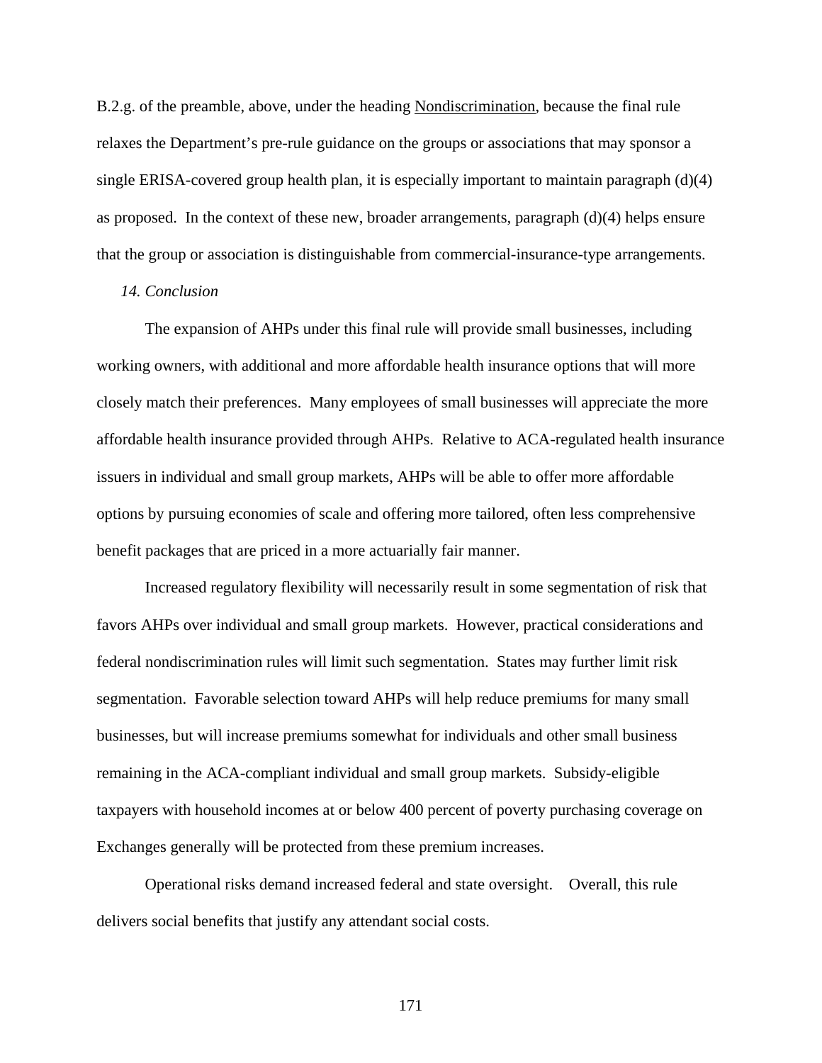B.2.g. of the preamble, above, under the heading Nondiscrimination, because the final rule relaxes the Department's pre-rule guidance on the groups or associations that may sponsor a single ERISA-covered group health plan, it is especially important to maintain paragraph (d)(4) as proposed. In the context of these new, broader arrangements, paragraph (d)(4) helps ensure that the group or association is distinguishable from commercial-insurance-type arrangements.

*14. Conclusion*

The expansion of AHPs under this final rule will provide small businesses, including working owners, with additional and more affordable health insurance options that will more closely match their preferences. Many employees of small businesses will appreciate the more affordable health insurance provided through AHPs. Relative to ACA-regulated health insurance issuers in individual and small group markets, AHPs will be able to offer more affordable options by pursuing economies of scale and offering more tailored, often less comprehensive benefit packages that are priced in a more actuarially fair manner.

Increased regulatory flexibility will necessarily result in some segmentation of risk that favors AHPs over individual and small group markets. However, practical considerations and federal nondiscrimination rules will limit such segmentation. States may further limit risk segmentation. Favorable selection toward AHPs will help reduce premiums for many small businesses, but will increase premiums somewhat for individuals and other small business remaining in the ACA-compliant individual and small group markets. Subsidy-eligible taxpayers with household incomes at or below 400 percent of poverty purchasing coverage on Exchanges generally will be protected from these premium increases.

Operational risks demand increased federal and state oversight. Overall, this rule delivers social benefits that justify any attendant social costs.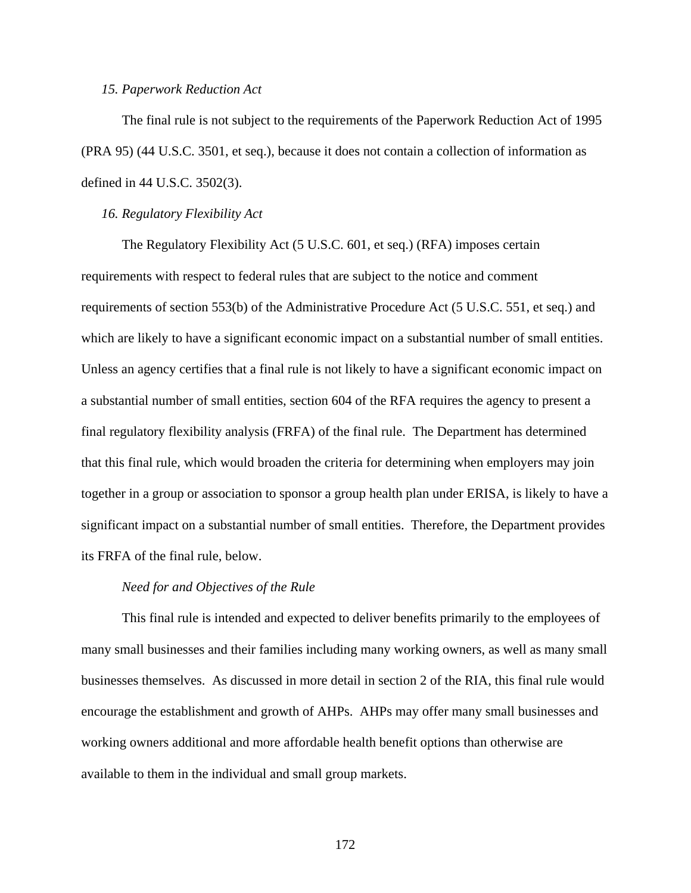### *15. Paperwork Reduction Act*

The final rule is not subject to the requirements of the Paperwork Reduction Act of 1995 (PRA 95) (44 U.S.C. 3501, et seq.), because it does not contain a collection of information as defined in 44 U.S.C. 3502(3).

### *16. Regulatory Flexibility Act*

The Regulatory Flexibility Act (5 U.S.C. 601, et seq.) (RFA) imposes certain requirements with respect to federal rules that are subject to the notice and comment requirements of section 553(b) of the Administrative Procedure Act (5 U.S.C. 551, et seq.) and which are likely to have a significant economic impact on a substantial number of small entities. Unless an agency certifies that a final rule is not likely to have a significant economic impact on a substantial number of small entities, section 604 of the RFA requires the agency to present a final regulatory flexibility analysis (FRFA) of the final rule. The Department has determined that this final rule, which would broaden the criteria for determining when employers may join together in a group or association to sponsor a group health plan under ERISA, is likely to have a significant impact on a substantial number of small entities. Therefore, the Department provides its FRFA of the final rule, below.

#### *Need for and Objectives of the Rule*

This final rule is intended and expected to deliver benefits primarily to the employees of many small businesses and their families including many working owners, as well as many small businesses themselves. As discussed in more detail in section 2 of the RIA, this final rule would encourage the establishment and growth of AHPs. AHPs may offer many small businesses and working owners additional and more affordable health benefit options than otherwise are available to them in the individual and small group markets.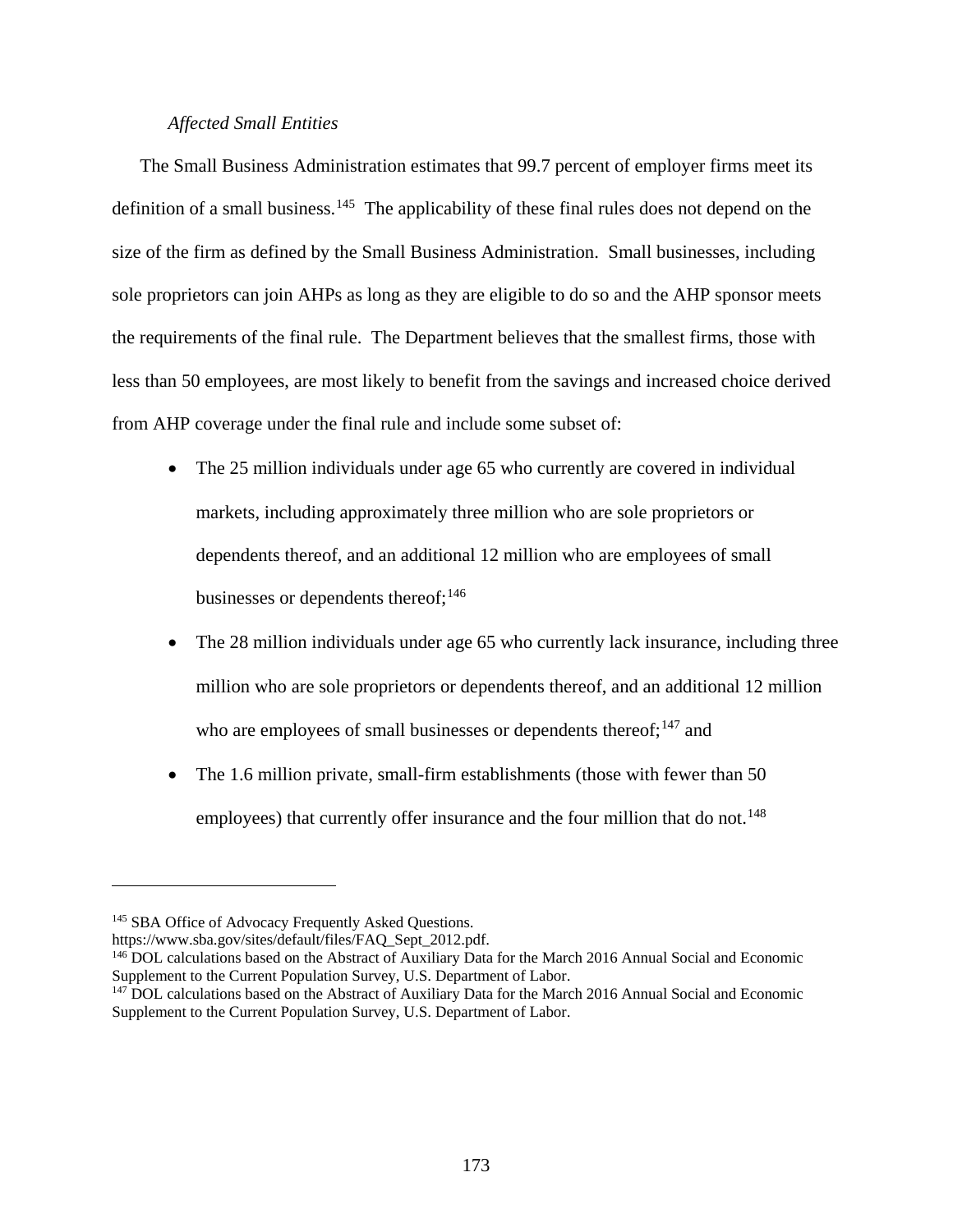*Affected Small Entities*

The Small Business Administration estimates that 99.7 percent of employer firms meet its definition of a small business.[145] The applicability of these final rules does not depend on the size of the firm as defined by the Small Business Administration. Small businesses, including sole proprietors can join AHPs as long as they are eligible to do so and the AHP sponsor meets the requirements of the final rule. The Department believes that the smallest firms, those with less than 50 employees, are most likely to benefit from the savings and increased choice derived from AHP coverage under the final rule and include some subset of:

- The 25 million individuals under age 65 who currently are covered in individual markets, including approximately three million who are sole proprietors or dependents thereof, and an additional 12 million who are employees of small businesses or dependents thereof;[146]
- The 28 million individuals under age 65 who currently lack insurance, including three million who are sole proprietors or dependents thereof, and an additional 12 million who are employees of small businesses or dependents thereof;[147] and
- The 1.6 million private, small-firm establishments (those with fewer than 50 employees) that currently offer insurance and the four million that do not.[148]

---

[145] SBA Office of Advocacy Frequently Asked Questions. https://www.sba.gov/sites/default/files/FAQ_Sept_2012.pdf.

[146] DOL calculations based on the Abstract of Auxiliary Data for the March 2016 Annual Social and Economic Supplement to the Current Population Survey, U.S. Department of Labor.

[147] DOL calculations based on the Abstract of Auxiliary Data for the March 2016 Annual Social and Economic Supplement to the Current Population Survey, U.S. Department of Labor.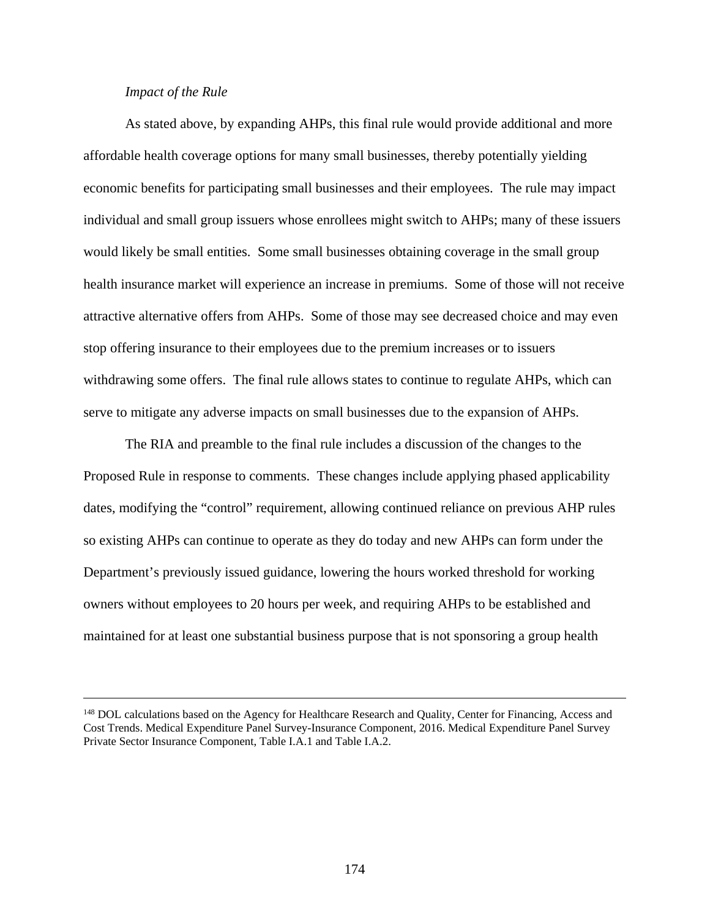*Impact of the Rule*

As stated above, by expanding AHPs, this final rule would provide additional and more affordable health coverage options for many small businesses, thereby potentially yielding economic benefits for participating small businesses and their employees. The rule may impact individual and small group issuers whose enrollees might switch to AHPs; many of these issuers would likely be small entities. Some small businesses obtaining coverage in the small group health insurance market will experience an increase in premiums. Some of those will not receive attractive alternative offers from AHPs. Some of those may see decreased choice and may even stop offering insurance to their employees due to the premium increases or to issuers withdrawing some offers. The final rule allows states to continue to regulate AHPs, which can serve to mitigate any adverse impacts on small businesses due to the expansion of AHPs.

The RIA and preamble to the final rule includes a discussion of the changes to the Proposed Rule in response to comments. These changes include applying phased applicability dates, modifying the "control" requirement, allowing continued reliance on previous AHP rules so existing AHPs can continue to operate as they do today and new AHPs can form under the Department's previously issued guidance, lowering the hours worked threshold for working owners without employees to 20 hours per week, and requiring AHPs to be established and maintained for at least one substantial business purpose that is not sponsoring a group health

---

[148] DOL calculations based on the Agency for Healthcare Research and Quality, Center for Financing, Access and Cost Trends. Medical Expenditure Panel Survey-Insurance Component, 2016. Medical Expenditure Panel Survey Private Sector Insurance Component, Table I.A.1 and Table I.A.2.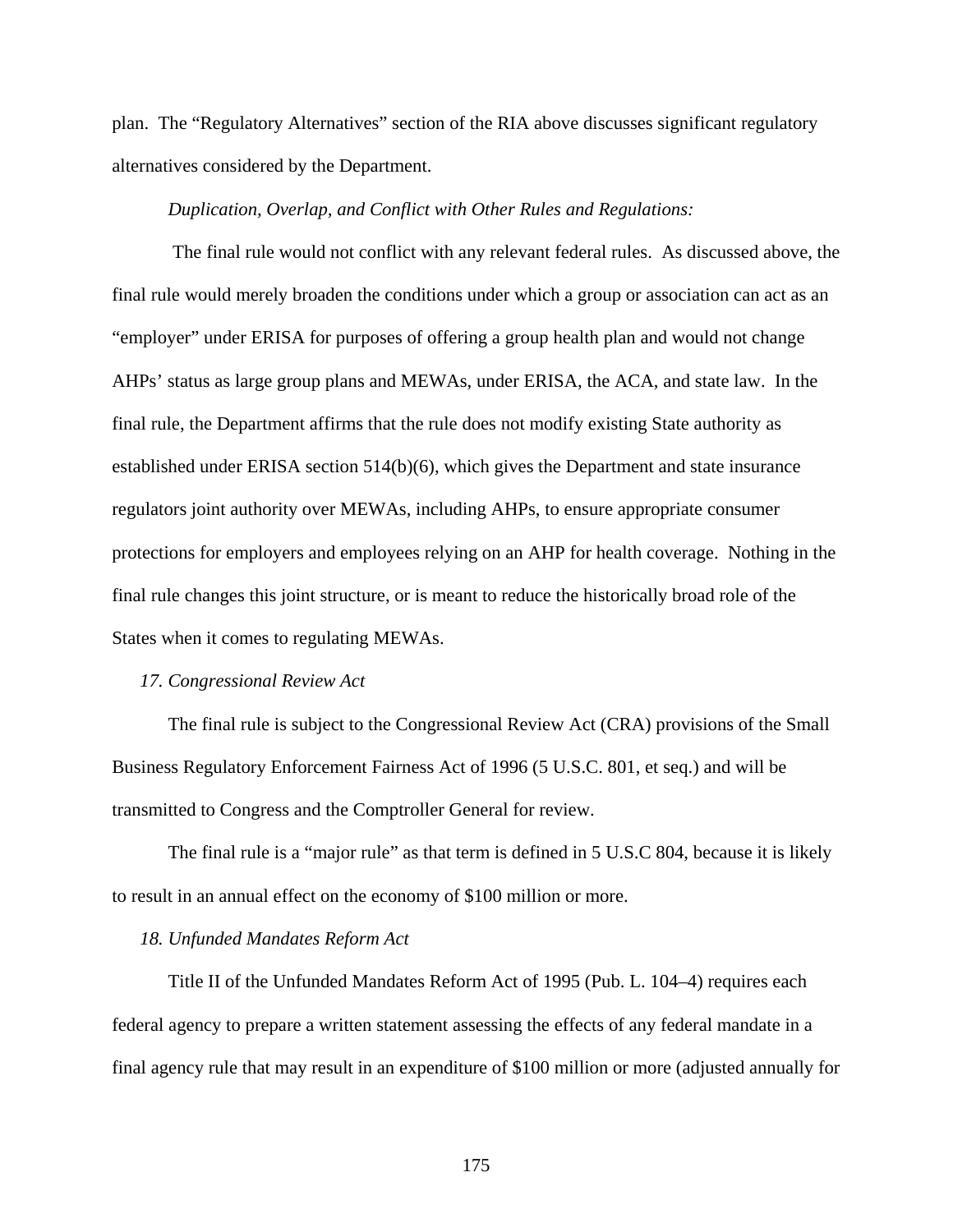plan. The "Regulatory Alternatives" section of the RIA above discusses significant regulatory alternatives considered by the Department.

*Duplication, Overlap, and Conflict with Other Rules and Regulations:*

The final rule would not conflict with any relevant federal rules. As discussed above, the final rule would merely broaden the conditions under which a group or association can act as an "employer" under ERISA for purposes of offering a group health plan and would not change AHPs' status as large group plans and MEWAs, under ERISA, the ACA, and state law. In the final rule, the Department affirms that the rule does not modify existing State authority as established under ERISA section 514(b)(6), which gives the Department and state insurance regulators joint authority over MEWAs, including AHPs, to ensure appropriate consumer protections for employers and employees relying on an AHP for health coverage. Nothing in the final rule changes this joint structure, or is meant to reduce the historically broad role of the States when it comes to regulating MEWAs.

### *17. Congressional Review Act*

The final rule is subject to the Congressional Review Act (CRA) provisions of the Small Business Regulatory Enforcement Fairness Act of 1996 (5 U.S.C. 801, et seq.) and will be transmitted to Congress and the Comptroller General for review.

The final rule is a "major rule" as that term is defined in 5 U.S.C 804, because it is likely to result in an annual effect on the economy of $100 million or more.

### *18. Unfunded Mandates Reform Act*

Title II of the Unfunded Mandates Reform Act of 1995 (Pub. L. 104–4) requires each federal agency to prepare a written statement assessing the effects of any federal mandate in a final agency rule that may result in an expenditure of $100 million or more (adjusted annually for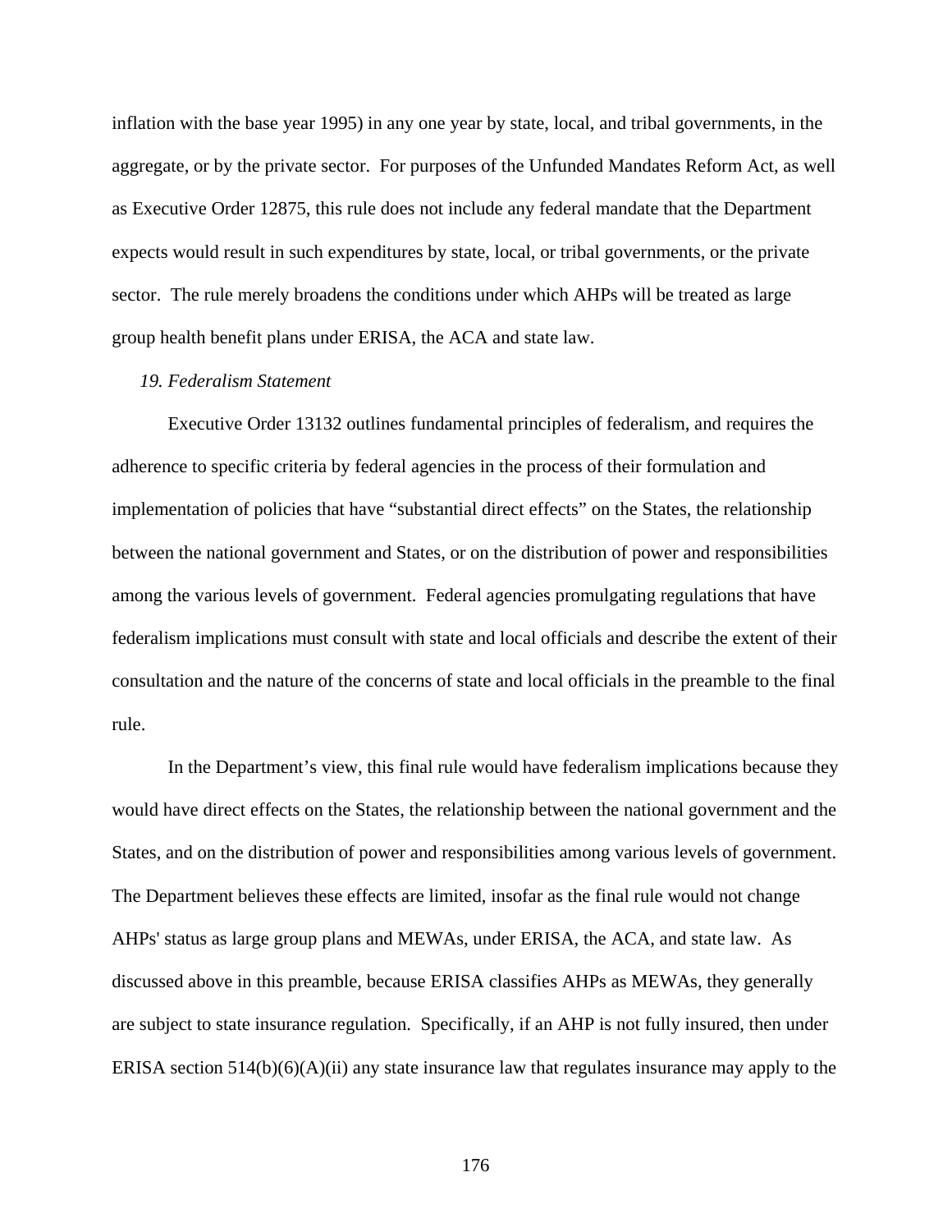inflation with the base year 1995) in any one year by state, local, and tribal governments, in the aggregate, or by the private sector. For purposes of the Unfunded Mandates Reform Act, as well as Executive Order 12875, this rule does not include any federal mandate that the Department expects would result in such expenditures by state, local, or tribal governments, or the private sector. The rule merely broadens the conditions under which AHPs will be treated as large group health benefit plans under ERISA, the ACA and state law.

*19. Federalism Statement*

Executive Order 13132 outlines fundamental principles of federalism, and requires the adherence to specific criteria by federal agencies in the process of their formulation and implementation of policies that have "substantial direct effects" on the States, the relationship between the national government and States, or on the distribution of power and responsibilities among the various levels of government. Federal agencies promulgating regulations that have federalism implications must consult with state and local officials and describe the extent of their consultation and the nature of the concerns of state and local officials in the preamble to the final rule.

In the Department's view, this final rule would have federalism implications because they would have direct effects on the States, the relationship between the national government and the States, and on the distribution of power and responsibilities among various levels of government. The Department believes these effects are limited, insofar as the final rule would not change AHPs' status as large group plans and MEWAs, under ERISA, the ACA, and state law. As discussed above in this preamble, because ERISA classifies AHPs as MEWAs, they generally are subject to state insurance regulation. Specifically, if an AHP is not fully insured, then under ERISA section 514(b)(6)(A)(ii) any state insurance law that regulates insurance may apply to the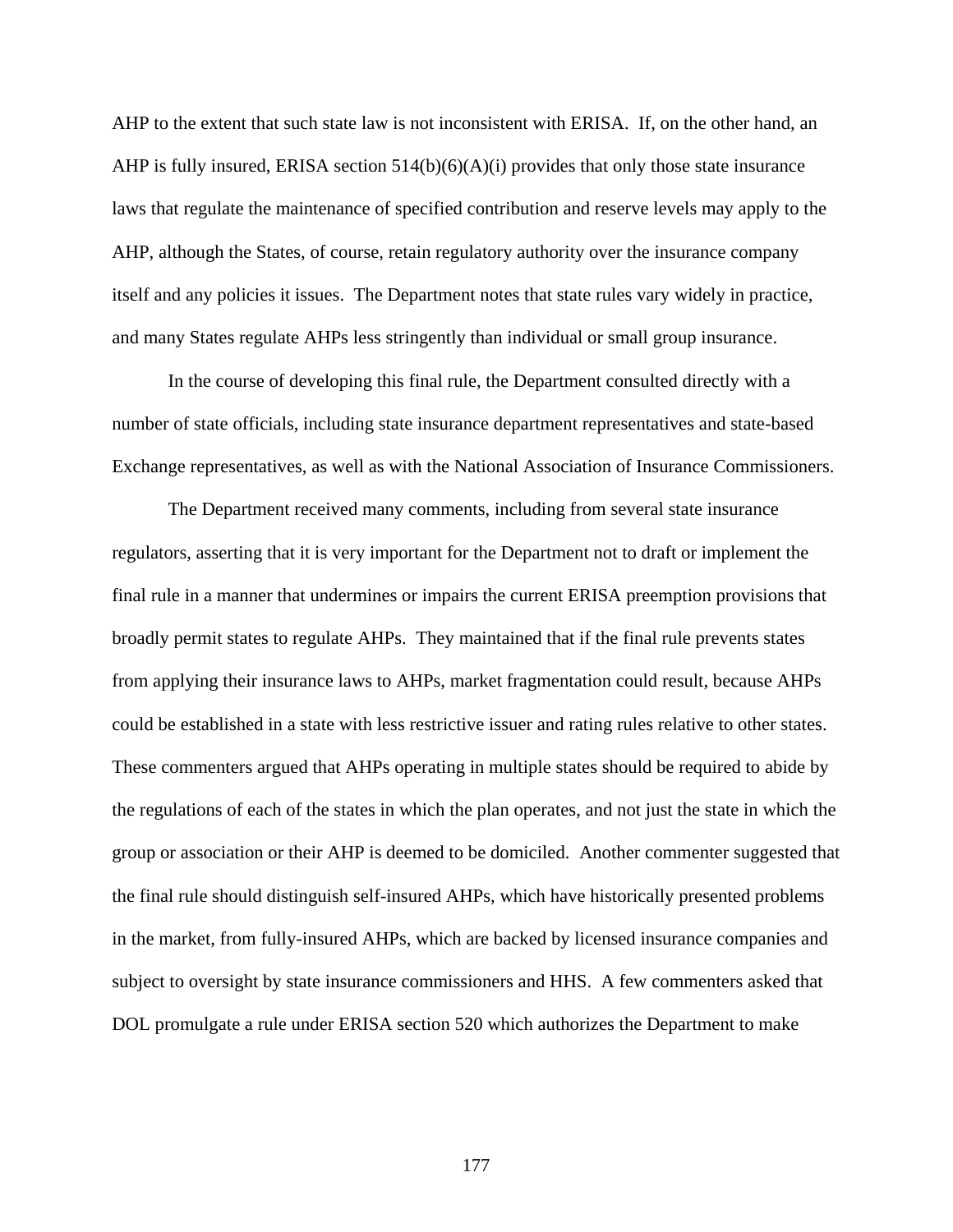AHP to the extent that such state law is not inconsistent with ERISA. If, on the other hand, an AHP is fully insured, ERISA section 514(b)(6)(A)(i) provides that only those state insurance laws that regulate the maintenance of specified contribution and reserve levels may apply to the AHP, although the States, of course, retain regulatory authority over the insurance company itself and any policies it issues. The Department notes that state rules vary widely in practice, and many States regulate AHPs less stringently than individual or small group insurance.

In the course of developing this final rule, the Department consulted directly with a number of state officials, including state insurance department representatives and state-based Exchange representatives, as well as with the National Association of Insurance Commissioners.

The Department received many comments, including from several state insurance regulators, asserting that it is very important for the Department not to draft or implement the final rule in a manner that undermines or impairs the current ERISA preemption provisions that broadly permit states to regulate AHPs. They maintained that if the final rule prevents states from applying their insurance laws to AHPs, market fragmentation could result, because AHPs could be established in a state with less restrictive issuer and rating rules relative to other states. These commenters argued that AHPs operating in multiple states should be required to abide by the regulations of each of the states in which the plan operates, and not just the state in which the group or association or their AHP is deemed to be domiciled. Another commenter suggested that the final rule should distinguish self-insured AHPs, which have historically presented problems in the market, from fully-insured AHPs, which are backed by licensed insurance companies and subject to oversight by state insurance commissioners and HHS. A few commenters asked that DOL promulgate a rule under ERISA section 520 which authorizes the Department to make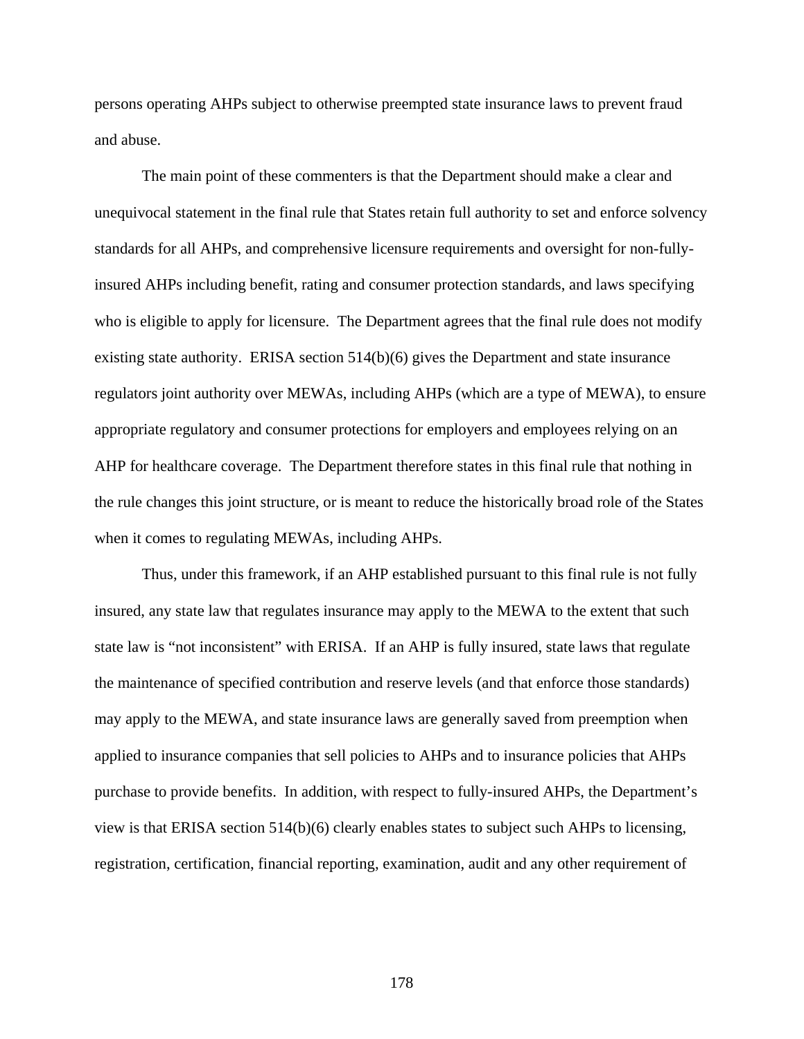persons operating AHPs subject to otherwise preempted state insurance laws to prevent fraud and abuse.

The main point of these commenters is that the Department should make a clear and unequivocal statement in the final rule that States retain full authority to set and enforce solvency standards for all AHPs, and comprehensive licensure requirements and oversight for non-fully-insured AHPs including benefit, rating and consumer protection standards, and laws specifying who is eligible to apply for licensure. The Department agrees that the final rule does not modify existing state authority. ERISA section 514(b)(6) gives the Department and state insurance regulators joint authority over MEWAs, including AHPs (which are a type of MEWA), to ensure appropriate regulatory and consumer protections for employers and employees relying on an AHP for healthcare coverage. The Department therefore states in this final rule that nothing in the rule changes this joint structure, or is meant to reduce the historically broad role of the States when it comes to regulating MEWAs, including AHPs.

Thus, under this framework, if an AHP established pursuant to this final rule is not fully insured, any state law that regulates insurance may apply to the MEWA to the extent that such state law is "not inconsistent" with ERISA. If an AHP is fully insured, state laws that regulate the maintenance of specified contribution and reserve levels (and that enforce those standards) may apply to the MEWA, and state insurance laws are generally saved from preemption when applied to insurance companies that sell policies to AHPs and to insurance policies that AHPs purchase to provide benefits. In addition, with respect to fully-insured AHPs, the Department's view is that ERISA section 514(b)(6) clearly enables states to subject such AHPs to licensing, registration, certification, financial reporting, examination, audit and any other requirement of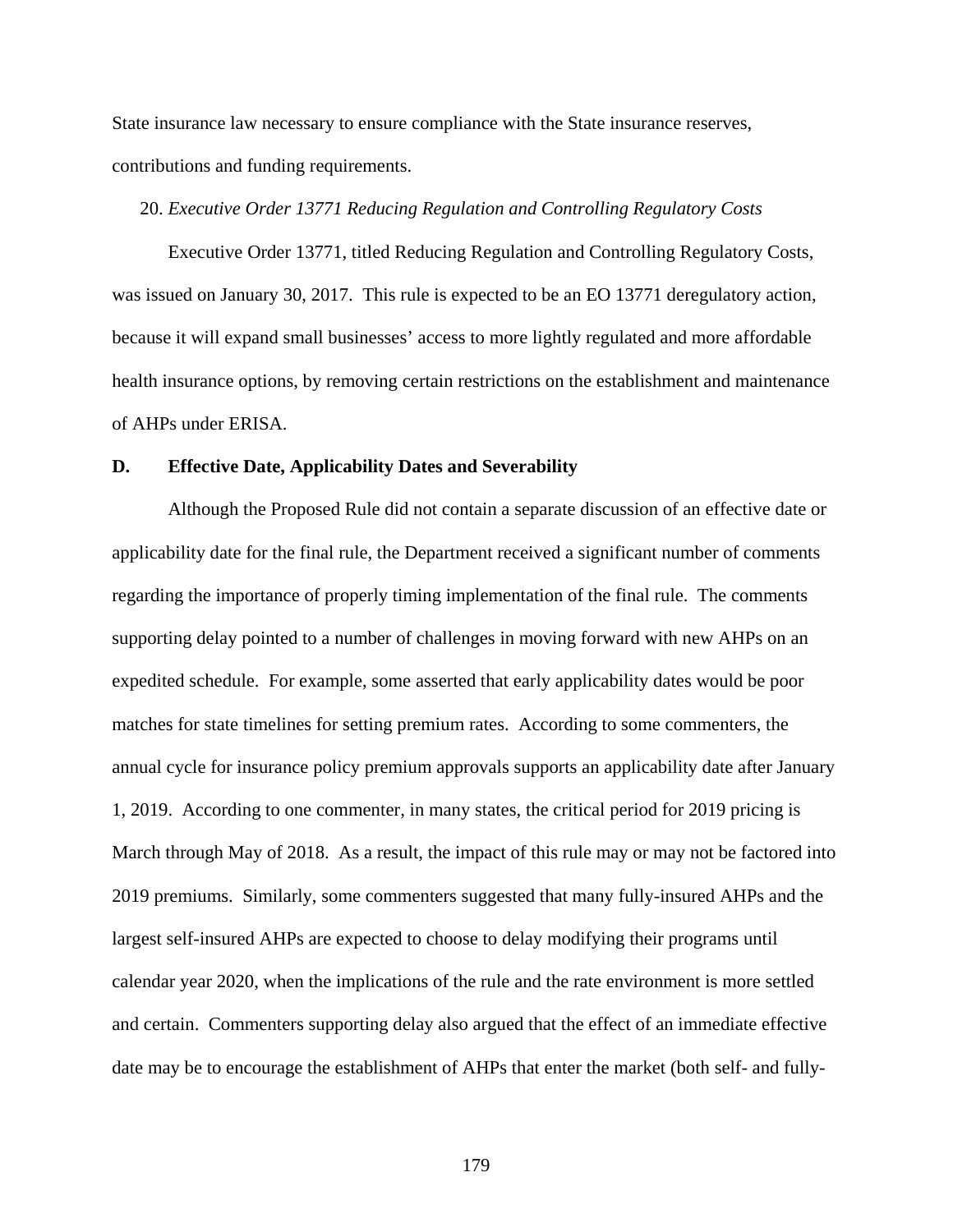State insurance law necessary to ensure compliance with the State insurance reserves, contributions and funding requirements.

20. *Executive Order 13771 Reducing Regulation and Controlling Regulatory Costs*

Executive Order 13771, titled Reducing Regulation and Controlling Regulatory Costs, was issued on January 30, 2017. This rule is expected to be an EO 13771 deregulatory action, because it will expand small businesses' access to more lightly regulated and more affordable health insurance options, by removing certain restrictions on the establishment and maintenance of AHPs under ERISA.

**D. Effective Date, Applicability Dates and Severability**

Although the Proposed Rule did not contain a separate discussion of an effective date or applicability date for the final rule, the Department received a significant number of comments regarding the importance of properly timing implementation of the final rule. The comments supporting delay pointed to a number of challenges in moving forward with new AHPs on an expedited schedule. For example, some asserted that early applicability dates would be poor matches for state timelines for setting premium rates. According to some commenters, the annual cycle for insurance policy premium approvals supports an applicability date after January 1, 2019. According to one commenter, in many states, the critical period for 2019 pricing is March through May of 2018. As a result, the impact of this rule may or may not be factored into 2019 premiums. Similarly, some commenters suggested that many fully-insured AHPs and the largest self-insured AHPs are expected to choose to delay modifying their programs until calendar year 2020, when the implications of the rule and the rate environment is more settled and certain. Commenters supporting delay also argued that the effect of an immediate effective date may be to encourage the establishment of AHPs that enter the market (both self- and fully-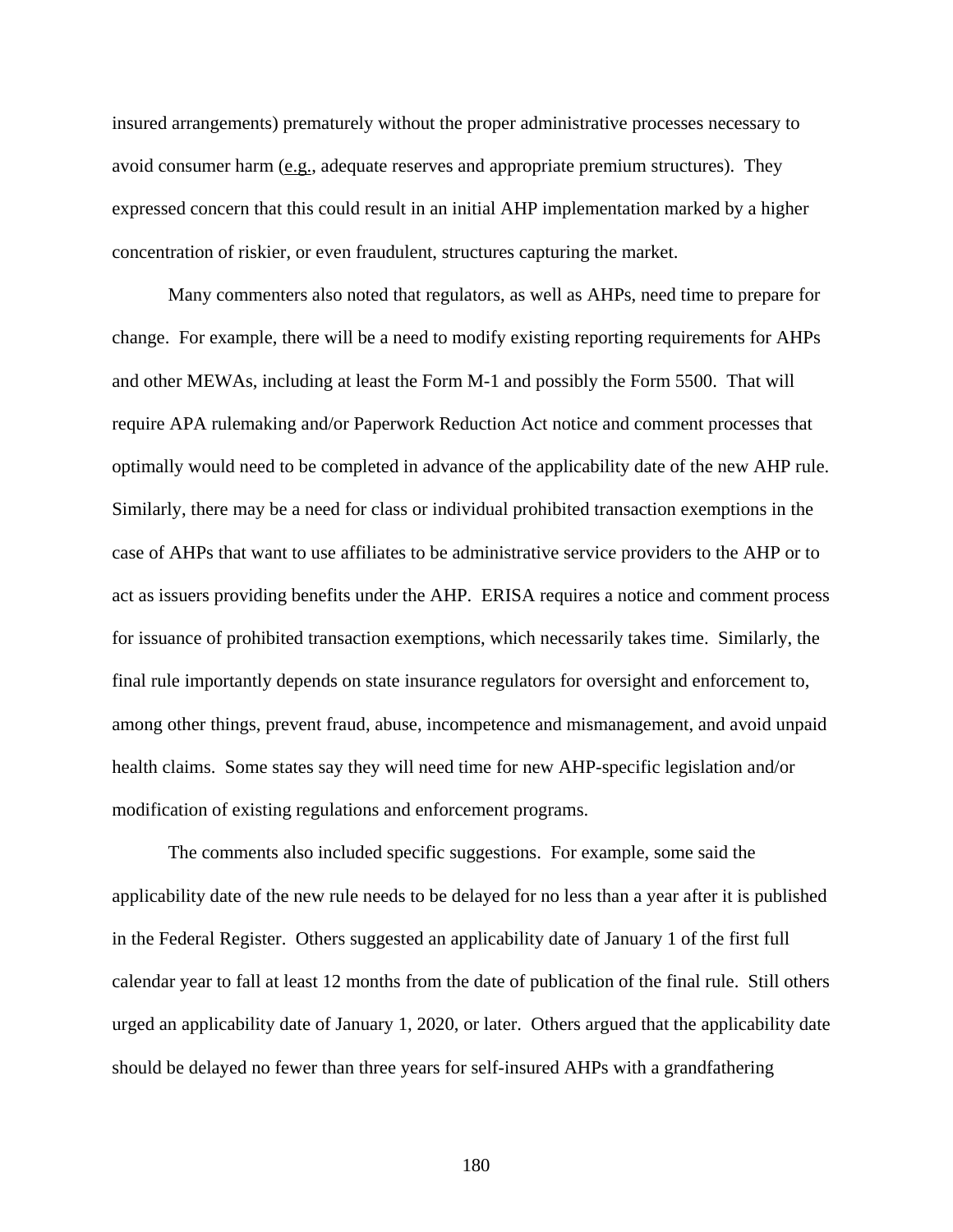insured arrangements) prematurely without the proper administrative processes necessary to avoid consumer harm (e.g., adequate reserves and appropriate premium structures). They expressed concern that this could result in an initial AHP implementation marked by a higher concentration of riskier, or even fraudulent, structures capturing the market.

Many commenters also noted that regulators, as well as AHPs, need time to prepare for change. For example, there will be a need to modify existing reporting requirements for AHPs and other MEWAs, including at least the Form M-1 and possibly the Form 5500. That will require APA rulemaking and/or Paperwork Reduction Act notice and comment processes that optimally would need to be completed in advance of the applicability date of the new AHP rule. Similarly, there may be a need for class or individual prohibited transaction exemptions in the case of AHPs that want to use affiliates to be administrative service providers to the AHP or to act as issuers providing benefits under the AHP. ERISA requires a notice and comment process for issuance of prohibited transaction exemptions, which necessarily takes time. Similarly, the final rule importantly depends on state insurance regulators for oversight and enforcement to, among other things, prevent fraud, abuse, incompetence and mismanagement, and avoid unpaid health claims. Some states say they will need time for new AHP-specific legislation and/or modification of existing regulations and enforcement programs.

The comments also included specific suggestions. For example, some said the applicability date of the new rule needs to be delayed for no less than a year after it is published in the Federal Register. Others suggested an applicability date of January 1 of the first full calendar year to fall at least 12 months from the date of publication of the final rule. Still others urged an applicability date of January 1, 2020, or later. Others argued that the applicability date should be delayed no fewer than three years for self-insured AHPs with a grandfathering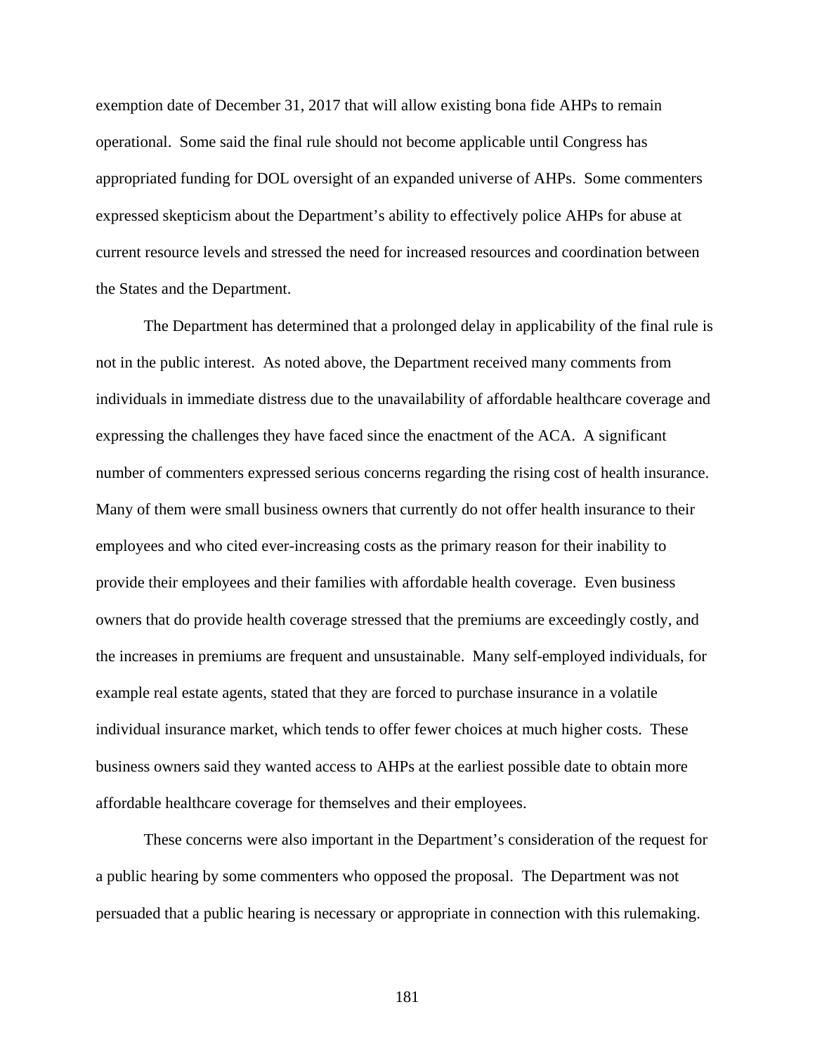exemption date of December 31, 2017 that will allow existing bona fide AHPs to remain operational. Some said the final rule should not become applicable until Congress has appropriated funding for DOL oversight of an expanded universe of AHPs. Some commenters expressed skepticism about the Department's ability to effectively police AHPs for abuse at current resource levels and stressed the need for increased resources and coordination between the States and the Department.

The Department has determined that a prolonged delay in applicability of the final rule is not in the public interest. As noted above, the Department received many comments from individuals in immediate distress due to the unavailability of affordable healthcare coverage and expressing the challenges they have faced since the enactment of the ACA. A significant number of commenters expressed serious concerns regarding the rising cost of health insurance. Many of them were small business owners that currently do not offer health insurance to their employees and who cited ever-increasing costs as the primary reason for their inability to provide their employees and their families with affordable health coverage. Even business owners that do provide health coverage stressed that the premiums are exceedingly costly, and the increases in premiums are frequent and unsustainable. Many self-employed individuals, for example real estate agents, stated that they are forced to purchase insurance in a volatile individual insurance market, which tends to offer fewer choices at much higher costs. These business owners said they wanted access to AHPs at the earliest possible date to obtain more affordable healthcare coverage for themselves and their employees.

These concerns were also important in the Department's consideration of the request for a public hearing by some commenters who opposed the proposal. The Department was not persuaded that a public hearing is necessary or appropriate in connection with this rulemaking.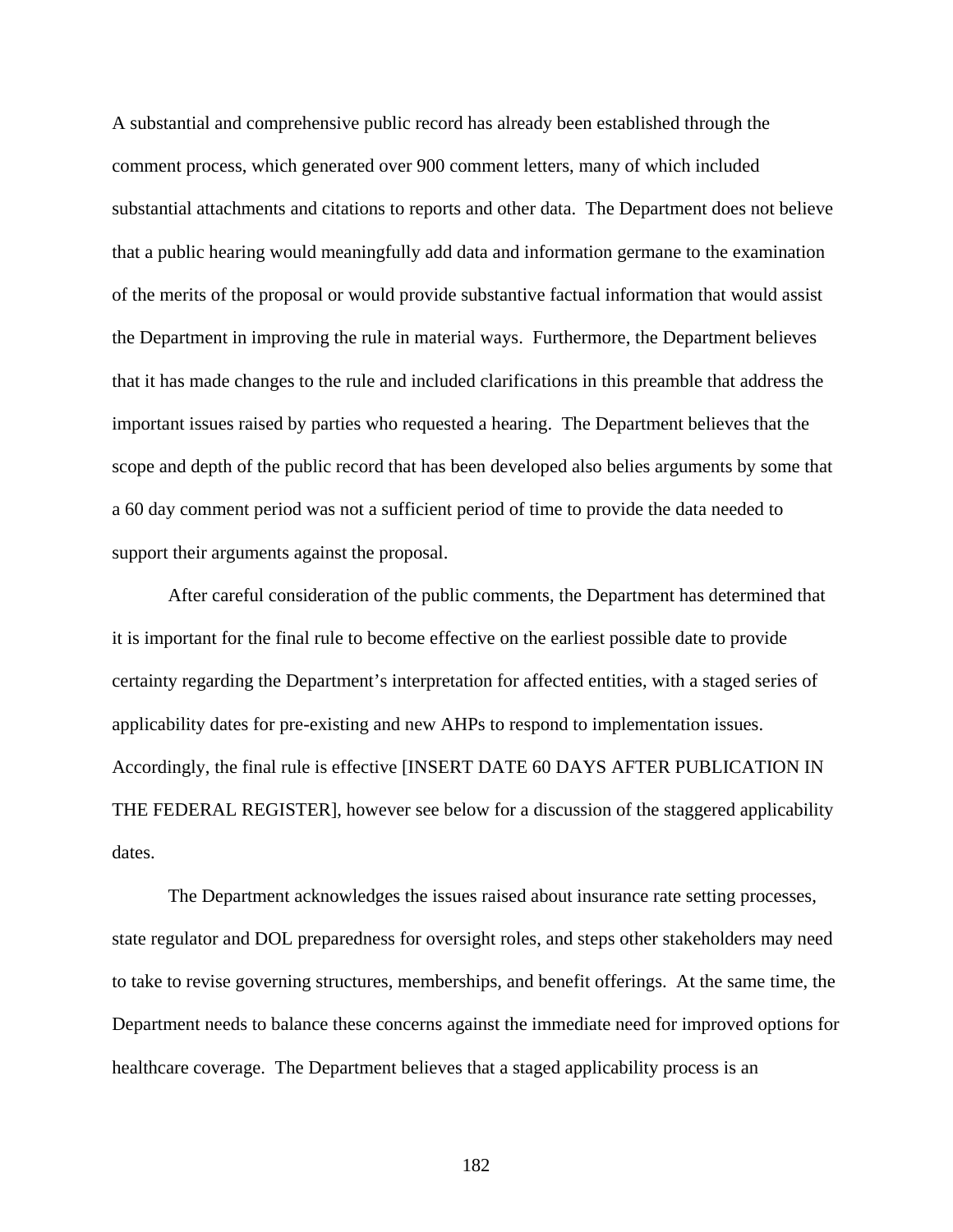A substantial and comprehensive public record has already been established through the comment process, which generated over 900 comment letters, many of which included substantial attachments and citations to reports and other data. The Department does not believe that a public hearing would meaningfully add data and information germane to the examination of the merits of the proposal or would provide substantive factual information that would assist the Department in improving the rule in material ways. Furthermore, the Department believes that it has made changes to the rule and included clarifications in this preamble that address the important issues raised by parties who requested a hearing. The Department believes that the scope and depth of the public record that has been developed also belies arguments by some that a 60 day comment period was not a sufficient period of time to provide the data needed to support their arguments against the proposal.

After careful consideration of the public comments, the Department has determined that it is important for the final rule to become effective on the earliest possible date to provide certainty regarding the Department's interpretation for affected entities, with a staged series of applicability dates for pre-existing and new AHPs to respond to implementation issues. Accordingly, the final rule is effective [INSERT DATE 60 DAYS AFTER PUBLICATION IN THE FEDERAL REGISTER], however see below for a discussion of the staggered applicability dates.

The Department acknowledges the issues raised about insurance rate setting processes, state regulator and DOL preparedness for oversight roles, and steps other stakeholders may need to take to revise governing structures, memberships, and benefit offerings. At the same time, the Department needs to balance these concerns against the immediate need for improved options for healthcare coverage. The Department believes that a staged applicability process is an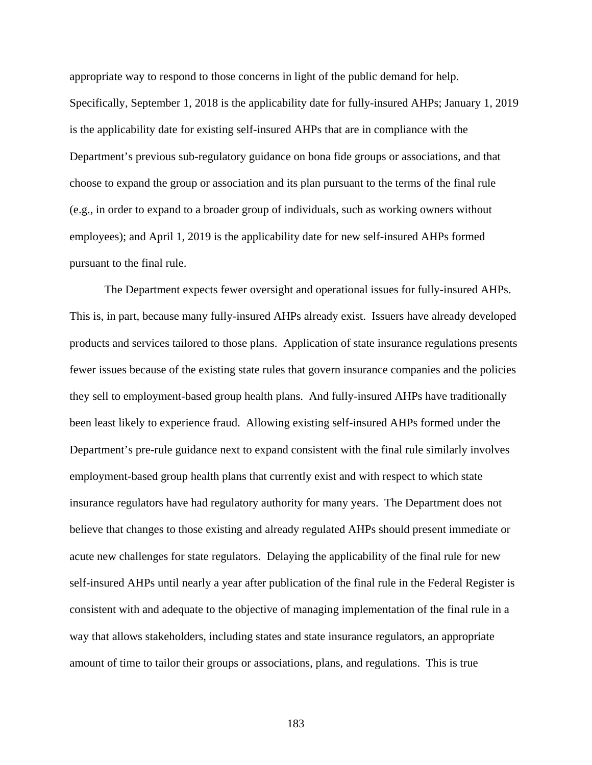appropriate way to respond to those concerns in light of the public demand for help. Specifically, September 1, 2018 is the applicability date for fully-insured AHPs; January 1, 2019 is the applicability date for existing self-insured AHPs that are in compliance with the Department's previous sub-regulatory guidance on bona fide groups or associations, and that choose to expand the group or association and its plan pursuant to the terms of the final rule (e.g., in order to expand to a broader group of individuals, such as working owners without employees); and April 1, 2019 is the applicability date for new self-insured AHPs formed pursuant to the final rule.

The Department expects fewer oversight and operational issues for fully-insured AHPs. This is, in part, because many fully-insured AHPs already exist. Issuers have already developed products and services tailored to those plans. Application of state insurance regulations presents fewer issues because of the existing state rules that govern insurance companies and the policies they sell to employment-based group health plans. And fully-insured AHPs have traditionally been least likely to experience fraud. Allowing existing self-insured AHPs formed under the Department's pre-rule guidance next to expand consistent with the final rule similarly involves employment-based group health plans that currently exist and with respect to which state insurance regulators have had regulatory authority for many years. The Department does not believe that changes to those existing and already regulated AHPs should present immediate or acute new challenges for state regulators. Delaying the applicability of the final rule for new self-insured AHPs until nearly a year after publication of the final rule in the Federal Register is consistent with and adequate to the objective of managing implementation of the final rule in a way that allows stakeholders, including states and state insurance regulators, an appropriate amount of time to tailor their groups or associations, plans, and regulations. This is true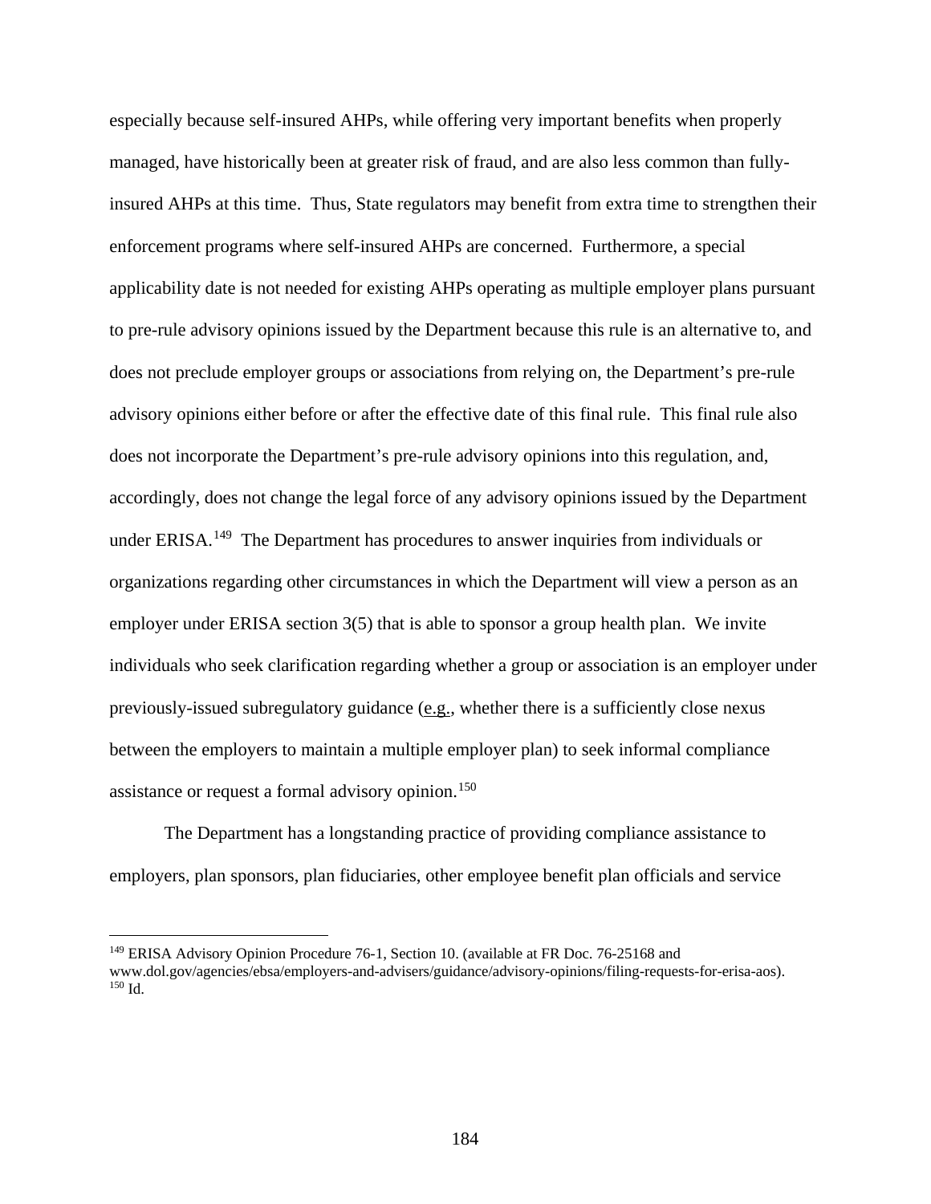especially because self-insured AHPs, while offering very important benefits when properly managed, have historically been at greater risk of fraud, and are also less common than fully-insured AHPs at this time. Thus, State regulators may benefit from extra time to strengthen their enforcement programs where self-insured AHPs are concerned. Furthermore, a special applicability date is not needed for existing AHPs operating as multiple employer plans pursuant to pre-rule advisory opinions issued by the Department because this rule is an alternative to, and does not preclude employer groups or associations from relying on, the Department's pre-rule advisory opinions either before or after the effective date of this final rule. This final rule also does not incorporate the Department's pre-rule advisory opinions into this regulation, and, accordingly, does not change the legal force of any advisory opinions issued by the Department under ERISA.[149] The Department has procedures to answer inquiries from individuals or organizations regarding other circumstances in which the Department will view a person as an employer under ERISA section 3(5) that is able to sponsor a group health plan. We invite individuals who seek clarification regarding whether a group or association is an employer under previously-issued subregulatory guidance (e.g., whether there is a sufficiently close nexus between the employers to maintain a multiple employer plan) to seek informal compliance assistance or request a formal advisory opinion.[150]

The Department has a longstanding practice of providing compliance assistance to employers, plan sponsors, plan fiduciaries, other employee benefit plan officials and service

[149] ERISA Advisory Opinion Procedure 76-1, Section 10. (available at FR Doc. 76-25168 and www.dol.gov/agencies/ebsa/employers-and-advisers/guidance/advisory-opinions/filing-requests-for-erisa-aos).

[150] Id.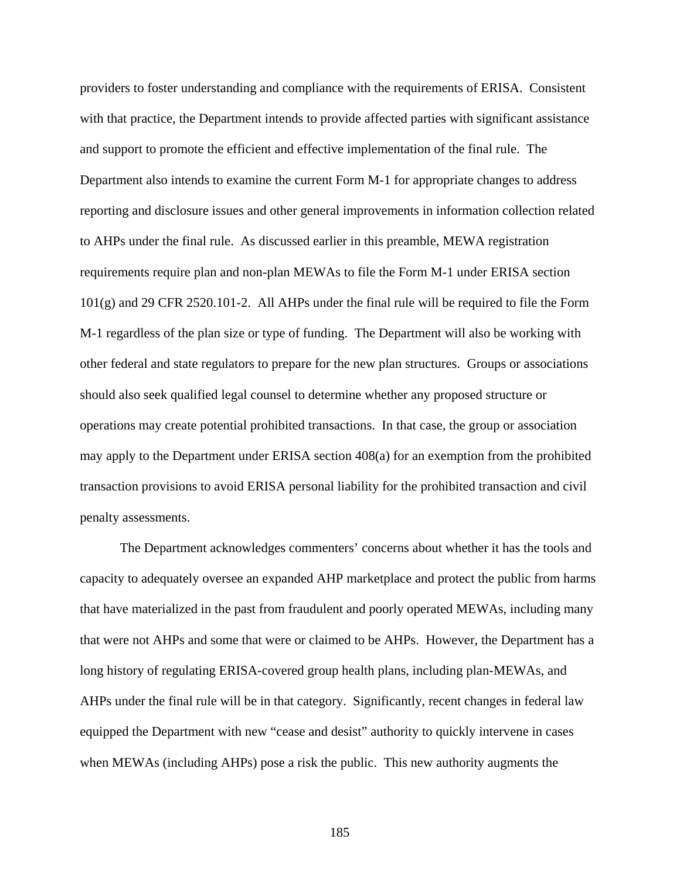providers to foster understanding and compliance with the requirements of ERISA. Consistent with that practice, the Department intends to provide affected parties with significant assistance and support to promote the efficient and effective implementation of the final rule. The Department also intends to examine the current Form M-1 for appropriate changes to address reporting and disclosure issues and other general improvements in information collection related to AHPs under the final rule. As discussed earlier in this preamble, MEWA registration requirements require plan and non-plan MEWAs to file the Form M-1 under ERISA section 101(g) and 29 CFR 2520.101-2. All AHPs under the final rule will be required to file the Form M-1 regardless of the plan size or type of funding. The Department will also be working with other federal and state regulators to prepare for the new plan structures. Groups or associations should also seek qualified legal counsel to determine whether any proposed structure or operations may create potential prohibited transactions. In that case, the group or association may apply to the Department under ERISA section 408(a) for an exemption from the prohibited transaction provisions to avoid ERISA personal liability for the prohibited transaction and civil penalty assessments.

The Department acknowledges commenters' concerns about whether it has the tools and capacity to adequately oversee an expanded AHP marketplace and protect the public from harms that have materialized in the past from fraudulent and poorly operated MEWAs, including many that were not AHPs and some that were or claimed to be AHPs. However, the Department has a long history of regulating ERISA-covered group health plans, including plan-MEWAs, and AHPs under the final rule will be in that category. Significantly, recent changes in federal law equipped the Department with new "cease and desist" authority to quickly intervene in cases when MEWAs (including AHPs) pose a risk the public. This new authority augments the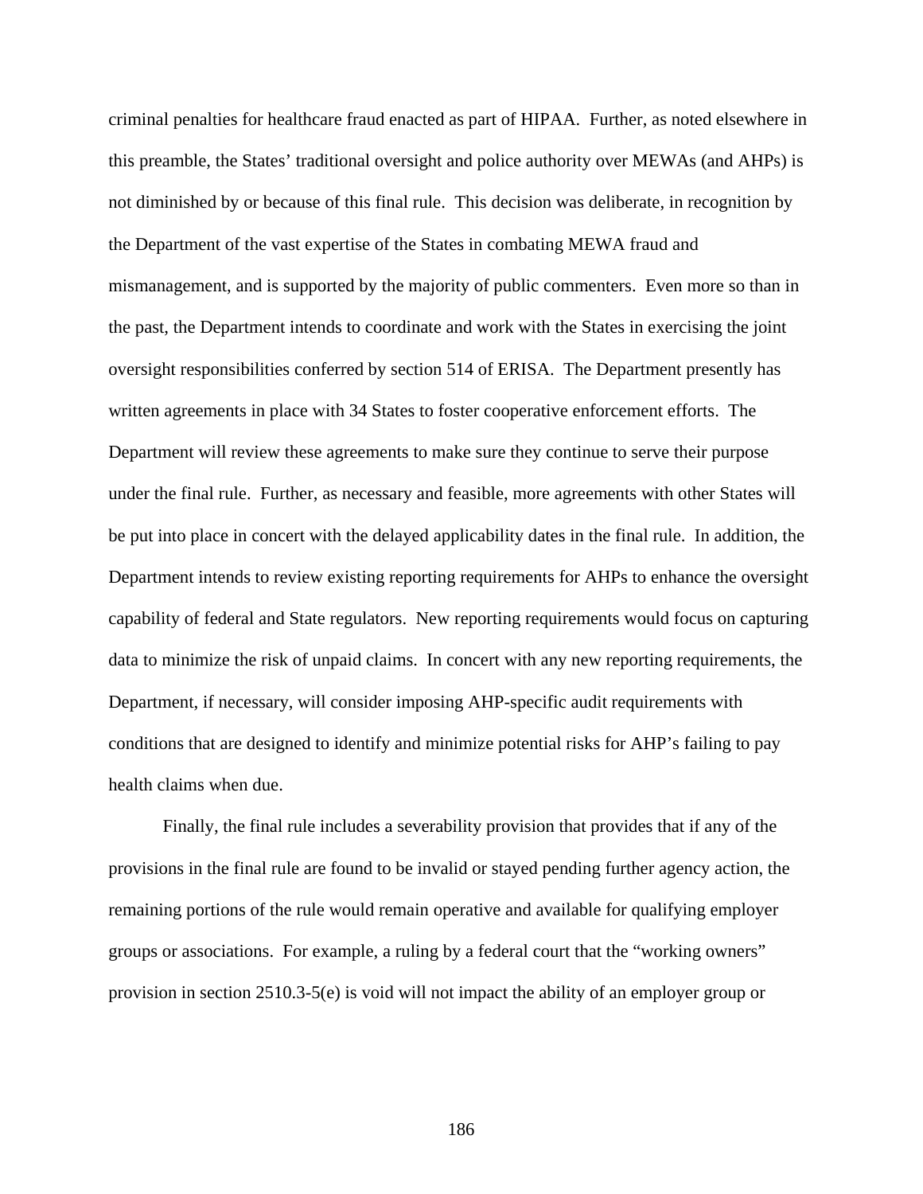criminal penalties for healthcare fraud enacted as part of HIPAA. Further, as noted elsewhere in this preamble, the States' traditional oversight and police authority over MEWAs (and AHPs) is not diminished by or because of this final rule. This decision was deliberate, in recognition by the Department of the vast expertise of the States in combating MEWA fraud and mismanagement, and is supported by the majority of public commenters. Even more so than in the past, the Department intends to coordinate and work with the States in exercising the joint oversight responsibilities conferred by section 514 of ERISA. The Department presently has written agreements in place with 34 States to foster cooperative enforcement efforts. The Department will review these agreements to make sure they continue to serve their purpose under the final rule. Further, as necessary and feasible, more agreements with other States will be put into place in concert with the delayed applicability dates in the final rule. In addition, the Department intends to review existing reporting requirements for AHPs to enhance the oversight capability of federal and State regulators. New reporting requirements would focus on capturing data to minimize the risk of unpaid claims. In concert with any new reporting requirements, the Department, if necessary, will consider imposing AHP-specific audit requirements with conditions that are designed to identify and minimize potential risks for AHP's failing to pay health claims when due.

Finally, the final rule includes a severability provision that provides that if any of the provisions in the final rule are found to be invalid or stayed pending further agency action, the remaining portions of the rule would remain operative and available for qualifying employer groups or associations. For example, a ruling by a federal court that the "working owners" provision in section 2510.3-5(e) is void will not impact the ability of an employer group or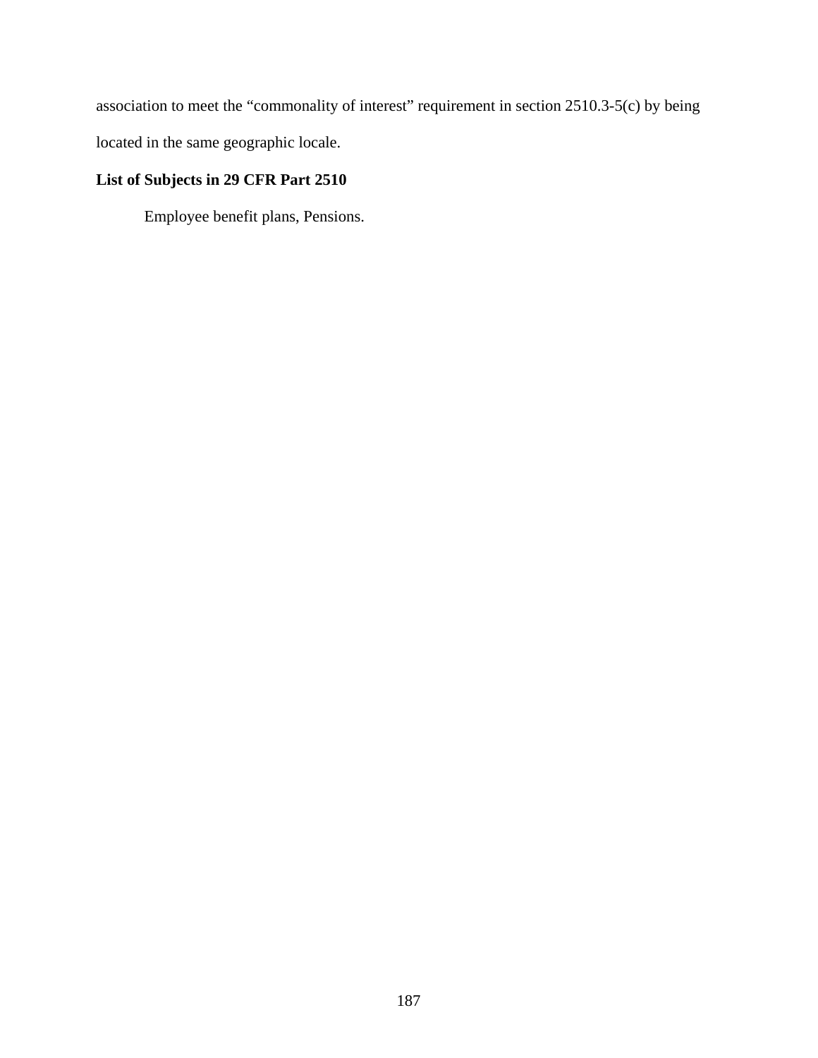association to meet the "commonality of interest" requirement in section 2510.3-5(c) by being located in the same geographic locale.

**List of Subjects in 29 CFR Part 2510**

Employee benefit plans, Pensions.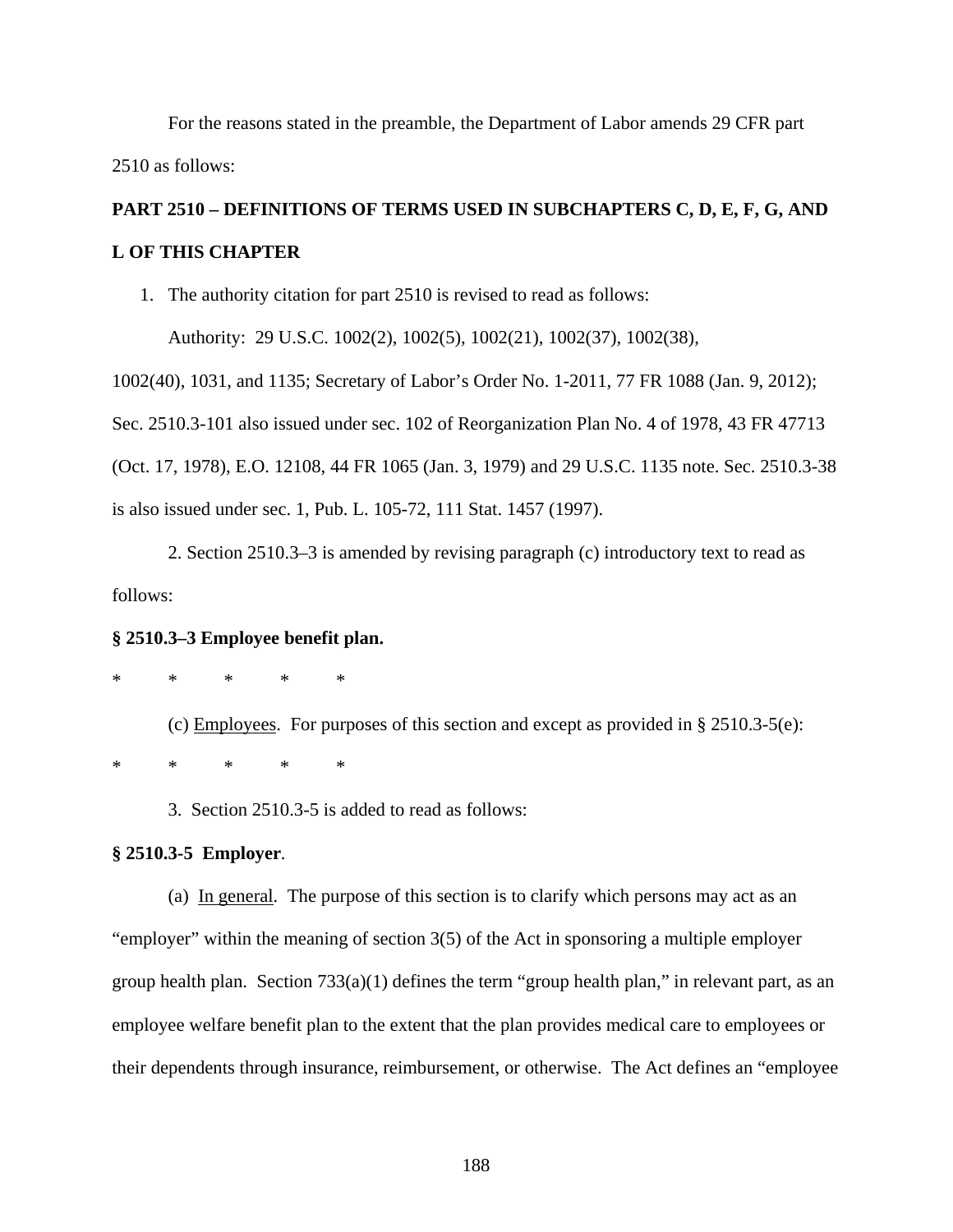For the reasons stated in the preamble, the Department of Labor amends 29 CFR part 2510 as follows:

**PART 2510 – DEFINITIONS OF TERMS USED IN SUBCHAPTERS C, D, E, F, G, AND L OF THIS CHAPTER**

1. The authority citation for part 2510 is revised to read as follows:

Authority: 29 U.S.C. 1002(2), 1002(5), 1002(21), 1002(37), 1002(38), 1002(40), 1031, and 1135; Secretary of Labor's Order No. 1-2011, 77 FR 1088 (Jan. 9, 2012); Sec. 2510.3-101 also issued under sec. 102 of Reorganization Plan No. 4 of 1978, 43 FR 47713 (Oct. 17, 1978), E.O. 12108, 44 FR 1065 (Jan. 3, 1979) and 29 U.S.C. 1135 note. Sec. 2510.3-38 is also issued under sec. 1, Pub. L. 105-72, 111 Stat. 1457 (1997).

2. Section 2510.3–3 is amended by revising paragraph (c) introductory text to read as follows:

**§ 2510.3–3 Employee benefit plan.**

\* \* \* \* \*

(c) Employees. For purposes of this section and except as provided in § 2510.3-5(e):

\* \* \* \* \*

3. Section 2510.3-5 is added to read as follows:

**§ 2510.3-5 Employer.**

(a) In general. The purpose of this section is to clarify which persons may act as an "employer" within the meaning of section 3(5) of the Act in sponsoring a multiple employer group health plan. Section 733(a)(1) defines the term "group health plan," in relevant part, as an employee welfare benefit plan to the extent that the plan provides medical care to employees or their dependents through insurance, reimbursement, or otherwise. The Act defines an "employee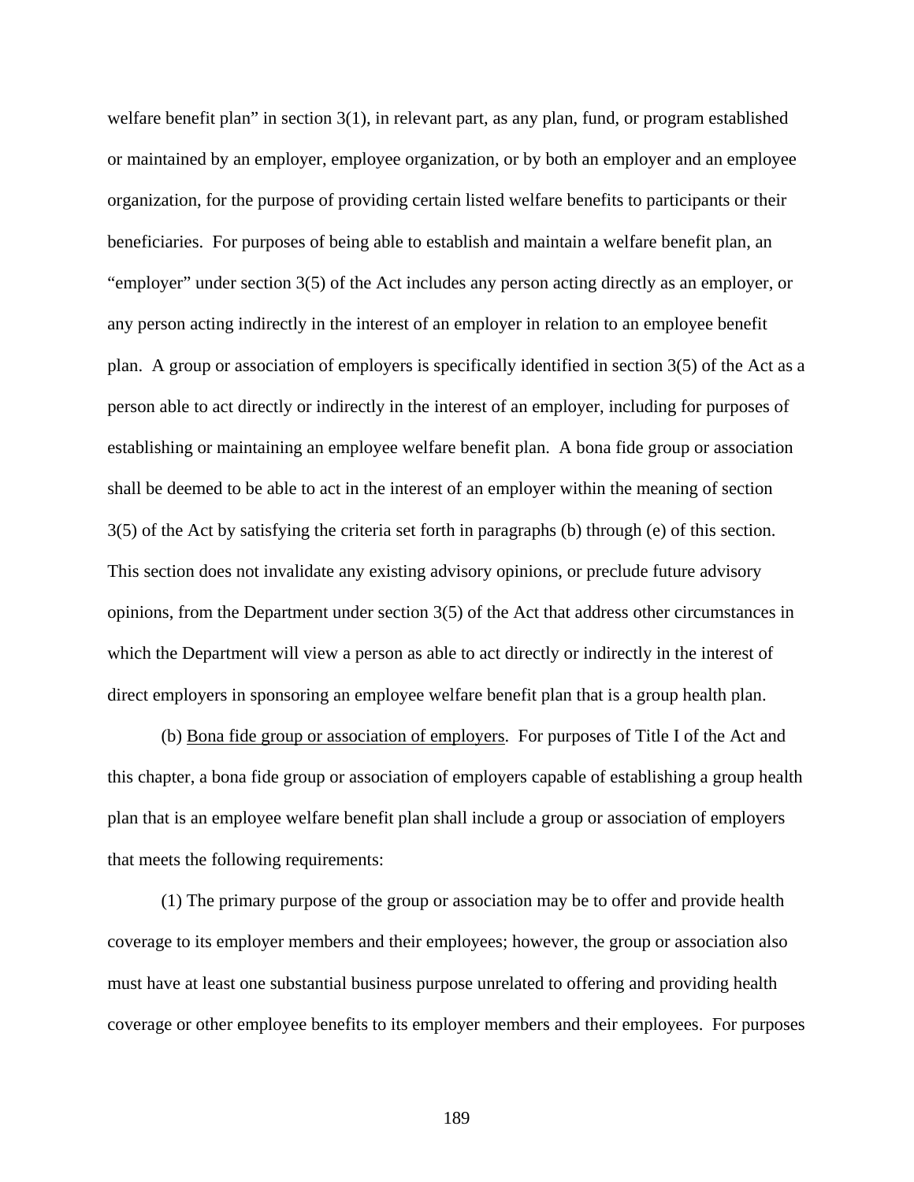welfare benefit plan" in section 3(1), in relevant part, as any plan, fund, or program established or maintained by an employer, employee organization, or by both an employer and an employee organization, for the purpose of providing certain listed welfare benefits to participants or their beneficiaries. For purposes of being able to establish and maintain a welfare benefit plan, an "employer" under section 3(5) of the Act includes any person acting directly as an employer, or any person acting indirectly in the interest of an employer in relation to an employee benefit plan. A group or association of employers is specifically identified in section 3(5) of the Act as a person able to act directly or indirectly in the interest of an employer, including for purposes of establishing or maintaining an employee welfare benefit plan. A bona fide group or association shall be deemed to be able to act in the interest of an employer within the meaning of section 3(5) of the Act by satisfying the criteria set forth in paragraphs (b) through (e) of this section. This section does not invalidate any existing advisory opinions, or preclude future advisory opinions, from the Department under section 3(5) of the Act that address other circumstances in which the Department will view a person as able to act directly or indirectly in the interest of direct employers in sponsoring an employee welfare benefit plan that is a group health plan.

(b) Bona fide group or association of employers. For purposes of Title I of the Act and this chapter, a bona fide group or association of employers capable of establishing a group health plan that is an employee welfare benefit plan shall include a group or association of employers that meets the following requirements:

(1) The primary purpose of the group or association may be to offer and provide health coverage to its employer members and their employees; however, the group or association also must have at least one substantial business purpose unrelated to offering and providing health coverage or other employee benefits to its employer members and their employees. For purposes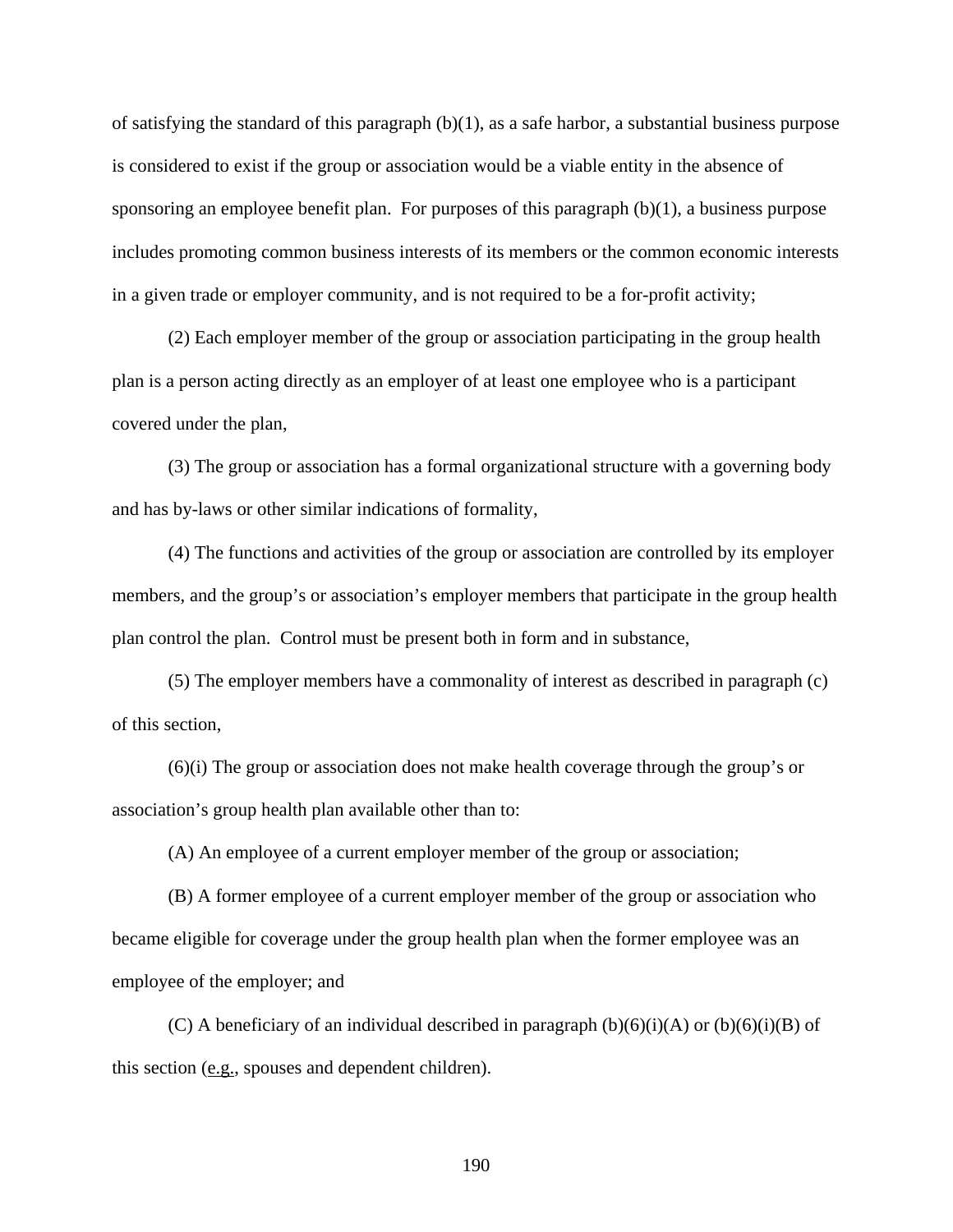of satisfying the standard of this paragraph (b)(1), as a safe harbor, a substantial business purpose is considered to exist if the group or association would be a viable entity in the absence of sponsoring an employee benefit plan. For purposes of this paragraph (b)(1), a business purpose includes promoting common business interests of its members or the common economic interests in a given trade or employer community, and is not required to be a for-profit activity;

(2) Each employer member of the group or association participating in the group health plan is a person acting directly as an employer of at least one employee who is a participant covered under the plan,

(3) The group or association has a formal organizational structure with a governing body and has by-laws or other similar indications of formality,

(4) The functions and activities of the group or association are controlled by its employer members, and the group's or association's employer members that participate in the group health plan control the plan. Control must be present both in form and in substance,

(5) The employer members have a commonality of interest as described in paragraph (c) of this section,

(6)(i) The group or association does not make health coverage through the group's or association's group health plan available other than to:

(A) An employee of a current employer member of the group or association;

(B) A former employee of a current employer member of the group or association who became eligible for coverage under the group health plan when the former employee was an employee of the employer; and

(C) A beneficiary of an individual described in paragraph (b)(6)(i)(A) or (b)(6)(i)(B) of this section (e.g., spouses and dependent children).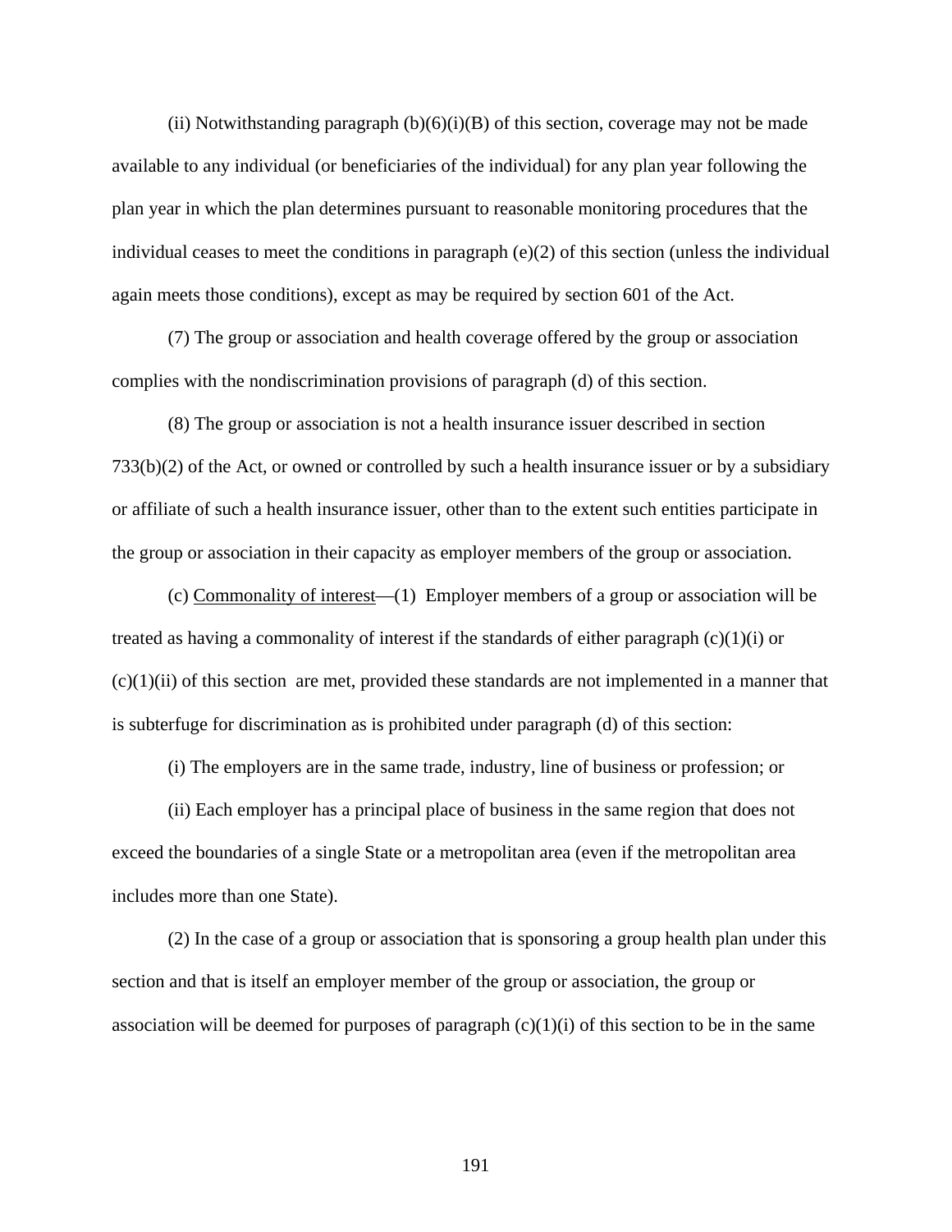(ii) Notwithstanding paragraph (b)(6)(i)(B) of this section, coverage may not be made available to any individual (or beneficiaries of the individual) for any plan year following the plan year in which the plan determines pursuant to reasonable monitoring procedures that the individual ceases to meet the conditions in paragraph (e)(2) of this section (unless the individual again meets those conditions), except as may be required by section 601 of the Act.

(7) The group or association and health coverage offered by the group or association complies with the nondiscrimination provisions of paragraph (d) of this section.

(8) The group or association is not a health insurance issuer described in section 733(b)(2) of the Act, or owned or controlled by such a health insurance issuer or by a subsidiary or affiliate of such a health insurance issuer, other than to the extent such entities participate in the group or association in their capacity as employer members of the group or association.

(c) Commonality of interest—(1) Employer members of a group or association will be treated as having a commonality of interest if the standards of either paragraph (c)(1)(i) or (c)(1)(ii) of this section are met, provided these standards are not implemented in a manner that is subterfuge for discrimination as is prohibited under paragraph (d) of this section:

(i) The employers are in the same trade, industry, line of business or profession; or

(ii) Each employer has a principal place of business in the same region that does not exceed the boundaries of a single State or a metropolitan area (even if the metropolitan area includes more than one State).

(2) In the case of a group or association that is sponsoring a group health plan under this section and that is itself an employer member of the group or association, the group or association will be deemed for purposes of paragraph (c)(1)(i) of this section to be in the same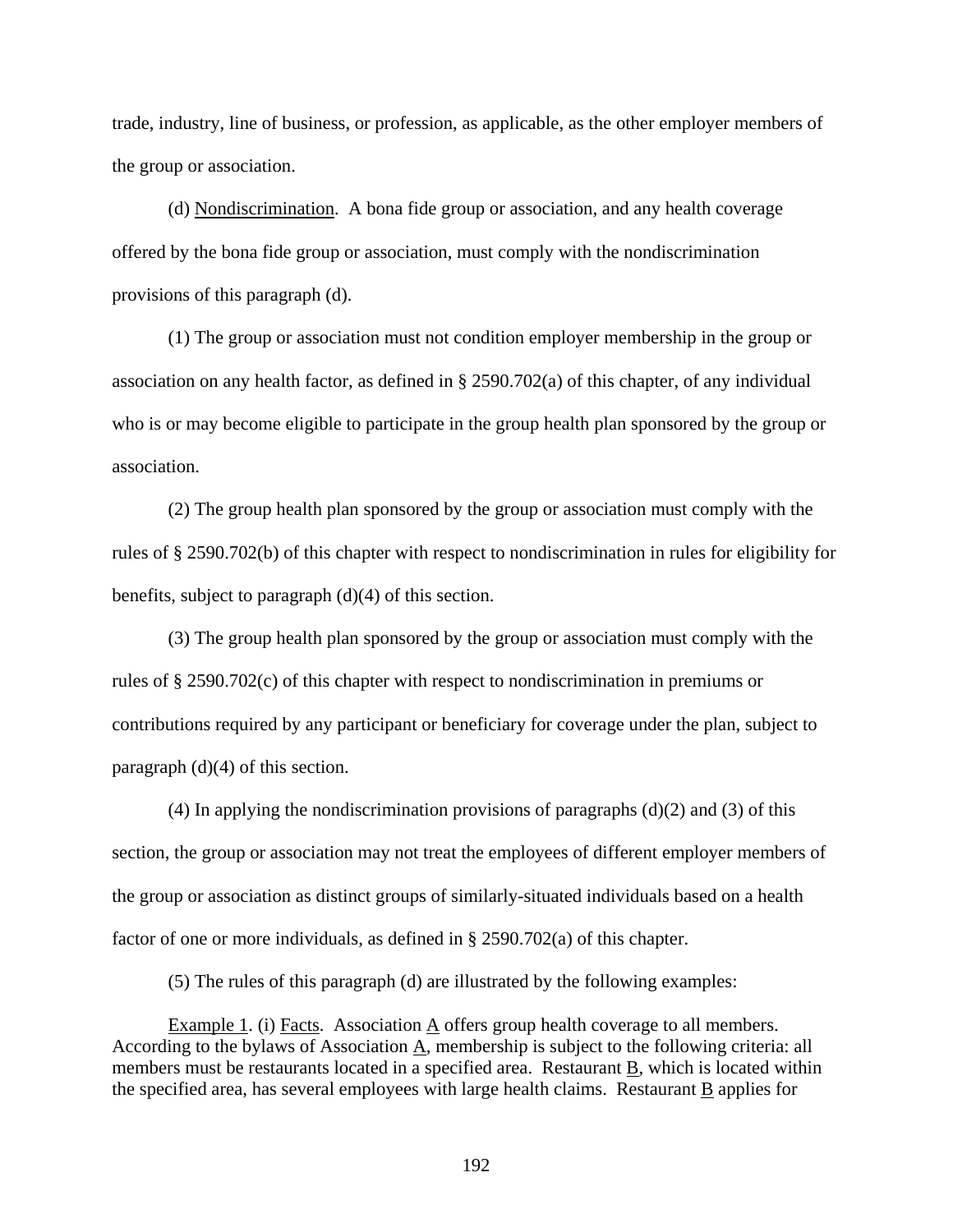trade, industry, line of business, or profession, as applicable, as the other employer members of the group or association.

(d) Nondiscrimination. A bona fide group or association, and any health coverage offered by the bona fide group or association, must comply with the nondiscrimination provisions of this paragraph (d).

(1) The group or association must not condition employer membership in the group or association on any health factor, as defined in § 2590.702(a) of this chapter, of any individual who is or may become eligible to participate in the group health plan sponsored by the group or association.

(2) The group health plan sponsored by the group or association must comply with the rules of § 2590.702(b) of this chapter with respect to nondiscrimination in rules for eligibility for benefits, subject to paragraph (d)(4) of this section.

(3) The group health plan sponsored by the group or association must comply with the rules of § 2590.702(c) of this chapter with respect to nondiscrimination in premiums or contributions required by any participant or beneficiary for coverage under the plan, subject to paragraph (d)(4) of this section.

(4) In applying the nondiscrimination provisions of paragraphs (d)(2) and (3) of this section, the group or association may not treat the employees of different employer members of the group or association as distinct groups of similarly-situated individuals based on a health factor of one or more individuals, as defined in § 2590.702(a) of this chapter.

(5) The rules of this paragraph (d) are illustrated by the following examples:

Example 1. (i) Facts. Association A offers group health coverage to all members. According to the bylaws of Association A, membership is subject to the following criteria: all members must be restaurants located in a specified area. Restaurant B, which is located within the specified area, has several employees with large health claims. Restaurant B applies for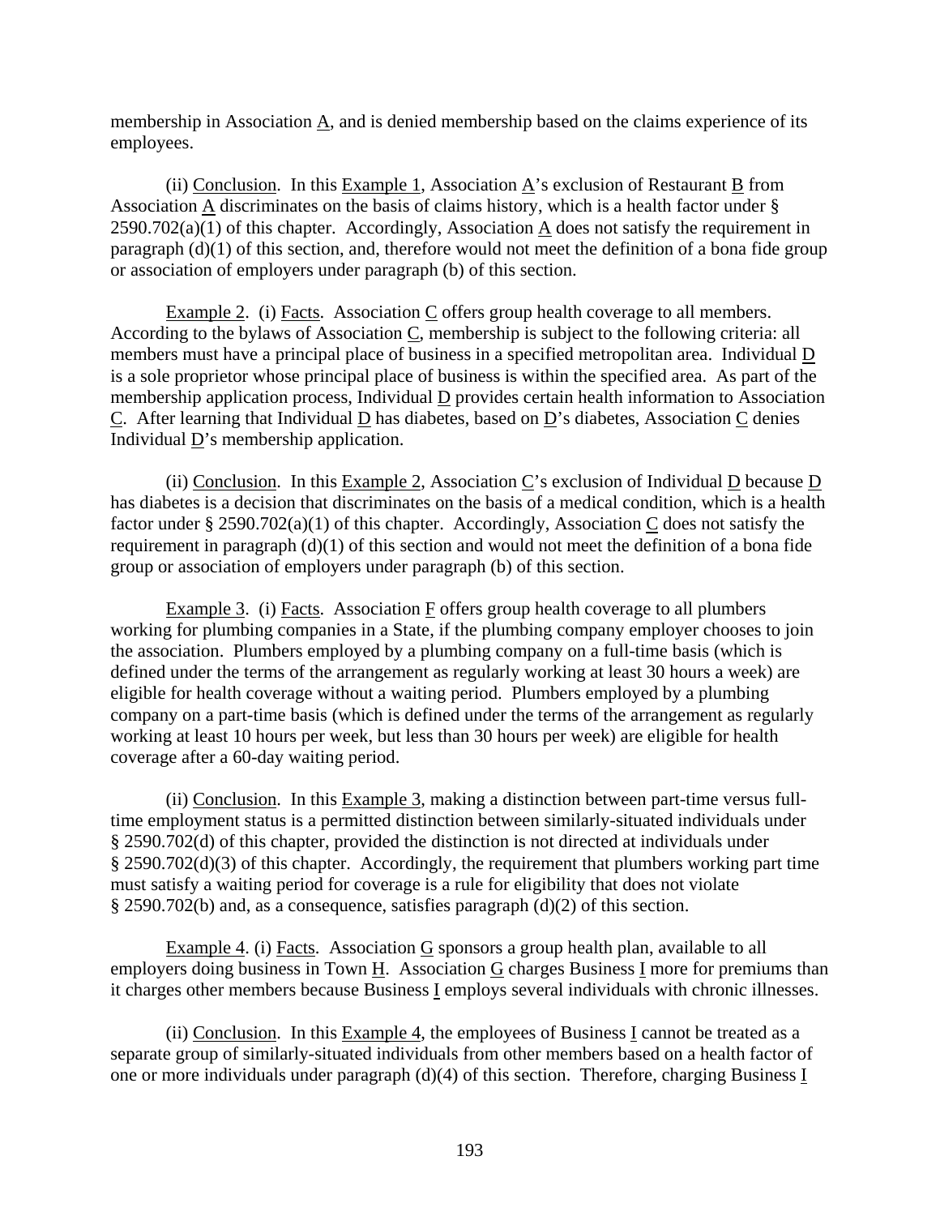membership in Association A, and is denied membership based on the claims experience of its employees.

(ii) Conclusion. In this Example 1, Association A's exclusion of Restaurant B from Association A discriminates on the basis of claims history, which is a health factor under § 2590.702(a)(1) of this chapter. Accordingly, Association A does not satisfy the requirement in paragraph (d)(1) of this section, and, therefore would not meet the definition of a bona fide group or association of employers under paragraph (b) of this section.

Example 2. (i) Facts. Association C offers group health coverage to all members. According to the bylaws of Association C, membership is subject to the following criteria: all members must have a principal place of business in a specified metropolitan area. Individual D is a sole proprietor whose principal place of business is within the specified area. As part of the membership application process, Individual D provides certain health information to Association C. After learning that Individual D has diabetes, based on D's diabetes, Association C denies Individual D's membership application.

(ii) Conclusion. In this Example 2, Association C's exclusion of Individual D because D has diabetes is a decision that discriminates on the basis of a medical condition, which is a health factor under § 2590.702(a)(1) of this chapter. Accordingly, Association C does not satisfy the requirement in paragraph (d)(1) of this section and would not meet the definition of a bona fide group or association of employers under paragraph (b) of this section.

Example 3. (i) Facts. Association F offers group health coverage to all plumbers working for plumbing companies in a State, if the plumbing company employer chooses to join the association. Plumbers employed by a plumbing company on a full-time basis (which is defined under the terms of the arrangement as regularly working at least 30 hours a week) are eligible for health coverage without a waiting period. Plumbers employed by a plumbing company on a part-time basis (which is defined under the terms of the arrangement as regularly working at least 10 hours per week, but less than 30 hours per week) are eligible for health coverage after a 60-day waiting period.

(ii) Conclusion. In this Example 3, making a distinction between part-time versus full-time employment status is a permitted distinction between similarly-situated individuals under § 2590.702(d) of this chapter, provided the distinction is not directed at individuals under § 2590.702(d)(3) of this chapter. Accordingly, the requirement that plumbers working part time must satisfy a waiting period for coverage is a rule for eligibility that does not violate § 2590.702(b) and, as a consequence, satisfies paragraph (d)(2) of this section.

Example 4. (i) Facts. Association G sponsors a group health plan, available to all employers doing business in Town H. Association G charges Business I more for premiums than it charges other members because Business I employs several individuals with chronic illnesses.

(ii) Conclusion. In this Example 4, the employees of Business I cannot be treated as a separate group of similarly-situated individuals from other members based on a health factor of one or more individuals under paragraph (d)(4) of this section. Therefore, charging Business I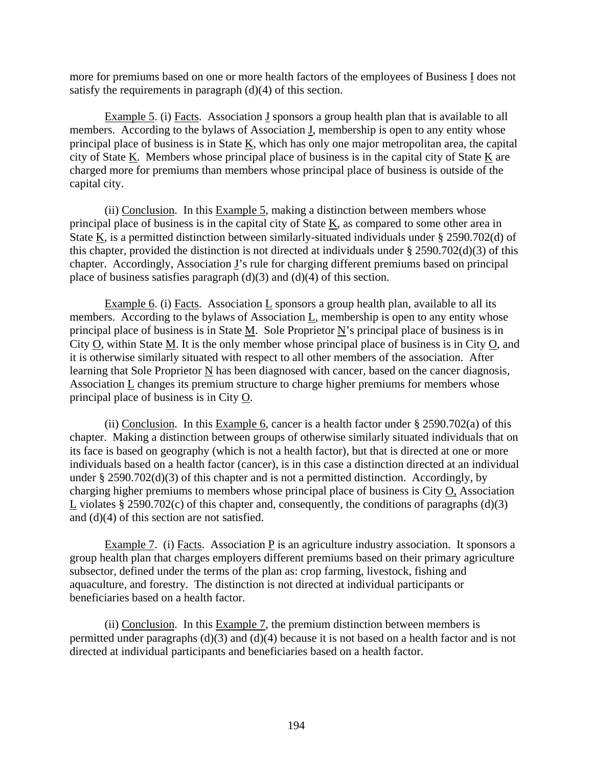more for premiums based on one or more health factors of the employees of Business I does not satisfy the requirements in paragraph (d)(4) of this section.

Example 5. (i) Facts. Association J sponsors a group health plan that is available to all members. According to the bylaws of Association J, membership is open to any entity whose principal place of business is in State K, which has only one major metropolitan area, the capital city of State K. Members whose principal place of business is in the capital city of State K are charged more for premiums than members whose principal place of business is outside of the capital city.

(ii) Conclusion. In this Example 5, making a distinction between members whose principal place of business is in the capital city of State K, as compared to some other area in State K, is a permitted distinction between similarly-situated individuals under § 2590.702(d) of this chapter, provided the distinction is not directed at individuals under § 2590.702(d)(3) of this chapter. Accordingly, Association J's rule for charging different premiums based on principal place of business satisfies paragraph (d)(3) and (d)(4) of this section.

Example 6. (i) Facts. Association L sponsors a group health plan, available to all its members. According to the bylaws of Association L, membership is open to any entity whose principal place of business is in State M. Sole Proprietor N's principal place of business is in City O, within State M. It is the only member whose principal place of business is in City O, and it is otherwise similarly situated with respect to all other members of the association. After learning that Sole Proprietor N has been diagnosed with cancer, based on the cancer diagnosis, Association L changes its premium structure to charge higher premiums for members whose principal place of business is in City O.

(ii) Conclusion. In this Example 6, cancer is a health factor under § 2590.702(a) of this chapter. Making a distinction between groups of otherwise similarly situated individuals that on its face is based on geography (which is not a health factor), but that is directed at one or more individuals based on a health factor (cancer), is in this case a distinction directed at an individual under § 2590.702(d)(3) of this chapter and is not a permitted distinction. Accordingly, by charging higher premiums to members whose principal place of business is City O, Association L violates § 2590.702(c) of this chapter and, consequently, the conditions of paragraphs (d)(3) and (d)(4) of this section are not satisfied.

Example 7. (i) Facts. Association P is an agriculture industry association. It sponsors a group health plan that charges employers different premiums based on their primary agriculture subsector, defined under the terms of the plan as: crop farming, livestock, fishing and aquaculture, and forestry. The distinction is not directed at individual participants or beneficiaries based on a health factor.

(ii) Conclusion. In this Example 7, the premium distinction between members is permitted under paragraphs (d)(3) and (d)(4) because it is not based on a health factor and is not directed at individual participants and beneficiaries based on a health factor.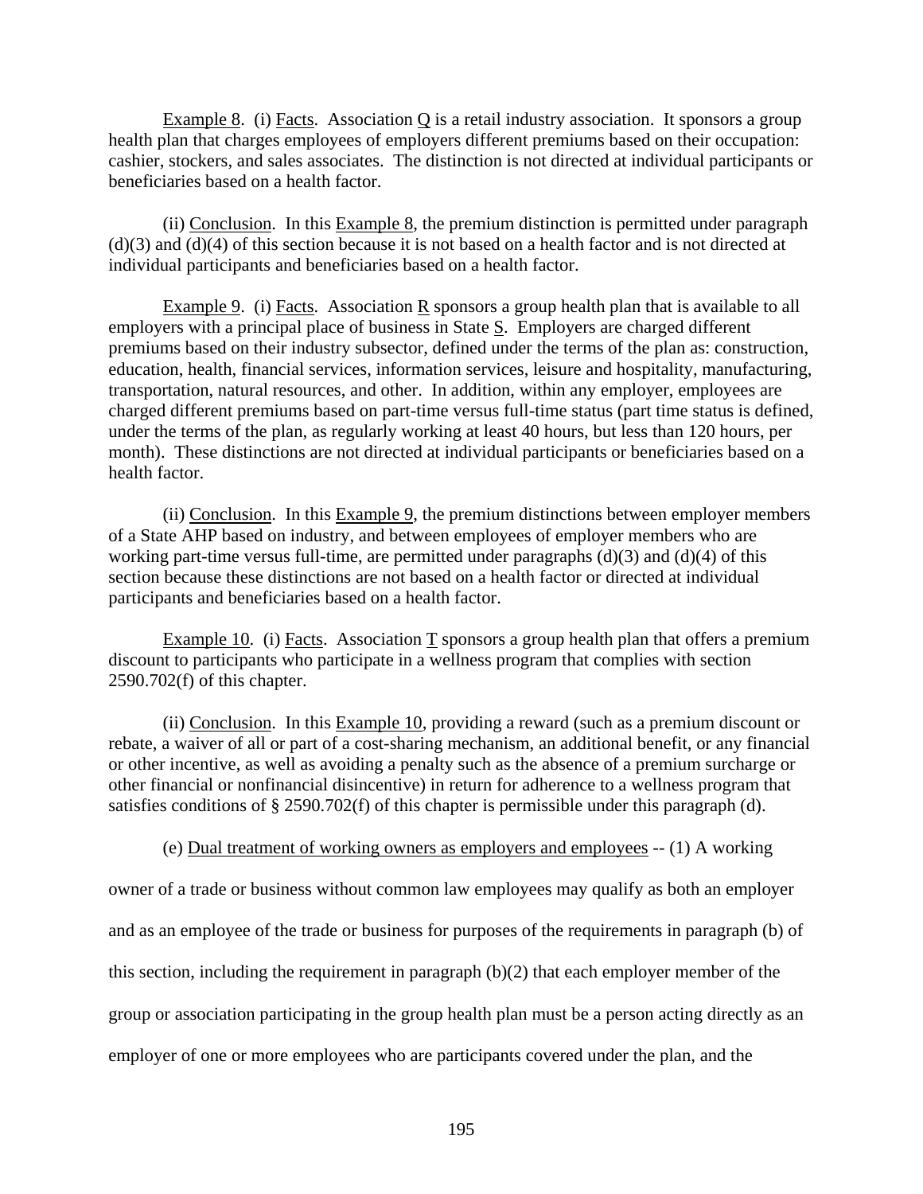Example 8. (i) Facts. Association Q is a retail industry association. It sponsors a group health plan that charges employees of employers different premiums based on their occupation: cashier, stockers, and sales associates. The distinction is not directed at individual participants or beneficiaries based on a health factor.

(ii) Conclusion. In this Example 8, the premium distinction is permitted under paragraph (d)(3) and (d)(4) of this section because it is not based on a health factor and is not directed at individual participants and beneficiaries based on a health factor.

Example 9. (i) Facts. Association R sponsors a group health plan that is available to all employers with a principal place of business in State S. Employers are charged different premiums based on their industry subsector, defined under the terms of the plan as: construction, education, health, financial services, information services, leisure and hospitality, manufacturing, transportation, natural resources, and other. In addition, within any employer, employees are charged different premiums based on part-time versus full-time status (part time status is defined, under the terms of the plan, as regularly working at least 40 hours, but less than 120 hours, per month). These distinctions are not directed at individual participants or beneficiaries based on a health factor.

(ii) Conclusion. In this Example 9, the premium distinctions between employer members of a State AHP based on industry, and between employees of employer members who are working part-time versus full-time, are permitted under paragraphs (d)(3) and (d)(4) of this section because these distinctions are not based on a health factor or directed at individual participants and beneficiaries based on a health factor.

Example 10. (i) Facts. Association T sponsors a group health plan that offers a premium discount to participants who participate in a wellness program that complies with section 2590.702(f) of this chapter.

(ii) Conclusion. In this Example 10, providing a reward (such as a premium discount or rebate, a waiver of all or part of a cost-sharing mechanism, an additional benefit, or any financial or other incentive, as well as avoiding a penalty such as the absence of a premium surcharge or other financial or nonfinancial disincentive) in return for adherence to a wellness program that satisfies conditions of § 2590.702(f) of this chapter is permissible under this paragraph (d).

(e) Dual treatment of working owners as employers and employees -- (1) A working owner of a trade or business without common law employees may qualify as both an employer and as an employee of the trade or business for purposes of the requirements in paragraph (b) of this section, including the requirement in paragraph (b)(2) that each employer member of the group or association participating in the group health plan must be a person acting directly as an employer of one or more employees who are participants covered under the plan, and the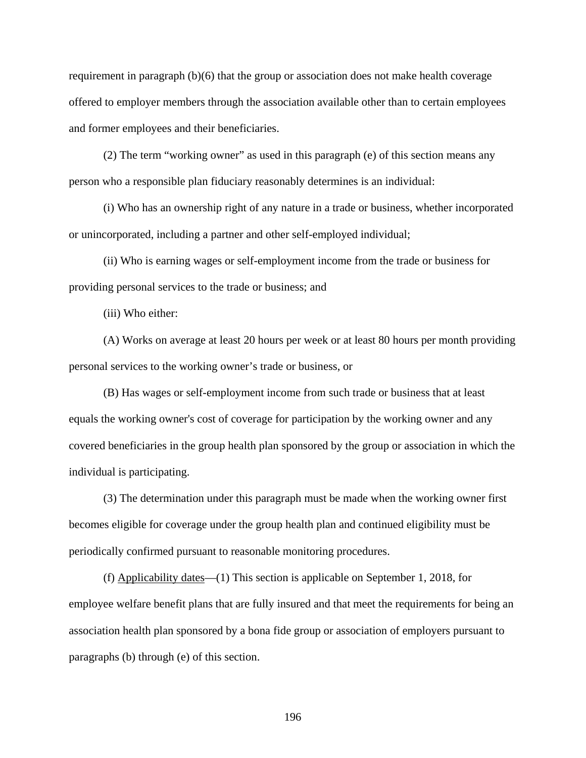requirement in paragraph (b)(6) that the group or association does not make health coverage offered to employer members through the association available other than to certain employees and former employees and their beneficiaries.

(2) The term "working owner" as used in this paragraph (e) of this section means any person who a responsible plan fiduciary reasonably determines is an individual:

(i) Who has an ownership right of any nature in a trade or business, whether incorporated or unincorporated, including a partner and other self-employed individual;

(ii) Who is earning wages or self-employment income from the trade or business for providing personal services to the trade or business; and

(iii) Who either:

(A) Works on average at least 20 hours per week or at least 80 hours per month providing personal services to the working owner's trade or business, or

(B) Has wages or self-employment income from such trade or business that at least equals the working owner's cost of coverage for participation by the working owner and any covered beneficiaries in the group health plan sponsored by the group or association in which the individual is participating.

(3) The determination under this paragraph must be made when the working owner first becomes eligible for coverage under the group health plan and continued eligibility must be periodically confirmed pursuant to reasonable monitoring procedures.

(f) Applicability dates—(1) This section is applicable on September 1, 2018, for employee welfare benefit plans that are fully insured and that meet the requirements for being an association health plan sponsored by a bona fide group or association of employers pursuant to paragraphs (b) through (e) of this section.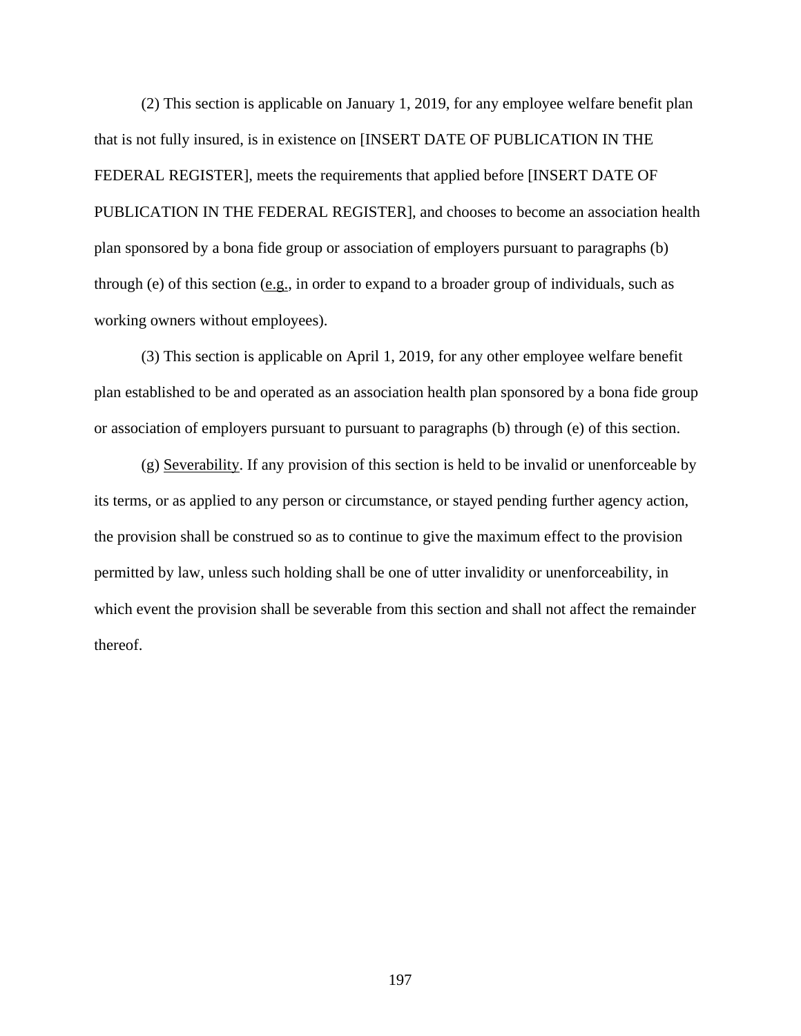(2) This section is applicable on January 1, 2019, for any employee welfare benefit plan that is not fully insured, is in existence on [INSERT DATE OF PUBLICATION IN THE FEDERAL REGISTER], meets the requirements that applied before [INSERT DATE OF PUBLICATION IN THE FEDERAL REGISTER], and chooses to become an association health plan sponsored by a bona fide group or association of employers pursuant to paragraphs (b) through (e) of this section (e.g., in order to expand to a broader group of individuals, such as working owners without employees).

(3) This section is applicable on April 1, 2019, for any other employee welfare benefit plan established to be and operated as an association health plan sponsored by a bona fide group or association of employers pursuant to pursuant to paragraphs (b) through (e) of this section.

(g) Severability. If any provision of this section is held to be invalid or unenforceable by its terms, or as applied to any person or circumstance, or stayed pending further agency action, the provision shall be construed so as to continue to give the maximum effect to the provision permitted by law, unless such holding shall be one of utter invalidity or unenforceability, in which event the provision shall be severable from this section and shall not affect the remainder thereof.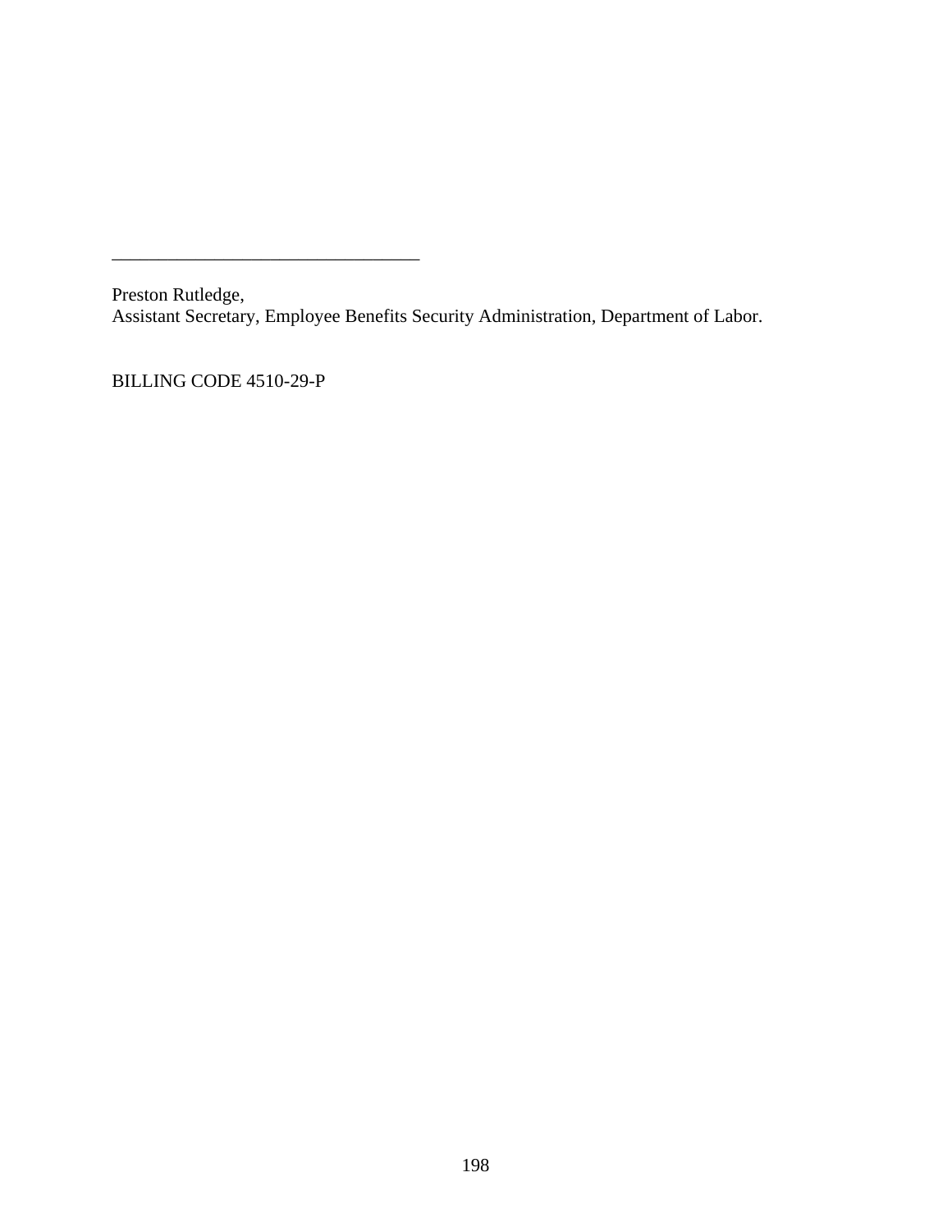\_\_\_\_\_\_\_\_\_\_\_\_\_\_\_\_\_\_\_\_\_\_\_\_\_\_\_\_\_\_\_\_\_

Preston Rutledge,
Assistant Secretary, Employee Benefits Security Administration, Department of Labor.

BILLING CODE 4510-29-P